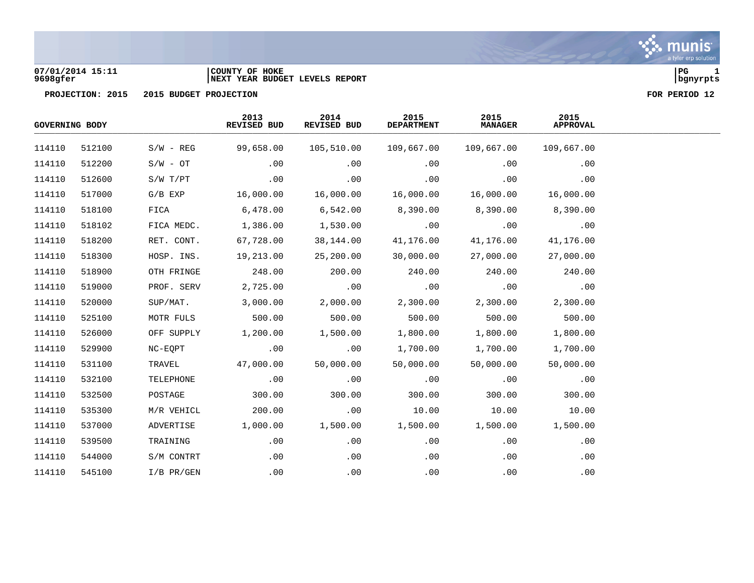07/01/2014 15:11
9698gfer

COUNTY OF HOKE
NEXT YEAR BUDGET LEVELS REPORT

PG 1
bgnyrpts

PROJECTION: 2015 2015 BUDGET PROJECTION FOR PERIOD 12

| GOVERNING BODY | | | 2013 REVISED BUD | 2014 REVISED BUD | 2015 DEPARTMENT | 2015 MANAGER | 2015 APPROVAL |
|---|---|---|---|---|---|---|---|
| 114110 | 512100 | S/W - REG | 99,658.00 | 105,510.00 | 109,667.00 | 109,667.00 | 109,667.00 |
| 114110 | 512200 | S/W - OT | .00 | .00 | .00 | .00 | .00 |
| 114110 | 512600 | S/W T/PT | .00 | .00 | .00 | .00 | .00 |
| 114110 | 517000 | G/B EXP | 16,000.00 | 16,000.00 | 16,000.00 | 16,000.00 | 16,000.00 |
| 114110 | 518100 | FICA | 6,478.00 | 6,542.00 | 8,390.00 | 8,390.00 | 8,390.00 |
| 114110 | 518102 | FICA MEDC. | 1,386.00 | 1,530.00 | .00 | .00 | .00 |
| 114110 | 518200 | RET. CONT. | 67,728.00 | 38,144.00 | 41,176.00 | 41,176.00 | 41,176.00 |
| 114110 | 518300 | HOSP. INS. | 19,213.00 | 25,200.00 | 30,000.00 | 27,000.00 | 27,000.00 |
| 114110 | 518900 | OTH FRINGE | 248.00 | 200.00 | 240.00 | 240.00 | 240.00 |
| 114110 | 519000 | PROF. SERV | 2,725.00 | .00 | .00 | .00 | .00 |
| 114110 | 520000 | SUP/MAT. | 3,000.00 | 2,000.00 | 2,300.00 | 2,300.00 | 2,300.00 |
| 114110 | 525100 | MOTR FULS | 500.00 | 500.00 | 500.00 | 500.00 | 500.00 |
| 114110 | 526000 | OFF SUPPLY | 1,200.00 | 1,500.00 | 1,800.00 | 1,800.00 | 1,800.00 |
| 114110 | 529900 | NC-EQPT | .00 | .00 | 1,700.00 | 1,700.00 | 1,700.00 |
| 114110 | 531100 | TRAVEL | 47,000.00 | 50,000.00 | 50,000.00 | 50,000.00 | 50,000.00 |
| 114110 | 532100 | TELEPHONE | .00 | .00 | .00 | .00 | .00 |
| 114110 | 532500 | POSTAGE | 300.00 | 300.00 | 300.00 | 300.00 | 300.00 |
| 114110 | 535300 | M/R VEHICL | 200.00 | .00 | 10.00 | 10.00 | 10.00 |
| 114110 | 537000 | ADVERTISE | 1,000.00 | 1,500.00 | 1,500.00 | 1,500.00 | 1,500.00 |
| 114110 | 539500 | TRAINING | .00 | .00 | .00 | .00 | .00 |
| 114110 | 544000 | S/M CONTRT | .00 | .00 | .00 | .00 | .00 |
| 114110 | 545100 | I/B PR/GEN | .00 | .00 | .00 | .00 | .00 |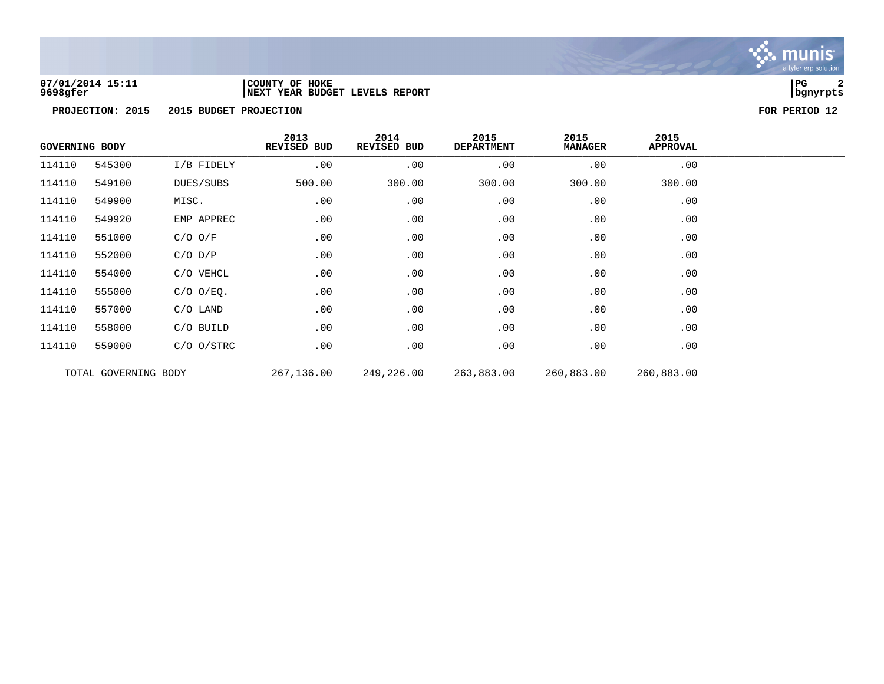**07/01/2014 15:11** | **COUNTY OF HOKE** | **PG 2**
**9698gfer** | **NEXT YEAR BUDGET LEVELS REPORT** | **bgnyrpts**

**PROJECTION: 2015 2015 BUDGET PROJECTION** **FOR PERIOD 12**

| GOVERNING BODY | | | 2013 REVISED BUD | 2014 REVISED BUD | 2015 DEPARTMENT | 2015 MANAGER | 2015 APPROVAL |
|---|---|---|---|---|---|---|---|
| 114110 | 545300 | I/B FIDELY | .00 | .00 | .00 | .00 | .00 |
| 114110 | 549100 | DUES/SUBS | 500.00 | 300.00 | 300.00 | 300.00 | 300.00 |
| 114110 | 549900 | MISC. | .00 | .00 | .00 | .00 | .00 |
| 114110 | 549920 | EMP APPREC | .00 | .00 | .00 | .00 | .00 |
| 114110 | 551000 | C/O O/F | .00 | .00 | .00 | .00 | .00 |
| 114110 | 552000 | C/O D/P | .00 | .00 | .00 | .00 | .00 |
| 114110 | 554000 | C/O VEHCL | .00 | .00 | .00 | .00 | .00 |
| 114110 | 555000 | C/O O/EQ. | .00 | .00 | .00 | .00 | .00 |
| 114110 | 557000 | C/O LAND | .00 | .00 | .00 | .00 | .00 |
| 114110 | 558000 | C/O BUILD | .00 | .00 | .00 | .00 | .00 |
| 114110 | 559000 | C/O O/STRC | .00 | .00 | .00 | .00 | .00 |
| TOTAL GOVERNING BODY | | | 267,136.00 | 249,226.00 | 263,883.00 | 260,883.00 | 260,883.00 |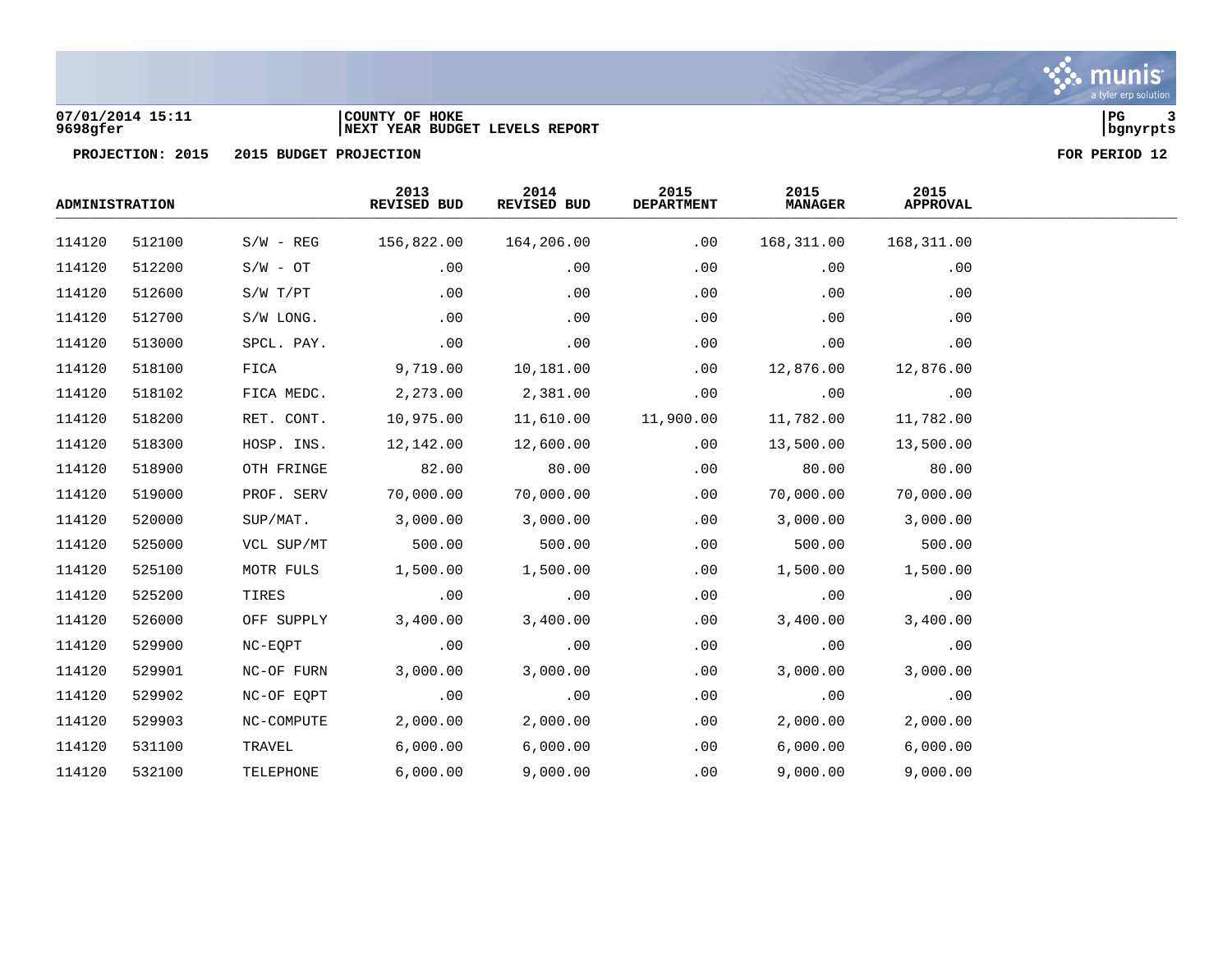COUNTY OF HOKE
NEXT YEAR BUDGET LEVELS REPORT

PROJECTION: 2015 2015 BUDGET PROJECTION FOR PERIOD 12

| ADMINISTRATION | | | 2013 REVISED BUD | 2014 REVISED BUD | 2015 DEPARTMENT | 2015 MANAGER | 2015 APPROVAL |
|---|---|---|---|---|---|---|---|
| 114120 | 512100 | S/W - REG | 156,822.00 | 164,206.00 | .00 | 168,311.00 | 168,311.00 |
| 114120 | 512200 | S/W - OT | .00 | .00 | .00 | .00 | .00 |
| 114120 | 512600 | S/W T/PT | .00 | .00 | .00 | .00 | .00 |
| 114120 | 512700 | S/W LONG. | .00 | .00 | .00 | .00 | .00 |
| 114120 | 513000 | SPCL. PAY. | .00 | .00 | .00 | .00 | .00 |
| 114120 | 518100 | FICA | 9,719.00 | 10,181.00 | .00 | 12,876.00 | 12,876.00 |
| 114120 | 518102 | FICA MEDC. | 2,273.00 | 2,381.00 | .00 | .00 | .00 |
| 114120 | 518200 | RET. CONT. | 10,975.00 | 11,610.00 | 11,900.00 | 11,782.00 | 11,782.00 |
| 114120 | 518300 | HOSP. INS. | 12,142.00 | 12,600.00 | .00 | 13,500.00 | 13,500.00 |
| 114120 | 518900 | OTH FRINGE | 82.00 | 80.00 | .00 | 80.00 | 80.00 |
| 114120 | 519000 | PROF. SERV | 70,000.00 | 70,000.00 | .00 | 70,000.00 | 70,000.00 |
| 114120 | 520000 | SUP/MAT. | 3,000.00 | 3,000.00 | .00 | 3,000.00 | 3,000.00 |
| 114120 | 525000 | VCL SUP/MT | 500.00 | 500.00 | .00 | 500.00 | 500.00 |
| 114120 | 525100 | MOTR FULS | 1,500.00 | 1,500.00 | .00 | 1,500.00 | 1,500.00 |
| 114120 | 525200 | TIRES | .00 | .00 | .00 | .00 | .00 |
| 114120 | 526000 | OFF SUPPLY | 3,400.00 | 3,400.00 | .00 | 3,400.00 | 3,400.00 |
| 114120 | 529900 | NC-EQPT | .00 | .00 | .00 | .00 | .00 |
| 114120 | 529901 | NC-OF FURN | 3,000.00 | 3,000.00 | .00 | 3,000.00 | 3,000.00 |
| 114120 | 529902 | NC-OF EQPT | .00 | .00 | .00 | .00 | .00 |
| 114120 | 529903 | NC-COMPUTE | 2,000.00 | 2,000.00 | .00 | 2,000.00 | 2,000.00 |
| 114120 | 531100 | TRAVEL | 6,000.00 | 6,000.00 | .00 | 6,000.00 | 6,000.00 |
| 114120 | 532100 | TELEPHONE | 6,000.00 | 9,000.00 | .00 | 9,000.00 | 9,000.00 |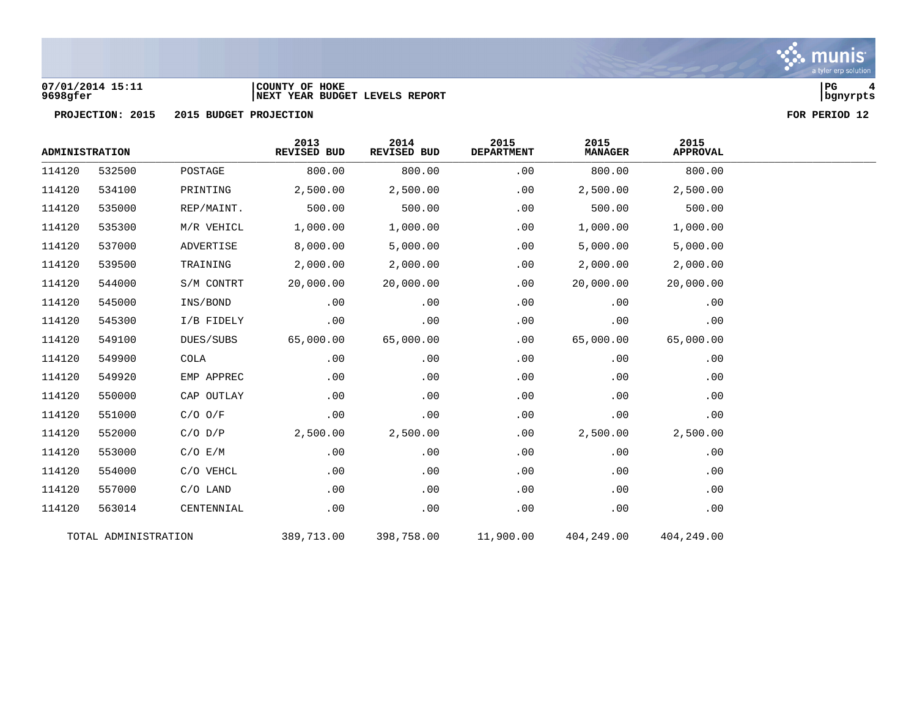07/01/2014 15:11
9698gfer

COUNTY OF HOKE
NEXT YEAR BUDGET LEVELS REPORT

**PROJECTION: 2015 — 2015 BUDGET PROJECTION — FOR PERIOD 12**

| ADMINISTRATION | | | 2013 REVISED BUD | 2014 REVISED BUD | 2015 DEPARTMENT | 2015 MANAGER | 2015 APPROVAL |
|---|---|---|---|---|---|---|---|
| 114120 | 532500 | POSTAGE | 800.00 | 800.00 | .00 | 800.00 | 800.00 |
| 114120 | 534100 | PRINTING | 2,500.00 | 2,500.00 | .00 | 2,500.00 | 2,500.00 |
| 114120 | 535000 | REP/MAINT. | 500.00 | 500.00 | .00 | 500.00 | 500.00 |
| 114120 | 535300 | M/R VEHICL | 1,000.00 | 1,000.00 | .00 | 1,000.00 | 1,000.00 |
| 114120 | 537000 | ADVERTISE | 8,000.00 | 5,000.00 | .00 | 5,000.00 | 5,000.00 |
| 114120 | 539500 | TRAINING | 2,000.00 | 2,000.00 | .00 | 2,000.00 | 2,000.00 |
| 114120 | 544000 | S/M CONTRT | 20,000.00 | 20,000.00 | .00 | 20,000.00 | 20,000.00 |
| 114120 | 545000 | INS/BOND | .00 | .00 | .00 | .00 | .00 |
| 114120 | 545300 | I/B FIDELY | .00 | .00 | .00 | .00 | .00 |
| 114120 | 549100 | DUES/SUBS | 65,000.00 | 65,000.00 | .00 | 65,000.00 | 65,000.00 |
| 114120 | 549900 | COLA | .00 | .00 | .00 | .00 | .00 |
| 114120 | 549920 | EMP APPREC | .00 | .00 | .00 | .00 | .00 |
| 114120 | 550000 | CAP OUTLAY | .00 | .00 | .00 | .00 | .00 |
| 114120 | 551000 | C/O O/F | .00 | .00 | .00 | .00 | .00 |
| 114120 | 552000 | C/O D/P | 2,500.00 | 2,500.00 | .00 | 2,500.00 | 2,500.00 |
| 114120 | 553000 | C/O E/M | .00 | .00 | .00 | .00 | .00 |
| 114120 | 554000 | C/O VEHCL | .00 | .00 | .00 | .00 | .00 |
| 114120 | 557000 | C/O LAND | .00 | .00 | .00 | .00 | .00 |
| 114120 | 563014 | CENTENNIAL | .00 | .00 | .00 | .00 | .00 |
| TOTAL ADMINISTRATION | | | 389,713.00 | 398,758.00 | 11,900.00 | 404,249.00 | 404,249.00 |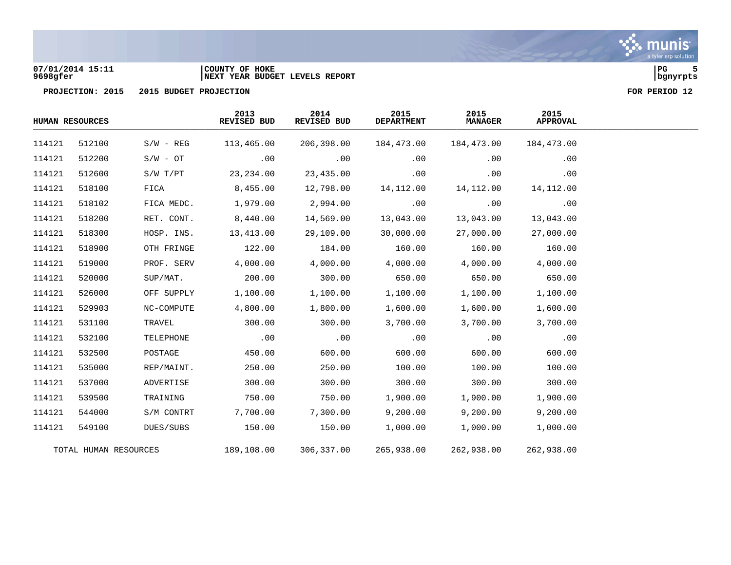07/01/2014 15:11 | COUNTY OF HOKE
9698gfer | NEXT YEAR BUDGET LEVELS REPORT

**PROJECTION: 2015 2015 BUDGET PROJECTION** **FOR PERIOD 12**

| HUMAN RESOURCES | | | 2013 REVISED BUD | 2014 REVISED BUD | 2015 DEPARTMENT | 2015 MANAGER | 2015 APPROVAL |
|---|---|---|---|---|---|---|---|
| 114121 | 512100 | S/W - REG | 113,465.00 | 206,398.00 | 184,473.00 | 184,473.00 | 184,473.00 |
| 114121 | 512200 | S/W - OT | .00 | .00 | .00 | .00 | .00 |
| 114121 | 512600 | S/W T/PT | 23,234.00 | 23,435.00 | .00 | .00 | .00 |
| 114121 | 518100 | FICA | 8,455.00 | 12,798.00 | 14,112.00 | 14,112.00 | 14,112.00 |
| 114121 | 518102 | FICA MEDC. | 1,979.00 | 2,994.00 | .00 | .00 | .00 |
| 114121 | 518200 | RET. CONT. | 8,440.00 | 14,569.00 | 13,043.00 | 13,043.00 | 13,043.00 |
| 114121 | 518300 | HOSP. INS. | 13,413.00 | 29,109.00 | 30,000.00 | 27,000.00 | 27,000.00 |
| 114121 | 518900 | OTH FRINGE | 122.00 | 184.00 | 160.00 | 160.00 | 160.00 |
| 114121 | 519000 | PROF. SERV | 4,000.00 | 4,000.00 | 4,000.00 | 4,000.00 | 4,000.00 |
| 114121 | 520000 | SUP/MAT. | 200.00 | 300.00 | 650.00 | 650.00 | 650.00 |
| 114121 | 526000 | OFF SUPPLY | 1,100.00 | 1,100.00 | 1,100.00 | 1,100.00 | 1,100.00 |
| 114121 | 529903 | NC-COMPUTE | 4,800.00 | 1,800.00 | 1,600.00 | 1,600.00 | 1,600.00 |
| 114121 | 531100 | TRAVEL | 300.00 | 300.00 | 3,700.00 | 3,700.00 | 3,700.00 |
| 114121 | 532100 | TELEPHONE | .00 | .00 | .00 | .00 | .00 |
| 114121 | 532500 | POSTAGE | 450.00 | 600.00 | 600.00 | 600.00 | 600.00 |
| 114121 | 535000 | REP/MAINT. | 250.00 | 250.00 | 100.00 | 100.00 | 100.00 |
| 114121 | 537000 | ADVERTISE | 300.00 | 300.00 | 300.00 | 300.00 | 300.00 |
| 114121 | 539500 | TRAINING | 750.00 | 750.00 | 1,900.00 | 1,900.00 | 1,900.00 |
| 114121 | 544000 | S/M CONTRT | 7,700.00 | 7,300.00 | 9,200.00 | 9,200.00 | 9,200.00 |
| 114121 | 549100 | DUES/SUBS | 150.00 | 150.00 | 1,000.00 | 1,000.00 | 1,000.00 |
| TOTAL HUMAN RESOURCES | | | 189,108.00 | 306,337.00 | 265,938.00 | 262,938.00 | 262,938.00 |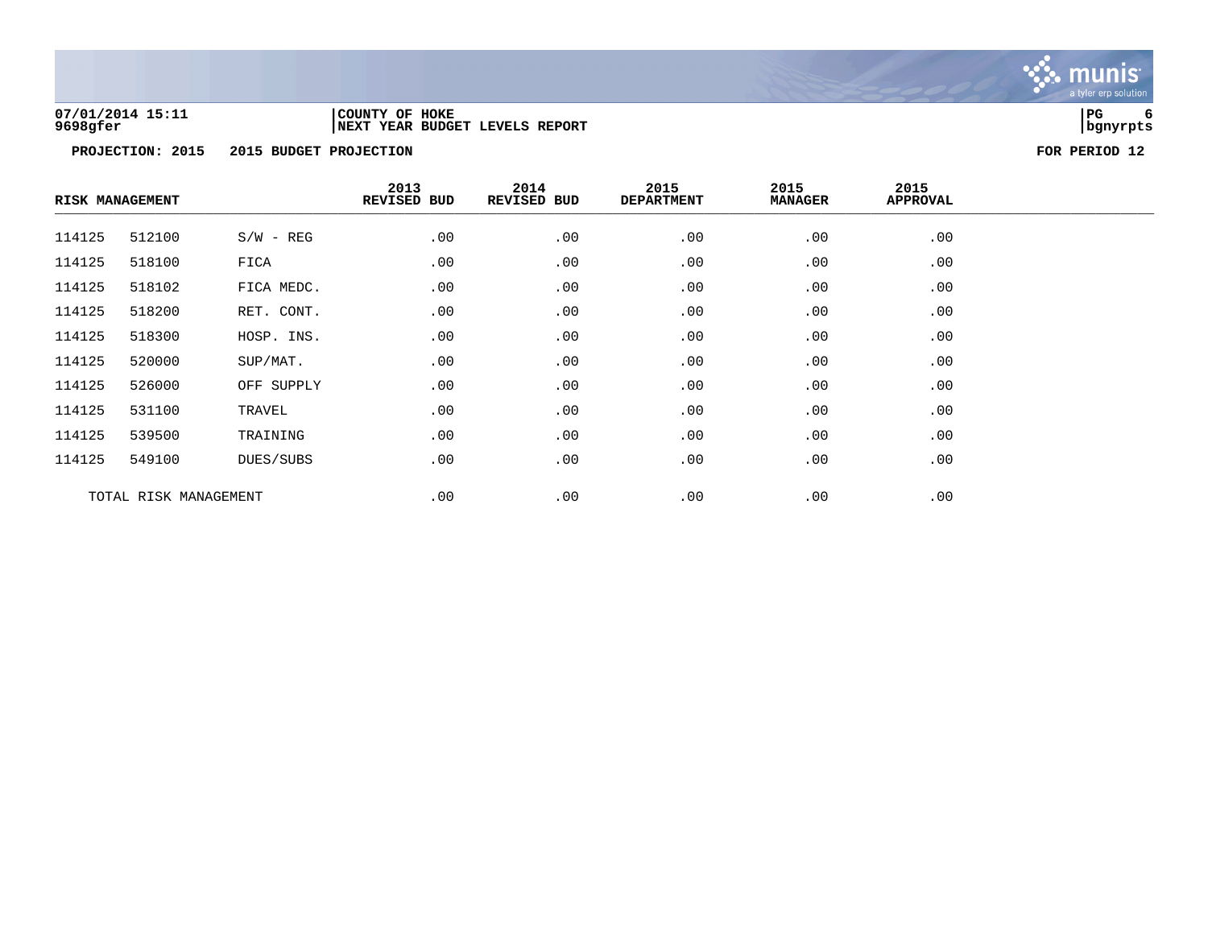**07/01/2014 15:11** | **COUNTY OF HOKE**
**9698gfer** | **NEXT YEAR BUDGET LEVELS REPORT**

**PROJECTION: 2015    2015 BUDGET PROJECTION    FOR PERIOD 12**

| RISK MANAGEMENT | | | 2013 REVISED BUD | 2014 REVISED BUD | 2015 DEPARTMENT | 2015 MANAGER | 2015 APPROVAL |
|---|---|---|---|---|---|---|---|
| 114125 | 512100 | S/W - REG | .00 | .00 | .00 | .00 | .00 |
| 114125 | 518100 | FICA | .00 | .00 | .00 | .00 | .00 |
| 114125 | 518102 | FICA MEDC. | .00 | .00 | .00 | .00 | .00 |
| 114125 | 518200 | RET. CONT. | .00 | .00 | .00 | .00 | .00 |
| 114125 | 518300 | HOSP. INS. | .00 | .00 | .00 | .00 | .00 |
| 114125 | 520000 | SUP/MAT. | .00 | .00 | .00 | .00 | .00 |
| 114125 | 526000 | OFF SUPPLY | .00 | .00 | .00 | .00 | .00 |
| 114125 | 531100 | TRAVEL | .00 | .00 | .00 | .00 | .00 |
| 114125 | 539500 | TRAINING | .00 | .00 | .00 | .00 | .00 |
| 114125 | 549100 | DUES/SUBS | .00 | .00 | .00 | .00 | .00 |
| TOTAL RISK MANAGEMENT | | | .00 | .00 | .00 | .00 | .00 |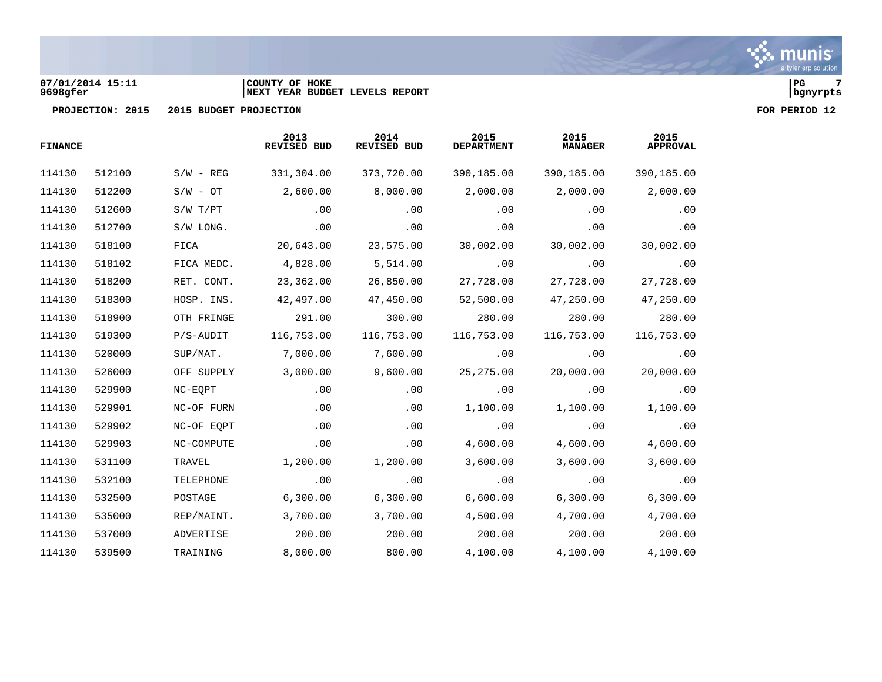07/01/2014 15:11
9698gfer

COUNTY OF HOKE
NEXT YEAR BUDGET LEVELS REPORT

**PROJECTION: 2015 2015 BUDGET PROJECTION** FOR PERIOD 12

| FINANCE | | | 2013 REVISED BUD | 2014 REVISED BUD | 2015 DEPARTMENT | 2015 MANAGER | 2015 APPROVAL |
|---|---|---|---|---|---|---|---|
| 114130 | 512100 | S/W - REG | 331,304.00 | 373,720.00 | 390,185.00 | 390,185.00 | 390,185.00 |
| 114130 | 512200 | S/W - OT | 2,600.00 | 8,000.00 | 2,000.00 | 2,000.00 | 2,000.00 |
| 114130 | 512600 | S/W T/PT | .00 | .00 | .00 | .00 | .00 |
| 114130 | 512700 | S/W LONG. | .00 | .00 | .00 | .00 | .00 |
| 114130 | 518100 | FICA | 20,643.00 | 23,575.00 | 30,002.00 | 30,002.00 | 30,002.00 |
| 114130 | 518102 | FICA MEDC. | 4,828.00 | 5,514.00 | .00 | .00 | .00 |
| 114130 | 518200 | RET. CONT. | 23,362.00 | 26,850.00 | 27,728.00 | 27,728.00 | 27,728.00 |
| 114130 | 518300 | HOSP. INS. | 42,497.00 | 47,450.00 | 52,500.00 | 47,250.00 | 47,250.00 |
| 114130 | 518900 | OTH FRINGE | 291.00 | 300.00 | 280.00 | 280.00 | 280.00 |
| 114130 | 519300 | P/S-AUDIT | 116,753.00 | 116,753.00 | 116,753.00 | 116,753.00 | 116,753.00 |
| 114130 | 520000 | SUP/MAT. | 7,000.00 | 7,600.00 | .00 | .00 | .00 |
| 114130 | 526000 | OFF SUPPLY | 3,000.00 | 9,600.00 | 25,275.00 | 20,000.00 | 20,000.00 |
| 114130 | 529900 | NC-EQPT | .00 | .00 | .00 | .00 | .00 |
| 114130 | 529901 | NC-OF FURN | .00 | .00 | 1,100.00 | 1,100.00 | 1,100.00 |
| 114130 | 529902 | NC-OF EQPT | .00 | .00 | .00 | .00 | .00 |
| 114130 | 529903 | NC-COMPUTE | .00 | .00 | 4,600.00 | 4,600.00 | 4,600.00 |
| 114130 | 531100 | TRAVEL | 1,200.00 | 1,200.00 | 3,600.00 | 3,600.00 | 3,600.00 |
| 114130 | 532100 | TELEPHONE | .00 | .00 | .00 | .00 | .00 |
| 114130 | 532500 | POSTAGE | 6,300.00 | 6,300.00 | 6,600.00 | 6,300.00 | 6,300.00 |
| 114130 | 535000 | REP/MAINT. | 3,700.00 | 3,700.00 | 4,500.00 | 4,700.00 | 4,700.00 |
| 114130 | 537000 | ADVERTISE | 200.00 | 200.00 | 200.00 | 200.00 | 200.00 |
| 114130 | 539500 | TRAINING | 8,000.00 | 800.00 | 4,100.00 | 4,100.00 | 4,100.00 |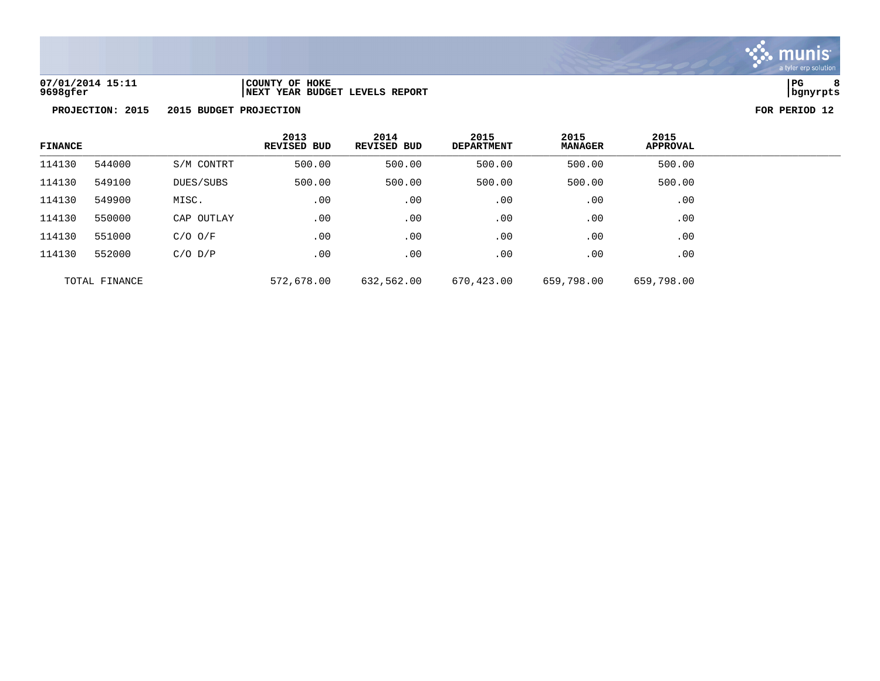07/01/2014 15:11 | COUNTY OF HOKE
9698gfer | NEXT YEAR BUDGET LEVELS REPORT

PROJECTION: 2015 2015 BUDGET PROJECTION FOR PERIOD 12

| FINANCE | | | 2013 REVISED BUD | 2014 REVISED BUD | 2015 DEPARTMENT | 2015 MANAGER | 2015 APPROVAL |
|---|---|---|---|---|---|---|---|
| 114130 | 544000 | S/M CONTRT | 500.00 | 500.00 | 500.00 | 500.00 | 500.00 |
| 114130 | 549100 | DUES/SUBS | 500.00 | 500.00 | 500.00 | 500.00 | 500.00 |
| 114130 | 549900 | MISC. | .00 | .00 | .00 | .00 | .00 |
| 114130 | 550000 | CAP OUTLAY | .00 | .00 | .00 | .00 | .00 |
| 114130 | 551000 | C/O O/F | .00 | .00 | .00 | .00 | .00 |
| 114130 | 552000 | C/O D/P | .00 | .00 | .00 | .00 | .00 |
| TOTAL FINANCE | | | 572,678.00 | 632,562.00 | 670,423.00 | 659,798.00 | 659,798.00 |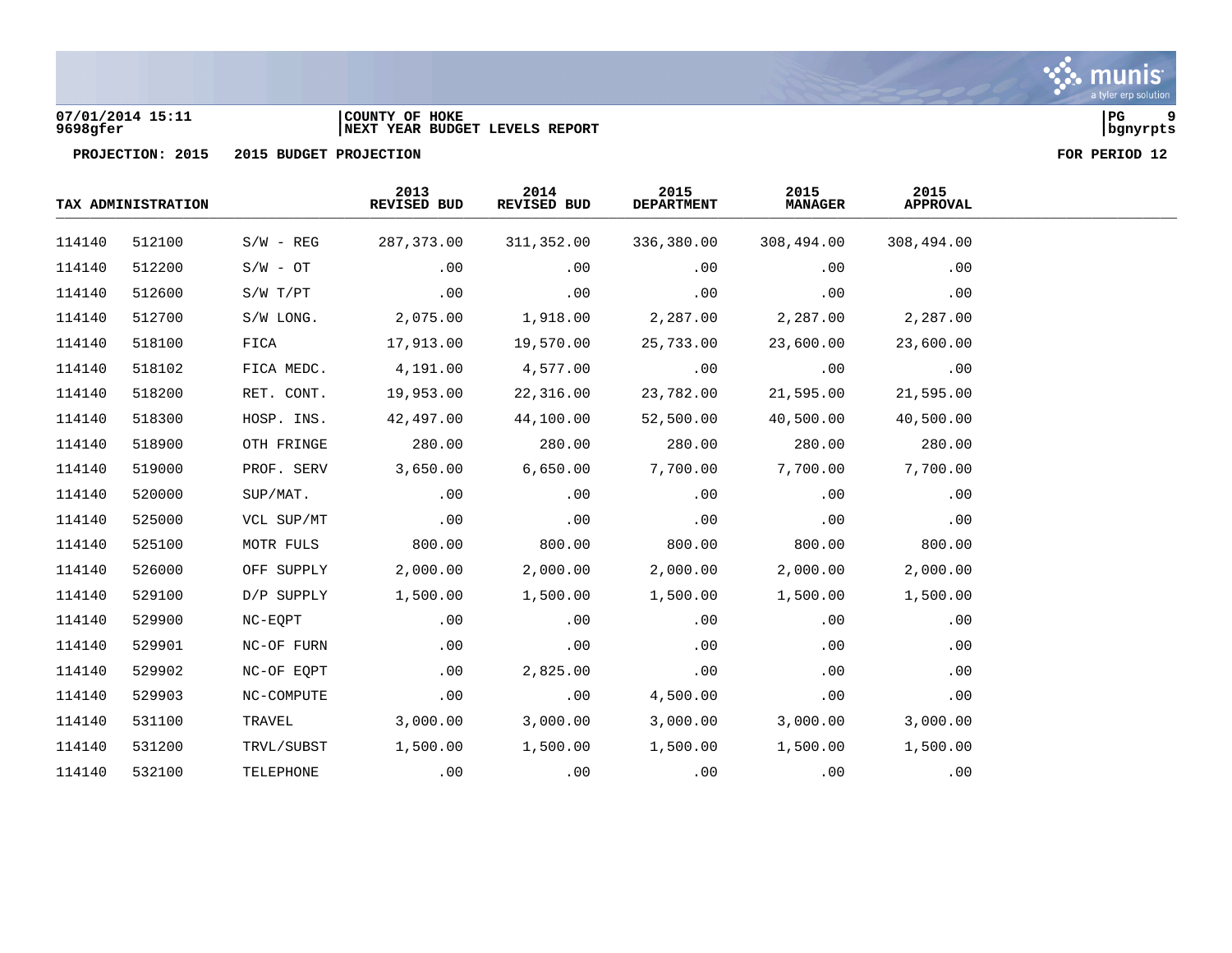07/01/2014 15:11 | COUNTY OF HOKE
9698gfer | NEXT YEAR BUDGET LEVELS REPORT

PROJECTION: 2015 2015 BUDGET PROJECTION FOR PERIOD 12

| TAX ADMINISTRATION | | | 2013 REVISED BUD | 2014 REVISED BUD | 2015 DEPARTMENT | 2015 MANAGER | 2015 APPROVAL |
|---|---|---|---|---|---|---|---|
| 114140 | 512100 | S/W - REG | 287,373.00 | 311,352.00 | 336,380.00 | 308,494.00 | 308,494.00 |
| 114140 | 512200 | S/W - OT | .00 | .00 | .00 | .00 | .00 |
| 114140 | 512600 | S/W T/PT | .00 | .00 | .00 | .00 | .00 |
| 114140 | 512700 | S/W LONG. | 2,075.00 | 1,918.00 | 2,287.00 | 2,287.00 | 2,287.00 |
| 114140 | 518100 | FICA | 17,913.00 | 19,570.00 | 25,733.00 | 23,600.00 | 23,600.00 |
| 114140 | 518102 | FICA MEDC. | 4,191.00 | 4,577.00 | .00 | .00 | .00 |
| 114140 | 518200 | RET. CONT. | 19,953.00 | 22,316.00 | 23,782.00 | 21,595.00 | 21,595.00 |
| 114140 | 518300 | HOSP. INS. | 42,497.00 | 44,100.00 | 52,500.00 | 40,500.00 | 40,500.00 |
| 114140 | 518900 | OTH FRINGE | 280.00 | 280.00 | 280.00 | 280.00 | 280.00 |
| 114140 | 519000 | PROF. SERV | 3,650.00 | 6,650.00 | 7,700.00 | 7,700.00 | 7,700.00 |
| 114140 | 520000 | SUP/MAT. | .00 | .00 | .00 | .00 | .00 |
| 114140 | 525000 | VCL SUP/MT | .00 | .00 | .00 | .00 | .00 |
| 114140 | 525100 | MOTR FULS | 800.00 | 800.00 | 800.00 | 800.00 | 800.00 |
| 114140 | 526000 | OFF SUPPLY | 2,000.00 | 2,000.00 | 2,000.00 | 2,000.00 | 2,000.00 |
| 114140 | 529100 | D/P SUPPLY | 1,500.00 | 1,500.00 | 1,500.00 | 1,500.00 | 1,500.00 |
| 114140 | 529900 | NC-EQPT | .00 | .00 | .00 | .00 | .00 |
| 114140 | 529901 | NC-OF FURN | .00 | .00 | .00 | .00 | .00 |
| 114140 | 529902 | NC-OF EQPT | .00 | 2,825.00 | .00 | .00 | .00 |
| 114140 | 529903 | NC-COMPUTE | .00 | .00 | 4,500.00 | .00 | .00 |
| 114140 | 531100 | TRAVEL | 3,000.00 | 3,000.00 | 3,000.00 | 3,000.00 | 3,000.00 |
| 114140 | 531200 | TRVL/SUBST | 1,500.00 | 1,500.00 | 1,500.00 | 1,500.00 | 1,500.00 |
| 114140 | 532100 | TELEPHONE | .00 | .00 | .00 | .00 | .00 |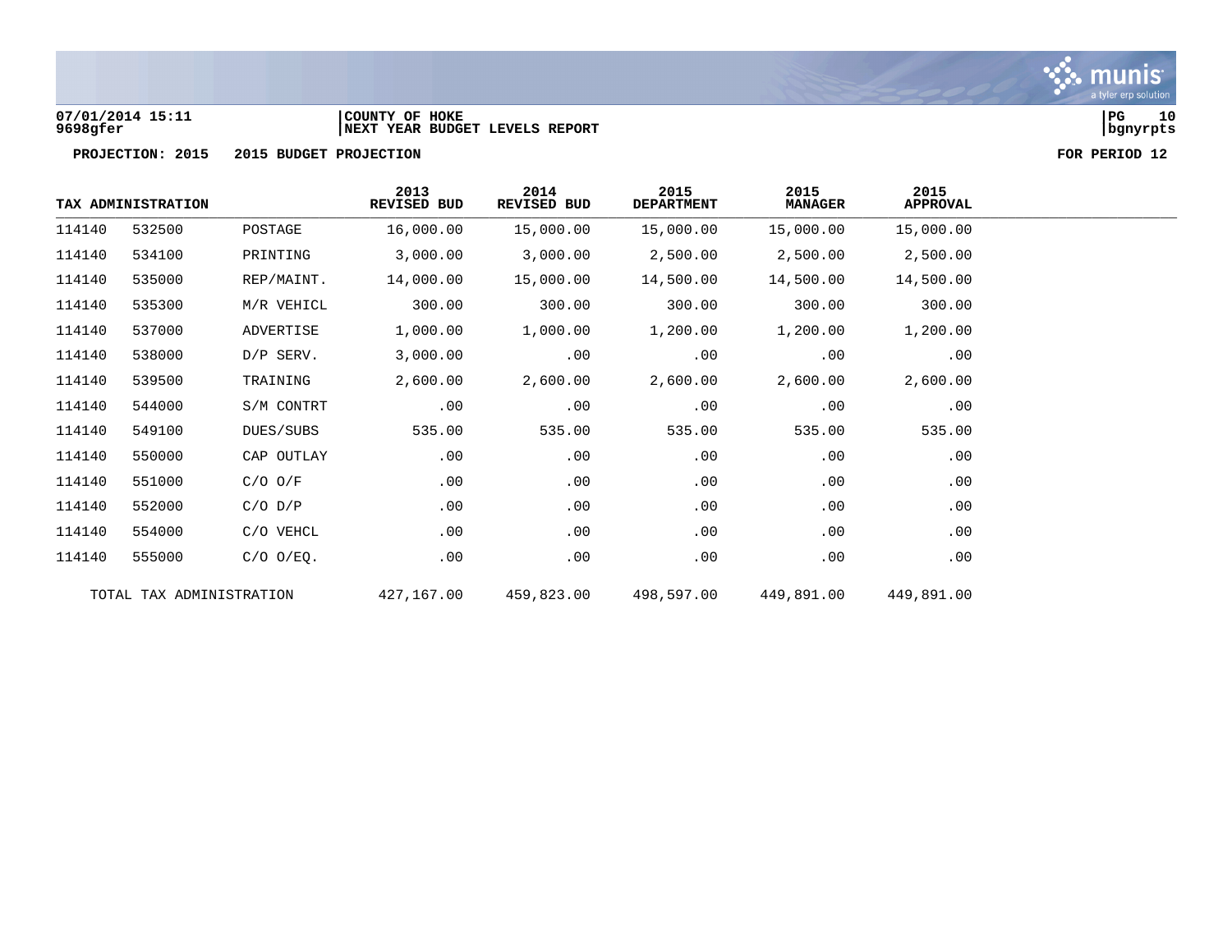07/01/2014 15:11 | COUNTY OF HOKE
9698gfer | NEXT YEAR BUDGET LEVELS REPORT

PROJECTION: 2015 2015 BUDGET PROJECTION FOR PERIOD 12

| TAX ADMINISTRATION | | | 2013 REVISED BUD | 2014 REVISED BUD | 2015 DEPARTMENT | 2015 MANAGER | 2015 APPROVAL |
|---|---|---|---|---|---|---|---|
| 114140 | 532500 | POSTAGE | 16,000.00 | 15,000.00 | 15,000.00 | 15,000.00 | 15,000.00 |
| 114140 | 534100 | PRINTING | 3,000.00 | 3,000.00 | 2,500.00 | 2,500.00 | 2,500.00 |
| 114140 | 535000 | REP/MAINT. | 14,000.00 | 15,000.00 | 14,500.00 | 14,500.00 | 14,500.00 |
| 114140 | 535300 | M/R VEHICL | 300.00 | 300.00 | 300.00 | 300.00 | 300.00 |
| 114140 | 537000 | ADVERTISE | 1,000.00 | 1,000.00 | 1,200.00 | 1,200.00 | 1,200.00 |
| 114140 | 538000 | D/P SERV. | 3,000.00 | .00 | .00 | .00 | .00 |
| 114140 | 539500 | TRAINING | 2,600.00 | 2,600.00 | 2,600.00 | 2,600.00 | 2,600.00 |
| 114140 | 544000 | S/M CONTRT | .00 | .00 | .00 | .00 | .00 |
| 114140 | 549100 | DUES/SUBS | 535.00 | 535.00 | 535.00 | 535.00 | 535.00 |
| 114140 | 550000 | CAP OUTLAY | .00 | .00 | .00 | .00 | .00 |
| 114140 | 551000 | C/O O/F | .00 | .00 | .00 | .00 | .00 |
| 114140 | 552000 | C/O D/P | .00 | .00 | .00 | .00 | .00 |
| 114140 | 554000 | C/O VEHCL | .00 | .00 | .00 | .00 | .00 |
| 114140 | 555000 | C/O O/EQ. | .00 | .00 | .00 | .00 | .00 |
| TOTAL TAX ADMINISTRATION | | | 427,167.00 | 459,823.00 | 498,597.00 | 449,891.00 | 449,891.00 |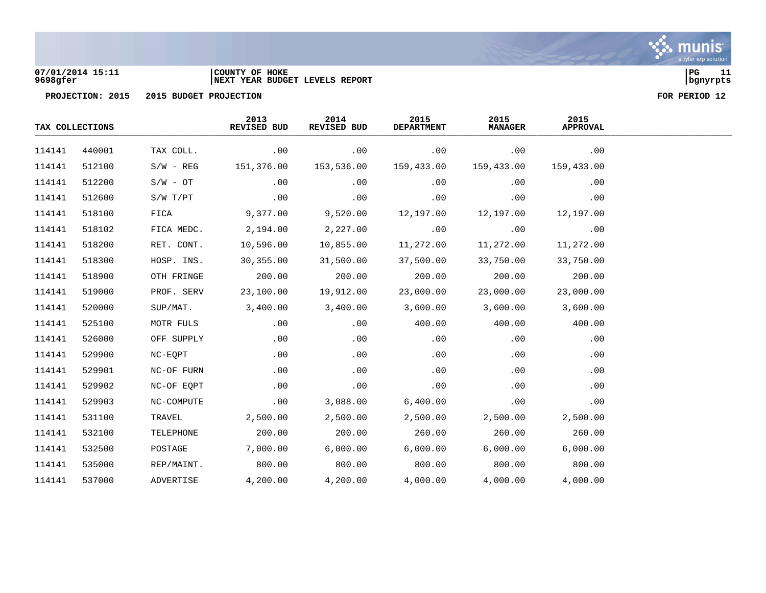07/01/2014 15:11 | COUNTY OF HOKE
9698gfer | NEXT YEAR BUDGET LEVELS REPORT

PROJECTION: 2015 2015 BUDGET PROJECTION FOR PERIOD 12

| TAX COLLECTIONS | | | 2013 REVISED BUD | 2014 REVISED BUD | 2015 DEPARTMENT | 2015 MANAGER | 2015 APPROVAL |
|---|---|---|---|---|---|---|---|
| 114141 | 440001 | TAX COLL. | .00 | .00 | .00 | .00 | .00 |
| 114141 | 512100 | S/W - REG | 151,376.00 | 153,536.00 | 159,433.00 | 159,433.00 | 159,433.00 |
| 114141 | 512200 | S/W - OT | .00 | .00 | .00 | .00 | .00 |
| 114141 | 512600 | S/W T/PT | .00 | .00 | .00 | .00 | .00 |
| 114141 | 518100 | FICA | 9,377.00 | 9,520.00 | 12,197.00 | 12,197.00 | 12,197.00 |
| 114141 | 518102 | FICA MEDC. | 2,194.00 | 2,227.00 | .00 | .00 | .00 |
| 114141 | 518200 | RET. CONT. | 10,596.00 | 10,855.00 | 11,272.00 | 11,272.00 | 11,272.00 |
| 114141 | 518300 | HOSP. INS. | 30,355.00 | 31,500.00 | 37,500.00 | 33,750.00 | 33,750.00 |
| 114141 | 518900 | OTH FRINGE | 200.00 | 200.00 | 200.00 | 200.00 | 200.00 |
| 114141 | 519000 | PROF. SERV | 23,100.00 | 19,912.00 | 23,000.00 | 23,000.00 | 23,000.00 |
| 114141 | 520000 | SUP/MAT. | 3,400.00 | 3,400.00 | 3,600.00 | 3,600.00 | 3,600.00 |
| 114141 | 525100 | MOTR FULS | .00 | .00 | 400.00 | 400.00 | 400.00 |
| 114141 | 526000 | OFF SUPPLY | .00 | .00 | .00 | .00 | .00 |
| 114141 | 529900 | NC-EQPT | .00 | .00 | .00 | .00 | .00 |
| 114141 | 529901 | NC-OF FURN | .00 | .00 | .00 | .00 | .00 |
| 114141 | 529902 | NC-OF EQPT | .00 | .00 | .00 | .00 | .00 |
| 114141 | 529903 | NC-COMPUTE | .00 | 3,088.00 | 6,400.00 | .00 | .00 |
| 114141 | 531100 | TRAVEL | 2,500.00 | 2,500.00 | 2,500.00 | 2,500.00 | 2,500.00 |
| 114141 | 532100 | TELEPHONE | 200.00 | 200.00 | 260.00 | 260.00 | 260.00 |
| 114141 | 532500 | POSTAGE | 7,000.00 | 6,000.00 | 6,000.00 | 6,000.00 | 6,000.00 |
| 114141 | 535000 | REP/MAINT. | 800.00 | 800.00 | 800.00 | 800.00 | 800.00 |
| 114141 | 537000 | ADVERTISE | 4,200.00 | 4,200.00 | 4,000.00 | 4,000.00 | 4,000.00 |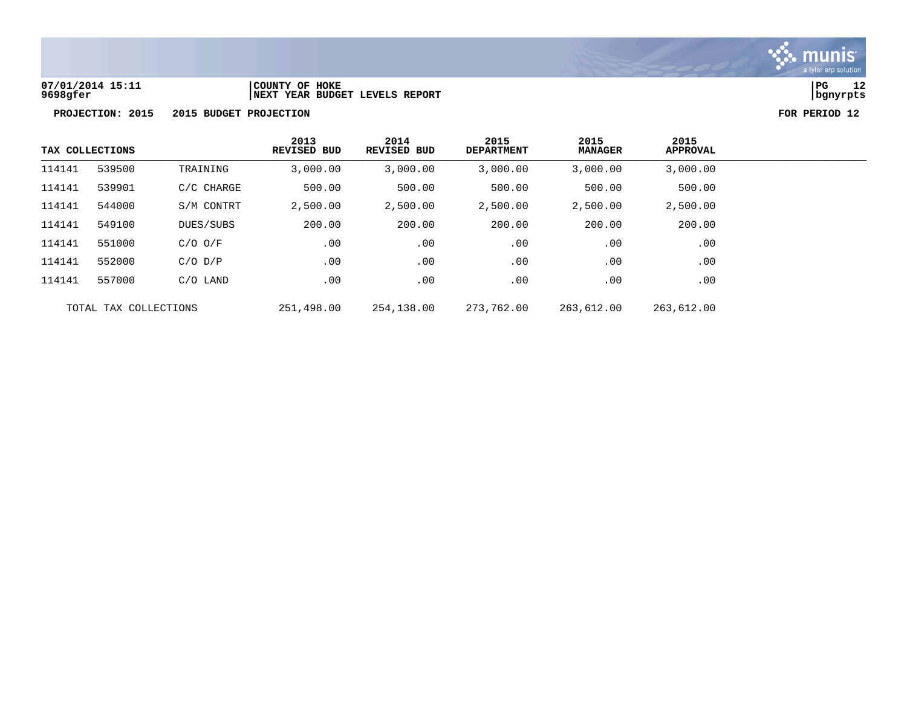07/01/2014 15:11 | COUNTY OF HOKE
9698gfer | NEXT YEAR BUDGET LEVELS REPORT

**PROJECTION: 2015 2015 BUDGET PROJECTION** **FOR PERIOD 12**

| TAX COLLECTIONS | | | 2013 REVISED BUD | 2014 REVISED BUD | 2015 DEPARTMENT | 2015 MANAGER | 2015 APPROVAL |
|---|---|---|---|---|---|---|---|
| 114141 | 539500 | TRAINING | 3,000.00 | 3,000.00 | 3,000.00 | 3,000.00 | 3,000.00 |
| 114141 | 539901 | C/C CHARGE | 500.00 | 500.00 | 500.00 | 500.00 | 500.00 |
| 114141 | 544000 | S/M CONTRT | 2,500.00 | 2,500.00 | 2,500.00 | 2,500.00 | 2,500.00 |
| 114141 | 549100 | DUES/SUBS | 200.00 | 200.00 | 200.00 | 200.00 | 200.00 |
| 114141 | 551000 | C/O O/F | .00 | .00 | .00 | .00 | .00 |
| 114141 | 552000 | C/O D/P | .00 | .00 | .00 | .00 | .00 |
| 114141 | 557000 | C/O LAND | .00 | .00 | .00 | .00 | .00 |
| TOTAL TAX COLLECTIONS | | | 251,498.00 | 254,138.00 | 273,762.00 | 263,612.00 | 263,612.00 |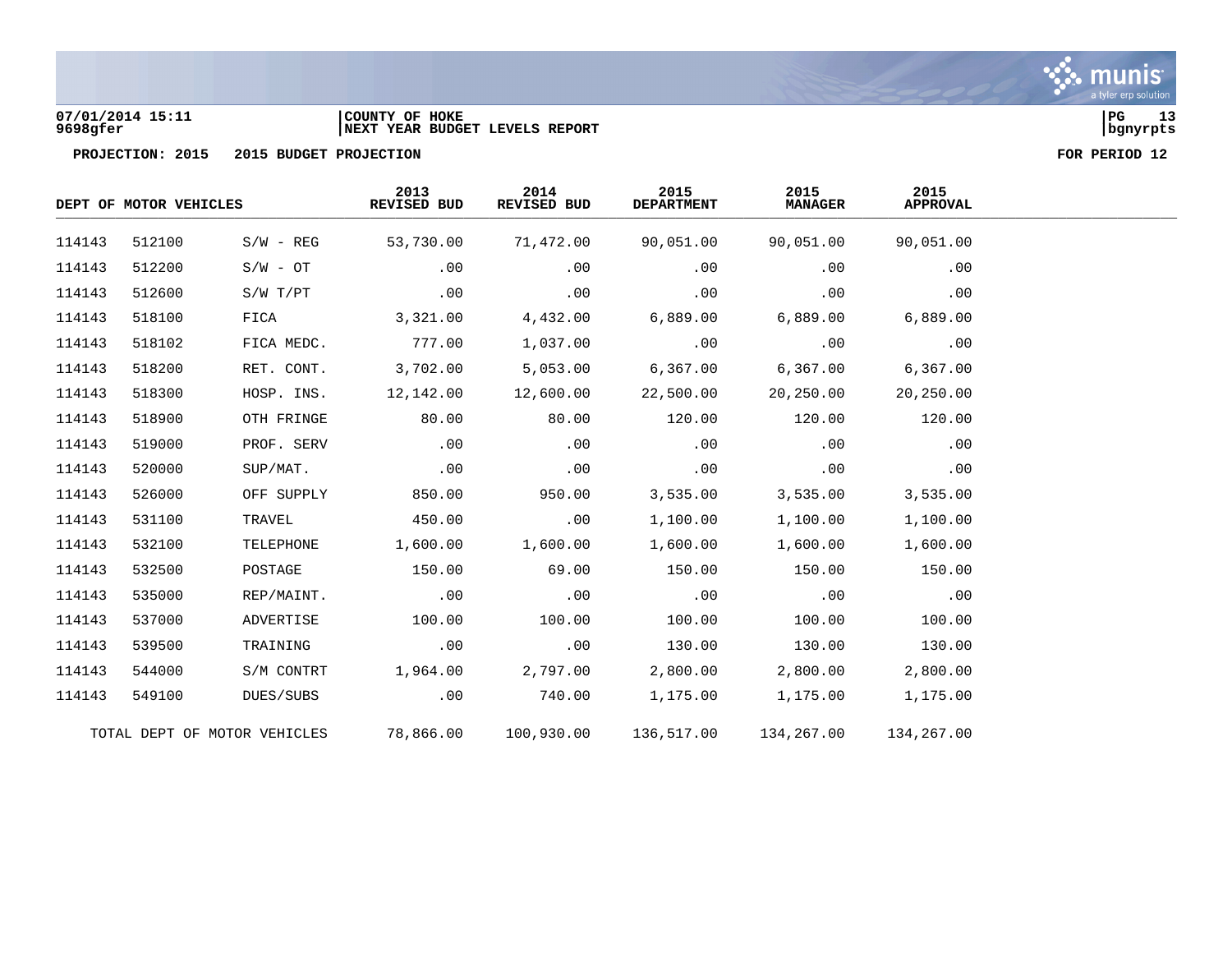COUNTY OF HOKE
NEXT YEAR BUDGET LEVELS REPORT

PROJECTION: 2015 2015 BUDGET PROJECTION FOR PERIOD 12

| DEPT OF MOTOR VEHICLES | | | 2013 REVISED BUD | 2014 REVISED BUD | 2015 DEPARTMENT | 2015 MANAGER | 2015 APPROVAL |
|---|---|---|---|---|---|---|---|
| 114143 | 512100 | S/W - REG | 53,730.00 | 71,472.00 | 90,051.00 | 90,051.00 | 90,051.00 |
| 114143 | 512200 | S/W - OT | .00 | .00 | .00 | .00 | .00 |
| 114143 | 512600 | S/W T/PT | .00 | .00 | .00 | .00 | .00 |
| 114143 | 518100 | FICA | 3,321.00 | 4,432.00 | 6,889.00 | 6,889.00 | 6,889.00 |
| 114143 | 518102 | FICA MEDC. | 777.00 | 1,037.00 | .00 | .00 | .00 |
| 114143 | 518200 | RET. CONT. | 3,702.00 | 5,053.00 | 6,367.00 | 6,367.00 | 6,367.00 |
| 114143 | 518300 | HOSP. INS. | 12,142.00 | 12,600.00 | 22,500.00 | 20,250.00 | 20,250.00 |
| 114143 | 518900 | OTH FRINGE | 80.00 | 80.00 | 120.00 | 120.00 | 120.00 |
| 114143 | 519000 | PROF. SERV | .00 | .00 | .00 | .00 | .00 |
| 114143 | 520000 | SUP/MAT. | .00 | .00 | .00 | .00 | .00 |
| 114143 | 526000 | OFF SUPPLY | 850.00 | 950.00 | 3,535.00 | 3,535.00 | 3,535.00 |
| 114143 | 531100 | TRAVEL | 450.00 | .00 | 1,100.00 | 1,100.00 | 1,100.00 |
| 114143 | 532100 | TELEPHONE | 1,600.00 | 1,600.00 | 1,600.00 | 1,600.00 | 1,600.00 |
| 114143 | 532500 | POSTAGE | 150.00 | 69.00 | 150.00 | 150.00 | 150.00 |
| 114143 | 535000 | REP/MAINT. | .00 | .00 | .00 | .00 | .00 |
| 114143 | 537000 | ADVERTISE | 100.00 | 100.00 | 100.00 | 100.00 | 100.00 |
| 114143 | 539500 | TRAINING | .00 | .00 | 130.00 | 130.00 | 130.00 |
| 114143 | 544000 | S/M CONTRT | 1,964.00 | 2,797.00 | 2,800.00 | 2,800.00 | 2,800.00 |
| 114143 | 549100 | DUES/SUBS | .00 | 740.00 | 1,175.00 | 1,175.00 | 1,175.00 |
| TOTAL DEPT OF MOTOR VEHICLES | | | 78,866.00 | 100,930.00 | 136,517.00 | 134,267.00 | 134,267.00 |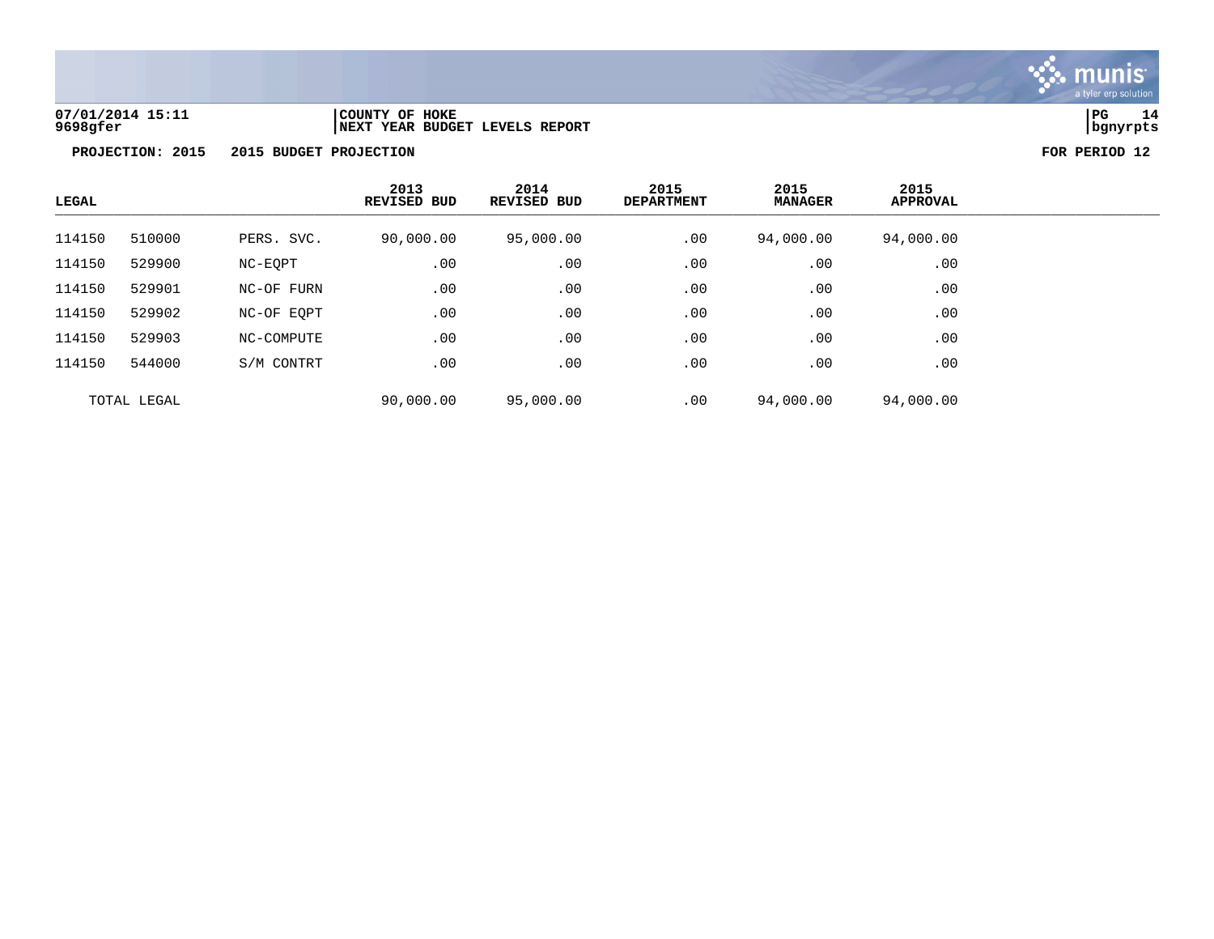07/01/2014 15:11 | COUNTY OF HOKE
9698gfer | NEXT YEAR BUDGET LEVELS REPORT

**PROJECTION: 2015 2015 BUDGET PROJECTION** **FOR PERIOD 12**

| LEGAL | | | 2013 REVISED BUD | 2014 REVISED BUD | 2015 DEPARTMENT | 2015 MANAGER | 2015 APPROVAL |
|---|---|---|---|---|---|---|---|
| 114150 | 510000 | PERS. SVC. | 90,000.00 | 95,000.00 | .00 | 94,000.00 | 94,000.00 |
| 114150 | 529900 | NC-EQPT | .00 | .00 | .00 | .00 | .00 |
| 114150 | 529901 | NC-OF FURN | .00 | .00 | .00 | .00 | .00 |
| 114150 | 529902 | NC-OF EQPT | .00 | .00 | .00 | .00 | .00 |
| 114150 | 529903 | NC-COMPUTE | .00 | .00 | .00 | .00 | .00 |
| 114150 | 544000 | S/M CONTRT | .00 | .00 | .00 | .00 | .00 |
| TOTAL LEGAL | | | 90,000.00 | 95,000.00 | .00 | 94,000.00 | 94,000.00 |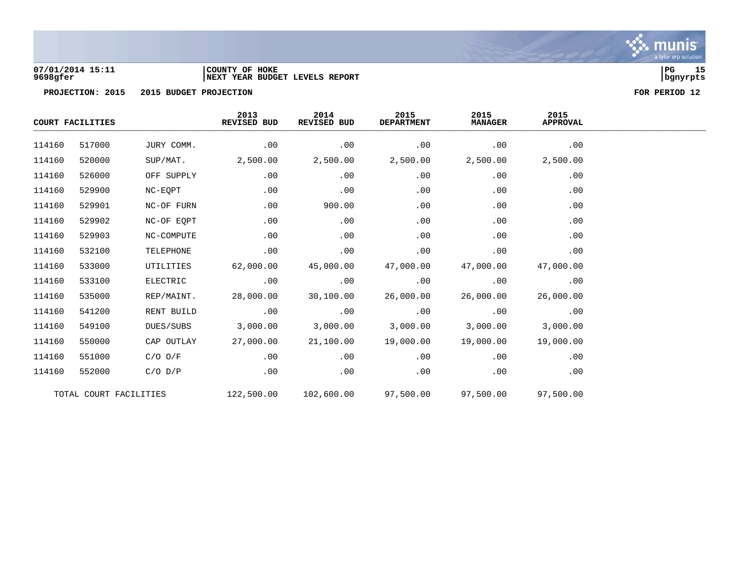07/01/2014 15:11
9698gfer

COUNTY OF HOKE
NEXT YEAR BUDGET LEVELS REPORT

PROJECTION: 2015 2015 BUDGET PROJECTION

FOR PERIOD 12

| COURT FACILITIES | | | 2013 REVISED BUD | 2014 REVISED BUD | 2015 DEPARTMENT | 2015 MANAGER | 2015 APPROVAL |
|---|---|---|---|---|---|---|---|
| 114160 | 517000 | JURY COMM. | .00 | .00 | .00 | .00 | .00 |
| 114160 | 520000 | SUP/MAT. | 2,500.00 | 2,500.00 | 2,500.00 | 2,500.00 | 2,500.00 |
| 114160 | 526000 | OFF SUPPLY | .00 | .00 | .00 | .00 | .00 |
| 114160 | 529900 | NC-EQPT | .00 | .00 | .00 | .00 | .00 |
| 114160 | 529901 | NC-OF FURN | .00 | 900.00 | .00 | .00 | .00 |
| 114160 | 529902 | NC-OF EQPT | .00 | .00 | .00 | .00 | .00 |
| 114160 | 529903 | NC-COMPUTE | .00 | .00 | .00 | .00 | .00 |
| 114160 | 532100 | TELEPHONE | .00 | .00 | .00 | .00 | .00 |
| 114160 | 533000 | UTILITIES | 62,000.00 | 45,000.00 | 47,000.00 | 47,000.00 | 47,000.00 |
| 114160 | 533100 | ELECTRIC | .00 | .00 | .00 | .00 | .00 |
| 114160 | 535000 | REP/MAINT. | 28,000.00 | 30,100.00 | 26,000.00 | 26,000.00 | 26,000.00 |
| 114160 | 541200 | RENT BUILD | .00 | .00 | .00 | .00 | .00 |
| 114160 | 549100 | DUES/SUBS | 3,000.00 | 3,000.00 | 3,000.00 | 3,000.00 | 3,000.00 |
| 114160 | 550000 | CAP OUTLAY | 27,000.00 | 21,100.00 | 19,000.00 | 19,000.00 | 19,000.00 |
| 114160 | 551000 | C/O O/F | .00 | .00 | .00 | .00 | .00 |
| 114160 | 552000 | C/O D/P | .00 | .00 | .00 | .00 | .00 |
| TOTAL COURT FACILITIES | | | 122,500.00 | 102,600.00 | 97,500.00 | 97,500.00 | 97,500.00 |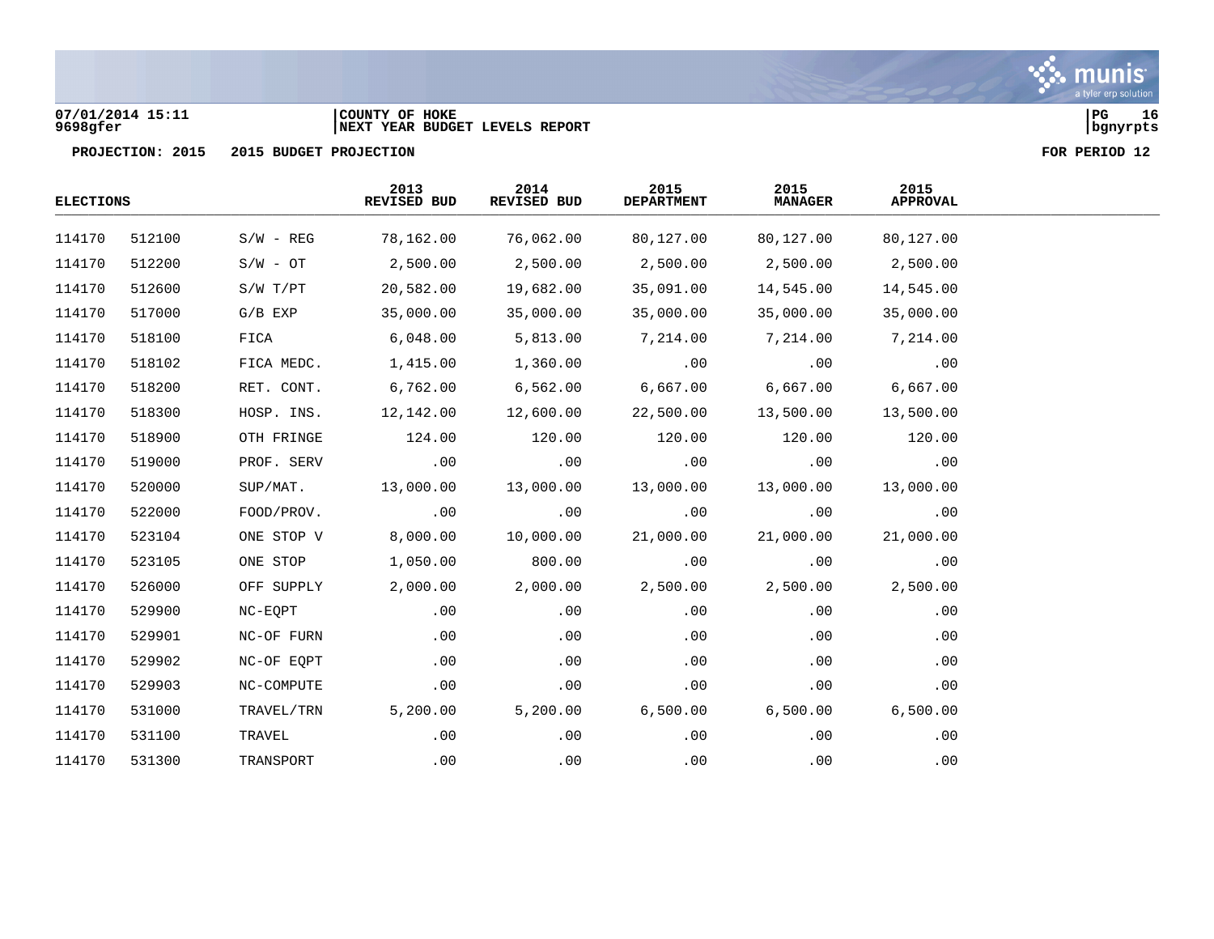07/01/2014 15:11
9698gfer

COUNTY OF HOKE
NEXT YEAR BUDGET LEVELS REPORT

PROJECTION: 2015    2015 BUDGET PROJECTION    FOR PERIOD 12

| ELECTIONS | | | 2013 REVISED BUD | 2014 REVISED BUD | 2015 DEPARTMENT | 2015 MANAGER | 2015 APPROVAL |
|---|---|---|---|---|---|---|---|
| 114170 | 512100 | S/W - REG | 78,162.00 | 76,062.00 | 80,127.00 | 80,127.00 | 80,127.00 |
| 114170 | 512200 | S/W - OT | 2,500.00 | 2,500.00 | 2,500.00 | 2,500.00 | 2,500.00 |
| 114170 | 512600 | S/W T/PT | 20,582.00 | 19,682.00 | 35,091.00 | 14,545.00 | 14,545.00 |
| 114170 | 517000 | G/B EXP | 35,000.00 | 35,000.00 | 35,000.00 | 35,000.00 | 35,000.00 |
| 114170 | 518100 | FICA | 6,048.00 | 5,813.00 | 7,214.00 | 7,214.00 | 7,214.00 |
| 114170 | 518102 | FICA MEDC. | 1,415.00 | 1,360.00 | .00 | .00 | .00 |
| 114170 | 518200 | RET. CONT. | 6,762.00 | 6,562.00 | 6,667.00 | 6,667.00 | 6,667.00 |
| 114170 | 518300 | HOSP. INS. | 12,142.00 | 12,600.00 | 22,500.00 | 13,500.00 | 13,500.00 |
| 114170 | 518900 | OTH FRINGE | 124.00 | 120.00 | 120.00 | 120.00 | 120.00 |
| 114170 | 519000 | PROF. SERV | .00 | .00 | .00 | .00 | .00 |
| 114170 | 520000 | SUP/MAT. | 13,000.00 | 13,000.00 | 13,000.00 | 13,000.00 | 13,000.00 |
| 114170 | 522000 | FOOD/PROV. | .00 | .00 | .00 | .00 | .00 |
| 114170 | 523104 | ONE STOP V | 8,000.00 | 10,000.00 | 21,000.00 | 21,000.00 | 21,000.00 |
| 114170 | 523105 | ONE STOP | 1,050.00 | 800.00 | .00 | .00 | .00 |
| 114170 | 526000 | OFF SUPPLY | 2,000.00 | 2,000.00 | 2,500.00 | 2,500.00 | 2,500.00 |
| 114170 | 529900 | NC-EQPT | .00 | .00 | .00 | .00 | .00 |
| 114170 | 529901 | NC-OF FURN | .00 | .00 | .00 | .00 | .00 |
| 114170 | 529902 | NC-OF EQPT | .00 | .00 | .00 | .00 | .00 |
| 114170 | 529903 | NC-COMPUTE | .00 | .00 | .00 | .00 | .00 |
| 114170 | 531000 | TRAVEL/TRN | 5,200.00 | 5,200.00 | 6,500.00 | 6,500.00 | 6,500.00 |
| 114170 | 531100 | TRAVEL | .00 | .00 | .00 | .00 | .00 |
| 114170 | 531300 | TRANSPORT | .00 | .00 | .00 | .00 | .00 |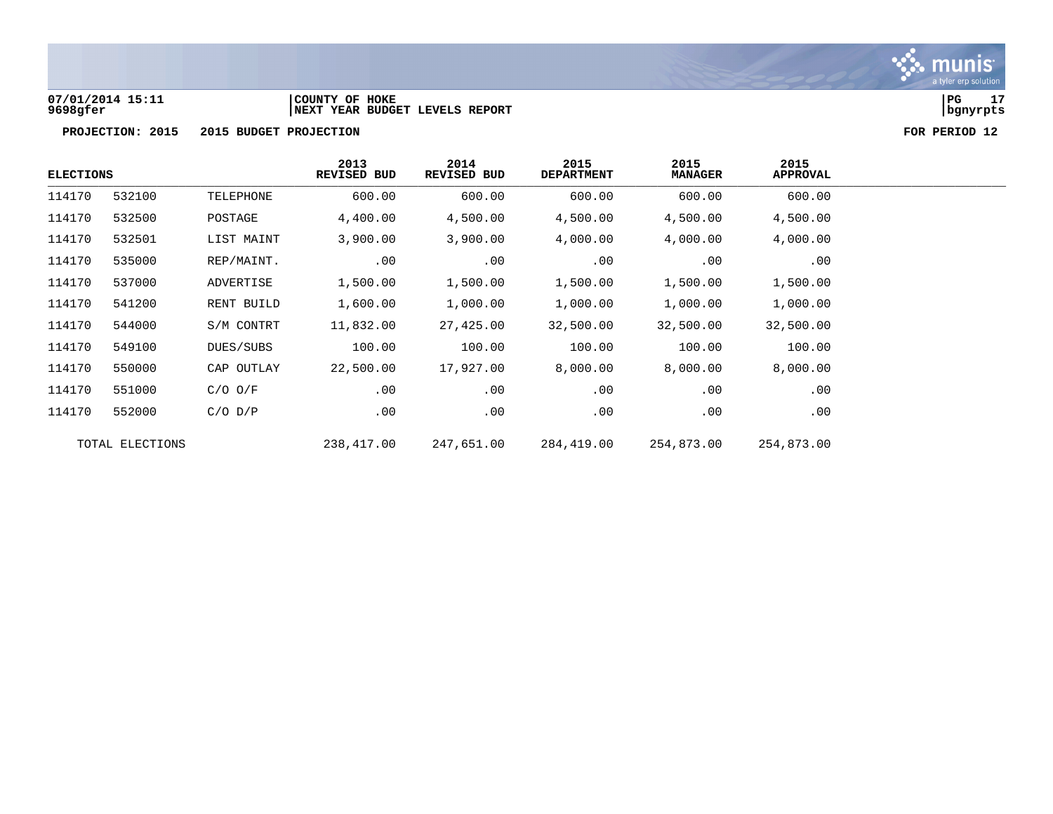07/01/2014 15:11 | COUNTY OF HOKE
9698gfer | NEXT YEAR BUDGET LEVELS REPORT

**PROJECTION: 2015 2015 BUDGET PROJECTION** **FOR PERIOD 12**

| ELECTIONS | | | 2013 REVISED BUD | 2014 REVISED BUD | 2015 DEPARTMENT | 2015 MANAGER | 2015 APPROVAL |
|---|---|---|---|---|---|---|---|
| 114170 | 532100 | TELEPHONE | 600.00 | 600.00 | 600.00 | 600.00 | 600.00 |
| 114170 | 532500 | POSTAGE | 4,400.00 | 4,500.00 | 4,500.00 | 4,500.00 | 4,500.00 |
| 114170 | 532501 | LIST MAINT | 3,900.00 | 3,900.00 | 4,000.00 | 4,000.00 | 4,000.00 |
| 114170 | 535000 | REP/MAINT. | .00 | .00 | .00 | .00 | .00 |
| 114170 | 537000 | ADVERTISE | 1,500.00 | 1,500.00 | 1,500.00 | 1,500.00 | 1,500.00 |
| 114170 | 541200 | RENT BUILD | 1,600.00 | 1,000.00 | 1,000.00 | 1,000.00 | 1,000.00 |
| 114170 | 544000 | S/M CONTRT | 11,832.00 | 27,425.00 | 32,500.00 | 32,500.00 | 32,500.00 |
| 114170 | 549100 | DUES/SUBS | 100.00 | 100.00 | 100.00 | 100.00 | 100.00 |
| 114170 | 550000 | CAP OUTLAY | 22,500.00 | 17,927.00 | 8,000.00 | 8,000.00 | 8,000.00 |
| 114170 | 551000 | C/O O/F | .00 | .00 | .00 | .00 | .00 |
| 114170 | 552000 | C/O D/P | .00 | .00 | .00 | .00 | .00 |
| TOTAL ELECTIONS | | | 238,417.00 | 247,651.00 | 284,419.00 | 254,873.00 | 254,873.00 |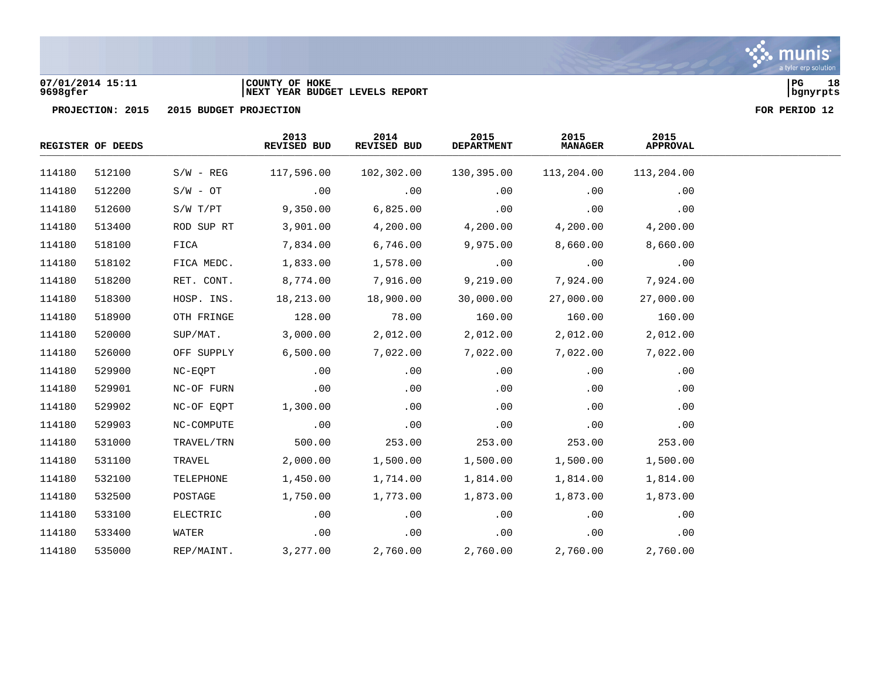07/01/2014 15:11 | COUNTY OF HOKE
9698gfer | NEXT YEAR BUDGET LEVELS REPORT

PROJECTION: 2015 2015 BUDGET PROJECTION FOR PERIOD 12

| REGISTER OF DEEDS | | | 2013 REVISED BUD | 2014 REVISED BUD | 2015 DEPARTMENT | 2015 MANAGER | 2015 APPROVAL |
|---|---|---|---|---|---|---|---|
| 114180 | 512100 | S/W - REG | 117,596.00 | 102,302.00 | 130,395.00 | 113,204.00 | 113,204.00 |
| 114180 | 512200 | S/W - OT | .00 | .00 | .00 | .00 | .00 |
| 114180 | 512600 | S/W T/PT | 9,350.00 | 6,825.00 | .00 | .00 | .00 |
| 114180 | 513400 | ROD SUP RT | 3,901.00 | 4,200.00 | 4,200.00 | 4,200.00 | 4,200.00 |
| 114180 | 518100 | FICA | 7,834.00 | 6,746.00 | 9,975.00 | 8,660.00 | 8,660.00 |
| 114180 | 518102 | FICA MEDC. | 1,833.00 | 1,578.00 | .00 | .00 | .00 |
| 114180 | 518200 | RET. CONT. | 8,774.00 | 7,916.00 | 9,219.00 | 7,924.00 | 7,924.00 |
| 114180 | 518300 | HOSP. INS. | 18,213.00 | 18,900.00 | 30,000.00 | 27,000.00 | 27,000.00 |
| 114180 | 518900 | OTH FRINGE | 128.00 | 78.00 | 160.00 | 160.00 | 160.00 |
| 114180 | 520000 | SUP/MAT. | 3,000.00 | 2,012.00 | 2,012.00 | 2,012.00 | 2,012.00 |
| 114180 | 526000 | OFF SUPPLY | 6,500.00 | 7,022.00 | 7,022.00 | 7,022.00 | 7,022.00 |
| 114180 | 529900 | NC-EQPT | .00 | .00 | .00 | .00 | .00 |
| 114180 | 529901 | NC-OF FURN | .00 | .00 | .00 | .00 | .00 |
| 114180 | 529902 | NC-OF EQPT | 1,300.00 | .00 | .00 | .00 | .00 |
| 114180 | 529903 | NC-COMPUTE | .00 | .00 | .00 | .00 | .00 |
| 114180 | 531000 | TRAVEL/TRN | 500.00 | 253.00 | 253.00 | 253.00 | 253.00 |
| 114180 | 531100 | TRAVEL | 2,000.00 | 1,500.00 | 1,500.00 | 1,500.00 | 1,500.00 |
| 114180 | 532100 | TELEPHONE | 1,450.00 | 1,714.00 | 1,814.00 | 1,814.00 | 1,814.00 |
| 114180 | 532500 | POSTAGE | 1,750.00 | 1,773.00 | 1,873.00 | 1,873.00 | 1,873.00 |
| 114180 | 533100 | ELECTRIC | .00 | .00 | .00 | .00 | .00 |
| 114180 | 533400 | WATER | .00 | .00 | .00 | .00 | .00 |
| 114180 | 535000 | REP/MAINT. | 3,277.00 | 2,760.00 | 2,760.00 | 2,760.00 | 2,760.00 |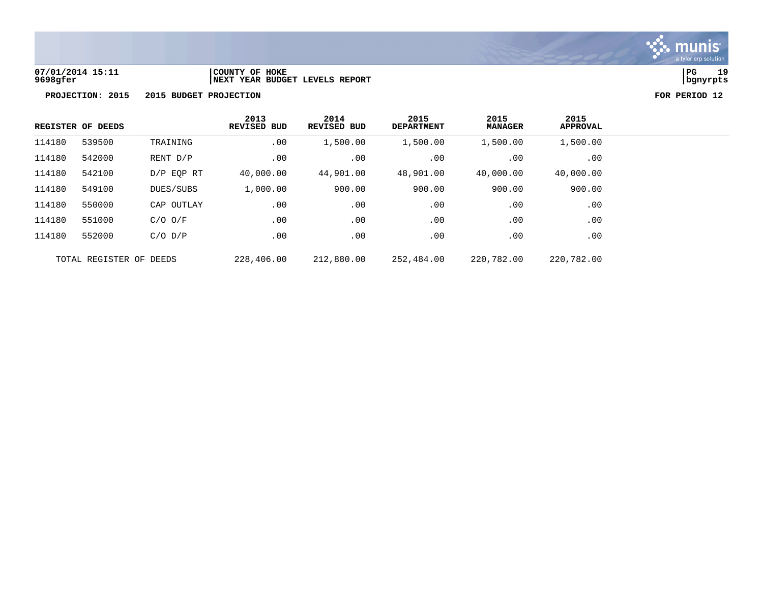07/01/2014 15:11 | COUNTY OF HOKE
9698gfer | NEXT YEAR BUDGET LEVELS REPORT

**PROJECTION: 2015 2015 BUDGET PROJECTION** **FOR PERIOD 12**

| REGISTER OF DEEDS | | | 2013 REVISED BUD | 2014 REVISED BUD | 2015 DEPARTMENT | 2015 MANAGER | 2015 APPROVAL |
|---|---|---|---|---|---|---|---|
| 114180 | 539500 | TRAINING | .00 | 1,500.00 | 1,500.00 | 1,500.00 | 1,500.00 |
| 114180 | 542000 | RENT D/P | .00 | .00 | .00 | .00 | .00 |
| 114180 | 542100 | D/P EQP RT | 40,000.00 | 44,901.00 | 48,901.00 | 40,000.00 | 40,000.00 |
| 114180 | 549100 | DUES/SUBS | 1,000.00 | 900.00 | 900.00 | 900.00 | 900.00 |
| 114180 | 550000 | CAP OUTLAY | .00 | .00 | .00 | .00 | .00 |
| 114180 | 551000 | C/O O/F | .00 | .00 | .00 | .00 | .00 |
| 114180 | 552000 | C/O D/P | .00 | .00 | .00 | .00 | .00 |
| TOTAL REGISTER OF DEEDS | | | 228,406.00 | 212,880.00 | 252,484.00 | 220,782.00 | 220,782.00 |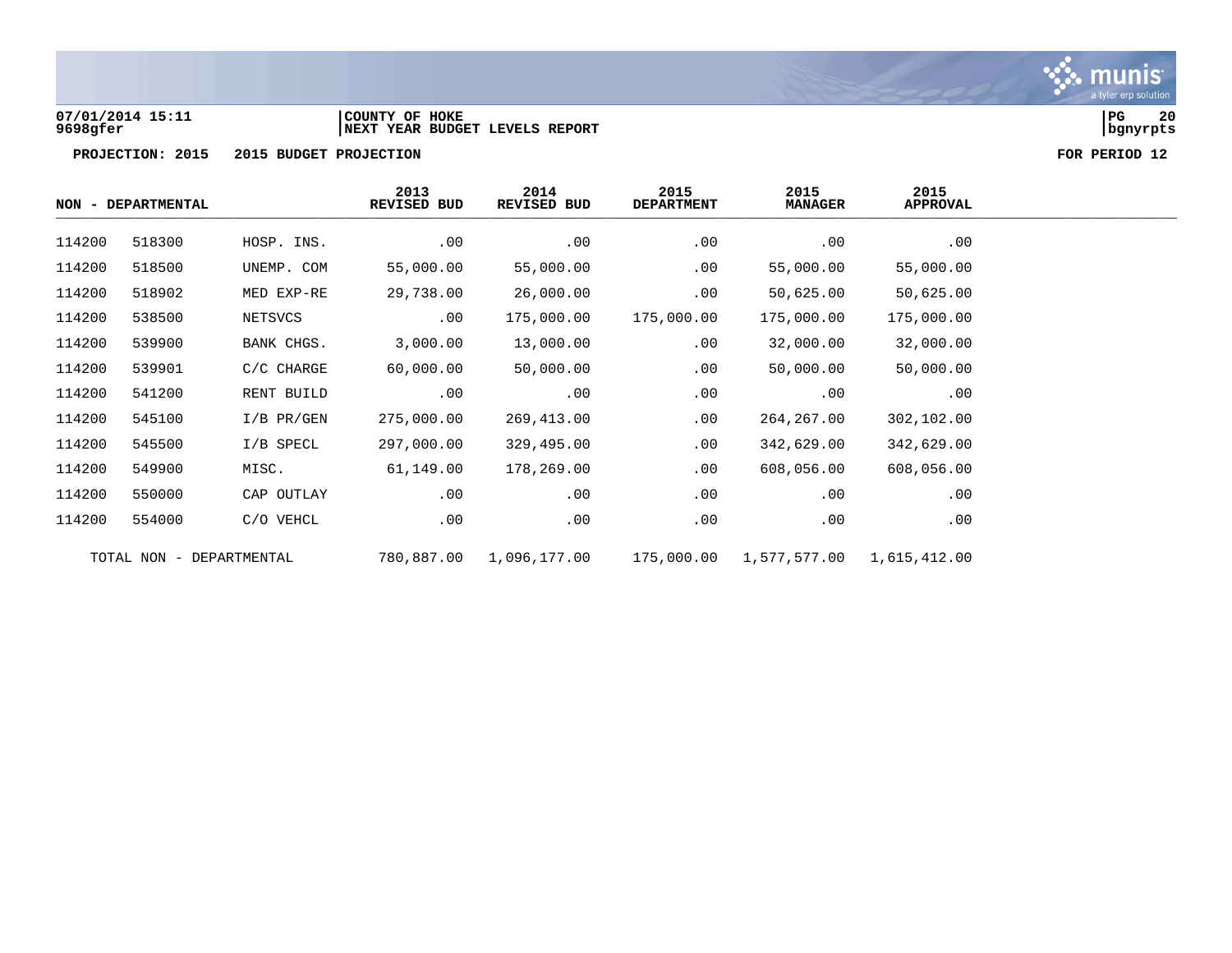07/01/2014 15:11 | COUNTY OF HOKE
9698gfer | NEXT YEAR BUDGET LEVELS REPORT

**PROJECTION: 2015 2015 BUDGET PROJECTION** **FOR PERIOD 12**

| NON - DEPARTMENTAL | | | 2013 REVISED BUD | 2014 REVISED BUD | 2015 DEPARTMENT | 2015 MANAGER | 2015 APPROVAL |
|---|---|---|---|---|---|---|---|
| 114200 | 518300 | HOSP. INS. | .00 | .00 | .00 | .00 | .00 |
| 114200 | 518500 | UNEMP. COM | 55,000.00 | 55,000.00 | .00 | 55,000.00 | 55,000.00 |
| 114200 | 518902 | MED EXP-RE | 29,738.00 | 26,000.00 | .00 | 50,625.00 | 50,625.00 |
| 114200 | 538500 | NETSVCS | .00 | 175,000.00 | 175,000.00 | 175,000.00 | 175,000.00 |
| 114200 | 539900 | BANK CHGS. | 3,000.00 | 13,000.00 | .00 | 32,000.00 | 32,000.00 |
| 114200 | 539901 | C/C CHARGE | 60,000.00 | 50,000.00 | .00 | 50,000.00 | 50,000.00 |
| 114200 | 541200 | RENT BUILD | .00 | .00 | .00 | .00 | .00 |
| 114200 | 545100 | I/B PR/GEN | 275,000.00 | 269,413.00 | .00 | 264,267.00 | 302,102.00 |
| 114200 | 545500 | I/B SPECL | 297,000.00 | 329,495.00 | .00 | 342,629.00 | 342,629.00 |
| 114200 | 549900 | MISC. | 61,149.00 | 178,269.00 | .00 | 608,056.00 | 608,056.00 |
| 114200 | 550000 | CAP OUTLAY | .00 | .00 | .00 | .00 | .00 |
| 114200 | 554000 | C/O VEHCL | .00 | .00 | .00 | .00 | .00 |
| TOTAL NON - DEPARTMENTAL | | | 780,887.00 | 1,096,177.00 | 175,000.00 | 1,577,577.00 | 1,615,412.00 |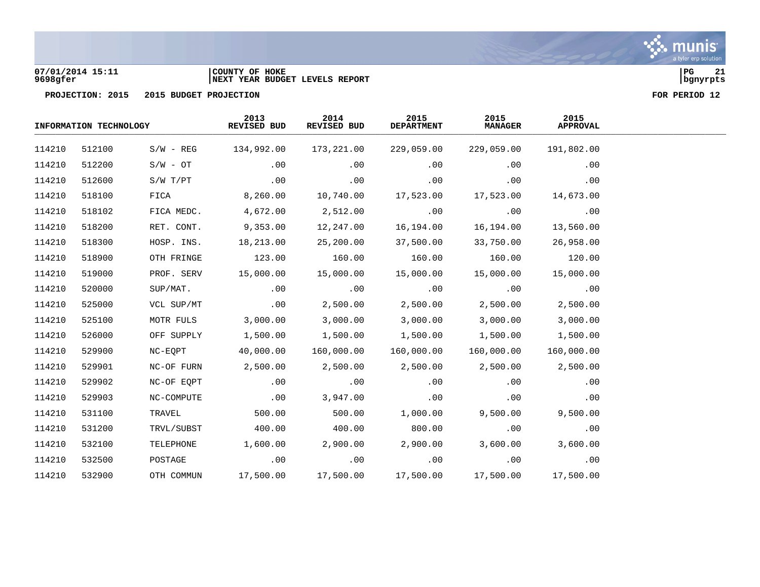**COUNTY OF HOKE**
**NEXT YEAR BUDGET LEVELS REPORT**

07/01/2014 15:11
9698gfer

PROJECTION: 2015    2015 BUDGET PROJECTION    FOR PERIOD 12

| INFORMATION TECHNOLOGY | | | 2013 REVISED BUD | 2014 REVISED BUD | 2015 DEPARTMENT | 2015 MANAGER | 2015 APPROVAL |
|---|---|---|---|---|---|---|---|
| 114210 | 512100 | S/W - REG | 134,992.00 | 173,221.00 | 229,059.00 | 229,059.00 | 191,802.00 |
| 114210 | 512200 | S/W - OT | .00 | .00 | .00 | .00 | .00 |
| 114210 | 512600 | S/W T/PT | .00 | .00 | .00 | .00 | .00 |
| 114210 | 518100 | FICA | 8,260.00 | 10,740.00 | 17,523.00 | 17,523.00 | 14,673.00 |
| 114210 | 518102 | FICA MEDC. | 4,672.00 | 2,512.00 | .00 | .00 | .00 |
| 114210 | 518200 | RET. CONT. | 9,353.00 | 12,247.00 | 16,194.00 | 16,194.00 | 13,560.00 |
| 114210 | 518300 | HOSP. INS. | 18,213.00 | 25,200.00 | 37,500.00 | 33,750.00 | 26,958.00 |
| 114210 | 518900 | OTH FRINGE | 123.00 | 160.00 | 160.00 | 160.00 | 120.00 |
| 114210 | 519000 | PROF. SERV | 15,000.00 | 15,000.00 | 15,000.00 | 15,000.00 | 15,000.00 |
| 114210 | 520000 | SUP/MAT. | .00 | .00 | .00 | .00 | .00 |
| 114210 | 525000 | VCL SUP/MT | .00 | 2,500.00 | 2,500.00 | 2,500.00 | 2,500.00 |
| 114210 | 525100 | MOTR FULS | 3,000.00 | 3,000.00 | 3,000.00 | 3,000.00 | 3,000.00 |
| 114210 | 526000 | OFF SUPPLY | 1,500.00 | 1,500.00 | 1,500.00 | 1,500.00 | 1,500.00 |
| 114210 | 529900 | NC-EQPT | 40,000.00 | 160,000.00 | 160,000.00 | 160,000.00 | 160,000.00 |
| 114210 | 529901 | NC-OF FURN | 2,500.00 | 2,500.00 | 2,500.00 | 2,500.00 | 2,500.00 |
| 114210 | 529902 | NC-OF EQPT | .00 | .00 | .00 | .00 | .00 |
| 114210 | 529903 | NC-COMPUTE | .00 | 3,947.00 | .00 | .00 | .00 |
| 114210 | 531100 | TRAVEL | 500.00 | 500.00 | 1,000.00 | 9,500.00 | 9,500.00 |
| 114210 | 531200 | TRVL/SUBST | 400.00 | 400.00 | 800.00 | .00 | .00 |
| 114210 | 532100 | TELEPHONE | 1,600.00 | 2,900.00 | 2,900.00 | 3,600.00 | 3,600.00 |
| 114210 | 532500 | POSTAGE | .00 | .00 | .00 | .00 | .00 |
| 114210 | 532900 | OTH COMMUN | 17,500.00 | 17,500.00 | 17,500.00 | 17,500.00 | 17,500.00 |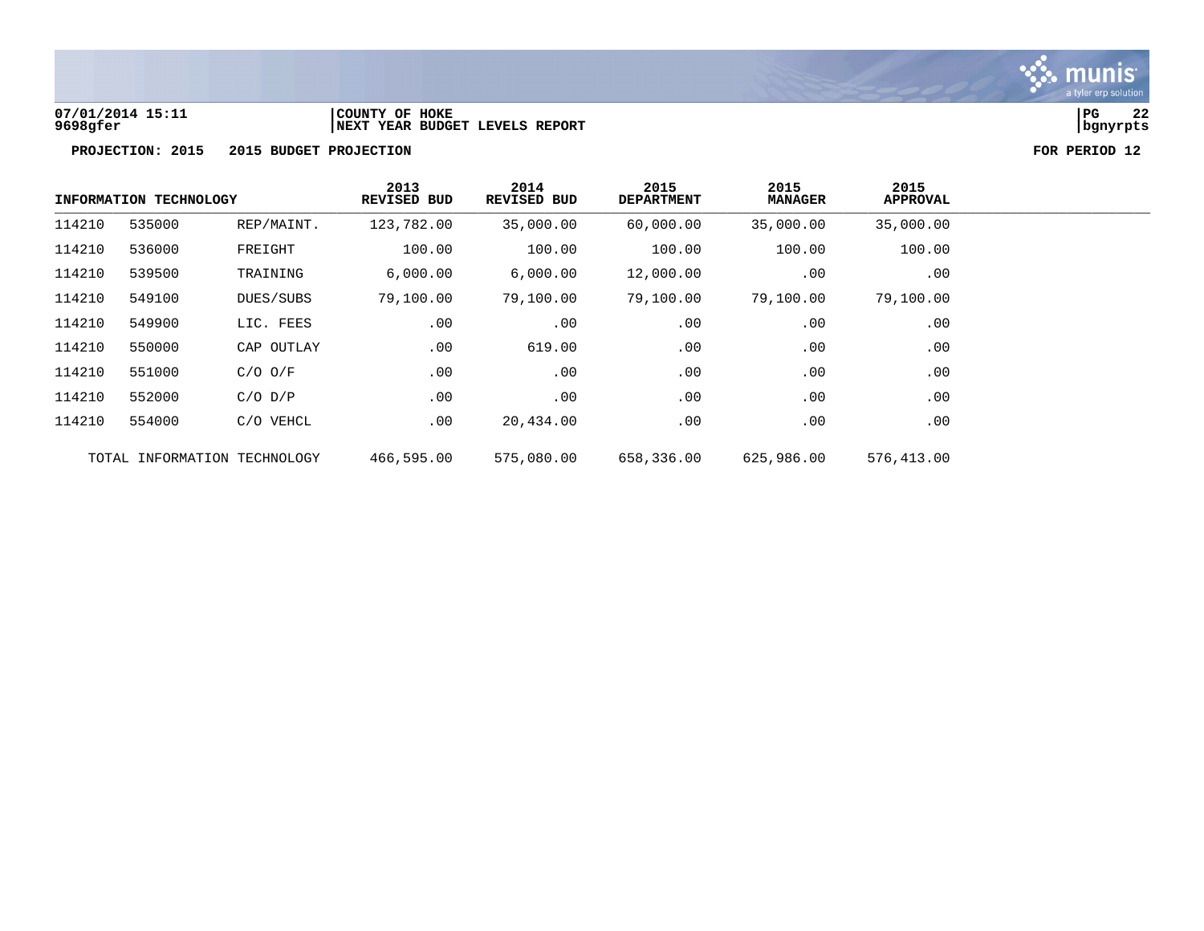07/01/2014 15:11 | COUNTY OF HOKE
9698gfer | NEXT YEAR BUDGET LEVELS REPORT

**PROJECTION: 2015 2015 BUDGET PROJECTION** **FOR PERIOD 12**

| INFORMATION TECHNOLOGY | | | 2013 REVISED BUD | 2014 REVISED BUD | 2015 DEPARTMENT | 2015 MANAGER | 2015 APPROVAL |
|---|---|---|---|---|---|---|---|
| 114210 | 535000 | REP/MAINT. | 123,782.00 | 35,000.00 | 60,000.00 | 35,000.00 | 35,000.00 |
| 114210 | 536000 | FREIGHT | 100.00 | 100.00 | 100.00 | 100.00 | 100.00 |
| 114210 | 539500 | TRAINING | 6,000.00 | 6,000.00 | 12,000.00 | .00 | .00 |
| 114210 | 549100 | DUES/SUBS | 79,100.00 | 79,100.00 | 79,100.00 | 79,100.00 | 79,100.00 |
| 114210 | 549900 | LIC. FEES | .00 | .00 | .00 | .00 | .00 |
| 114210 | 550000 | CAP OUTLAY | .00 | 619.00 | .00 | .00 | .00 |
| 114210 | 551000 | C/O O/F | .00 | .00 | .00 | .00 | .00 |
| 114210 | 552000 | C/O D/P | .00 | .00 | .00 | .00 | .00 |
| 114210 | 554000 | C/O VEHCL | .00 | 20,434.00 | .00 | .00 | .00 |
| TOTAL INFORMATION TECHNOLOGY | | | 466,595.00 | 575,080.00 | 658,336.00 | 625,986.00 | 576,413.00 |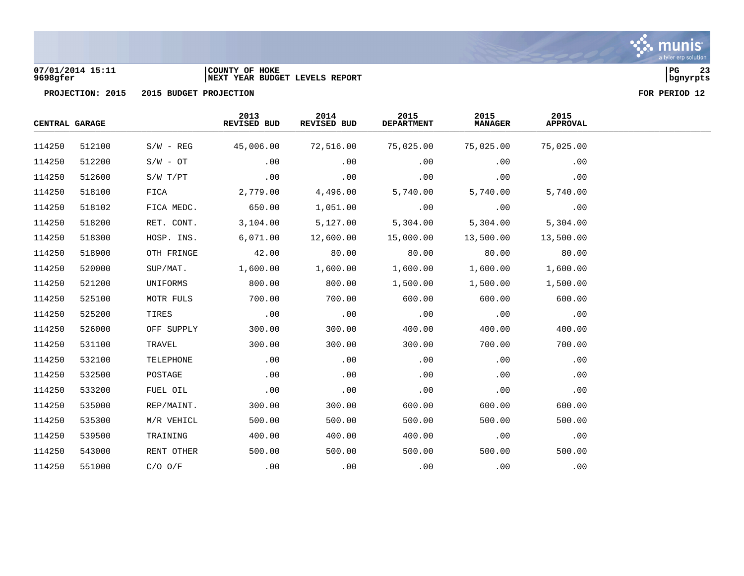07/01/2014 15:11 | COUNTY OF HOKE
9698gfer | NEXT YEAR BUDGET LEVELS REPORT

**PROJECTION: 2015 2015 BUDGET PROJECTION** **FOR PERIOD 12**

| CENTRAL GARAGE | | | 2013 REVISED BUD | 2014 REVISED BUD | 2015 DEPARTMENT | 2015 MANAGER | 2015 APPROVAL |
|---|---|---|---|---|---|---|---|
| 114250 | 512100 | S/W - REG | 45,006.00 | 72,516.00 | 75,025.00 | 75,025.00 | 75,025.00 |
| 114250 | 512200 | S/W - OT | .00 | .00 | .00 | .00 | .00 |
| 114250 | 512600 | S/W T/PT | .00 | .00 | .00 | .00 | .00 |
| 114250 | 518100 | FICA | 2,779.00 | 4,496.00 | 5,740.00 | 5,740.00 | 5,740.00 |
| 114250 | 518102 | FICA MEDC. | 650.00 | 1,051.00 | .00 | .00 | .00 |
| 114250 | 518200 | RET. CONT. | 3,104.00 | 5,127.00 | 5,304.00 | 5,304.00 | 5,304.00 |
| 114250 | 518300 | HOSP. INS. | 6,071.00 | 12,600.00 | 15,000.00 | 13,500.00 | 13,500.00 |
| 114250 | 518900 | OTH FRINGE | 42.00 | 80.00 | 80.00 | 80.00 | 80.00 |
| 114250 | 520000 | SUP/MAT. | 1,600.00 | 1,600.00 | 1,600.00 | 1,600.00 | 1,600.00 |
| 114250 | 521200 | UNIFORMS | 800.00 | 800.00 | 1,500.00 | 1,500.00 | 1,500.00 |
| 114250 | 525100 | MOTR FULS | 700.00 | 700.00 | 600.00 | 600.00 | 600.00 |
| 114250 | 525200 | TIRES | .00 | .00 | .00 | .00 | .00 |
| 114250 | 526000 | OFF SUPPLY | 300.00 | 300.00 | 400.00 | 400.00 | 400.00 |
| 114250 | 531100 | TRAVEL | 300.00 | 300.00 | 300.00 | 700.00 | 700.00 |
| 114250 | 532100 | TELEPHONE | .00 | .00 | .00 | .00 | .00 |
| 114250 | 532500 | POSTAGE | .00 | .00 | .00 | .00 | .00 |
| 114250 | 533200 | FUEL OIL | .00 | .00 | .00 | .00 | .00 |
| 114250 | 535000 | REP/MAINT. | 300.00 | 300.00 | 600.00 | 600.00 | 600.00 |
| 114250 | 535300 | M/R VEHICL | 500.00 | 500.00 | 500.00 | 500.00 | 500.00 |
| 114250 | 539500 | TRAINING | 400.00 | 400.00 | 400.00 | .00 | .00 |
| 114250 | 543000 | RENT OTHER | 500.00 | 500.00 | 500.00 | 500.00 | 500.00 |
| 114250 | 551000 | C/O O/F | .00 | .00 | .00 | .00 | .00 |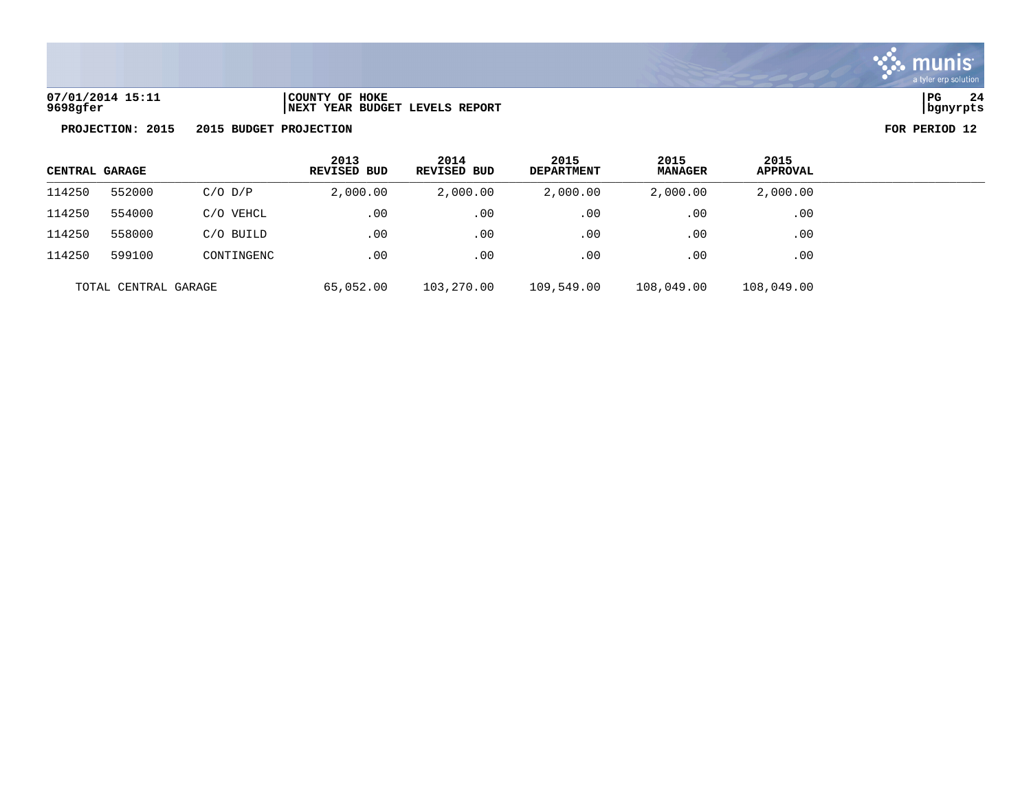07/01/2014 15:11 | COUNTY OF HOKE
9698gfer | NEXT YEAR BUDGET LEVELS REPORT

**PROJECTION: 2015 2015 BUDGET PROJECTION** **FOR PERIOD 12**

| CENTRAL GARAGE | | | 2013 REVISED BUD | 2014 REVISED BUD | 2015 DEPARTMENT | 2015 MANAGER | 2015 APPROVAL |
|---|---|---|---|---|---|---|---|
| 114250 | 552000 | C/O D/P | 2,000.00 | 2,000.00 | 2,000.00 | 2,000.00 | 2,000.00 |
| 114250 | 554000 | C/O VEHCL | .00 | .00 | .00 | .00 | .00 |
| 114250 | 558000 | C/O BUILD | .00 | .00 | .00 | .00 | .00 |
| 114250 | 599100 | CONTINGENC | .00 | .00 | .00 | .00 | .00 |
| TOTAL CENTRAL GARAGE | | | 65,052.00 | 103,270.00 | 109,549.00 | 108,049.00 | 108,049.00 |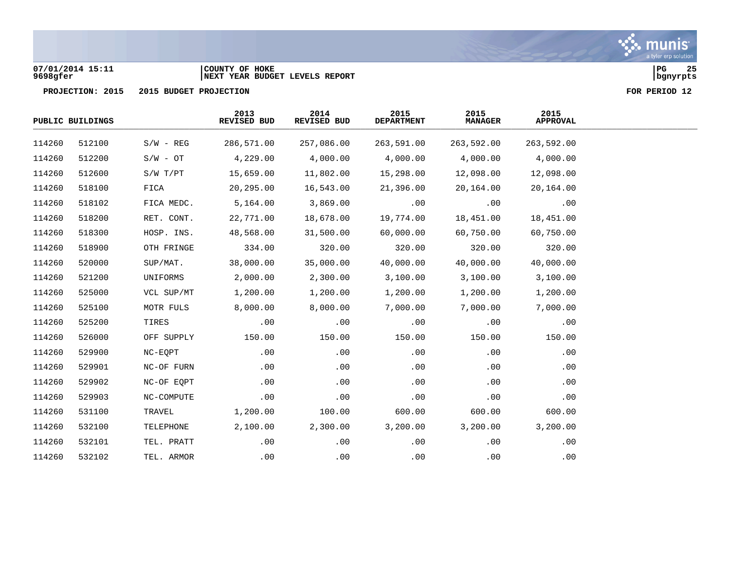07/01/2014 15:11 | COUNTY OF HOKE
9698gfer | NEXT YEAR BUDGET LEVELS REPORT

PROJECTION: 2015 2015 BUDGET PROJECTION — FOR PERIOD 12

| PUBLIC BUILDINGS | | | 2013 REVISED BUD | 2014 REVISED BUD | 2015 DEPARTMENT | 2015 MANAGER | 2015 APPROVAL |
|---|---|---|---|---|---|---|---|
| 114260 | 512100 | S/W - REG | 286,571.00 | 257,086.00 | 263,591.00 | 263,592.00 | 263,592.00 |
| 114260 | 512200 | S/W - OT | 4,229.00 | 4,000.00 | 4,000.00 | 4,000.00 | 4,000.00 |
| 114260 | 512600 | S/W T/PT | 15,659.00 | 11,802.00 | 15,298.00 | 12,098.00 | 12,098.00 |
| 114260 | 518100 | FICA | 20,295.00 | 16,543.00 | 21,396.00 | 20,164.00 | 20,164.00 |
| 114260 | 518102 | FICA MEDC. | 5,164.00 | 3,869.00 | .00 | .00 | .00 |
| 114260 | 518200 | RET. CONT. | 22,771.00 | 18,678.00 | 19,774.00 | 18,451.00 | 18,451.00 |
| 114260 | 518300 | HOSP. INS. | 48,568.00 | 31,500.00 | 60,000.00 | 60,750.00 | 60,750.00 |
| 114260 | 518900 | OTH FRINGE | 334.00 | 320.00 | 320.00 | 320.00 | 320.00 |
| 114260 | 520000 | SUP/MAT. | 38,000.00 | 35,000.00 | 40,000.00 | 40,000.00 | 40,000.00 |
| 114260 | 521200 | UNIFORMS | 2,000.00 | 2,300.00 | 3,100.00 | 3,100.00 | 3,100.00 |
| 114260 | 525000 | VCL SUP/MT | 1,200.00 | 1,200.00 | 1,200.00 | 1,200.00 | 1,200.00 |
| 114260 | 525100 | MOTR FULS | 8,000.00 | 8,000.00 | 7,000.00 | 7,000.00 | 7,000.00 |
| 114260 | 525200 | TIRES | .00 | .00 | .00 | .00 | .00 |
| 114260 | 526000 | OFF SUPPLY | 150.00 | 150.00 | 150.00 | 150.00 | 150.00 |
| 114260 | 529900 | NC-EQPT | .00 | .00 | .00 | .00 | .00 |
| 114260 | 529901 | NC-OF FURN | .00 | .00 | .00 | .00 | .00 |
| 114260 | 529902 | NC-OF EQPT | .00 | .00 | .00 | .00 | .00 |
| 114260 | 529903 | NC-COMPUTE | .00 | .00 | .00 | .00 | .00 |
| 114260 | 531100 | TRAVEL | 1,200.00 | 100.00 | 600.00 | 600.00 | 600.00 |
| 114260 | 532100 | TELEPHONE | 2,100.00 | 2,300.00 | 3,200.00 | 3,200.00 | 3,200.00 |
| 114260 | 532101 | TEL. PRATT | .00 | .00 | .00 | .00 | .00 |
| 114260 | 532102 | TEL. ARMOR | .00 | .00 | .00 | .00 | .00 |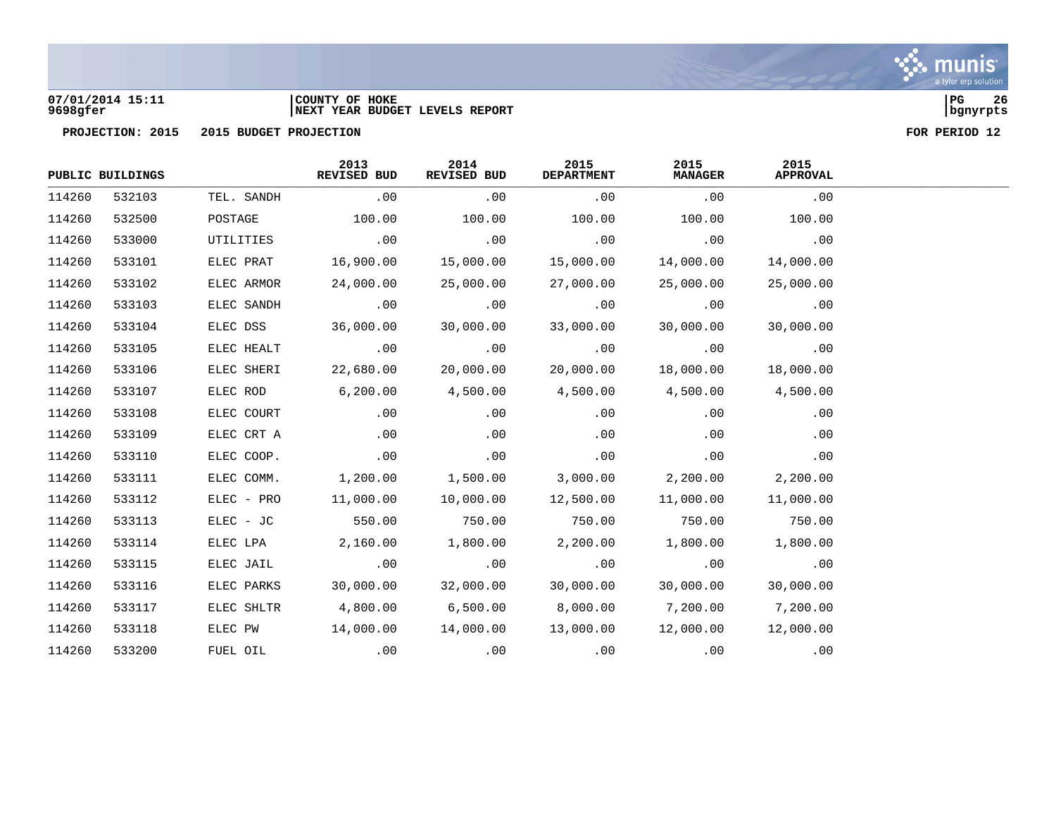**PROJECTION: 2015 2015 BUDGET PROJECTION** FOR PERIOD 12

| PUBLIC BUILDINGS | | | 2013 REVISED BUD | 2014 REVISED BUD | 2015 DEPARTMENT | 2015 MANAGER | 2015 APPROVAL |
|---|---|---|---|---|---|---|---|
| 114260 | 532103 | TEL. SANDH | .00 | .00 | .00 | .00 | .00 |
| 114260 | 532500 | POSTAGE | 100.00 | 100.00 | 100.00 | 100.00 | 100.00 |
| 114260 | 533000 | UTILITIES | .00 | .00 | .00 | .00 | .00 |
| 114260 | 533101 | ELEC PRAT | 16,900.00 | 15,000.00 | 15,000.00 | 14,000.00 | 14,000.00 |
| 114260 | 533102 | ELEC ARMOR | 24,000.00 | 25,000.00 | 27,000.00 | 25,000.00 | 25,000.00 |
| 114260 | 533103 | ELEC SANDH | .00 | .00 | .00 | .00 | .00 |
| 114260 | 533104 | ELEC DSS | 36,000.00 | 30,000.00 | 33,000.00 | 30,000.00 | 30,000.00 |
| 114260 | 533105 | ELEC HEALT | .00 | .00 | .00 | .00 | .00 |
| 114260 | 533106 | ELEC SHERI | 22,680.00 | 20,000.00 | 20,000.00 | 18,000.00 | 18,000.00 |
| 114260 | 533107 | ELEC ROD | 6,200.00 | 4,500.00 | 4,500.00 | 4,500.00 | 4,500.00 |
| 114260 | 533108 | ELEC COURT | .00 | .00 | .00 | .00 | .00 |
| 114260 | 533109 | ELEC CRT A | .00 | .00 | .00 | .00 | .00 |
| 114260 | 533110 | ELEC COOP. | .00 | .00 | .00 | .00 | .00 |
| 114260 | 533111 | ELEC COMM. | 1,200.00 | 1,500.00 | 3,000.00 | 2,200.00 | 2,200.00 |
| 114260 | 533112 | ELEC - PRO | 11,000.00 | 10,000.00 | 12,500.00 | 11,000.00 | 11,000.00 |
| 114260 | 533113 | ELEC - JC | 550.00 | 750.00 | 750.00 | 750.00 | 750.00 |
| 114260 | 533114 | ELEC LPA | 2,160.00 | 1,800.00 | 2,200.00 | 1,800.00 | 1,800.00 |
| 114260 | 533115 | ELEC JAIL | .00 | .00 | .00 | .00 | .00 |
| 114260 | 533116 | ELEC PARKS | 30,000.00 | 32,000.00 | 30,000.00 | 30,000.00 | 30,000.00 |
| 114260 | 533117 | ELEC SHLTR | 4,800.00 | 6,500.00 | 8,000.00 | 7,200.00 | 7,200.00 |
| 114260 | 533118 | ELEC PW | 14,000.00 | 14,000.00 | 13,000.00 | 12,000.00 | 12,000.00 |
| 114260 | 533200 | FUEL OIL | .00 | .00 | .00 | .00 | .00 |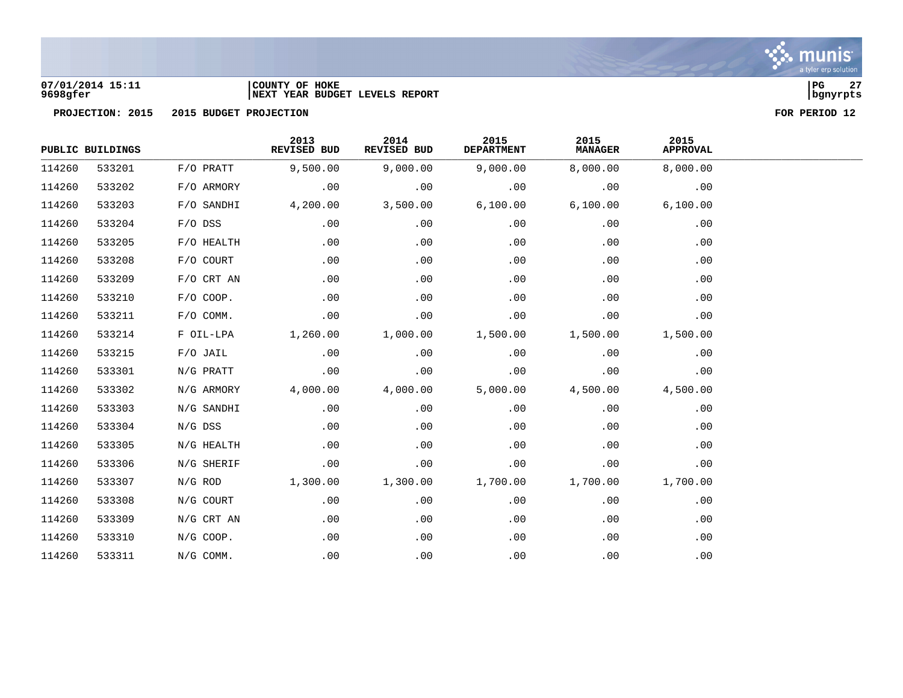07/01/2014 15:11 | COUNTY OF HOKE
9698gfer | NEXT YEAR BUDGET LEVELS REPORT

**PROJECTION: 2015    2015 BUDGET PROJECTION    FOR PERIOD 12**

| PUBLIC BUILDINGS | | | 2013 REVISED BUD | 2014 REVISED BUD | 2015 DEPARTMENT | 2015 MANAGER | 2015 APPROVAL |
|---|---|---|---|---|---|---|---|
| 114260 | 533201 | F/O PRATT | 9,500.00 | 9,000.00 | 9,000.00 | 8,000.00 | 8,000.00 |
| 114260 | 533202 | F/O ARMORY | .00 | .00 | .00 | .00 | .00 |
| 114260 | 533203 | F/O SANDHI | 4,200.00 | 3,500.00 | 6,100.00 | 6,100.00 | 6,100.00 |
| 114260 | 533204 | F/O DSS | .00 | .00 | .00 | .00 | .00 |
| 114260 | 533205 | F/O HEALTH | .00 | .00 | .00 | .00 | .00 |
| 114260 | 533208 | F/O COURT | .00 | .00 | .00 | .00 | .00 |
| 114260 | 533209 | F/O CRT AN | .00 | .00 | .00 | .00 | .00 |
| 114260 | 533210 | F/O COOP. | .00 | .00 | .00 | .00 | .00 |
| 114260 | 533211 | F/O COMM. | .00 | .00 | .00 | .00 | .00 |
| 114260 | 533214 | F OIL-LPA | 1,260.00 | 1,000.00 | 1,500.00 | 1,500.00 | 1,500.00 |
| 114260 | 533215 | F/O JAIL | .00 | .00 | .00 | .00 | .00 |
| 114260 | 533301 | N/G PRATT | .00 | .00 | .00 | .00 | .00 |
| 114260 | 533302 | N/G ARMORY | 4,000.00 | 4,000.00 | 5,000.00 | 4,500.00 | 4,500.00 |
| 114260 | 533303 | N/G SANDHI | .00 | .00 | .00 | .00 | .00 |
| 114260 | 533304 | N/G DSS | .00 | .00 | .00 | .00 | .00 |
| 114260 | 533305 | N/G HEALTH | .00 | .00 | .00 | .00 | .00 |
| 114260 | 533306 | N/G SHERIF | .00 | .00 | .00 | .00 | .00 |
| 114260 | 533307 | N/G ROD | 1,300.00 | 1,300.00 | 1,700.00 | 1,700.00 | 1,700.00 |
| 114260 | 533308 | N/G COURT | .00 | .00 | .00 | .00 | .00 |
| 114260 | 533309 | N/G CRT AN | .00 | .00 | .00 | .00 | .00 |
| 114260 | 533310 | N/G COOP. | .00 | .00 | .00 | .00 | .00 |
| 114260 | 533311 | N/G COMM. | .00 | .00 | .00 | .00 | .00 |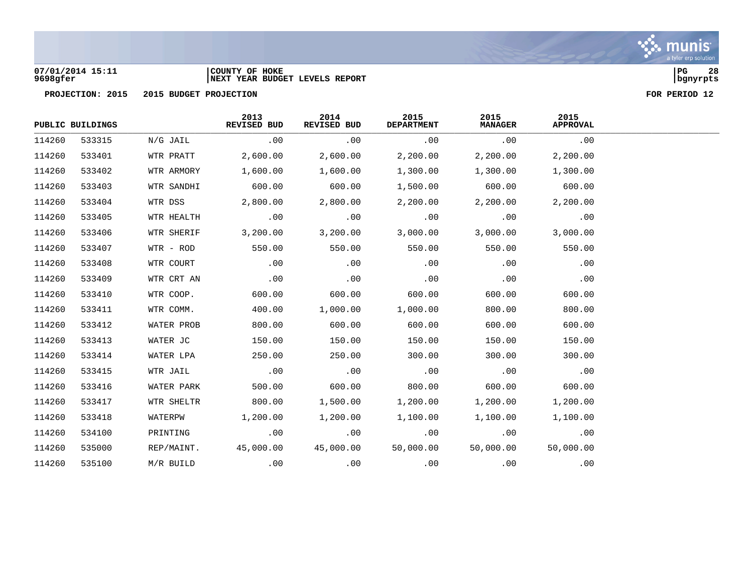COUNTY OF HOKE
NEXT YEAR BUDGET LEVELS REPORT

07/01/2014 15:11
9698gfer

PROJECTION: 2015 &nbsp;&nbsp; 2015 BUDGET PROJECTION &nbsp;&nbsp; FOR PERIOD 12

| PUBLIC BUILDINGS | | | 2013 REVISED BUD | 2014 REVISED BUD | 2015 DEPARTMENT | 2015 MANAGER | 2015 APPROVAL |
|---|---|---|---|---|---|---|---|
| 114260 | 533315 | N/G JAIL | .00 | .00 | .00 | .00 | .00 |
| 114260 | 533401 | WTR PRATT | 2,600.00 | 2,600.00 | 2,200.00 | 2,200.00 | 2,200.00 |
| 114260 | 533402 | WTR ARMORY | 1,600.00 | 1,600.00 | 1,300.00 | 1,300.00 | 1,300.00 |
| 114260 | 533403 | WTR SANDHI | 600.00 | 600.00 | 1,500.00 | 600.00 | 600.00 |
| 114260 | 533404 | WTR DSS | 2,800.00 | 2,800.00 | 2,200.00 | 2,200.00 | 2,200.00 |
| 114260 | 533405 | WTR HEALTH | .00 | .00 | .00 | .00 | .00 |
| 114260 | 533406 | WTR SHERIF | 3,200.00 | 3,200.00 | 3,000.00 | 3,000.00 | 3,000.00 |
| 114260 | 533407 | WTR - ROD | 550.00 | 550.00 | 550.00 | 550.00 | 550.00 |
| 114260 | 533408 | WTR COURT | .00 | .00 | .00 | .00 | .00 |
| 114260 | 533409 | WTR CRT AN | .00 | .00 | .00 | .00 | .00 |
| 114260 | 533410 | WTR COOP. | 600.00 | 600.00 | 600.00 | 600.00 | 600.00 |
| 114260 | 533411 | WTR COMM. | 400.00 | 1,000.00 | 1,000.00 | 800.00 | 800.00 |
| 114260 | 533412 | WATER PROB | 800.00 | 600.00 | 600.00 | 600.00 | 600.00 |
| 114260 | 533413 | WATER JC | 150.00 | 150.00 | 150.00 | 150.00 | 150.00 |
| 114260 | 533414 | WATER LPA | 250.00 | 250.00 | 300.00 | 300.00 | 300.00 |
| 114260 | 533415 | WTR JAIL | .00 | .00 | .00 | .00 | .00 |
| 114260 | 533416 | WATER PARK | 500.00 | 600.00 | 800.00 | 600.00 | 600.00 |
| 114260 | 533417 | WTR SHELTR | 800.00 | 1,500.00 | 1,200.00 | 1,200.00 | 1,200.00 |
| 114260 | 533418 | WATERPW | 1,200.00 | 1,200.00 | 1,100.00 | 1,100.00 | 1,100.00 |
| 114260 | 534100 | PRINTING | .00 | .00 | .00 | .00 | .00 |
| 114260 | 535000 | REP/MAINT. | 45,000.00 | 45,000.00 | 50,000.00 | 50,000.00 | 50,000.00 |
| 114260 | 535100 | M/R BUILD | .00 | .00 | .00 | .00 | .00 |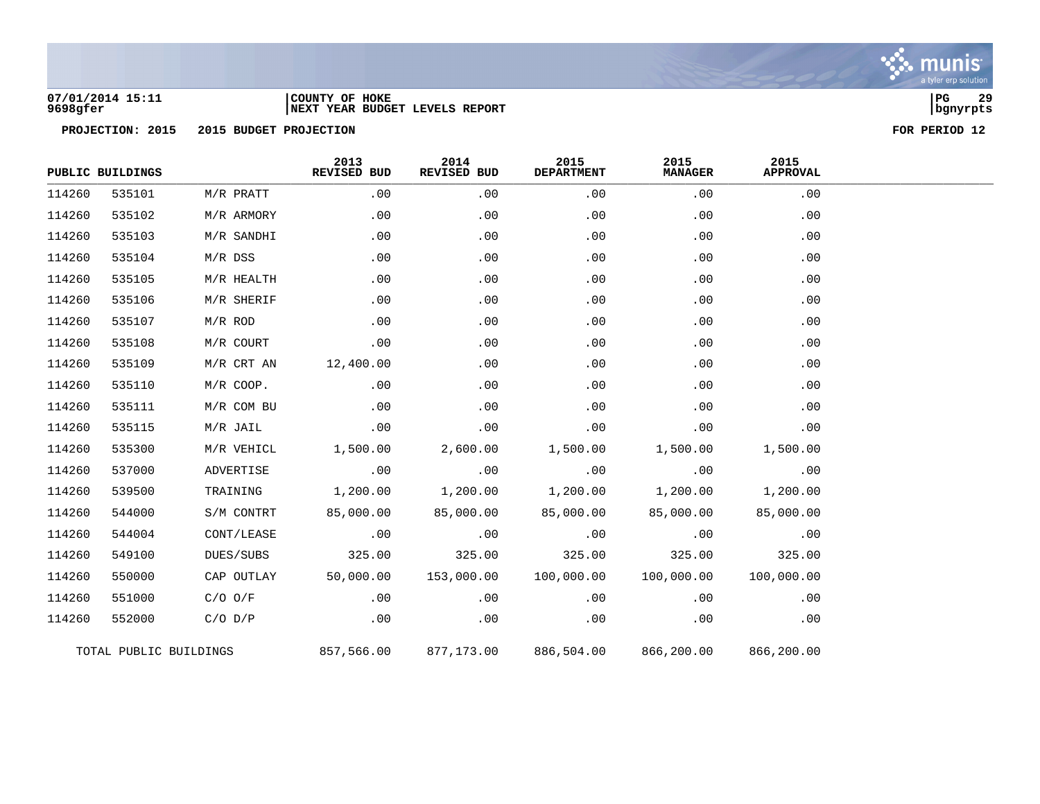07/01/2014 15:11 | COUNTY OF HOKE
9698gfer | NEXT YEAR BUDGET LEVELS REPORT

**PROJECTION: 2015 2015 BUDGET PROJECTION** **FOR PERIOD 12**

| PUBLIC BUILDINGS | | | 2013 REVISED BUD | 2014 REVISED BUD | 2015 DEPARTMENT | 2015 MANAGER | 2015 APPROVAL |
|---|---|---|---|---|---|---|---|
| 114260 | 535101 | M/R PRATT | .00 | .00 | .00 | .00 | .00 |
| 114260 | 535102 | M/R ARMORY | .00 | .00 | .00 | .00 | .00 |
| 114260 | 535103 | M/R SANDHI | .00 | .00 | .00 | .00 | .00 |
| 114260 | 535104 | M/R DSS | .00 | .00 | .00 | .00 | .00 |
| 114260 | 535105 | M/R HEALTH | .00 | .00 | .00 | .00 | .00 |
| 114260 | 535106 | M/R SHERIF | .00 | .00 | .00 | .00 | .00 |
| 114260 | 535107 | M/R ROD | .00 | .00 | .00 | .00 | .00 |
| 114260 | 535108 | M/R COURT | .00 | .00 | .00 | .00 | .00 |
| 114260 | 535109 | M/R CRT AN | 12,400.00 | .00 | .00 | .00 | .00 |
| 114260 | 535110 | M/R COOP. | .00 | .00 | .00 | .00 | .00 |
| 114260 | 535111 | M/R COM BU | .00 | .00 | .00 | .00 | .00 |
| 114260 | 535115 | M/R JAIL | .00 | .00 | .00 | .00 | .00 |
| 114260 | 535300 | M/R VEHICL | 1,500.00 | 2,600.00 | 1,500.00 | 1,500.00 | 1,500.00 |
| 114260 | 537000 | ADVERTISE | .00 | .00 | .00 | .00 | .00 |
| 114260 | 539500 | TRAINING | 1,200.00 | 1,200.00 | 1,200.00 | 1,200.00 | 1,200.00 |
| 114260 | 544000 | S/M CONTRT | 85,000.00 | 85,000.00 | 85,000.00 | 85,000.00 | 85,000.00 |
| 114260 | 544004 | CONT/LEASE | .00 | .00 | .00 | .00 | .00 |
| 114260 | 549100 | DUES/SUBS | 325.00 | 325.00 | 325.00 | 325.00 | 325.00 |
| 114260 | 550000 | CAP OUTLAY | 50,000.00 | 153,000.00 | 100,000.00 | 100,000.00 | 100,000.00 |
| 114260 | 551000 | C/O O/F | .00 | .00 | .00 | .00 | .00 |
| 114260 | 552000 | C/O D/P | .00 | .00 | .00 | .00 | .00 |
| TOTAL PUBLIC BUILDINGS | | | 857,566.00 | 877,173.00 | 886,504.00 | 866,200.00 | 866,200.00 |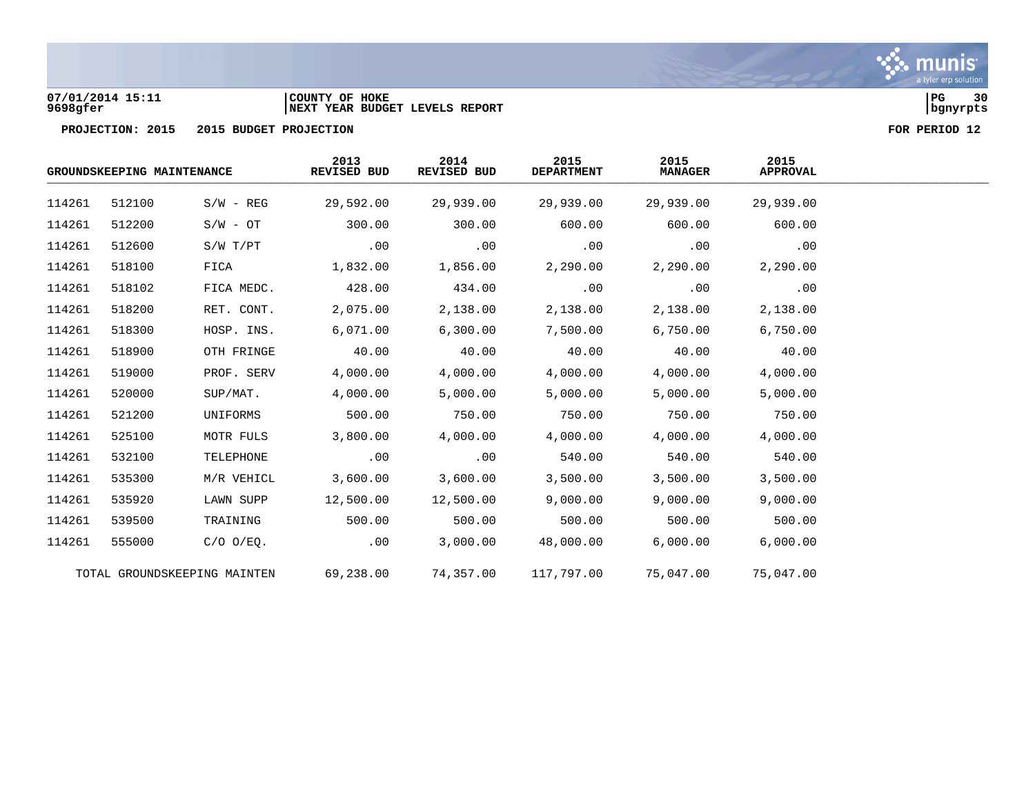COUNTY OF HOKE
NEXT YEAR BUDGET LEVELS REPORT

07/01/2014 15:11
9698gfer

PROJECTION: 2015    2015 BUDGET PROJECTION    FOR PERIOD 12

| GROUNDSKEEPING MAINTENANCE | | | 2013 REVISED BUD | 2014 REVISED BUD | 2015 DEPARTMENT | 2015 MANAGER | 2015 APPROVAL |
|---|---|---|---|---|---|---|---|
| 114261 | 512100 | S/W - REG | 29,592.00 | 29,939.00 | 29,939.00 | 29,939.00 | 29,939.00 |
| 114261 | 512200 | S/W - OT | 300.00 | 300.00 | 600.00 | 600.00 | 600.00 |
| 114261 | 512600 | S/W T/PT | .00 | .00 | .00 | .00 | .00 |
| 114261 | 518100 | FICA | 1,832.00 | 1,856.00 | 2,290.00 | 2,290.00 | 2,290.00 |
| 114261 | 518102 | FICA MEDC. | 428.00 | 434.00 | .00 | .00 | .00 |
| 114261 | 518200 | RET. CONT. | 2,075.00 | 2,138.00 | 2,138.00 | 2,138.00 | 2,138.00 |
| 114261 | 518300 | HOSP. INS. | 6,071.00 | 6,300.00 | 7,500.00 | 6,750.00 | 6,750.00 |
| 114261 | 518900 | OTH FRINGE | 40.00 | 40.00 | 40.00 | 40.00 | 40.00 |
| 114261 | 519000 | PROF. SERV | 4,000.00 | 4,000.00 | 4,000.00 | 4,000.00 | 4,000.00 |
| 114261 | 520000 | SUP/MAT. | 4,000.00 | 5,000.00 | 5,000.00 | 5,000.00 | 5,000.00 |
| 114261 | 521200 | UNIFORMS | 500.00 | 750.00 | 750.00 | 750.00 | 750.00 |
| 114261 | 525100 | MOTR FULS | 3,800.00 | 4,000.00 | 4,000.00 | 4,000.00 | 4,000.00 |
| 114261 | 532100 | TELEPHONE | .00 | .00 | 540.00 | 540.00 | 540.00 |
| 114261 | 535300 | M/R VEHICL | 3,600.00 | 3,600.00 | 3,500.00 | 3,500.00 | 3,500.00 |
| 114261 | 535920 | LAWN SUPP | 12,500.00 | 12,500.00 | 9,000.00 | 9,000.00 | 9,000.00 |
| 114261 | 539500 | TRAINING | 500.00 | 500.00 | 500.00 | 500.00 | 500.00 |
| 114261 | 555000 | C/O O/EQ. | .00 | 3,000.00 | 48,000.00 | 6,000.00 | 6,000.00 |
| TOTAL GROUNDSKEEPING MAINTEN | | | 69,238.00 | 74,357.00 | 117,797.00 | 75,047.00 | 75,047.00 |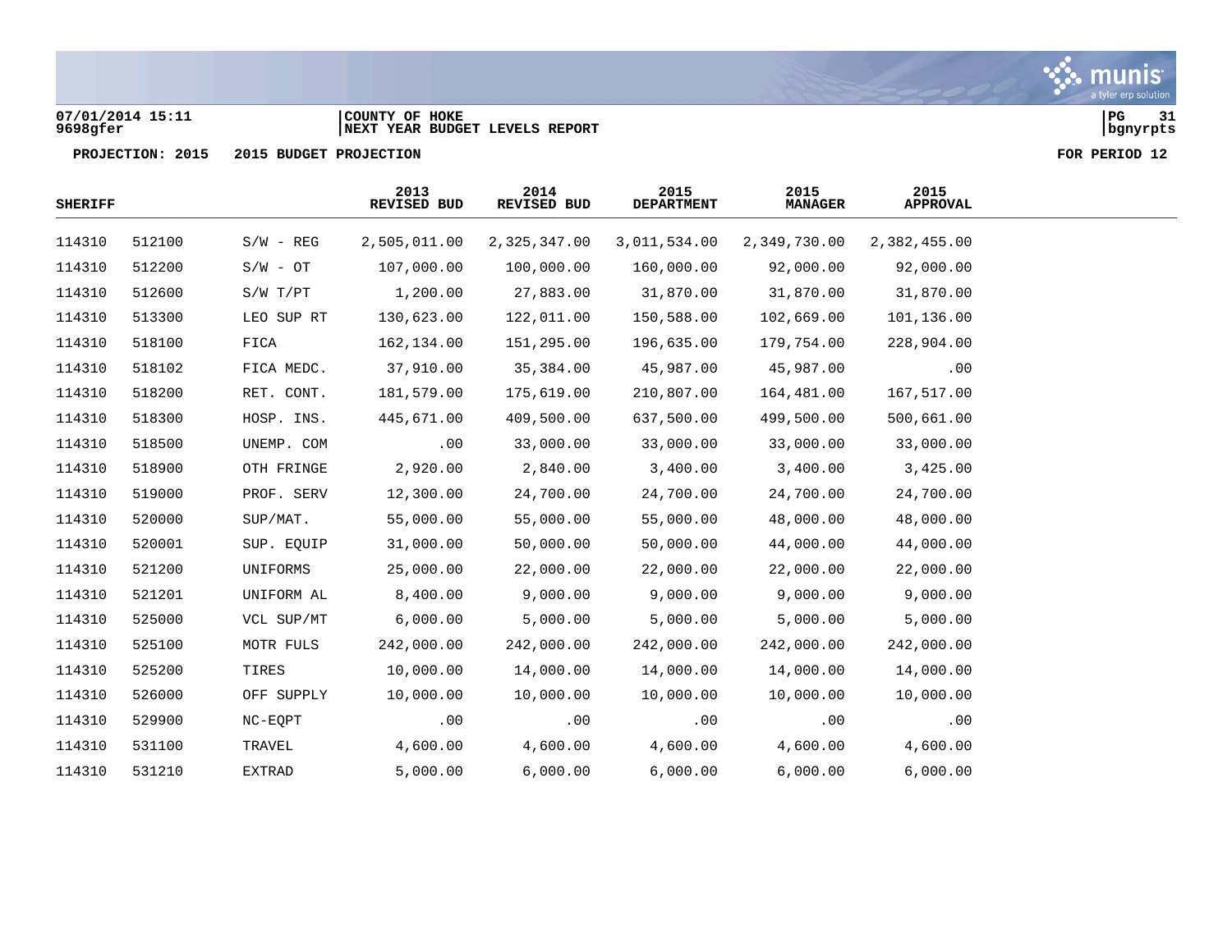07/01/2014 15:11
9698gfer

COUNTY OF HOKE
NEXT YEAR BUDGET LEVELS REPORT

PROJECTION: 2015 2015 BUDGET PROJECTION

FOR PERIOD 12

| SHERIFF | | | 2013 REVISED BUD | 2014 REVISED BUD | 2015 DEPARTMENT | 2015 MANAGER | 2015 APPROVAL |
|---|---|---|---|---|---|---|---|
| 114310 | 512100 | S/W - REG | 2,505,011.00 | 2,325,347.00 | 3,011,534.00 | 2,349,730.00 | 2,382,455.00 |
| 114310 | 512200 | S/W - OT | 107,000.00 | 100,000.00 | 160,000.00 | 92,000.00 | 92,000.00 |
| 114310 | 512600 | S/W T/PT | 1,200.00 | 27,883.00 | 31,870.00 | 31,870.00 | 31,870.00 |
| 114310 | 513300 | LEO SUP RT | 130,623.00 | 122,011.00 | 150,588.00 | 102,669.00 | 101,136.00 |
| 114310 | 518100 | FICA | 162,134.00 | 151,295.00 | 196,635.00 | 179,754.00 | 228,904.00 |
| 114310 | 518102 | FICA MEDC. | 37,910.00 | 35,384.00 | 45,987.00 | 45,987.00 | .00 |
| 114310 | 518200 | RET. CONT. | 181,579.00 | 175,619.00 | 210,807.00 | 164,481.00 | 167,517.00 |
| 114310 | 518300 | HOSP. INS. | 445,671.00 | 409,500.00 | 637,500.00 | 499,500.00 | 500,661.00 |
| 114310 | 518500 | UNEMP. COM | .00 | 33,000.00 | 33,000.00 | 33,000.00 | 33,000.00 |
| 114310 | 518900 | OTH FRINGE | 2,920.00 | 2,840.00 | 3,400.00 | 3,400.00 | 3,425.00 |
| 114310 | 519000 | PROF. SERV | 12,300.00 | 24,700.00 | 24,700.00 | 24,700.00 | 24,700.00 |
| 114310 | 520000 | SUP/MAT. | 55,000.00 | 55,000.00 | 55,000.00 | 48,000.00 | 48,000.00 |
| 114310 | 520001 | SUP. EQUIP | 31,000.00 | 50,000.00 | 50,000.00 | 44,000.00 | 44,000.00 |
| 114310 | 521200 | UNIFORMS | 25,000.00 | 22,000.00 | 22,000.00 | 22,000.00 | 22,000.00 |
| 114310 | 521201 | UNIFORM AL | 8,400.00 | 9,000.00 | 9,000.00 | 9,000.00 | 9,000.00 |
| 114310 | 525000 | VCL SUP/MT | 6,000.00 | 5,000.00 | 5,000.00 | 5,000.00 | 5,000.00 |
| 114310 | 525100 | MOTR FULS | 242,000.00 | 242,000.00 | 242,000.00 | 242,000.00 | 242,000.00 |
| 114310 | 525200 | TIRES | 10,000.00 | 14,000.00 | 14,000.00 | 14,000.00 | 14,000.00 |
| 114310 | 526000 | OFF SUPPLY | 10,000.00 | 10,000.00 | 10,000.00 | 10,000.00 | 10,000.00 |
| 114310 | 529900 | NC-EQPT | .00 | .00 | .00 | .00 | .00 |
| 114310 | 531100 | TRAVEL | 4,600.00 | 4,600.00 | 4,600.00 | 4,600.00 | 4,600.00 |
| 114310 | 531210 | EXTRAD | 5,000.00 | 6,000.00 | 6,000.00 | 6,000.00 | 6,000.00 |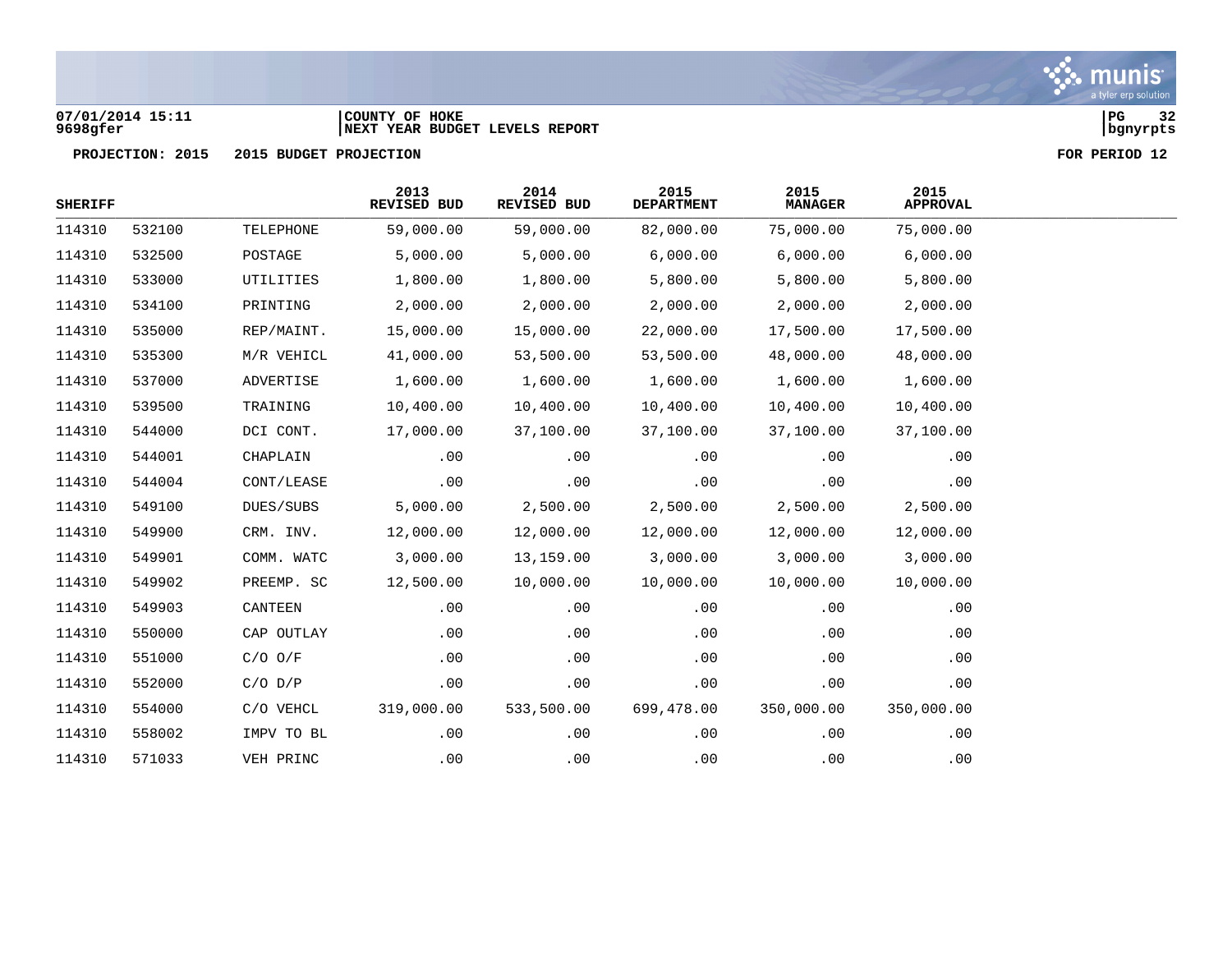07/01/2014 15:11 | COUNTY OF HOKE
9698gfer | NEXT YEAR BUDGET LEVELS REPORT

**PROJECTION: 2015   2015 BUDGET PROJECTION**   **FOR PERIOD 12**

| SHERIFF | | | 2013 REVISED BUD | 2014 REVISED BUD | 2015 DEPARTMENT | 2015 MANAGER | 2015 APPROVAL |
|---|---|---|---|---|---|---|---|
| 114310 | 532100 | TELEPHONE | 59,000.00 | 59,000.00 | 82,000.00 | 75,000.00 | 75,000.00 |
| 114310 | 532500 | POSTAGE | 5,000.00 | 5,000.00 | 6,000.00 | 6,000.00 | 6,000.00 |
| 114310 | 533000 | UTILITIES | 1,800.00 | 1,800.00 | 5,800.00 | 5,800.00 | 5,800.00 |
| 114310 | 534100 | PRINTING | 2,000.00 | 2,000.00 | 2,000.00 | 2,000.00 | 2,000.00 |
| 114310 | 535000 | REP/MAINT. | 15,000.00 | 15,000.00 | 22,000.00 | 17,500.00 | 17,500.00 |
| 114310 | 535300 | M/R VEHICL | 41,000.00 | 53,500.00 | 53,500.00 | 48,000.00 | 48,000.00 |
| 114310 | 537000 | ADVERTISE | 1,600.00 | 1,600.00 | 1,600.00 | 1,600.00 | 1,600.00 |
| 114310 | 539500 | TRAINING | 10,400.00 | 10,400.00 | 10,400.00 | 10,400.00 | 10,400.00 |
| 114310 | 544000 | DCI CONT. | 17,000.00 | 37,100.00 | 37,100.00 | 37,100.00 | 37,100.00 |
| 114310 | 544001 | CHAPLAIN | .00 | .00 | .00 | .00 | .00 |
| 114310 | 544004 | CONT/LEASE | .00 | .00 | .00 | .00 | .00 |
| 114310 | 549100 | DUES/SUBS | 5,000.00 | 2,500.00 | 2,500.00 | 2,500.00 | 2,500.00 |
| 114310 | 549900 | CRM. INV. | 12,000.00 | 12,000.00 | 12,000.00 | 12,000.00 | 12,000.00 |
| 114310 | 549901 | COMM. WATC | 3,000.00 | 13,159.00 | 3,000.00 | 3,000.00 | 3,000.00 |
| 114310 | 549902 | PREEMP. SC | 12,500.00 | 10,000.00 | 10,000.00 | 10,000.00 | 10,000.00 |
| 114310 | 549903 | CANTEEN | .00 | .00 | .00 | .00 | .00 |
| 114310 | 550000 | CAP OUTLAY | .00 | .00 | .00 | .00 | .00 |
| 114310 | 551000 | C/O O/F | .00 | .00 | .00 | .00 | .00 |
| 114310 | 552000 | C/O D/P | .00 | .00 | .00 | .00 | .00 |
| 114310 | 554000 | C/O VEHCL | 319,000.00 | 533,500.00 | 699,478.00 | 350,000.00 | 350,000.00 |
| 114310 | 558002 | IMPV TO BL | .00 | .00 | .00 | .00 | .00 |
| 114310 | 571033 | VEH PRINC | .00 | .00 | .00 | .00 | .00 |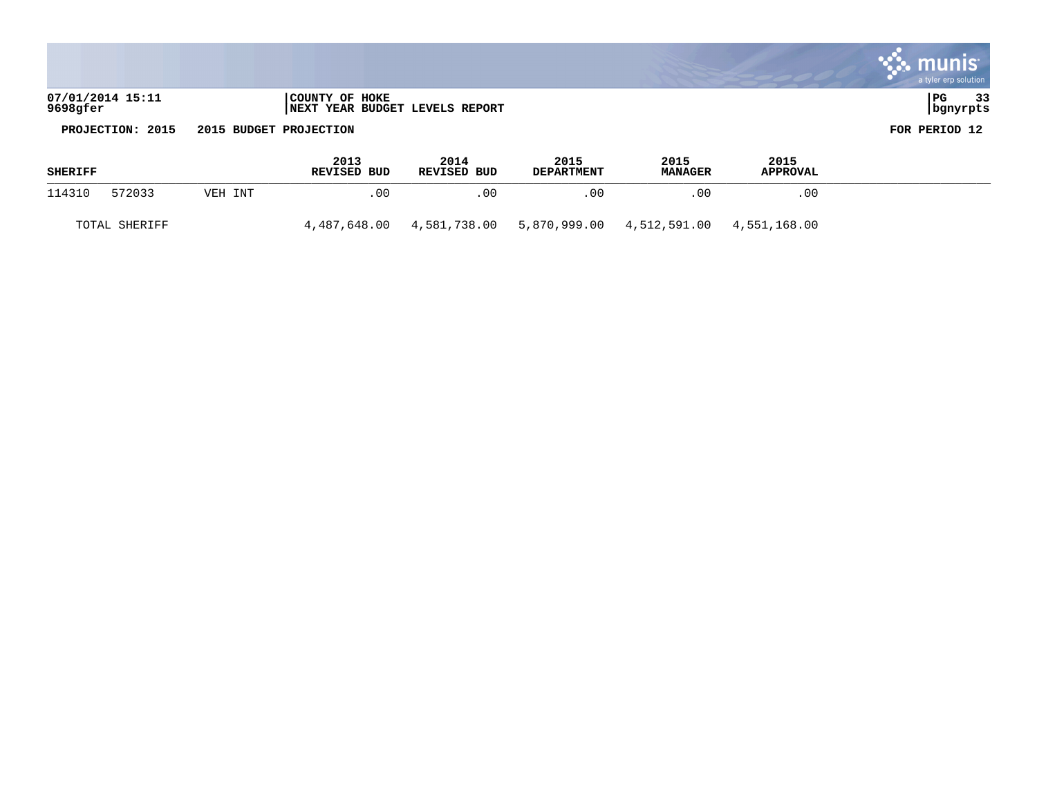**COUNTY OF HOKE**
**NEXT YEAR BUDGET LEVELS REPORT**

**PROJECTION: 2015 2015 BUDGET PROJECTION** **FOR PERIOD 12**

| SHERIFF | | | 2013 REVISED BUD | 2014 REVISED BUD | 2015 DEPARTMENT | 2015 MANAGER | 2015 APPROVAL |
|---|---|---|---|---|---|---|---|
| 114310 | 572033 | VEH INT | .00 | .00 | .00 | .00 | .00 |
| TOTAL SHERIFF | | | 4,487,648.00 | 4,581,738.00 | 5,870,999.00 | 4,512,591.00 | 4,551,168.00 |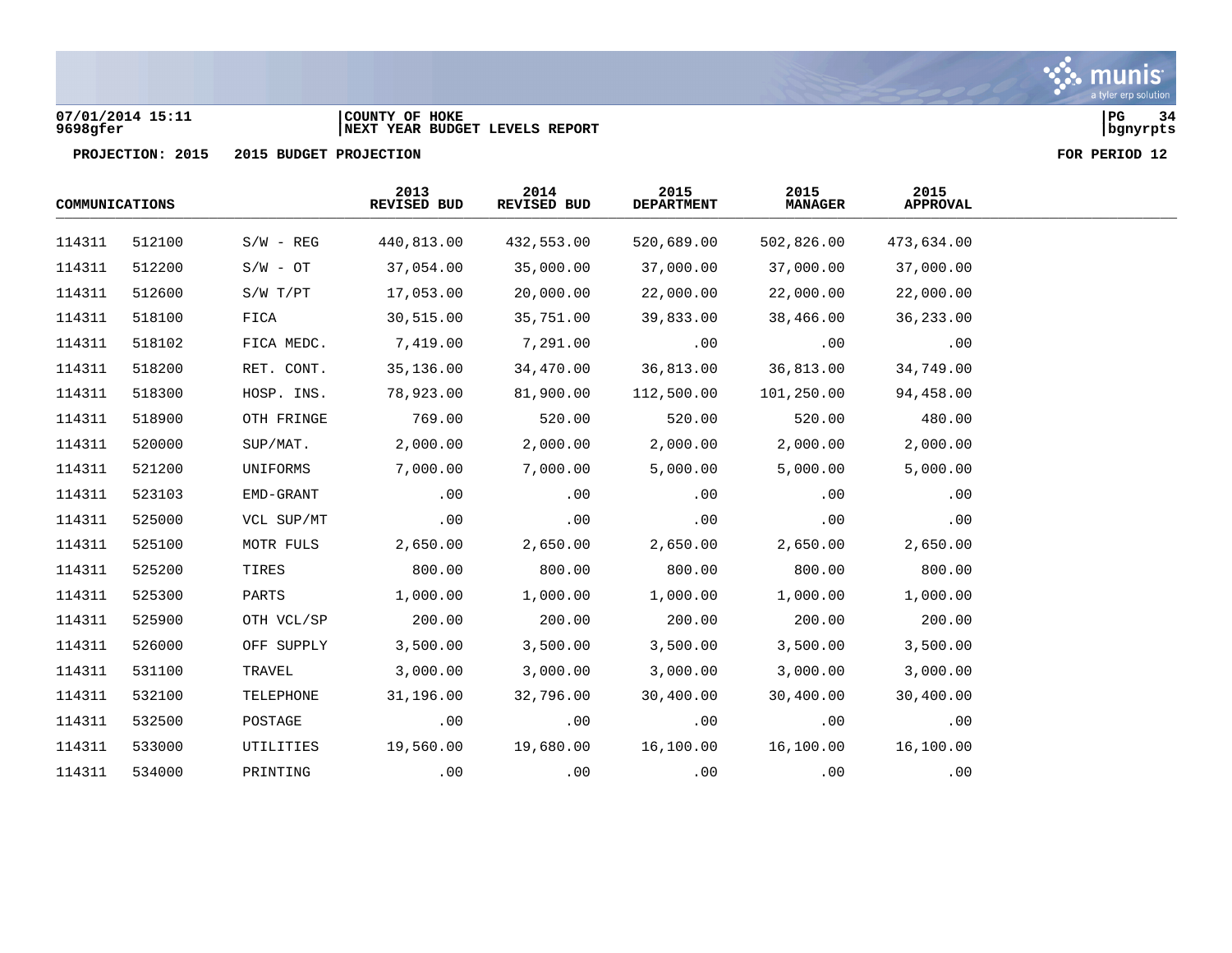07/01/2014 15:11 | COUNTY OF HOKE
9698gfer | NEXT YEAR BUDGET LEVELS REPORT

PROJECTION: 2015    2015 BUDGET PROJECTION    FOR PERIOD 12

| COMMUNICATIONS | | | 2013 REVISED BUD | 2014 REVISED BUD | 2015 DEPARTMENT | 2015 MANAGER | 2015 APPROVAL |
|---|---|---|---|---|---|---|---|
| 114311 | 512100 | S/W - REG | 440,813.00 | 432,553.00 | 520,689.00 | 502,826.00 | 473,634.00 |
| 114311 | 512200 | S/W - OT | 37,054.00 | 35,000.00 | 37,000.00 | 37,000.00 | 37,000.00 |
| 114311 | 512600 | S/W T/PT | 17,053.00 | 20,000.00 | 22,000.00 | 22,000.00 | 22,000.00 |
| 114311 | 518100 | FICA | 30,515.00 | 35,751.00 | 39,833.00 | 38,466.00 | 36,233.00 |
| 114311 | 518102 | FICA MEDC. | 7,419.00 | 7,291.00 | .00 | .00 | .00 |
| 114311 | 518200 | RET. CONT. | 35,136.00 | 34,470.00 | 36,813.00 | 36,813.00 | 34,749.00 |
| 114311 | 518300 | HOSP. INS. | 78,923.00 | 81,900.00 | 112,500.00 | 101,250.00 | 94,458.00 |
| 114311 | 518900 | OTH FRINGE | 769.00 | 520.00 | 520.00 | 520.00 | 480.00 |
| 114311 | 520000 | SUP/MAT. | 2,000.00 | 2,000.00 | 2,000.00 | 2,000.00 | 2,000.00 |
| 114311 | 521200 | UNIFORMS | 7,000.00 | 7,000.00 | 5,000.00 | 5,000.00 | 5,000.00 |
| 114311 | 523103 | EMD-GRANT | .00 | .00 | .00 | .00 | .00 |
| 114311 | 525000 | VCL SUP/MT | .00 | .00 | .00 | .00 | .00 |
| 114311 | 525100 | MOTR FULS | 2,650.00 | 2,650.00 | 2,650.00 | 2,650.00 | 2,650.00 |
| 114311 | 525200 | TIRES | 800.00 | 800.00 | 800.00 | 800.00 | 800.00 |
| 114311 | 525300 | PARTS | 1,000.00 | 1,000.00 | 1,000.00 | 1,000.00 | 1,000.00 |
| 114311 | 525900 | OTH VCL/SP | 200.00 | 200.00 | 200.00 | 200.00 | 200.00 |
| 114311 | 526000 | OFF SUPPLY | 3,500.00 | 3,500.00 | 3,500.00 | 3,500.00 | 3,500.00 |
| 114311 | 531100 | TRAVEL | 3,000.00 | 3,000.00 | 3,000.00 | 3,000.00 | 3,000.00 |
| 114311 | 532100 | TELEPHONE | 31,196.00 | 32,796.00 | 30,400.00 | 30,400.00 | 30,400.00 |
| 114311 | 532500 | POSTAGE | .00 | .00 | .00 | .00 | .00 |
| 114311 | 533000 | UTILITIES | 19,560.00 | 19,680.00 | 16,100.00 | 16,100.00 | 16,100.00 |
| 114311 | 534000 | PRINTING | .00 | .00 | .00 | .00 | .00 |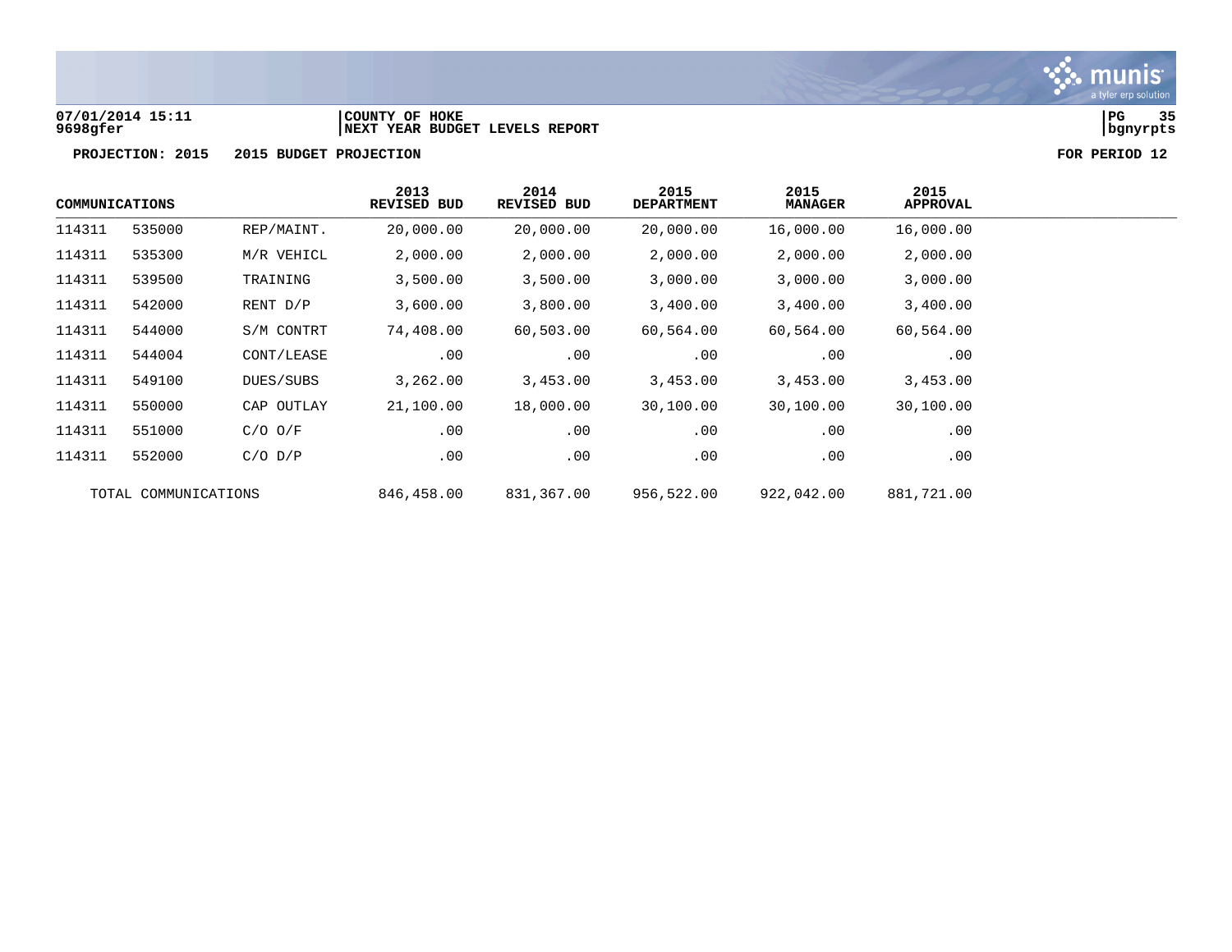**07/01/2014 15:11** | **COUNTY OF HOKE** | **PG 35**
**9698gfer** | **NEXT YEAR BUDGET LEVELS REPORT** | **bgnyrpts**

**PROJECTION: 2015 2015 BUDGET PROJECTION** **FOR PERIOD 12**

| COMMUNICATIONS | | | 2013 REVISED BUD | 2014 REVISED BUD | 2015 DEPARTMENT | 2015 MANAGER | 2015 APPROVAL |
|---|---|---|---|---|---|---|---|
| 114311 | 535000 | REP/MAINT. | 20,000.00 | 20,000.00 | 20,000.00 | 16,000.00 | 16,000.00 |
| 114311 | 535300 | M/R VEHICL | 2,000.00 | 2,000.00 | 2,000.00 | 2,000.00 | 2,000.00 |
| 114311 | 539500 | TRAINING | 3,500.00 | 3,500.00 | 3,000.00 | 3,000.00 | 3,000.00 |
| 114311 | 542000 | RENT D/P | 3,600.00 | 3,800.00 | 3,400.00 | 3,400.00 | 3,400.00 |
| 114311 | 544000 | S/M CONTRT | 74,408.00 | 60,503.00 | 60,564.00 | 60,564.00 | 60,564.00 |
| 114311 | 544004 | CONT/LEASE | .00 | .00 | .00 | .00 | .00 |
| 114311 | 549100 | DUES/SUBS | 3,262.00 | 3,453.00 | 3,453.00 | 3,453.00 | 3,453.00 |
| 114311 | 550000 | CAP OUTLAY | 21,100.00 | 18,000.00 | 30,100.00 | 30,100.00 | 30,100.00 |
| 114311 | 551000 | C/O O/F | .00 | .00 | .00 | .00 | .00 |
| 114311 | 552000 | C/O D/P | .00 | .00 | .00 | .00 | .00 |
| TOTAL COMMUNICATIONS | | | 846,458.00 | 831,367.00 | 956,522.00 | 922,042.00 | 881,721.00 |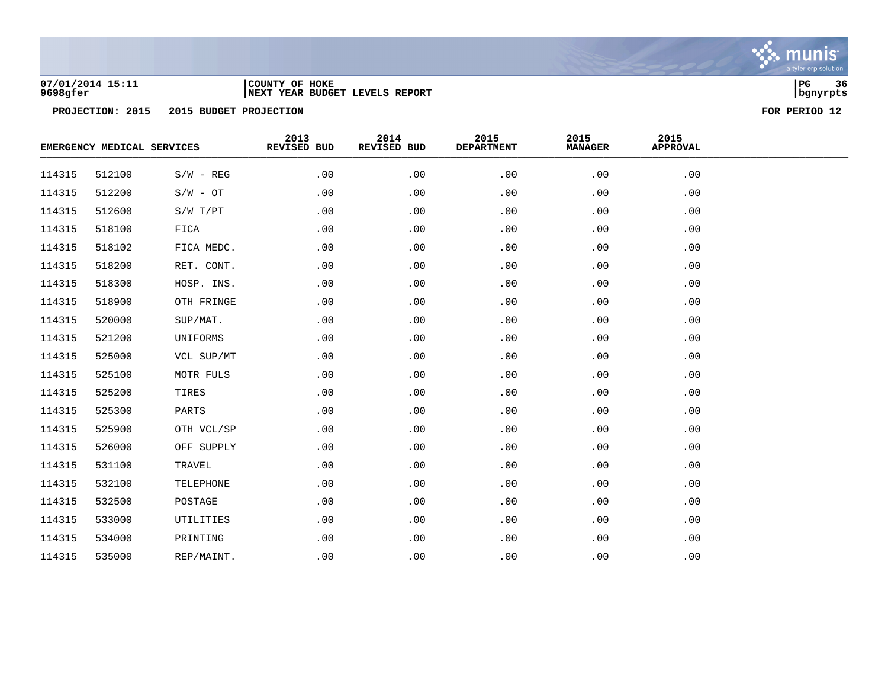07/01/2014 15:11
9698gfer

COUNTY OF HOKE
NEXT YEAR BUDGET LEVELS REPORT

PROJECTION: 2015    2015 BUDGET PROJECTION    FOR PERIOD 12

| EMERGENCY MEDICAL SERVICES | | | 2013 REVISED BUD | 2014 REVISED BUD | 2015 DEPARTMENT | 2015 MANAGER | 2015 APPROVAL |
|---|---|---|---|---|---|---|---|
| 114315 | 512100 | S/W - REG | .00 | .00 | .00 | .00 | .00 |
| 114315 | 512200 | S/W - OT | .00 | .00 | .00 | .00 | .00 |
| 114315 | 512600 | S/W T/PT | .00 | .00 | .00 | .00 | .00 |
| 114315 | 518100 | FICA | .00 | .00 | .00 | .00 | .00 |
| 114315 | 518102 | FICA MEDC. | .00 | .00 | .00 | .00 | .00 |
| 114315 | 518200 | RET. CONT. | .00 | .00 | .00 | .00 | .00 |
| 114315 | 518300 | HOSP. INS. | .00 | .00 | .00 | .00 | .00 |
| 114315 | 518900 | OTH FRINGE | .00 | .00 | .00 | .00 | .00 |
| 114315 | 520000 | SUP/MAT. | .00 | .00 | .00 | .00 | .00 |
| 114315 | 521200 | UNIFORMS | .00 | .00 | .00 | .00 | .00 |
| 114315 | 525000 | VCL SUP/MT | .00 | .00 | .00 | .00 | .00 |
| 114315 | 525100 | MOTR FULS | .00 | .00 | .00 | .00 | .00 |
| 114315 | 525200 | TIRES | .00 | .00 | .00 | .00 | .00 |
| 114315 | 525300 | PARTS | .00 | .00 | .00 | .00 | .00 |
| 114315 | 525900 | OTH VCL/SP | .00 | .00 | .00 | .00 | .00 |
| 114315 | 526000 | OFF SUPPLY | .00 | .00 | .00 | .00 | .00 |
| 114315 | 531100 | TRAVEL | .00 | .00 | .00 | .00 | .00 |
| 114315 | 532100 | TELEPHONE | .00 | .00 | .00 | .00 | .00 |
| 114315 | 532500 | POSTAGE | .00 | .00 | .00 | .00 | .00 |
| 114315 | 533000 | UTILITIES | .00 | .00 | .00 | .00 | .00 |
| 114315 | 534000 | PRINTING | .00 | .00 | .00 | .00 | .00 |
| 114315 | 535000 | REP/MAINT. | .00 | .00 | .00 | .00 | .00 |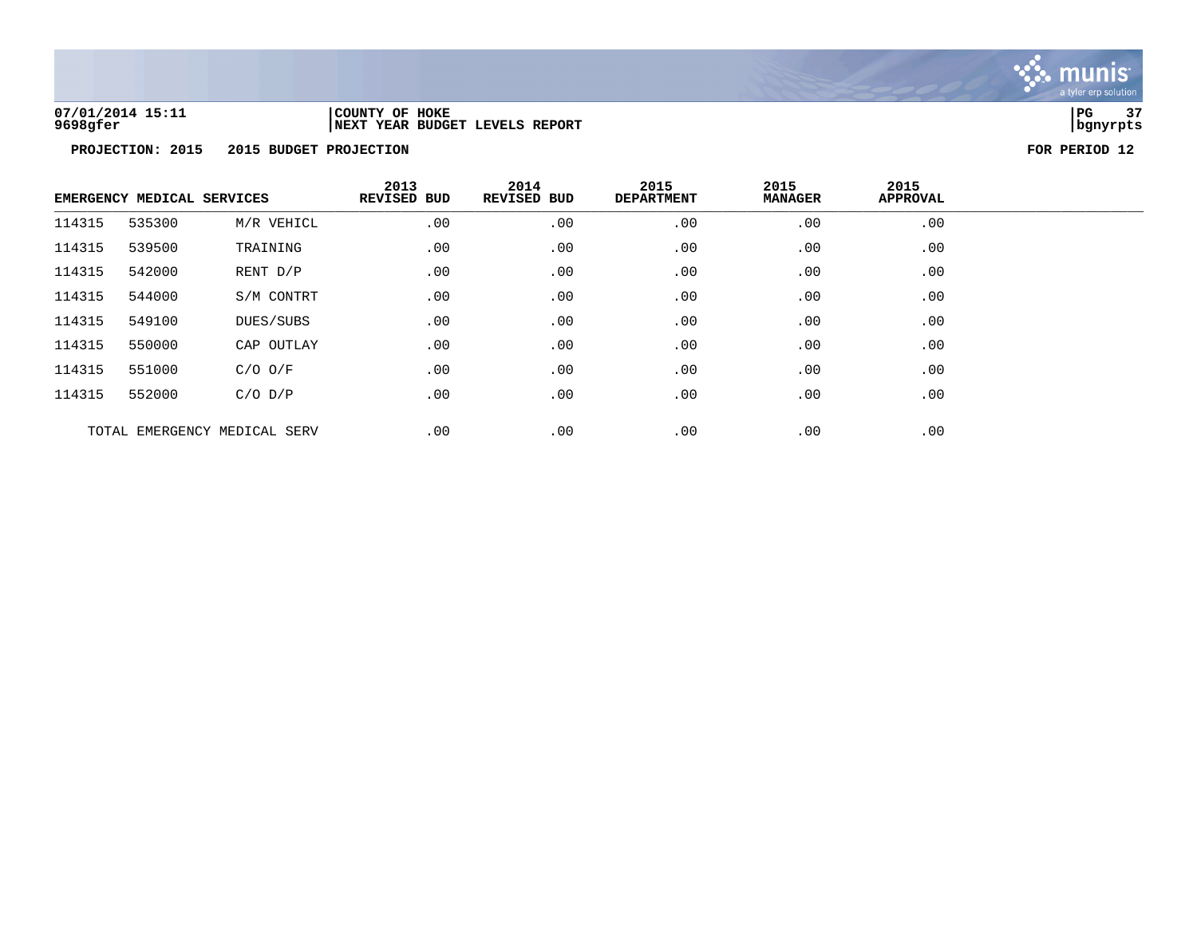07/01/2014 15:11 | COUNTY OF HOKE | PG 37
9698gfer | NEXT YEAR BUDGET LEVELS REPORT | bgnyrpts

**PROJECTION: 2015 2015 BUDGET PROJECTION** **FOR PERIOD 12**

| EMERGENCY MEDICAL SERVICES | | | 2013 REVISED BUD | 2014 REVISED BUD | 2015 DEPARTMENT | 2015 MANAGER | 2015 APPROVAL |
|---|---|---|---|---|---|---|---|
| 114315 | 535300 | M/R VEHICL | .00 | .00 | .00 | .00 | .00 |
| 114315 | 539500 | TRAINING | .00 | .00 | .00 | .00 | .00 |
| 114315 | 542000 | RENT D/P | .00 | .00 | .00 | .00 | .00 |
| 114315 | 544000 | S/M CONTRT | .00 | .00 | .00 | .00 | .00 |
| 114315 | 549100 | DUES/SUBS | .00 | .00 | .00 | .00 | .00 |
| 114315 | 550000 | CAP OUTLAY | .00 | .00 | .00 | .00 | .00 |
| 114315 | 551000 | C/O O/F | .00 | .00 | .00 | .00 | .00 |
| 114315 | 552000 | C/O D/P | .00 | .00 | .00 | .00 | .00 |
| TOTAL EMERGENCY MEDICAL SERV | | | .00 | .00 | .00 | .00 | .00 |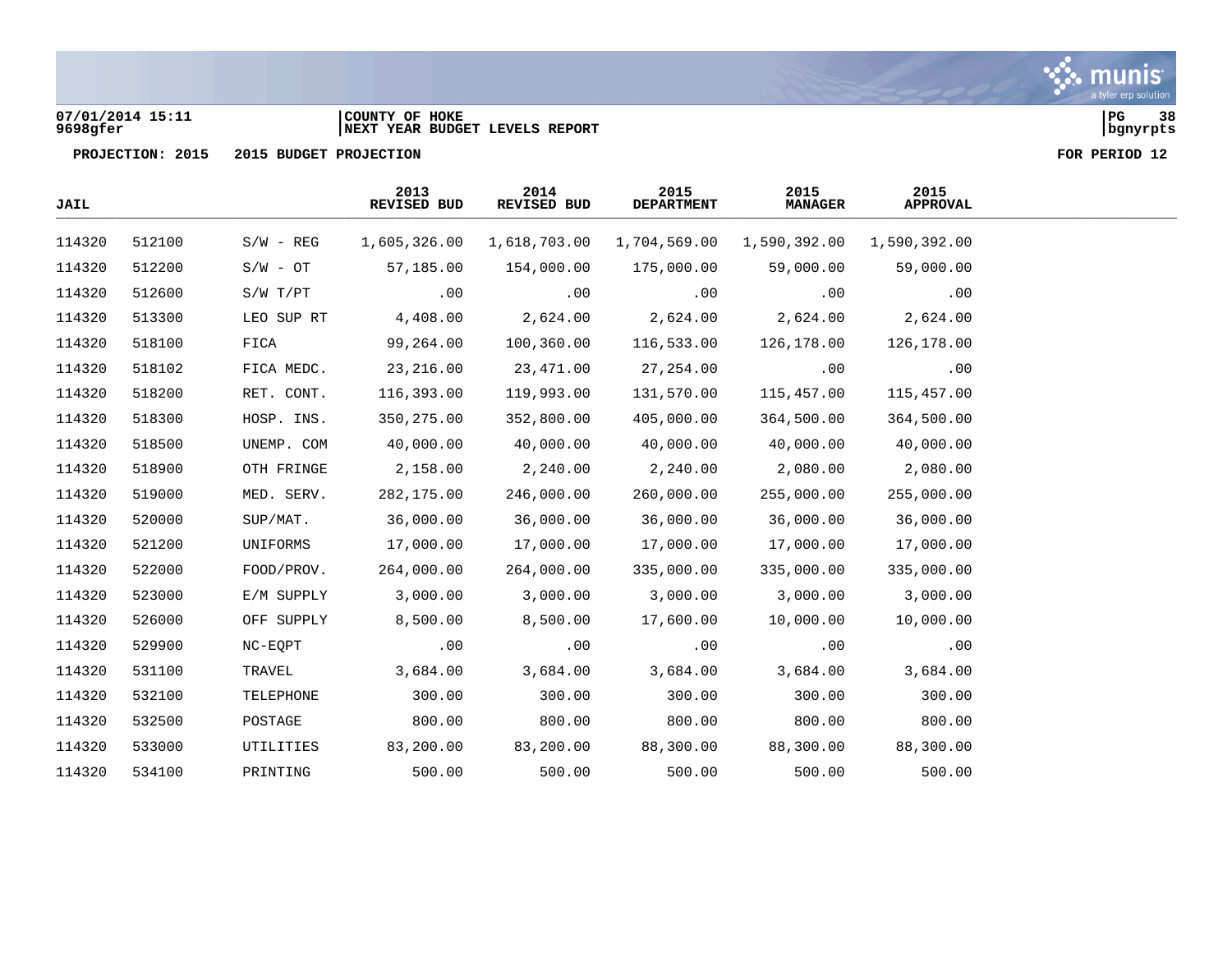07/01/2014 15:11 | COUNTY OF HOKE
9698gfer | NEXT YEAR BUDGET LEVELS REPORT

PROJECTION: 2015 2015 BUDGET PROJECTION FOR PERIOD 12

| JAIL | | | 2013 REVISED BUD | 2014 REVISED BUD | 2015 DEPARTMENT | 2015 MANAGER | 2015 APPROVAL |
|---|---|---|---|---|---|---|---|
| 114320 | 512100 | S/W - REG | 1,605,326.00 | 1,618,703.00 | 1,704,569.00 | 1,590,392.00 | 1,590,392.00 |
| 114320 | 512200 | S/W - OT | 57,185.00 | 154,000.00 | 175,000.00 | 59,000.00 | 59,000.00 |
| 114320 | 512600 | S/W T/PT | .00 | .00 | .00 | .00 | .00 |
| 114320 | 513300 | LEO SUP RT | 4,408.00 | 2,624.00 | 2,624.00 | 2,624.00 | 2,624.00 |
| 114320 | 518100 | FICA | 99,264.00 | 100,360.00 | 116,533.00 | 126,178.00 | 126,178.00 |
| 114320 | 518102 | FICA MEDC. | 23,216.00 | 23,471.00 | 27,254.00 | .00 | .00 |
| 114320 | 518200 | RET. CONT. | 116,393.00 | 119,993.00 | 131,570.00 | 115,457.00 | 115,457.00 |
| 114320 | 518300 | HOSP. INS. | 350,275.00 | 352,800.00 | 405,000.00 | 364,500.00 | 364,500.00 |
| 114320 | 518500 | UNEMP. COM | 40,000.00 | 40,000.00 | 40,000.00 | 40,000.00 | 40,000.00 |
| 114320 | 518900 | OTH FRINGE | 2,158.00 | 2,240.00 | 2,240.00 | 2,080.00 | 2,080.00 |
| 114320 | 519000 | MED. SERV. | 282,175.00 | 246,000.00 | 260,000.00 | 255,000.00 | 255,000.00 |
| 114320 | 520000 | SUP/MAT. | 36,000.00 | 36,000.00 | 36,000.00 | 36,000.00 | 36,000.00 |
| 114320 | 521200 | UNIFORMS | 17,000.00 | 17,000.00 | 17,000.00 | 17,000.00 | 17,000.00 |
| 114320 | 522000 | FOOD/PROV. | 264,000.00 | 264,000.00 | 335,000.00 | 335,000.00 | 335,000.00 |
| 114320 | 523000 | E/M SUPPLY | 3,000.00 | 3,000.00 | 3,000.00 | 3,000.00 | 3,000.00 |
| 114320 | 526000 | OFF SUPPLY | 8,500.00 | 8,500.00 | 17,600.00 | 10,000.00 | 10,000.00 |
| 114320 | 529900 | NC-EQPT | .00 | .00 | .00 | .00 | .00 |
| 114320 | 531100 | TRAVEL | 3,684.00 | 3,684.00 | 3,684.00 | 3,684.00 | 3,684.00 |
| 114320 | 532100 | TELEPHONE | 300.00 | 300.00 | 300.00 | 300.00 | 300.00 |
| 114320 | 532500 | POSTAGE | 800.00 | 800.00 | 800.00 | 800.00 | 800.00 |
| 114320 | 533000 | UTILITIES | 83,200.00 | 83,200.00 | 88,300.00 | 88,300.00 | 88,300.00 |
| 114320 | 534100 | PRINTING | 500.00 | 500.00 | 500.00 | 500.00 | 500.00 |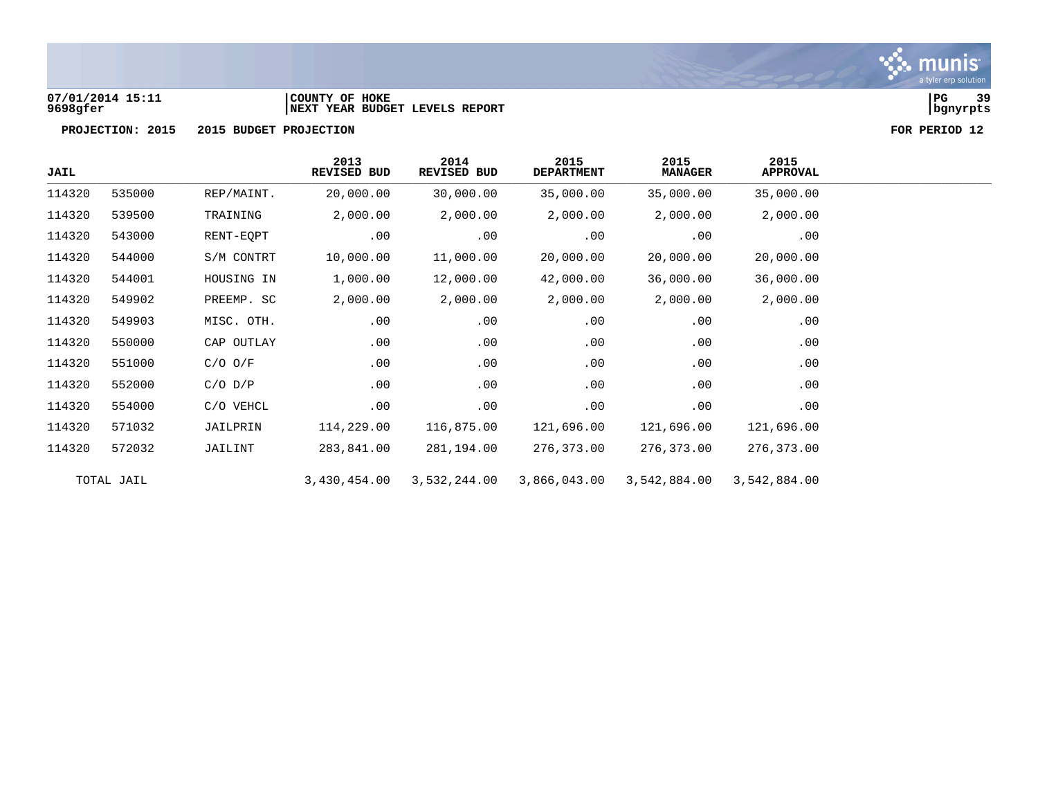**COUNTY OF HOKE**
**NEXT YEAR BUDGET LEVELS REPORT**

07/01/2014 15:11
9698gfer

**PROJECTION: 2015 2015 BUDGET PROJECTION** **FOR PERIOD 12**

| JAIL | | | 2013 REVISED BUD | 2014 REVISED BUD | 2015 DEPARTMENT | 2015 MANAGER | 2015 APPROVAL |
|---|---|---|---|---|---|---|---|
| 114320 | 535000 | REP/MAINT. | 20,000.00 | 30,000.00 | 35,000.00 | 35,000.00 | 35,000.00 |
| 114320 | 539500 | TRAINING | 2,000.00 | 2,000.00 | 2,000.00 | 2,000.00 | 2,000.00 |
| 114320 | 543000 | RENT-EQPT | .00 | .00 | .00 | .00 | .00 |
| 114320 | 544000 | S/M CONTRT | 10,000.00 | 11,000.00 | 20,000.00 | 20,000.00 | 20,000.00 |
| 114320 | 544001 | HOUSING IN | 1,000.00 | 12,000.00 | 42,000.00 | 36,000.00 | 36,000.00 |
| 114320 | 549902 | PREEMP. SC | 2,000.00 | 2,000.00 | 2,000.00 | 2,000.00 | 2,000.00 |
| 114320 | 549903 | MISC. OTH. | .00 | .00 | .00 | .00 | .00 |
| 114320 | 550000 | CAP OUTLAY | .00 | .00 | .00 | .00 | .00 |
| 114320 | 551000 | C/O O/F | .00 | .00 | .00 | .00 | .00 |
| 114320 | 552000 | C/O D/P | .00 | .00 | .00 | .00 | .00 |
| 114320 | 554000 | C/O VEHCL | .00 | .00 | .00 | .00 | .00 |
| 114320 | 571032 | JAILPRIN | 114,229.00 | 116,875.00 | 121,696.00 | 121,696.00 | 121,696.00 |
| 114320 | 572032 | JAILINT | 283,841.00 | 281,194.00 | 276,373.00 | 276,373.00 | 276,373.00 |
| TOTAL JAIL | | | 3,430,454.00 | 3,532,244.00 | 3,866,043.00 | 3,542,884.00 | 3,542,884.00 |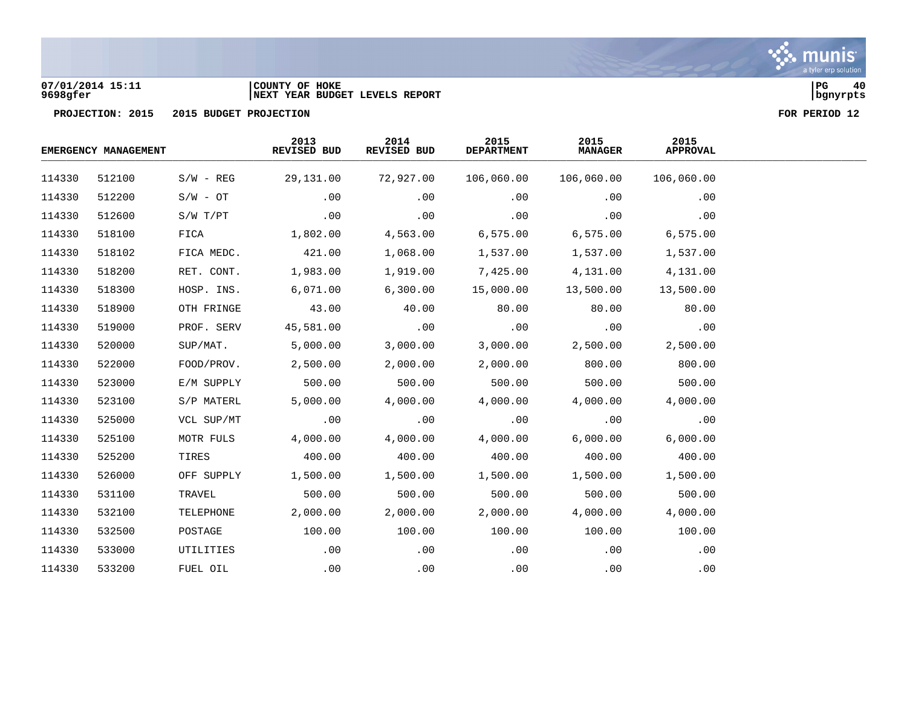07/01/2014 15:11 | COUNTY OF HOKE
9698gfer | NEXT YEAR BUDGET LEVELS REPORT

PROJECTION: 2015 2015 BUDGET PROJECTION FOR PERIOD 12

| EMERGENCY MANAGEMENT | | | 2013 REVISED BUD | 2014 REVISED BUD | 2015 DEPARTMENT | 2015 MANAGER | 2015 APPROVAL |
|---|---|---|---|---|---|---|---|
| 114330 | 512100 | S/W - REG | 29,131.00 | 72,927.00 | 106,060.00 | 106,060.00 | 106,060.00 |
| 114330 | 512200 | S/W - OT | .00 | .00 | .00 | .00 | .00 |
| 114330 | 512600 | S/W T/PT | .00 | .00 | .00 | .00 | .00 |
| 114330 | 518100 | FICA | 1,802.00 | 4,563.00 | 6,575.00 | 6,575.00 | 6,575.00 |
| 114330 | 518102 | FICA MEDC. | 421.00 | 1,068.00 | 1,537.00 | 1,537.00 | 1,537.00 |
| 114330 | 518200 | RET. CONT. | 1,983.00 | 1,919.00 | 7,425.00 | 4,131.00 | 4,131.00 |
| 114330 | 518300 | HOSP. INS. | 6,071.00 | 6,300.00 | 15,000.00 | 13,500.00 | 13,500.00 |
| 114330 | 518900 | OTH FRINGE | 43.00 | 40.00 | 80.00 | 80.00 | 80.00 |
| 114330 | 519000 | PROF. SERV | 45,581.00 | .00 | .00 | .00 | .00 |
| 114330 | 520000 | SUP/MAT. | 5,000.00 | 3,000.00 | 3,000.00 | 2,500.00 | 2,500.00 |
| 114330 | 522000 | FOOD/PROV. | 2,500.00 | 2,000.00 | 2,000.00 | 800.00 | 800.00 |
| 114330 | 523000 | E/M SUPPLY | 500.00 | 500.00 | 500.00 | 500.00 | 500.00 |
| 114330 | 523100 | S/P MATERL | 5,000.00 | 4,000.00 | 4,000.00 | 4,000.00 | 4,000.00 |
| 114330 | 525000 | VCL SUP/MT | .00 | .00 | .00 | .00 | .00 |
| 114330 | 525100 | MOTR FULS | 4,000.00 | 4,000.00 | 4,000.00 | 6,000.00 | 6,000.00 |
| 114330 | 525200 | TIRES | 400.00 | 400.00 | 400.00 | 400.00 | 400.00 |
| 114330 | 526000 | OFF SUPPLY | 1,500.00 | 1,500.00 | 1,500.00 | 1,500.00 | 1,500.00 |
| 114330 | 531100 | TRAVEL | 500.00 | 500.00 | 500.00 | 500.00 | 500.00 |
| 114330 | 532100 | TELEPHONE | 2,000.00 | 2,000.00 | 2,000.00 | 4,000.00 | 4,000.00 |
| 114330 | 532500 | POSTAGE | 100.00 | 100.00 | 100.00 | 100.00 | 100.00 |
| 114330 | 533000 | UTILITIES | .00 | .00 | .00 | .00 | .00 |
| 114330 | 533200 | FUEL OIL | .00 | .00 | .00 | .00 | .00 |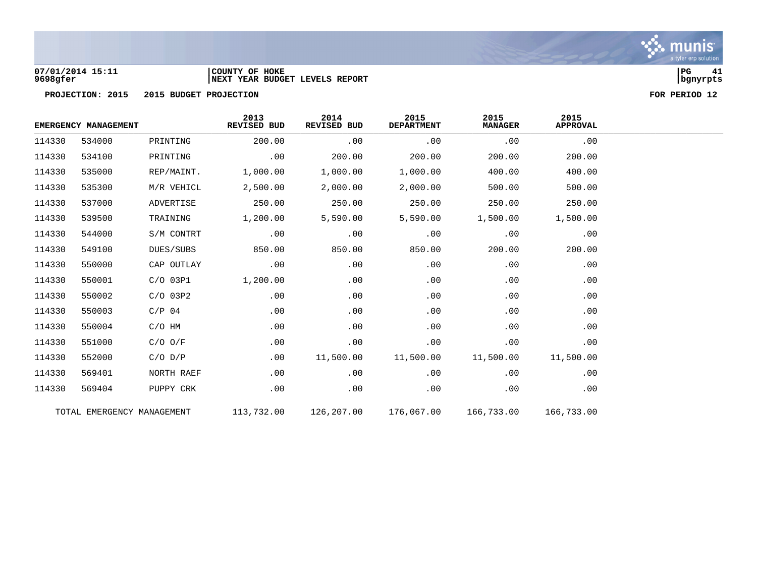07/01/2014 15:11 | COUNTY OF HOKE | PG 41
9698gfer | NEXT YEAR BUDGET LEVELS REPORT | bgnyrpts

**PROJECTION: 2015 2015 BUDGET PROJECTION** **FOR PERIOD 12**

| EMERGENCY MANAGEMENT | | | 2013 REVISED BUD | 2014 REVISED BUD | 2015 DEPARTMENT | 2015 MANAGER | 2015 APPROVAL |
|---|---|---|---|---|---|---|---|
| 114330 | 534000 | PRINTING | 200.00 | .00 | .00 | .00 | .00 |
| 114330 | 534100 | PRINTING | .00 | 200.00 | 200.00 | 200.00 | 200.00 |
| 114330 | 535000 | REP/MAINT. | 1,000.00 | 1,000.00 | 1,000.00 | 400.00 | 400.00 |
| 114330 | 535300 | M/R VEHICL | 2,500.00 | 2,000.00 | 2,000.00 | 500.00 | 500.00 |
| 114330 | 537000 | ADVERTISE | 250.00 | 250.00 | 250.00 | 250.00 | 250.00 |
| 114330 | 539500 | TRAINING | 1,200.00 | 5,590.00 | 5,590.00 | 1,500.00 | 1,500.00 |
| 114330 | 544000 | S/M CONTRT | .00 | .00 | .00 | .00 | .00 |
| 114330 | 549100 | DUES/SUBS | 850.00 | 850.00 | 850.00 | 200.00 | 200.00 |
| 114330 | 550000 | CAP OUTLAY | .00 | .00 | .00 | .00 | .00 |
| 114330 | 550001 | C/O 03P1 | 1,200.00 | .00 | .00 | .00 | .00 |
| 114330 | 550002 | C/O 03P2 | .00 | .00 | .00 | .00 | .00 |
| 114330 | 550003 | C/P 04 | .00 | .00 | .00 | .00 | .00 |
| 114330 | 550004 | C/O HM | .00 | .00 | .00 | .00 | .00 |
| 114330 | 551000 | C/O O/F | .00 | .00 | .00 | .00 | .00 |
| 114330 | 552000 | C/O D/P | .00 | 11,500.00 | 11,500.00 | 11,500.00 | 11,500.00 |
| 114330 | 569401 | NORTH RAEF | .00 | .00 | .00 | .00 | .00 |
| 114330 | 569404 | PUPPY CRK | .00 | .00 | .00 | .00 | .00 |
| TOTAL EMERGENCY MANAGEMENT | | | 113,732.00 | 126,207.00 | 176,067.00 | 166,733.00 | 166,733.00 |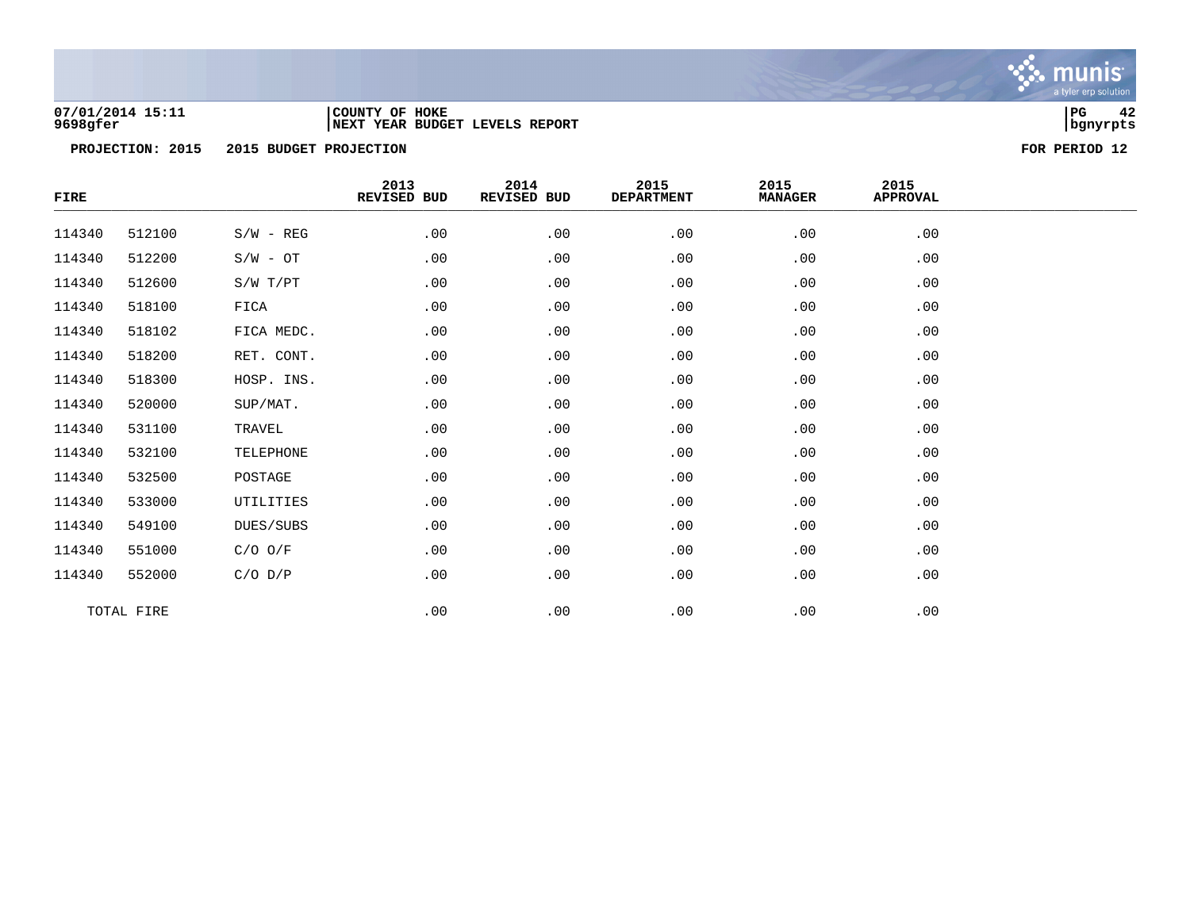**07/01/2014 15:11** | **COUNTY OF HOKE**
**9698gfer** | **NEXT YEAR BUDGET LEVELS REPORT**

**bgnyrpts**

**PROJECTION: 2015 2015 BUDGET PROJECTION** **FOR PERIOD 12**

| FIRE | | | 2013 REVISED BUD | 2014 REVISED BUD | 2015 DEPARTMENT | 2015 MANAGER | 2015 APPROVAL |
|---|---|---|---|---|---|---|---|
| 114340 | 512100 | S/W - REG | .00 | .00 | .00 | .00 | .00 |
| 114340 | 512200 | S/W - OT | .00 | .00 | .00 | .00 | .00 |
| 114340 | 512600 | S/W T/PT | .00 | .00 | .00 | .00 | .00 |
| 114340 | 518100 | FICA | .00 | .00 | .00 | .00 | .00 |
| 114340 | 518102 | FICA MEDC. | .00 | .00 | .00 | .00 | .00 |
| 114340 | 518200 | RET. CONT. | .00 | .00 | .00 | .00 | .00 |
| 114340 | 518300 | HOSP. INS. | .00 | .00 | .00 | .00 | .00 |
| 114340 | 520000 | SUP/MAT. | .00 | .00 | .00 | .00 | .00 |
| 114340 | 531100 | TRAVEL | .00 | .00 | .00 | .00 | .00 |
| 114340 | 532100 | TELEPHONE | .00 | .00 | .00 | .00 | .00 |
| 114340 | 532500 | POSTAGE | .00 | .00 | .00 | .00 | .00 |
| 114340 | 533000 | UTILITIES | .00 | .00 | .00 | .00 | .00 |
| 114340 | 549100 | DUES/SUBS | .00 | .00 | .00 | .00 | .00 |
| 114340 | 551000 | C/O O/F | .00 | .00 | .00 | .00 | .00 |
| 114340 | 552000 | C/O D/P | .00 | .00 | .00 | .00 | .00 |
| TOTAL FIRE | | | .00 | .00 | .00 | .00 | .00 |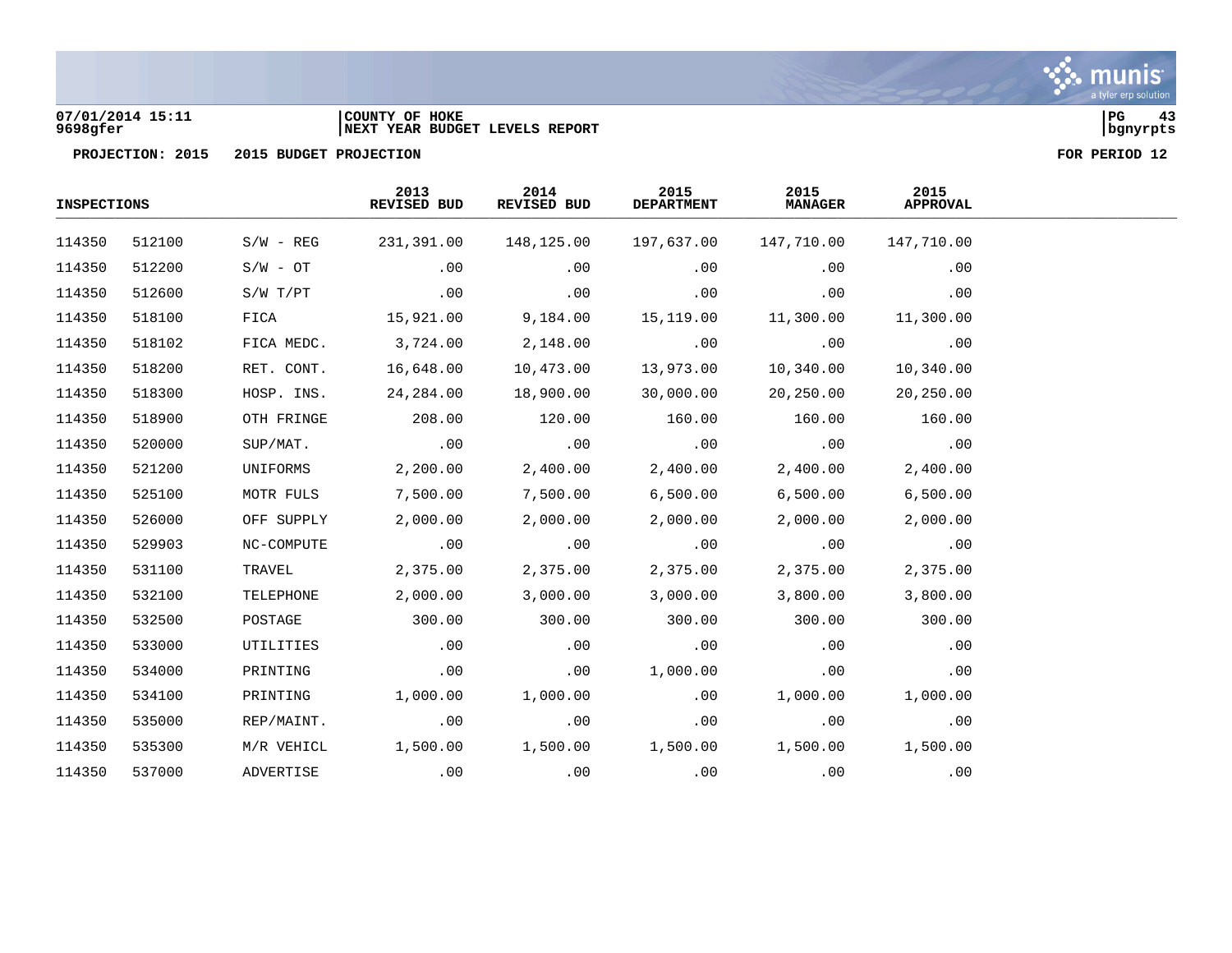07/01/2014 15:11
9698gfer

COUNTY OF HOKE
NEXT YEAR BUDGET LEVELS REPORT

PROJECTION: 2015 2015 BUDGET PROJECTION

FOR PERIOD 12

| INSPECTIONS | | | 2013 REVISED BUD | 2014 REVISED BUD | 2015 DEPARTMENT | 2015 MANAGER | 2015 APPROVAL |
|---|---|---|---|---|---|---|---|
| 114350 | 512100 | S/W - REG | 231,391.00 | 148,125.00 | 197,637.00 | 147,710.00 | 147,710.00 |
| 114350 | 512200 | S/W - OT | .00 | .00 | .00 | .00 | .00 |
| 114350 | 512600 | S/W T/PT | .00 | .00 | .00 | .00 | .00 |
| 114350 | 518100 | FICA | 15,921.00 | 9,184.00 | 15,119.00 | 11,300.00 | 11,300.00 |
| 114350 | 518102 | FICA MEDC. | 3,724.00 | 2,148.00 | .00 | .00 | .00 |
| 114350 | 518200 | RET. CONT. | 16,648.00 | 10,473.00 | 13,973.00 | 10,340.00 | 10,340.00 |
| 114350 | 518300 | HOSP. INS. | 24,284.00 | 18,900.00 | 30,000.00 | 20,250.00 | 20,250.00 |
| 114350 | 518900 | OTH FRINGE | 208.00 | 120.00 | 160.00 | 160.00 | 160.00 |
| 114350 | 520000 | SUP/MAT. | .00 | .00 | .00 | .00 | .00 |
| 114350 | 521200 | UNIFORMS | 2,200.00 | 2,400.00 | 2,400.00 | 2,400.00 | 2,400.00 |
| 114350 | 525100 | MOTR FULS | 7,500.00 | 7,500.00 | 6,500.00 | 6,500.00 | 6,500.00 |
| 114350 | 526000 | OFF SUPPLY | 2,000.00 | 2,000.00 | 2,000.00 | 2,000.00 | 2,000.00 |
| 114350 | 529903 | NC-COMPUTE | .00 | .00 | .00 | .00 | .00 |
| 114350 | 531100 | TRAVEL | 2,375.00 | 2,375.00 | 2,375.00 | 2,375.00 | 2,375.00 |
| 114350 | 532100 | TELEPHONE | 2,000.00 | 3,000.00 | 3,000.00 | 3,800.00 | 3,800.00 |
| 114350 | 532500 | POSTAGE | 300.00 | 300.00 | 300.00 | 300.00 | 300.00 |
| 114350 | 533000 | UTILITIES | .00 | .00 | .00 | .00 | .00 |
| 114350 | 534000 | PRINTING | .00 | .00 | 1,000.00 | .00 | .00 |
| 114350 | 534100 | PRINTING | 1,000.00 | 1,000.00 | .00 | 1,000.00 | 1,000.00 |
| 114350 | 535000 | REP/MAINT. | .00 | .00 | .00 | .00 | .00 |
| 114350 | 535300 | M/R VEHICL | 1,500.00 | 1,500.00 | 1,500.00 | 1,500.00 | 1,500.00 |
| 114350 | 537000 | ADVERTISE | .00 | .00 | .00 | .00 | .00 |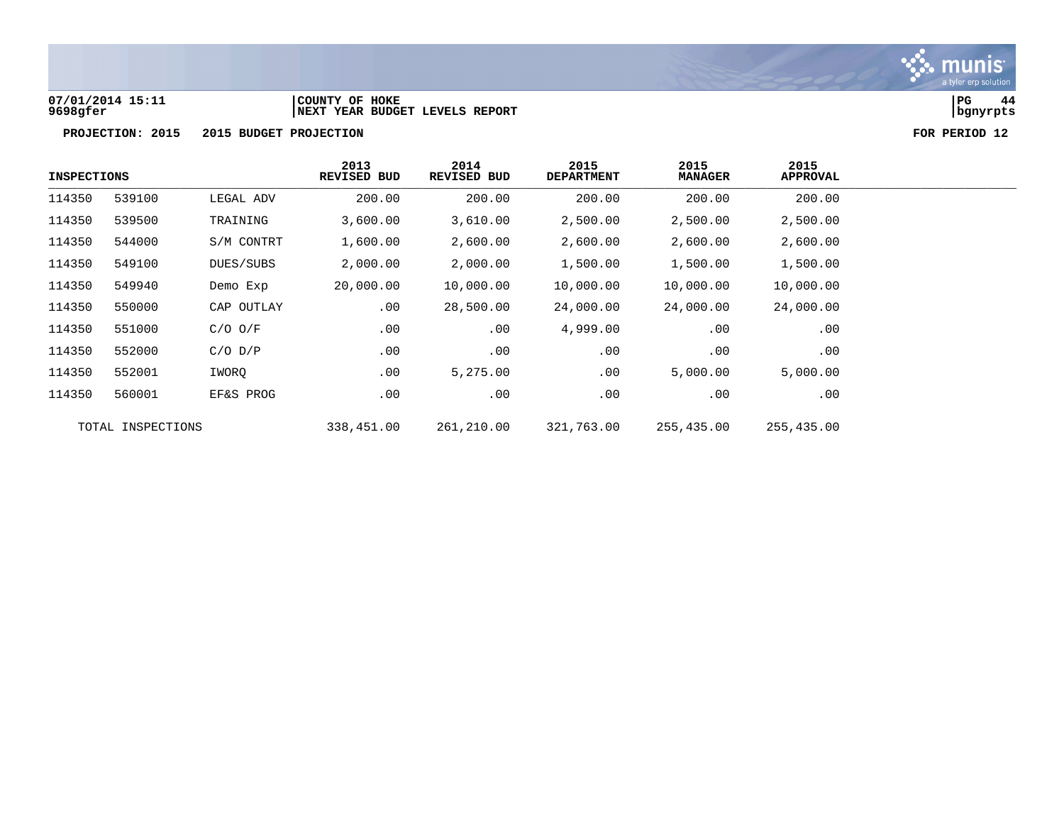07/01/2014 15:11 | COUNTY OF HOKE
9698gfer | NEXT YEAR BUDGET LEVELS REPORT | bgnyrpts

**PROJECTION: 2015 2015 BUDGET PROJECTION** — **FOR PERIOD 12**

| INSPECTIONS | | | 2013 REVISED BUD | 2014 REVISED BUD | 2015 DEPARTMENT | 2015 MANAGER | 2015 APPROVAL |
|---|---|---|---|---|---|---|---|
| 114350 | 539100 | LEGAL ADV | 200.00 | 200.00 | 200.00 | 200.00 | 200.00 |
| 114350 | 539500 | TRAINING | 3,600.00 | 3,610.00 | 2,500.00 | 2,500.00 | 2,500.00 |
| 114350 | 544000 | S/M CONTRT | 1,600.00 | 2,600.00 | 2,600.00 | 2,600.00 | 2,600.00 |
| 114350 | 549100 | DUES/SUBS | 2,000.00 | 2,000.00 | 1,500.00 | 1,500.00 | 1,500.00 |
| 114350 | 549940 | Demo Exp | 20,000.00 | 10,000.00 | 10,000.00 | 10,000.00 | 10,000.00 |
| 114350 | 550000 | CAP OUTLAY | .00 | 28,500.00 | 24,000.00 | 24,000.00 | 24,000.00 |
| 114350 | 551000 | C/O O/F | .00 | .00 | 4,999.00 | .00 | .00 |
| 114350 | 552000 | C/O D/P | .00 | .00 | .00 | .00 | .00 |
| 114350 | 552001 | IWORQ | .00 | 5,275.00 | .00 | 5,000.00 | 5,000.00 |
| 114350 | 560001 | EF&S PROG | .00 | .00 | .00 | .00 | .00 |
| TOTAL INSPECTIONS | | | 338,451.00 | 261,210.00 | 321,763.00 | 255,435.00 | 255,435.00 |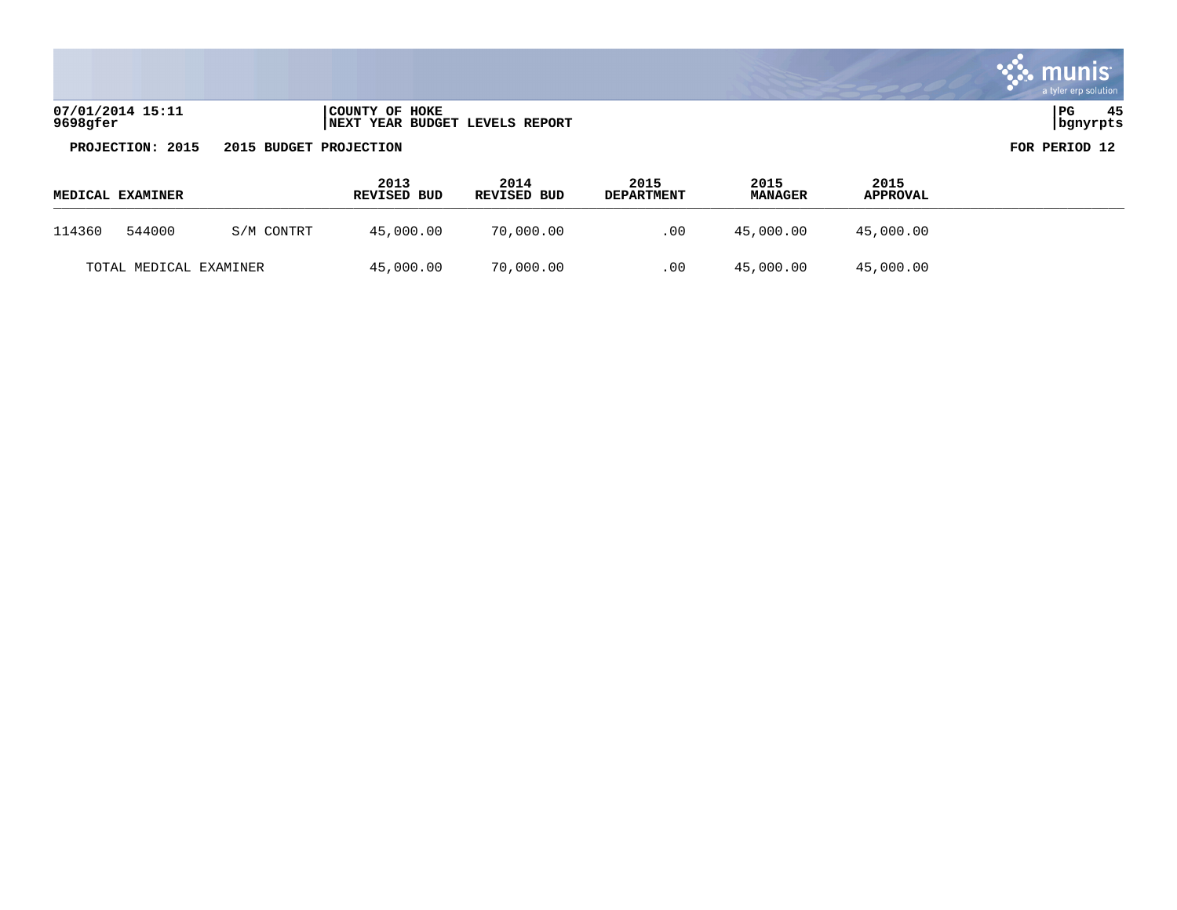07/01/2014 15:11 | COUNTY OF HOKE
9698gfer | NEXT YEAR BUDGET LEVELS REPORT

PROJECTION: 2015 2015 BUDGET PROJECTION FOR PERIOD 12

| MEDICAL EXAMINER | | | 2013 REVISED BUD | 2014 REVISED BUD | 2015 DEPARTMENT | 2015 MANAGER | 2015 APPROVAL |
|---|---|---|---|---|---|---|---|
| 114360 | 544000 | S/M CONTRT | 45,000.00 | 70,000.00 | .00 | 45,000.00 | 45,000.00 |
| TOTAL MEDICAL EXAMINER | | | 45,000.00 | 70,000.00 | .00 | 45,000.00 | 45,000.00 |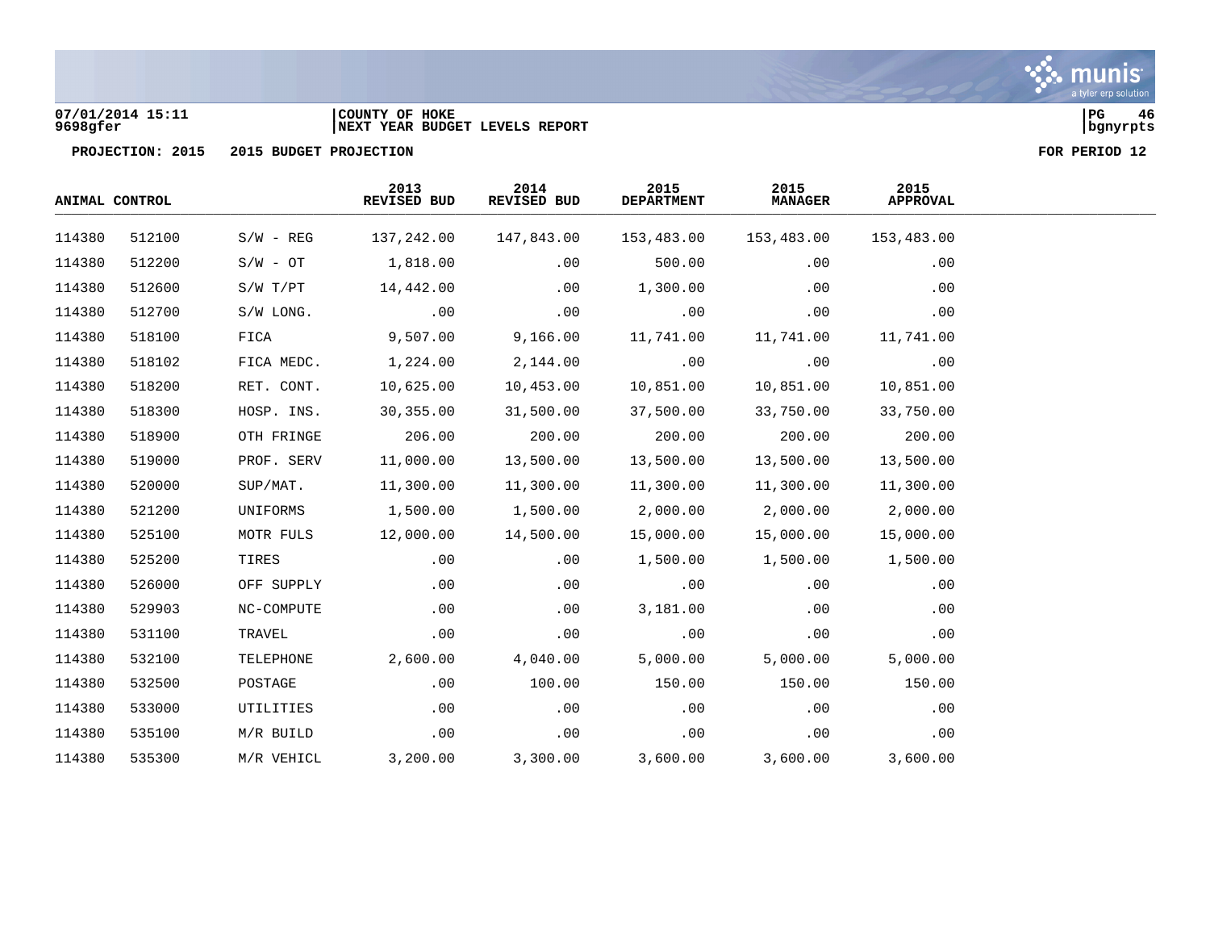07/01/2014 15:11 | COUNTY OF HOKE
9698gfer | NEXT YEAR BUDGET LEVELS REPORT

**PROJECTION: 2015 2015 BUDGET PROJECTION** **FOR PERIOD 12**

| ANIMAL CONTROL | | | 2013 REVISED BUD | 2014 REVISED BUD | 2015 DEPARTMENT | 2015 MANAGER | 2015 APPROVAL |
|---|---|---|---|---|---|---|---|
| 114380 | 512100 | S/W - REG | 137,242.00 | 147,843.00 | 153,483.00 | 153,483.00 | 153,483.00 |
| 114380 | 512200 | S/W - OT | 1,818.00 | .00 | 500.00 | .00 | .00 |
| 114380 | 512600 | S/W T/PT | 14,442.00 | .00 | 1,300.00 | .00 | .00 |
| 114380 | 512700 | S/W LONG. | .00 | .00 | .00 | .00 | .00 |
| 114380 | 518100 | FICA | 9,507.00 | 9,166.00 | 11,741.00 | 11,741.00 | 11,741.00 |
| 114380 | 518102 | FICA MEDC. | 1,224.00 | 2,144.00 | .00 | .00 | .00 |
| 114380 | 518200 | RET. CONT. | 10,625.00 | 10,453.00 | 10,851.00 | 10,851.00 | 10,851.00 |
| 114380 | 518300 | HOSP. INS. | 30,355.00 | 31,500.00 | 37,500.00 | 33,750.00 | 33,750.00 |
| 114380 | 518900 | OTH FRINGE | 206.00 | 200.00 | 200.00 | 200.00 | 200.00 |
| 114380 | 519000 | PROF. SERV | 11,000.00 | 13,500.00 | 13,500.00 | 13,500.00 | 13,500.00 |
| 114380 | 520000 | SUP/MAT. | 11,300.00 | 11,300.00 | 11,300.00 | 11,300.00 | 11,300.00 |
| 114380 | 521200 | UNIFORMS | 1,500.00 | 1,500.00 | 2,000.00 | 2,000.00 | 2,000.00 |
| 114380 | 525100 | MOTR FULS | 12,000.00 | 14,500.00 | 15,000.00 | 15,000.00 | 15,000.00 |
| 114380 | 525200 | TIRES | .00 | .00 | 1,500.00 | 1,500.00 | 1,500.00 |
| 114380 | 526000 | OFF SUPPLY | .00 | .00 | .00 | .00 | .00 |
| 114380 | 529903 | NC-COMPUTE | .00 | .00 | 3,181.00 | .00 | .00 |
| 114380 | 531100 | TRAVEL | .00 | .00 | .00 | .00 | .00 |
| 114380 | 532100 | TELEPHONE | 2,600.00 | 4,040.00 | 5,000.00 | 5,000.00 | 5,000.00 |
| 114380 | 532500 | POSTAGE | .00 | 100.00 | 150.00 | 150.00 | 150.00 |
| 114380 | 533000 | UTILITIES | .00 | .00 | .00 | .00 | .00 |
| 114380 | 535100 | M/R BUILD | .00 | .00 | .00 | .00 | .00 |
| 114380 | 535300 | M/R VEHICL | 3,200.00 | 3,300.00 | 3,600.00 | 3,600.00 | 3,600.00 |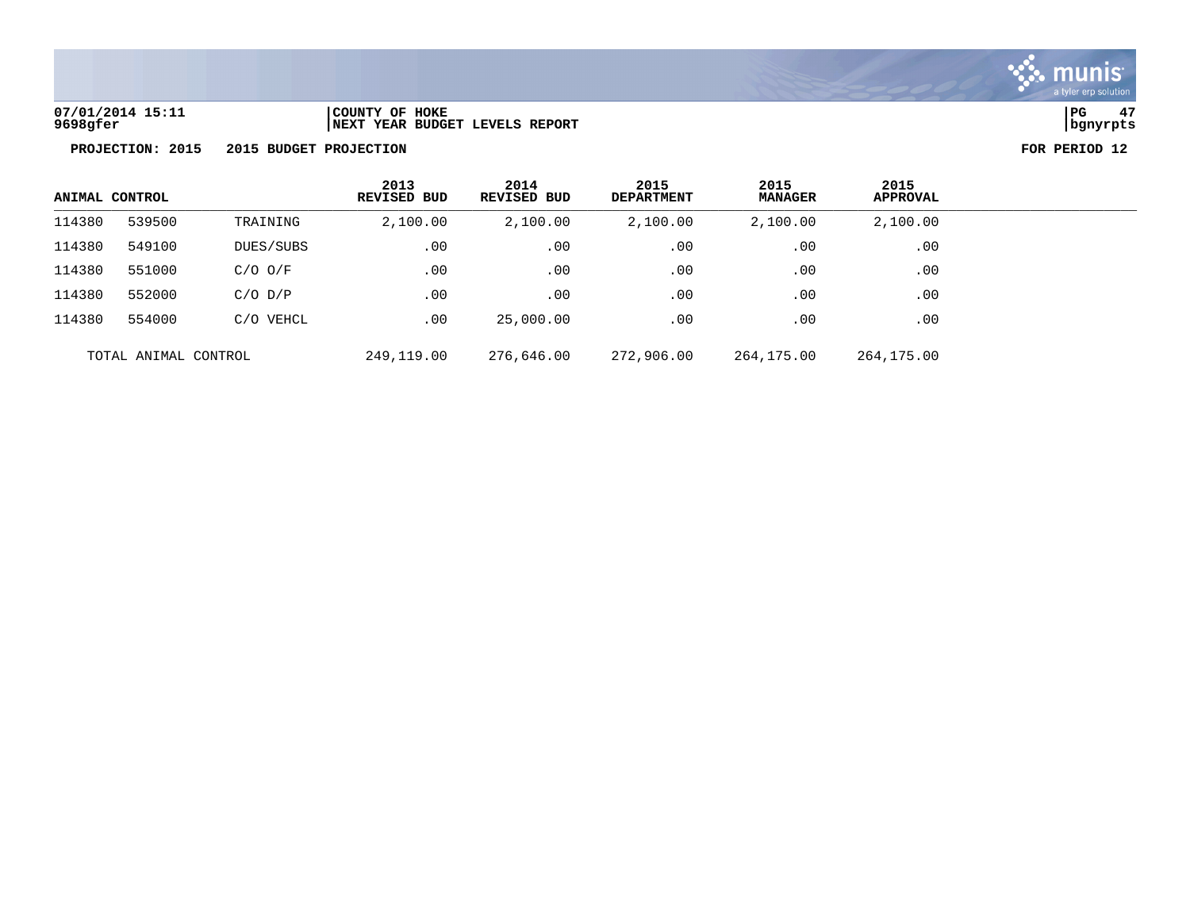07/01/2014 15:11 | COUNTY OF HOKE
9698gfer | NEXT YEAR BUDGET LEVELS REPORT

**PROJECTION: 2015 2015 BUDGET PROJECTION** **FOR PERIOD 12**

| ANIMAL CONTROL | | | 2013 REVISED BUD | 2014 REVISED BUD | 2015 DEPARTMENT | 2015 MANAGER | 2015 APPROVAL |
|---|---|---|---|---|---|---|---|
| 114380 | 539500 | TRAINING | 2,100.00 | 2,100.00 | 2,100.00 | 2,100.00 | 2,100.00 |
| 114380 | 549100 | DUES/SUBS | .00 | .00 | .00 | .00 | .00 |
| 114380 | 551000 | C/O O/F | .00 | .00 | .00 | .00 | .00 |
| 114380 | 552000 | C/O D/P | .00 | .00 | .00 | .00 | .00 |
| 114380 | 554000 | C/O VEHCL | .00 | 25,000.00 | .00 | .00 | .00 |
| TOTAL ANIMAL CONTROL | | | 249,119.00 | 276,646.00 | 272,906.00 | 264,175.00 | 264,175.00 |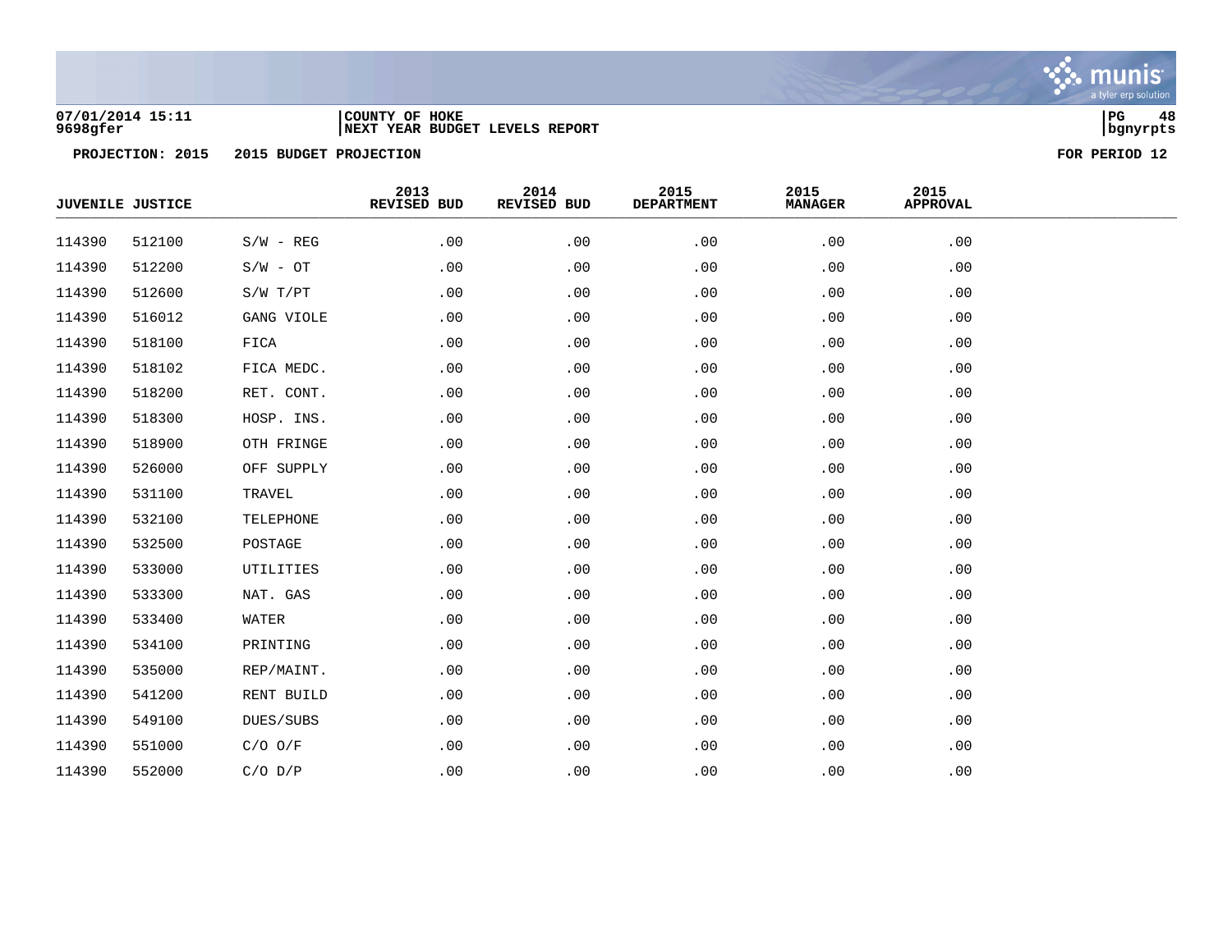07/01/2014 15:11 | COUNTY OF HOKE
9698gfer | NEXT YEAR BUDGET LEVELS REPORT

**PROJECTION: 2015 2015 BUDGET PROJECTION** **FOR PERIOD 12**

| JUVENILE JUSTICE | | | 2013 REVISED BUD | 2014 REVISED BUD | 2015 DEPARTMENT | 2015 MANAGER | 2015 APPROVAL |
|---|---|---|---|---|---|---|---|
| 114390 | 512100 | S/W - REG | .00 | .00 | .00 | .00 | .00 |
| 114390 | 512200 | S/W - OT | .00 | .00 | .00 | .00 | .00 |
| 114390 | 512600 | S/W T/PT | .00 | .00 | .00 | .00 | .00 |
| 114390 | 516012 | GANG VIOLE | .00 | .00 | .00 | .00 | .00 |
| 114390 | 518100 | FICA | .00 | .00 | .00 | .00 | .00 |
| 114390 | 518102 | FICA MEDC. | .00 | .00 | .00 | .00 | .00 |
| 114390 | 518200 | RET. CONT. | .00 | .00 | .00 | .00 | .00 |
| 114390 | 518300 | HOSP. INS. | .00 | .00 | .00 | .00 | .00 |
| 114390 | 518900 | OTH FRINGE | .00 | .00 | .00 | .00 | .00 |
| 114390 | 526000 | OFF SUPPLY | .00 | .00 | .00 | .00 | .00 |
| 114390 | 531100 | TRAVEL | .00 | .00 | .00 | .00 | .00 |
| 114390 | 532100 | TELEPHONE | .00 | .00 | .00 | .00 | .00 |
| 114390 | 532500 | POSTAGE | .00 | .00 | .00 | .00 | .00 |
| 114390 | 533000 | UTILITIES | .00 | .00 | .00 | .00 | .00 |
| 114390 | 533300 | NAT. GAS | .00 | .00 | .00 | .00 | .00 |
| 114390 | 533400 | WATER | .00 | .00 | .00 | .00 | .00 |
| 114390 | 534100 | PRINTING | .00 | .00 | .00 | .00 | .00 |
| 114390 | 535000 | REP/MAINT. | .00 | .00 | .00 | .00 | .00 |
| 114390 | 541200 | RENT BUILD | .00 | .00 | .00 | .00 | .00 |
| 114390 | 549100 | DUES/SUBS | .00 | .00 | .00 | .00 | .00 |
| 114390 | 551000 | C/O O/F | .00 | .00 | .00 | .00 | .00 |
| 114390 | 552000 | C/O D/P | .00 | .00 | .00 | .00 | .00 |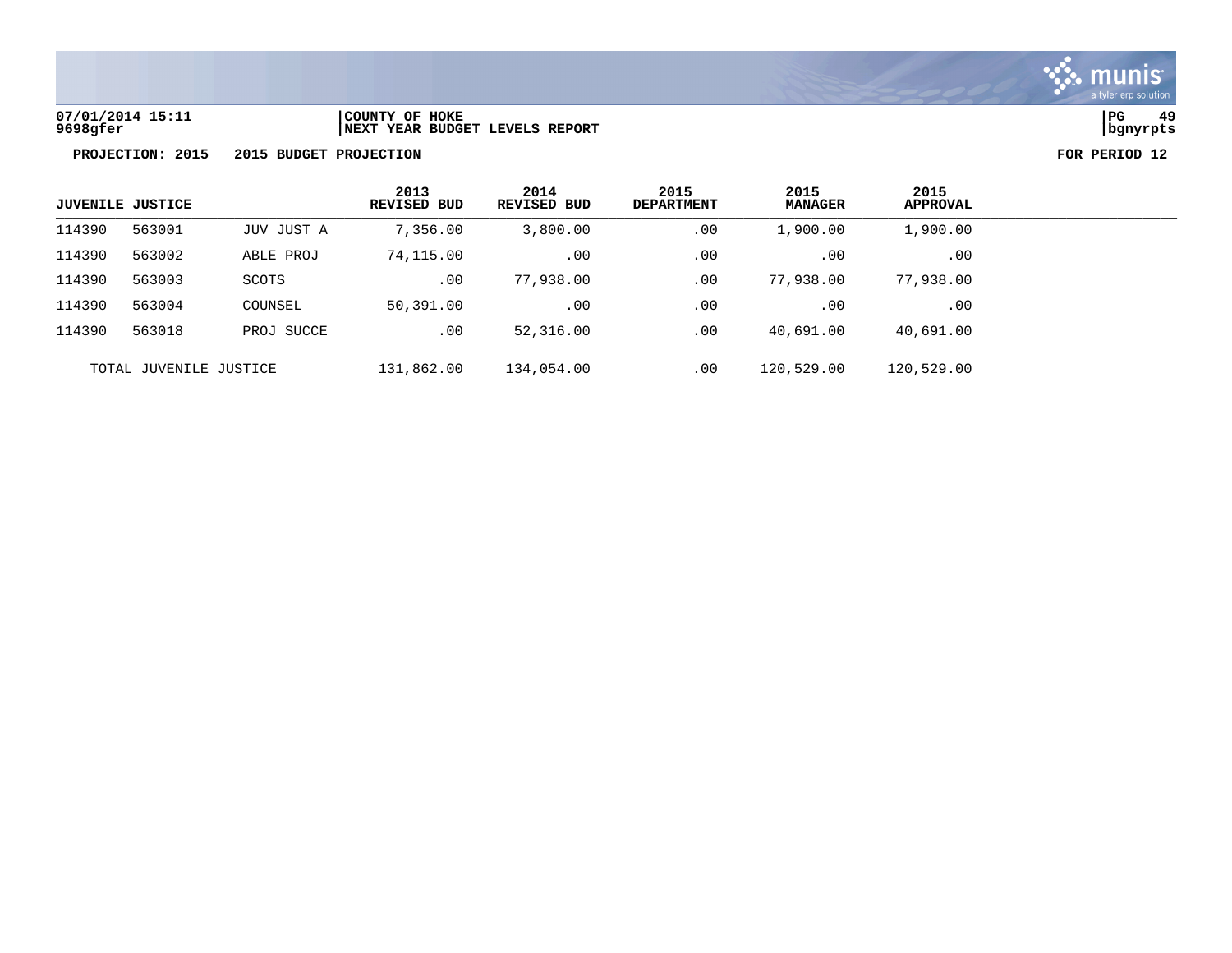07/01/2014 15:11 | COUNTY OF HOKE
9698gfer | NEXT YEAR BUDGET LEVELS REPORT

**PROJECTION: 2015 2015 BUDGET PROJECTION** **FOR PERIOD 12**

| JUVENILE JUSTICE | | | 2013 REVISED BUD | 2014 REVISED BUD | 2015 DEPARTMENT | 2015 MANAGER | 2015 APPROVAL |
|---|---|---|---|---|---|---|---|
| 114390 | 563001 | JUV JUST A | 7,356.00 | 3,800.00 | .00 | 1,900.00 | 1,900.00 |
| 114390 | 563002 | ABLE PROJ | 74,115.00 | .00 | .00 | .00 | .00 |
| 114390 | 563003 | SCOTS | .00 | 77,938.00 | .00 | 77,938.00 | 77,938.00 |
| 114390 | 563004 | COUNSEL | 50,391.00 | .00 | .00 | .00 | .00 |
| 114390 | 563018 | PROJ SUCCE | .00 | 52,316.00 | .00 | 40,691.00 | 40,691.00 |
| TOTAL JUVENILE JUSTICE | | | 131,862.00 | 134,054.00 | .00 | 120,529.00 | 120,529.00 |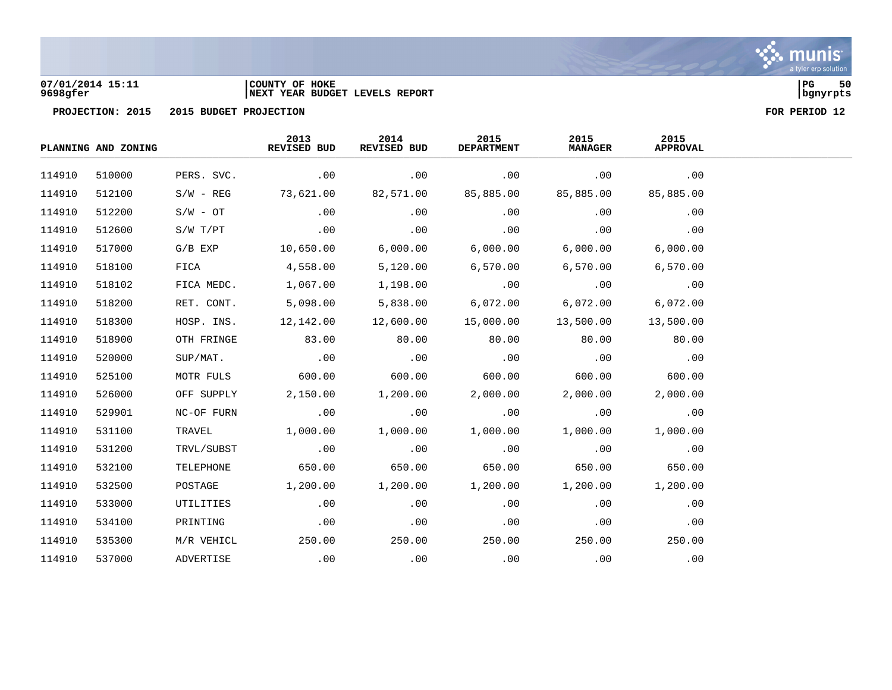**COUNTY OF HOKE**
**NEXT YEAR BUDGET LEVELS REPORT**

07/01/2014 15:11
9698gfer

**PROJECTION: 2015 2015 BUDGET PROJECTION** **FOR PERIOD 12**

| PLANNING AND ZONING | | | 2013 REVISED BUD | 2014 REVISED BUD | 2015 DEPARTMENT | 2015 MANAGER | 2015 APPROVAL |
|---|---|---|---|---|---|---|---|
| 114910 | 510000 | PERS. SVC. | .00 | .00 | .00 | .00 | .00 |
| 114910 | 512100 | S/W - REG | 73,621.00 | 82,571.00 | 85,885.00 | 85,885.00 | 85,885.00 |
| 114910 | 512200 | S/W - OT | .00 | .00 | .00 | .00 | .00 |
| 114910 | 512600 | S/W T/PT | .00 | .00 | .00 | .00 | .00 |
| 114910 | 517000 | G/B EXP | 10,650.00 | 6,000.00 | 6,000.00 | 6,000.00 | 6,000.00 |
| 114910 | 518100 | FICA | 4,558.00 | 5,120.00 | 6,570.00 | 6,570.00 | 6,570.00 |
| 114910 | 518102 | FICA MEDC. | 1,067.00 | 1,198.00 | .00 | .00 | .00 |
| 114910 | 518200 | RET. CONT. | 5,098.00 | 5,838.00 | 6,072.00 | 6,072.00 | 6,072.00 |
| 114910 | 518300 | HOSP. INS. | 12,142.00 | 12,600.00 | 15,000.00 | 13,500.00 | 13,500.00 |
| 114910 | 518900 | OTH FRINGE | 83.00 | 80.00 | 80.00 | 80.00 | 80.00 |
| 114910 | 520000 | SUP/MAT. | .00 | .00 | .00 | .00 | .00 |
| 114910 | 525100 | MOTR FULS | 600.00 | 600.00 | 600.00 | 600.00 | 600.00 |
| 114910 | 526000 | OFF SUPPLY | 2,150.00 | 1,200.00 | 2,000.00 | 2,000.00 | 2,000.00 |
| 114910 | 529901 | NC-OF FURN | .00 | .00 | .00 | .00 | .00 |
| 114910 | 531100 | TRAVEL | 1,000.00 | 1,000.00 | 1,000.00 | 1,000.00 | 1,000.00 |
| 114910 | 531200 | TRVL/SUBST | .00 | .00 | .00 | .00 | .00 |
| 114910 | 532100 | TELEPHONE | 650.00 | 650.00 | 650.00 | 650.00 | 650.00 |
| 114910 | 532500 | POSTAGE | 1,200.00 | 1,200.00 | 1,200.00 | 1,200.00 | 1,200.00 |
| 114910 | 533000 | UTILITIES | .00 | .00 | .00 | .00 | .00 |
| 114910 | 534100 | PRINTING | .00 | .00 | .00 | .00 | .00 |
| 114910 | 535300 | M/R VEHICL | 250.00 | 250.00 | 250.00 | 250.00 | 250.00 |
| 114910 | 537000 | ADVERTISE | .00 | .00 | .00 | .00 | .00 |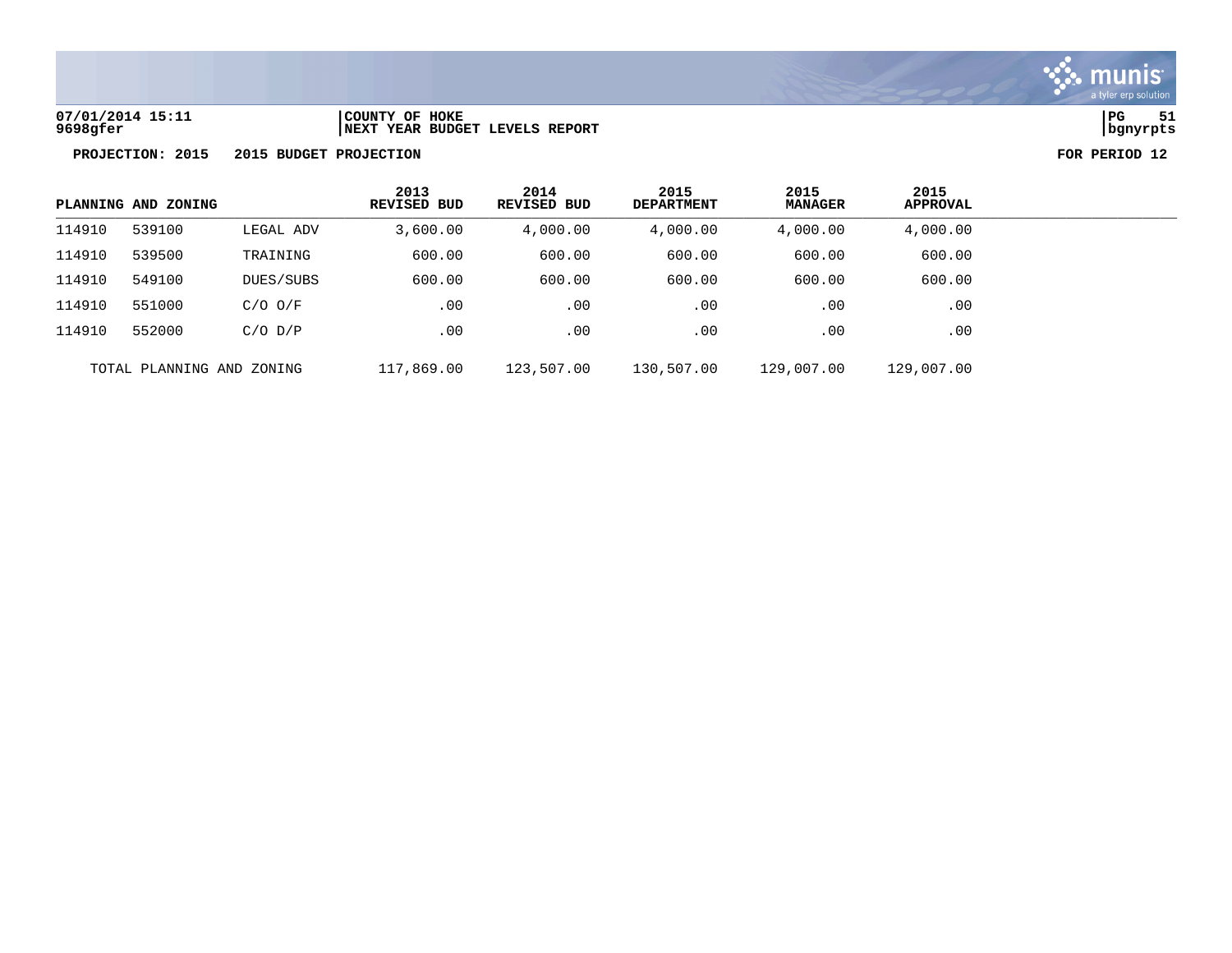07/01/2014 15:11 | COUNTY OF HOKE
9698gfer | NEXT YEAR BUDGET LEVELS REPORT

**PROJECTION: 2015 2015 BUDGET PROJECTION** **FOR PERIOD 12**

| PLANNING AND ZONING | | | 2013 REVISED BUD | 2014 REVISED BUD | 2015 DEPARTMENT | 2015 MANAGER | 2015 APPROVAL |
|---|---|---|---|---|---|---|---|
| 114910 | 539100 | LEGAL ADV | 3,600.00 | 4,000.00 | 4,000.00 | 4,000.00 | 4,000.00 |
| 114910 | 539500 | TRAINING | 600.00 | 600.00 | 600.00 | 600.00 | 600.00 |
| 114910 | 549100 | DUES/SUBS | 600.00 | 600.00 | 600.00 | 600.00 | 600.00 |
| 114910 | 551000 | C/O O/F | .00 | .00 | .00 | .00 | .00 |
| 114910 | 552000 | C/O D/P | .00 | .00 | .00 | .00 | .00 |
| TOTAL PLANNING AND ZONING | | | 117,869.00 | 123,507.00 | 130,507.00 | 129,007.00 | 129,007.00 |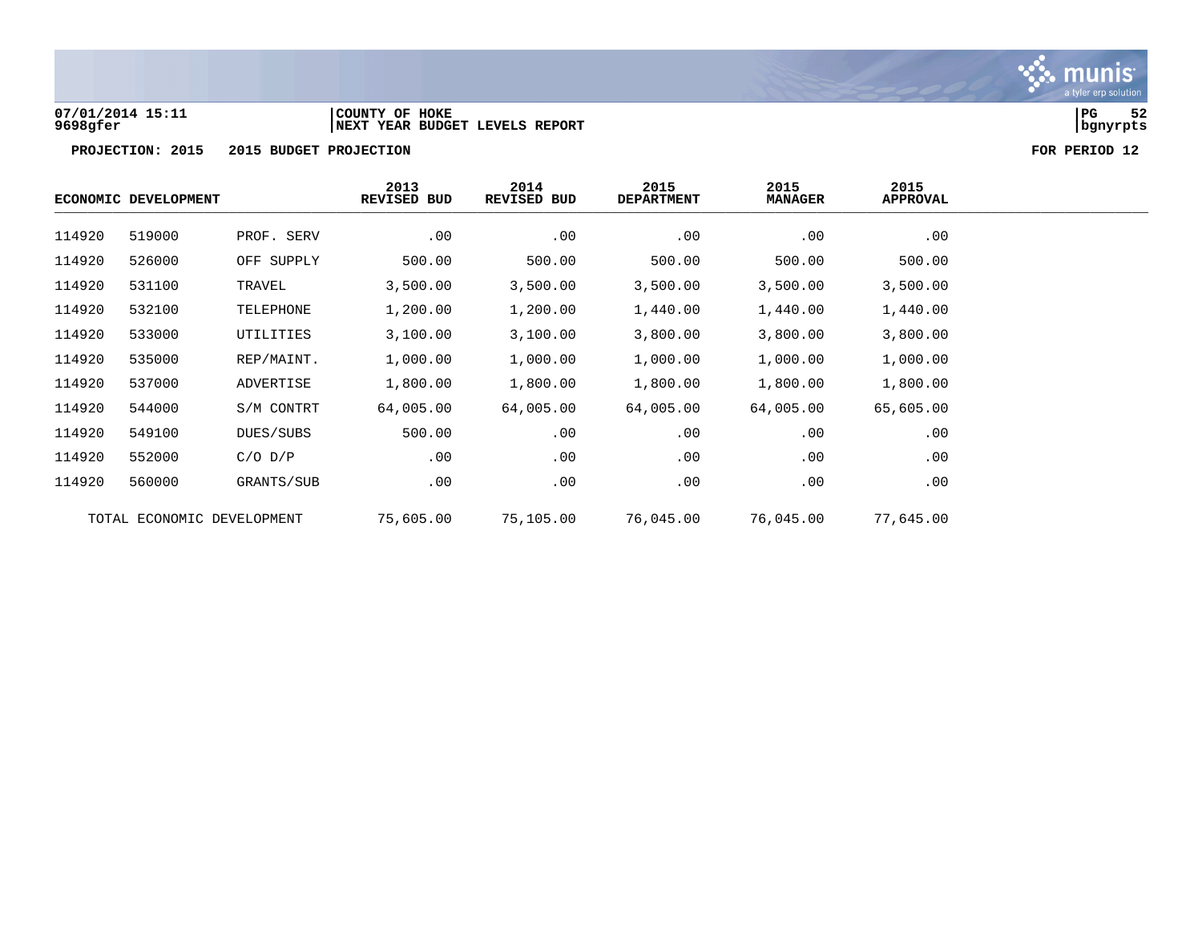07/01/2014 15:11 | COUNTY OF HOKE
9698gfer | NEXT YEAR BUDGET LEVELS REPORT

PG 52
bgnyrpts

**PROJECTION: 2015 2015 BUDGET PROJECTION** **FOR PERIOD 12**

| ECONOMIC DEVELOPMENT | | | 2013 REVISED BUD | 2014 REVISED BUD | 2015 DEPARTMENT | 2015 MANAGER | 2015 APPROVAL |
|---|---|---|---|---|---|---|---|
| 114920 | 519000 | PROF. SERV | .00 | .00 | .00 | .00 | .00 |
| 114920 | 526000 | OFF SUPPLY | 500.00 | 500.00 | 500.00 | 500.00 | 500.00 |
| 114920 | 531100 | TRAVEL | 3,500.00 | 3,500.00 | 3,500.00 | 3,500.00 | 3,500.00 |
| 114920 | 532100 | TELEPHONE | 1,200.00 | 1,200.00 | 1,440.00 | 1,440.00 | 1,440.00 |
| 114920 | 533000 | UTILITIES | 3,100.00 | 3,100.00 | 3,800.00 | 3,800.00 | 3,800.00 |
| 114920 | 535000 | REP/MAINT. | 1,000.00 | 1,000.00 | 1,000.00 | 1,000.00 | 1,000.00 |
| 114920 | 537000 | ADVERTISE | 1,800.00 | 1,800.00 | 1,800.00 | 1,800.00 | 1,800.00 |
| 114920 | 544000 | S/M CONTRT | 64,005.00 | 64,005.00 | 64,005.00 | 64,005.00 | 65,605.00 |
| 114920 | 549100 | DUES/SUBS | 500.00 | .00 | .00 | .00 | .00 |
| 114920 | 552000 | C/O D/P | .00 | .00 | .00 | .00 | .00 |
| 114920 | 560000 | GRANTS/SUB | .00 | .00 | .00 | .00 | .00 |
| TOTAL ECONOMIC DEVELOPMENT | | | 75,605.00 | 75,105.00 | 76,045.00 | 76,045.00 | 77,645.00 |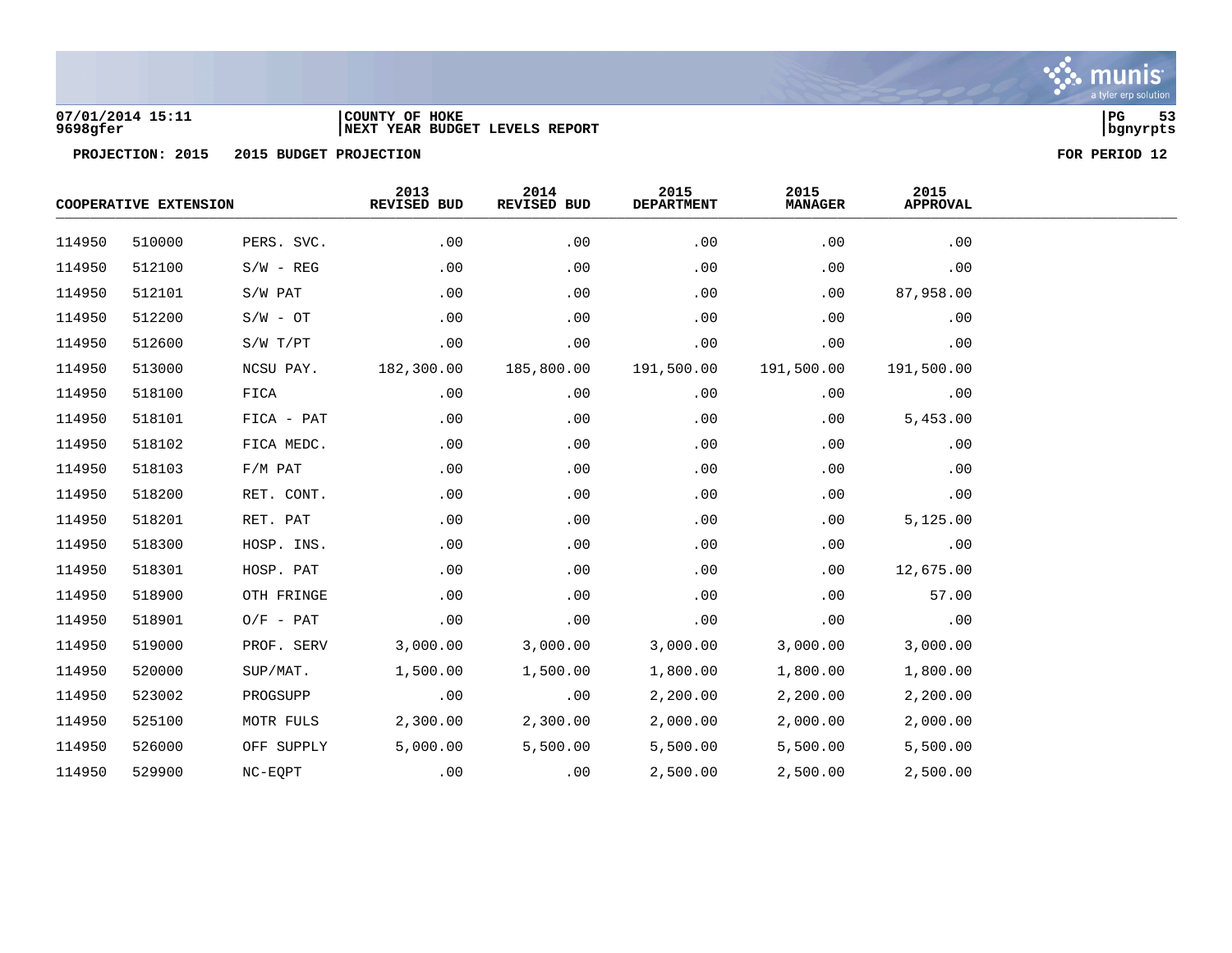07/01/2014 15:11
9698gfer

COUNTY OF HOKE
NEXT YEAR BUDGET LEVELS REPORT

PROJECTION: 2015 2015 BUDGET PROJECTION

FOR PERIOD 12

| COOPERATIVE EXTENSION | | | 2013 REVISED BUD | 2014 REVISED BUD | 2015 DEPARTMENT | 2015 MANAGER | 2015 APPROVAL |
|---|---|---|---|---|---|---|---|
| 114950 | 510000 | PERS. SVC. | .00 | .00 | .00 | .00 | .00 |
| 114950 | 512100 | S/W - REG | .00 | .00 | .00 | .00 | .00 |
| 114950 | 512101 | S/W PAT | .00 | .00 | .00 | .00 | 87,958.00 |
| 114950 | 512200 | S/W - OT | .00 | .00 | .00 | .00 | .00 |
| 114950 | 512600 | S/W T/PT | .00 | .00 | .00 | .00 | .00 |
| 114950 | 513000 | NCSU PAY. | 182,300.00 | 185,800.00 | 191,500.00 | 191,500.00 | 191,500.00 |
| 114950 | 518100 | FICA | .00 | .00 | .00 | .00 | .00 |
| 114950 | 518101 | FICA - PAT | .00 | .00 | .00 | .00 | 5,453.00 |
| 114950 | 518102 | FICA MEDC. | .00 | .00 | .00 | .00 | .00 |
| 114950 | 518103 | F/M PAT | .00 | .00 | .00 | .00 | .00 |
| 114950 | 518200 | RET. CONT. | .00 | .00 | .00 | .00 | .00 |
| 114950 | 518201 | RET. PAT | .00 | .00 | .00 | .00 | 5,125.00 |
| 114950 | 518300 | HOSP. INS. | .00 | .00 | .00 | .00 | .00 |
| 114950 | 518301 | HOSP. PAT | .00 | .00 | .00 | .00 | 12,675.00 |
| 114950 | 518900 | OTH FRINGE | .00 | .00 | .00 | .00 | 57.00 |
| 114950 | 518901 | O/F - PAT | .00 | .00 | .00 | .00 | .00 |
| 114950 | 519000 | PROF. SERV | 3,000.00 | 3,000.00 | 3,000.00 | 3,000.00 | 3,000.00 |
| 114950 | 520000 | SUP/MAT. | 1,500.00 | 1,500.00 | 1,800.00 | 1,800.00 | 1,800.00 |
| 114950 | 523002 | PROGSUPP | .00 | .00 | 2,200.00 | 2,200.00 | 2,200.00 |
| 114950 | 525100 | MOTR FULS | 2,300.00 | 2,300.00 | 2,000.00 | 2,000.00 | 2,000.00 |
| 114950 | 526000 | OFF SUPPLY | 5,000.00 | 5,500.00 | 5,500.00 | 5,500.00 | 5,500.00 |
| 114950 | 529900 | NC-EQPT | .00 | .00 | 2,500.00 | 2,500.00 | 2,500.00 |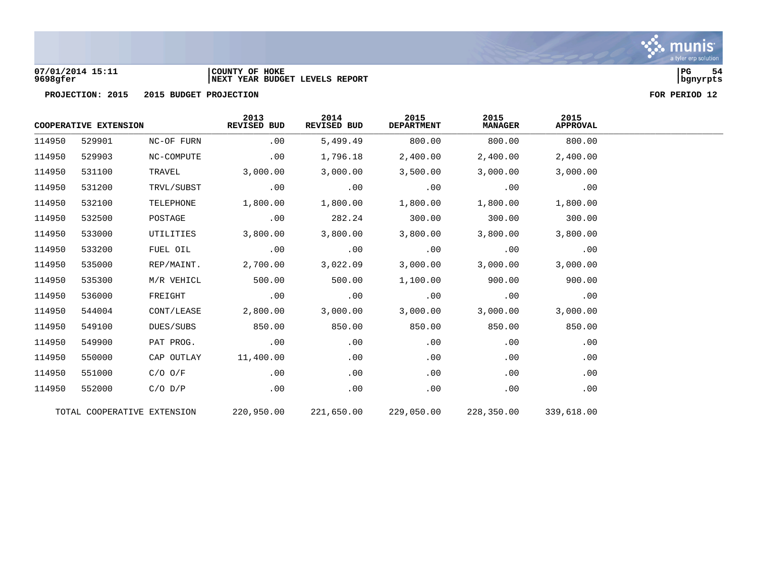07/01/2014 15:11 | COUNTY OF HOKE
9698gfer | NEXT YEAR BUDGET LEVELS REPORT

**PROJECTION: 2015    2015 BUDGET PROJECTION**    **FOR PERIOD 12**

| COOPERATIVE EXTENSION | | | 2013 REVISED BUD | 2014 REVISED BUD | 2015 DEPARTMENT | 2015 MANAGER | 2015 APPROVAL |
|---|---|---|---|---|---|---|---|
| 114950 | 529901 | NC-OF FURN | .00 | 5,499.49 | 800.00 | 800.00 | 800.00 |
| 114950 | 529903 | NC-COMPUTE | .00 | 1,796.18 | 2,400.00 | 2,400.00 | 2,400.00 |
| 114950 | 531100 | TRAVEL | 3,000.00 | 3,000.00 | 3,500.00 | 3,000.00 | 3,000.00 |
| 114950 | 531200 | TRVL/SUBST | .00 | .00 | .00 | .00 | .00 |
| 114950 | 532100 | TELEPHONE | 1,800.00 | 1,800.00 | 1,800.00 | 1,800.00 | 1,800.00 |
| 114950 | 532500 | POSTAGE | .00 | 282.24 | 300.00 | 300.00 | 300.00 |
| 114950 | 533000 | UTILITIES | 3,800.00 | 3,800.00 | 3,800.00 | 3,800.00 | 3,800.00 |
| 114950 | 533200 | FUEL OIL | .00 | .00 | .00 | .00 | .00 |
| 114950 | 535000 | REP/MAINT. | 2,700.00 | 3,022.09 | 3,000.00 | 3,000.00 | 3,000.00 |
| 114950 | 535300 | M/R VEHICL | 500.00 | 500.00 | 1,100.00 | 900.00 | 900.00 |
| 114950 | 536000 | FREIGHT | .00 | .00 | .00 | .00 | .00 |
| 114950 | 544004 | CONT/LEASE | 2,800.00 | 3,000.00 | 3,000.00 | 3,000.00 | 3,000.00 |
| 114950 | 549100 | DUES/SUBS | 850.00 | 850.00 | 850.00 | 850.00 | 850.00 |
| 114950 | 549900 | PAT PROG. | .00 | .00 | .00 | .00 | .00 |
| 114950 | 550000 | CAP OUTLAY | 11,400.00 | .00 | .00 | .00 | .00 |
| 114950 | 551000 | C/O O/F | .00 | .00 | .00 | .00 | .00 |
| 114950 | 552000 | C/O D/P | .00 | .00 | .00 | .00 | .00 |
| TOTAL COOPERATIVE EXTENSION | | | 220,950.00 | 221,650.00 | 229,050.00 | 228,350.00 | 339,618.00 |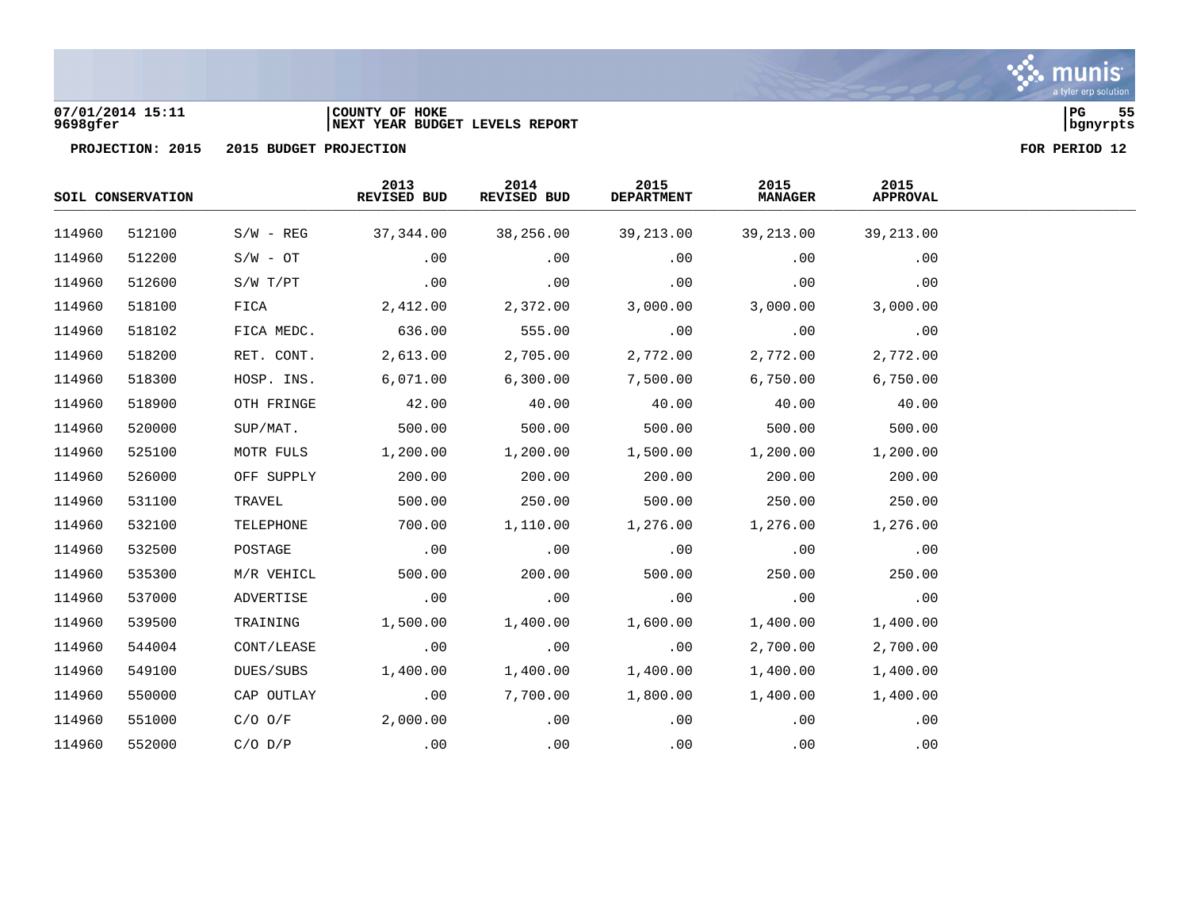07/01/2014 15:11
9698gfer

COUNTY OF HOKE
NEXT YEAR BUDGET LEVELS REPORT

PG 55
bgnyrpts

PROJECTION: 2015 2015 BUDGET PROJECTION

FOR PERIOD 12

| SOIL CONSERVATION | | | 2013 REVISED BUD | 2014 REVISED BUD | 2015 DEPARTMENT | 2015 MANAGER | 2015 APPROVAL |
|---|---|---|---|---|---|---|---|
| 114960 | 512100 | S/W - REG | 37,344.00 | 38,256.00 | 39,213.00 | 39,213.00 | 39,213.00 |
| 114960 | 512200 | S/W - OT | .00 | .00 | .00 | .00 | .00 |
| 114960 | 512600 | S/W T/PT | .00 | .00 | .00 | .00 | .00 |
| 114960 | 518100 | FICA | 2,412.00 | 2,372.00 | 3,000.00 | 3,000.00 | 3,000.00 |
| 114960 | 518102 | FICA MEDC. | 636.00 | 555.00 | .00 | .00 | .00 |
| 114960 | 518200 | RET. CONT. | 2,613.00 | 2,705.00 | 2,772.00 | 2,772.00 | 2,772.00 |
| 114960 | 518300 | HOSP. INS. | 6,071.00 | 6,300.00 | 7,500.00 | 6,750.00 | 6,750.00 |
| 114960 | 518900 | OTH FRINGE | 42.00 | 40.00 | 40.00 | 40.00 | 40.00 |
| 114960 | 520000 | SUP/MAT. | 500.00 | 500.00 | 500.00 | 500.00 | 500.00 |
| 114960 | 525100 | MOTR FULS | 1,200.00 | 1,200.00 | 1,500.00 | 1,200.00 | 1,200.00 |
| 114960 | 526000 | OFF SUPPLY | 200.00 | 200.00 | 200.00 | 200.00 | 200.00 |
| 114960 | 531100 | TRAVEL | 500.00 | 250.00 | 500.00 | 250.00 | 250.00 |
| 114960 | 532100 | TELEPHONE | 700.00 | 1,110.00 | 1,276.00 | 1,276.00 | 1,276.00 |
| 114960 | 532500 | POSTAGE | .00 | .00 | .00 | .00 | .00 |
| 114960 | 535300 | M/R VEHICL | 500.00 | 200.00 | 500.00 | 250.00 | 250.00 |
| 114960 | 537000 | ADVERTISE | .00 | .00 | .00 | .00 | .00 |
| 114960 | 539500 | TRAINING | 1,500.00 | 1,400.00 | 1,600.00 | 1,400.00 | 1,400.00 |
| 114960 | 544004 | CONT/LEASE | .00 | .00 | .00 | 2,700.00 | 2,700.00 |
| 114960 | 549100 | DUES/SUBS | 1,400.00 | 1,400.00 | 1,400.00 | 1,400.00 | 1,400.00 |
| 114960 | 550000 | CAP OUTLAY | .00 | 7,700.00 | 1,800.00 | 1,400.00 | 1,400.00 |
| 114960 | 551000 | C/O O/F | 2,000.00 | .00 | .00 | .00 | .00 |
| 114960 | 552000 | C/O D/P | .00 | .00 | .00 | .00 | .00 |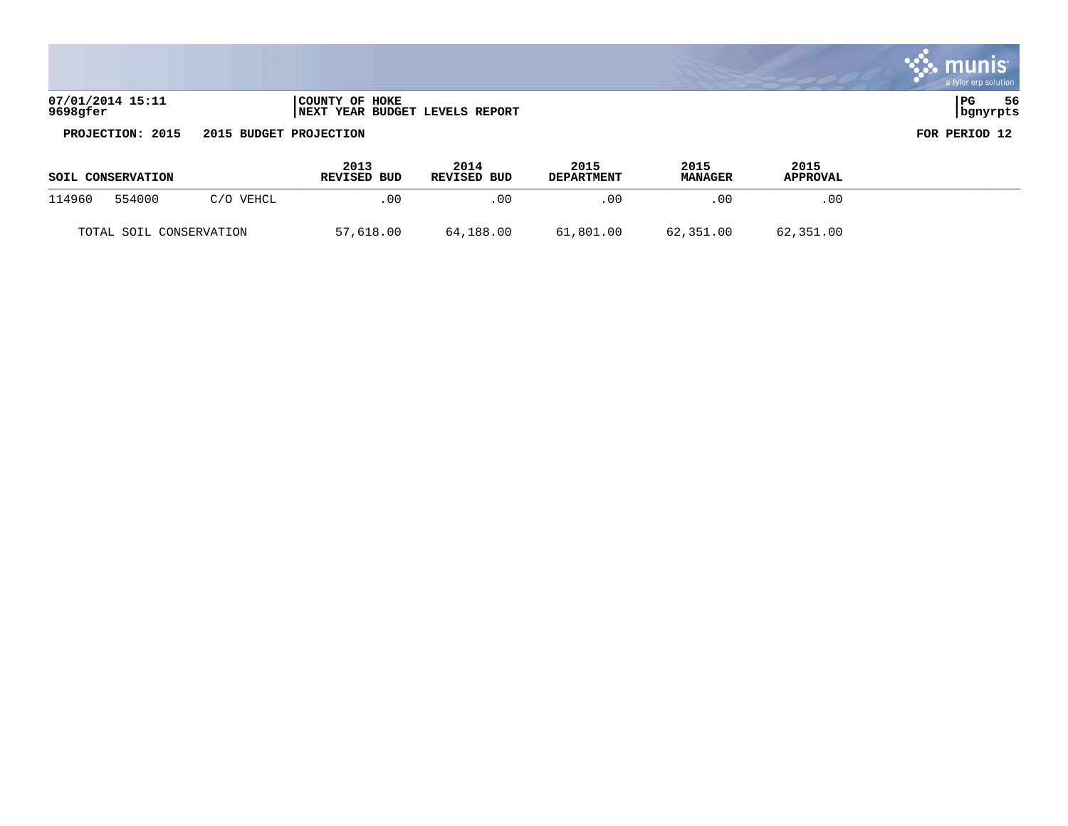**COUNTY OF HOKE**
**NEXT YEAR BUDGET LEVELS REPORT**

07/01/2014 15:11
9698gfer

**PROJECTION: 2015 2015 BUDGET PROJECTION** **FOR PERIOD 12**

| SOIL CONSERVATION | | | 2013 REVISED BUD | 2014 REVISED BUD | 2015 DEPARTMENT | 2015 MANAGER | 2015 APPROVAL |
|---|---|---|---|---|---|---|---|
| 114960 | 554000 | C/O VEHCL | .00 | .00 | .00 | .00 | .00 |
| TOTAL SOIL CONSERVATION | | | 57,618.00 | 64,188.00 | 61,801.00 | 62,351.00 | 62,351.00 |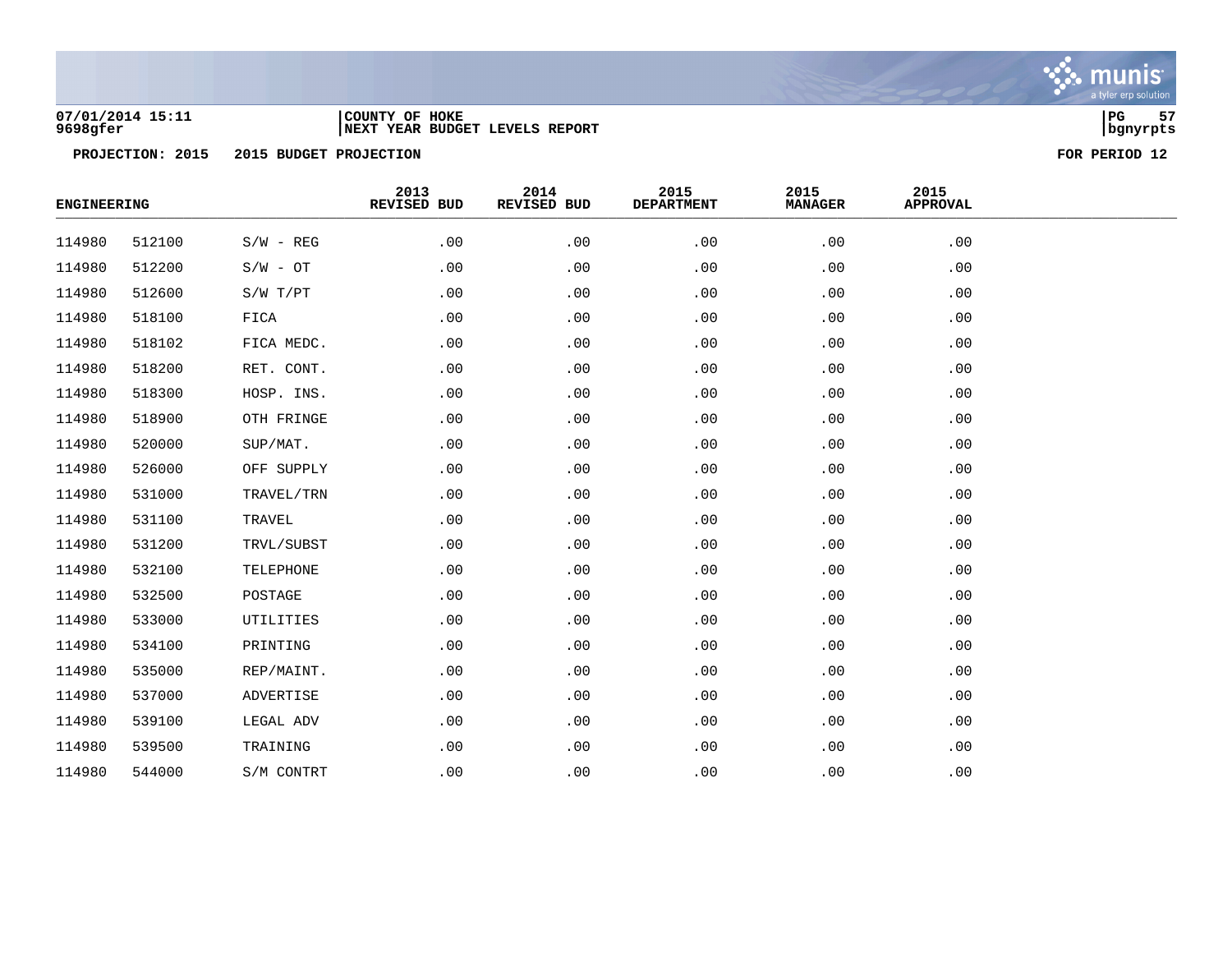COUNTY OF HOKE
NEXT YEAR BUDGET LEVELS REPORT

PROJECTION: 2015 2015 BUDGET PROJECTION FOR PERIOD 12

| ENGINEERING | | | 2013 REVISED BUD | 2014 REVISED BUD | 2015 DEPARTMENT | 2015 MANAGER | 2015 APPROVAL |
|---|---|---|---|---|---|---|---|
| 114980 | 512100 | S/W - REG | .00 | .00 | .00 | .00 | .00 |
| 114980 | 512200 | S/W - OT | .00 | .00 | .00 | .00 | .00 |
| 114980 | 512600 | S/W T/PT | .00 | .00 | .00 | .00 | .00 |
| 114980 | 518100 | FICA | .00 | .00 | .00 | .00 | .00 |
| 114980 | 518102 | FICA MEDC. | .00 | .00 | .00 | .00 | .00 |
| 114980 | 518200 | RET. CONT. | .00 | .00 | .00 | .00 | .00 |
| 114980 | 518300 | HOSP. INS. | .00 | .00 | .00 | .00 | .00 |
| 114980 | 518900 | OTH FRINGE | .00 | .00 | .00 | .00 | .00 |
| 114980 | 520000 | SUP/MAT. | .00 | .00 | .00 | .00 | .00 |
| 114980 | 526000 | OFF SUPPLY | .00 | .00 | .00 | .00 | .00 |
| 114980 | 531000 | TRAVEL/TRN | .00 | .00 | .00 | .00 | .00 |
| 114980 | 531100 | TRAVEL | .00 | .00 | .00 | .00 | .00 |
| 114980 | 531200 | TRVL/SUBST | .00 | .00 | .00 | .00 | .00 |
| 114980 | 532100 | TELEPHONE | .00 | .00 | .00 | .00 | .00 |
| 114980 | 532500 | POSTAGE | .00 | .00 | .00 | .00 | .00 |
| 114980 | 533000 | UTILITIES | .00 | .00 | .00 | .00 | .00 |
| 114980 | 534100 | PRINTING | .00 | .00 | .00 | .00 | .00 |
| 114980 | 535000 | REP/MAINT. | .00 | .00 | .00 | .00 | .00 |
| 114980 | 537000 | ADVERTISE | .00 | .00 | .00 | .00 | .00 |
| 114980 | 539100 | LEGAL ADV | .00 | .00 | .00 | .00 | .00 |
| 114980 | 539500 | TRAINING | .00 | .00 | .00 | .00 | .00 |
| 114980 | 544000 | S/M CONTRT | .00 | .00 | .00 | .00 | .00 |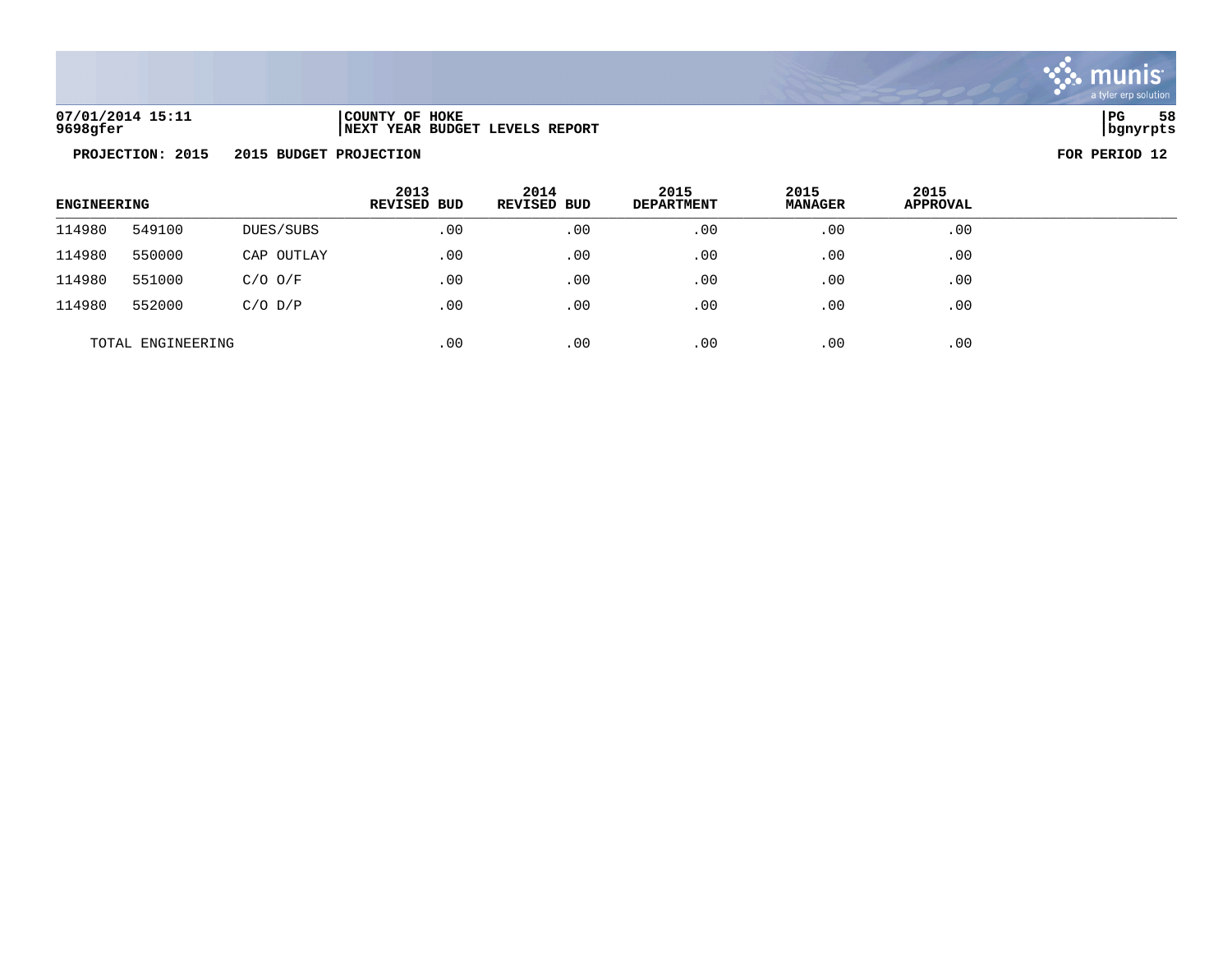07/01/2014 15:11 | COUNTY OF HOKE
9698gfer | NEXT YEAR BUDGET LEVELS REPORT

**PROJECTION: 2015 2015 BUDGET PROJECTION** **FOR PERIOD 12**

| ENGINEERING | | | 2013 REVISED BUD | 2014 REVISED BUD | 2015 DEPARTMENT | 2015 MANAGER | 2015 APPROVAL |
|---|---|---|---|---|---|---|---|
| 114980 | 549100 | DUES/SUBS | .00 | .00 | .00 | .00 | .00 |
| 114980 | 550000 | CAP OUTLAY | .00 | .00 | .00 | .00 | .00 |
| 114980 | 551000 | C/O O/F | .00 | .00 | .00 | .00 | .00 |
| 114980 | 552000 | C/O D/P | .00 | .00 | .00 | .00 | .00 |
| TOTAL ENGINEERING | | | .00 | .00 | .00 | .00 | .00 |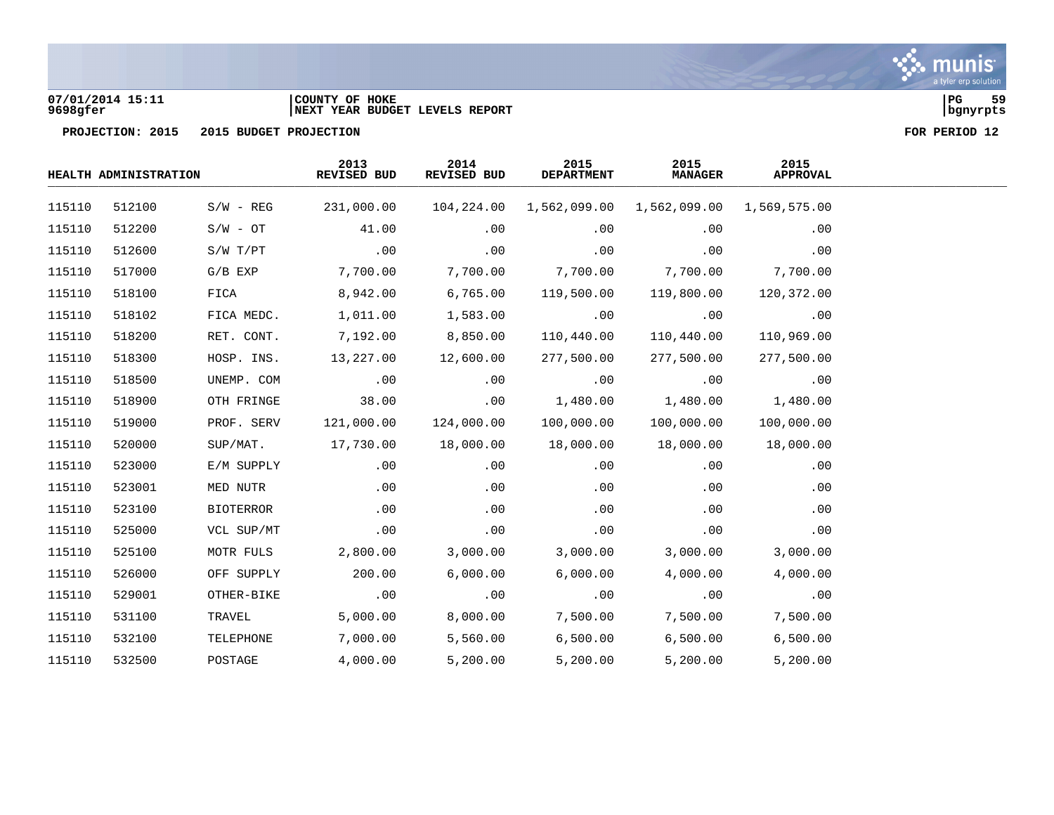07/01/2014 15:11 | COUNTY OF HOKE
9698gfer | NEXT YEAR BUDGET LEVELS REPORT

PROJECTION: 2015 2015 BUDGET PROJECTION — FOR PERIOD 12

| HEALTH ADMINISTRATION | | | 2013 REVISED BUD | 2014 REVISED BUD | 2015 DEPARTMENT | 2015 MANAGER | 2015 APPROVAL |
|---|---|---|---|---|---|---|---|
| 115110 | 512100 | S/W - REG | 231,000.00 | 104,224.00 | 1,562,099.00 | 1,562,099.00 | 1,569,575.00 |
| 115110 | 512200 | S/W - OT | 41.00 | .00 | .00 | .00 | .00 |
| 115110 | 512600 | S/W T/PT | .00 | .00 | .00 | .00 | .00 |
| 115110 | 517000 | G/B EXP | 7,700.00 | 7,700.00 | 7,700.00 | 7,700.00 | 7,700.00 |
| 115110 | 518100 | FICA | 8,942.00 | 6,765.00 | 119,500.00 | 119,800.00 | 120,372.00 |
| 115110 | 518102 | FICA MEDC. | 1,011.00 | 1,583.00 | .00 | .00 | .00 |
| 115110 | 518200 | RET. CONT. | 7,192.00 | 8,850.00 | 110,440.00 | 110,440.00 | 110,969.00 |
| 115110 | 518300 | HOSP. INS. | 13,227.00 | 12,600.00 | 277,500.00 | 277,500.00 | 277,500.00 |
| 115110 | 518500 | UNEMP. COM | .00 | .00 | .00 | .00 | .00 |
| 115110 | 518900 | OTH FRINGE | 38.00 | .00 | 1,480.00 | 1,480.00 | 1,480.00 |
| 115110 | 519000 | PROF. SERV | 121,000.00 | 124,000.00 | 100,000.00 | 100,000.00 | 100,000.00 |
| 115110 | 520000 | SUP/MAT. | 17,730.00 | 18,000.00 | 18,000.00 | 18,000.00 | 18,000.00 |
| 115110 | 523000 | E/M SUPPLY | .00 | .00 | .00 | .00 | .00 |
| 115110 | 523001 | MED NUTR | .00 | .00 | .00 | .00 | .00 |
| 115110 | 523100 | BIOTERROR | .00 | .00 | .00 | .00 | .00 |
| 115110 | 525000 | VCL SUP/MT | .00 | .00 | .00 | .00 | .00 |
| 115110 | 525100 | MOTR FULS | 2,800.00 | 3,000.00 | 3,000.00 | 3,000.00 | 3,000.00 |
| 115110 | 526000 | OFF SUPPLY | 200.00 | 6,000.00 | 6,000.00 | 4,000.00 | 4,000.00 |
| 115110 | 529001 | OTHER-BIKE | .00 | .00 | .00 | .00 | .00 |
| 115110 | 531100 | TRAVEL | 5,000.00 | 8,000.00 | 7,500.00 | 7,500.00 | 7,500.00 |
| 115110 | 532100 | TELEPHONE | 7,000.00 | 5,560.00 | 6,500.00 | 6,500.00 | 6,500.00 |
| 115110 | 532500 | POSTAGE | 4,000.00 | 5,200.00 | 5,200.00 | 5,200.00 | 5,200.00 |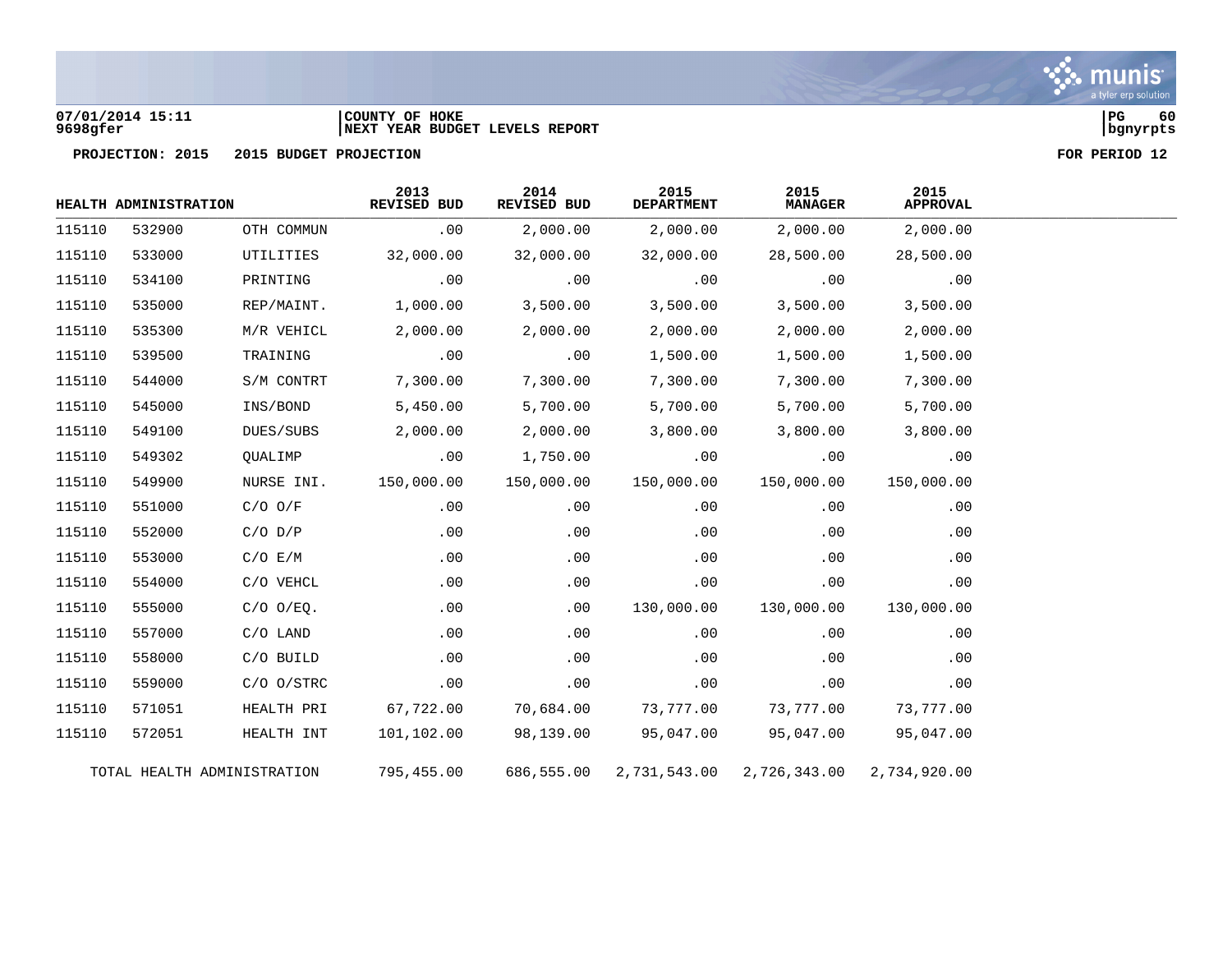07/01/2014 15:11 | COUNTY OF HOKE | PG 60
9698gfer | NEXT YEAR BUDGET LEVELS REPORT | bgnyrpts

**PROJECTION: 2015 2015 BUDGET PROJECTION** **FOR PERIOD 12**

| HEALTH ADMINISTRATION | | | 2013 REVISED BUD | 2014 REVISED BUD | 2015 DEPARTMENT | 2015 MANAGER | 2015 APPROVAL |
|---|---|---|---|---|---|---|---|
| 115110 | 532900 | OTH COMMUN | .00 | 2,000.00 | 2,000.00 | 2,000.00 | 2,000.00 |
| 115110 | 533000 | UTILITIES | 32,000.00 | 32,000.00 | 32,000.00 | 28,500.00 | 28,500.00 |
| 115110 | 534100 | PRINTING | .00 | .00 | .00 | .00 | .00 |
| 115110 | 535000 | REP/MAINT. | 1,000.00 | 3,500.00 | 3,500.00 | 3,500.00 | 3,500.00 |
| 115110 | 535300 | M/R VEHICL | 2,000.00 | 2,000.00 | 2,000.00 | 2,000.00 | 2,000.00 |
| 115110 | 539500 | TRAINING | .00 | .00 | 1,500.00 | 1,500.00 | 1,500.00 |
| 115110 | 544000 | S/M CONTRT | 7,300.00 | 7,300.00 | 7,300.00 | 7,300.00 | 7,300.00 |
| 115110 | 545000 | INS/BOND | 5,450.00 | 5,700.00 | 5,700.00 | 5,700.00 | 5,700.00 |
| 115110 | 549100 | DUES/SUBS | 2,000.00 | 2,000.00 | 3,800.00 | 3,800.00 | 3,800.00 |
| 115110 | 549302 | QUALIMP | .00 | 1,750.00 | .00 | .00 | .00 |
| 115110 | 549900 | NURSE INI. | 150,000.00 | 150,000.00 | 150,000.00 | 150,000.00 | 150,000.00 |
| 115110 | 551000 | C/O O/F | .00 | .00 | .00 | .00 | .00 |
| 115110 | 552000 | C/O D/P | .00 | .00 | .00 | .00 | .00 |
| 115110 | 553000 | C/O E/M | .00 | .00 | .00 | .00 | .00 |
| 115110 | 554000 | C/O VEHCL | .00 | .00 | .00 | .00 | .00 |
| 115110 | 555000 | C/O O/EQ. | .00 | .00 | 130,000.00 | 130,000.00 | 130,000.00 |
| 115110 | 557000 | C/O LAND | .00 | .00 | .00 | .00 | .00 |
| 115110 | 558000 | C/O BUILD | .00 | .00 | .00 | .00 | .00 |
| 115110 | 559000 | C/O O/STRC | .00 | .00 | .00 | .00 | .00 |
| 115110 | 571051 | HEALTH PRI | 67,722.00 | 70,684.00 | 73,777.00 | 73,777.00 | 73,777.00 |
| 115110 | 572051 | HEALTH INT | 101,102.00 | 98,139.00 | 95,047.00 | 95,047.00 | 95,047.00 |
| TOTAL HEALTH ADMINISTRATION | | | 795,455.00 | 686,555.00 | 2,731,543.00 | 2,726,343.00 | 2,734,920.00 |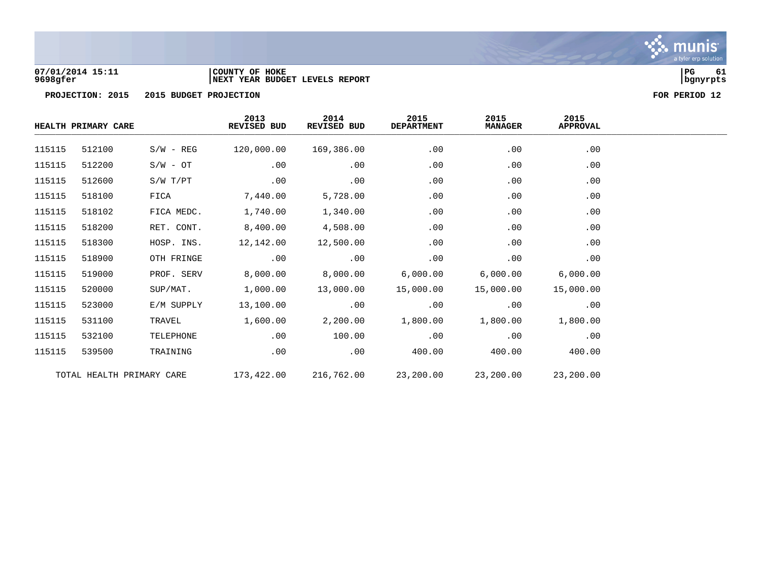07/01/2014 15:11
9698gfer

COUNTY OF HOKE
NEXT YEAR BUDGET LEVELS REPORT

bgnyrpts

PROJECTION: 2015 2015 BUDGET PROJECTION FOR PERIOD 12

| HEALTH PRIMARY CARE | | | 2013 REVISED BUD | 2014 REVISED BUD | 2015 DEPARTMENT | 2015 MANAGER | 2015 APPROVAL |
|---|---|---|---|---|---|---|---|
| 115115 | 512100 | S/W - REG | 120,000.00 | 169,386.00 | .00 | .00 | .00 |
| 115115 | 512200 | S/W - OT | .00 | .00 | .00 | .00 | .00 |
| 115115 | 512600 | S/W T/PT | .00 | .00 | .00 | .00 | .00 |
| 115115 | 518100 | FICA | 7,440.00 | 5,728.00 | .00 | .00 | .00 |
| 115115 | 518102 | FICA MEDC. | 1,740.00 | 1,340.00 | .00 | .00 | .00 |
| 115115 | 518200 | RET. CONT. | 8,400.00 | 4,508.00 | .00 | .00 | .00 |
| 115115 | 518300 | HOSP. INS. | 12,142.00 | 12,500.00 | .00 | .00 | .00 |
| 115115 | 518900 | OTH FRINGE | .00 | .00 | .00 | .00 | .00 |
| 115115 | 519000 | PROF. SERV | 8,000.00 | 8,000.00 | 6,000.00 | 6,000.00 | 6,000.00 |
| 115115 | 520000 | SUP/MAT. | 1,000.00 | 13,000.00 | 15,000.00 | 15,000.00 | 15,000.00 |
| 115115 | 523000 | E/M SUPPLY | 13,100.00 | .00 | .00 | .00 | .00 |
| 115115 | 531100 | TRAVEL | 1,600.00 | 2,200.00 | 1,800.00 | 1,800.00 | 1,800.00 |
| 115115 | 532100 | TELEPHONE | .00 | 100.00 | .00 | .00 | .00 |
| 115115 | 539500 | TRAINING | .00 | .00 | 400.00 | 400.00 | 400.00 |
| TOTAL HEALTH PRIMARY CARE | | | 173,422.00 | 216,762.00 | 23,200.00 | 23,200.00 | 23,200.00 |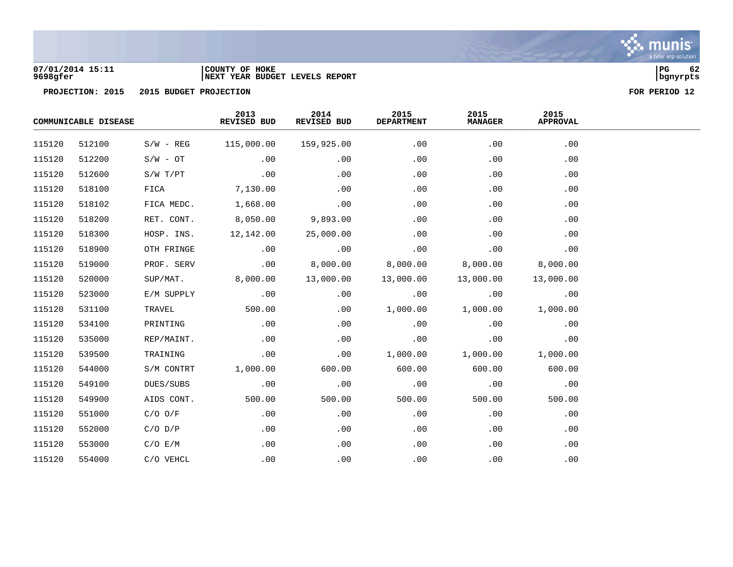07/01/2014 15:11 | COUNTY OF HOKE
9698gfer | NEXT YEAR BUDGET LEVELS REPORT

**PROJECTION: 2015 2015 BUDGET PROJECTION** **FOR PERIOD 12**

| COMMUNICABLE DISEASE | | | 2013 REVISED BUD | 2014 REVISED BUD | 2015 DEPARTMENT | 2015 MANAGER | 2015 APPROVAL |
|---|---|---|---|---|---|---|---|
| 115120 | 512100 | S/W - REG | 115,000.00 | 159,925.00 | .00 | .00 | .00 |
| 115120 | 512200 | S/W - OT | .00 | .00 | .00 | .00 | .00 |
| 115120 | 512600 | S/W T/PT | .00 | .00 | .00 | .00 | .00 |
| 115120 | 518100 | FICA | 7,130.00 | .00 | .00 | .00 | .00 |
| 115120 | 518102 | FICA MEDC. | 1,668.00 | .00 | .00 | .00 | .00 |
| 115120 | 518200 | RET. CONT. | 8,050.00 | 9,893.00 | .00 | .00 | .00 |
| 115120 | 518300 | HOSP. INS. | 12,142.00 | 25,000.00 | .00 | .00 | .00 |
| 115120 | 518900 | OTH FRINGE | .00 | .00 | .00 | .00 | .00 |
| 115120 | 519000 | PROF. SERV | .00 | 8,000.00 | 8,000.00 | 8,000.00 | 8,000.00 |
| 115120 | 520000 | SUP/MAT. | 8,000.00 | 13,000.00 | 13,000.00 | 13,000.00 | 13,000.00 |
| 115120 | 523000 | E/M SUPPLY | .00 | .00 | .00 | .00 | .00 |
| 115120 | 531100 | TRAVEL | 500.00 | .00 | 1,000.00 | 1,000.00 | 1,000.00 |
| 115120 | 534100 | PRINTING | .00 | .00 | .00 | .00 | .00 |
| 115120 | 535000 | REP/MAINT. | .00 | .00 | .00 | .00 | .00 |
| 115120 | 539500 | TRAINING | .00 | .00 | 1,000.00 | 1,000.00 | 1,000.00 |
| 115120 | 544000 | S/M CONTRT | 1,000.00 | 600.00 | 600.00 | 600.00 | 600.00 |
| 115120 | 549100 | DUES/SUBS | .00 | .00 | .00 | .00 | .00 |
| 115120 | 549900 | AIDS CONT. | 500.00 | 500.00 | 500.00 | 500.00 | 500.00 |
| 115120 | 551000 | C/O O/F | .00 | .00 | .00 | .00 | .00 |
| 115120 | 552000 | C/O D/P | .00 | .00 | .00 | .00 | .00 |
| 115120 | 553000 | C/O E/M | .00 | .00 | .00 | .00 | .00 |
| 115120 | 554000 | C/O VEHCL | .00 | .00 | .00 | .00 | .00 |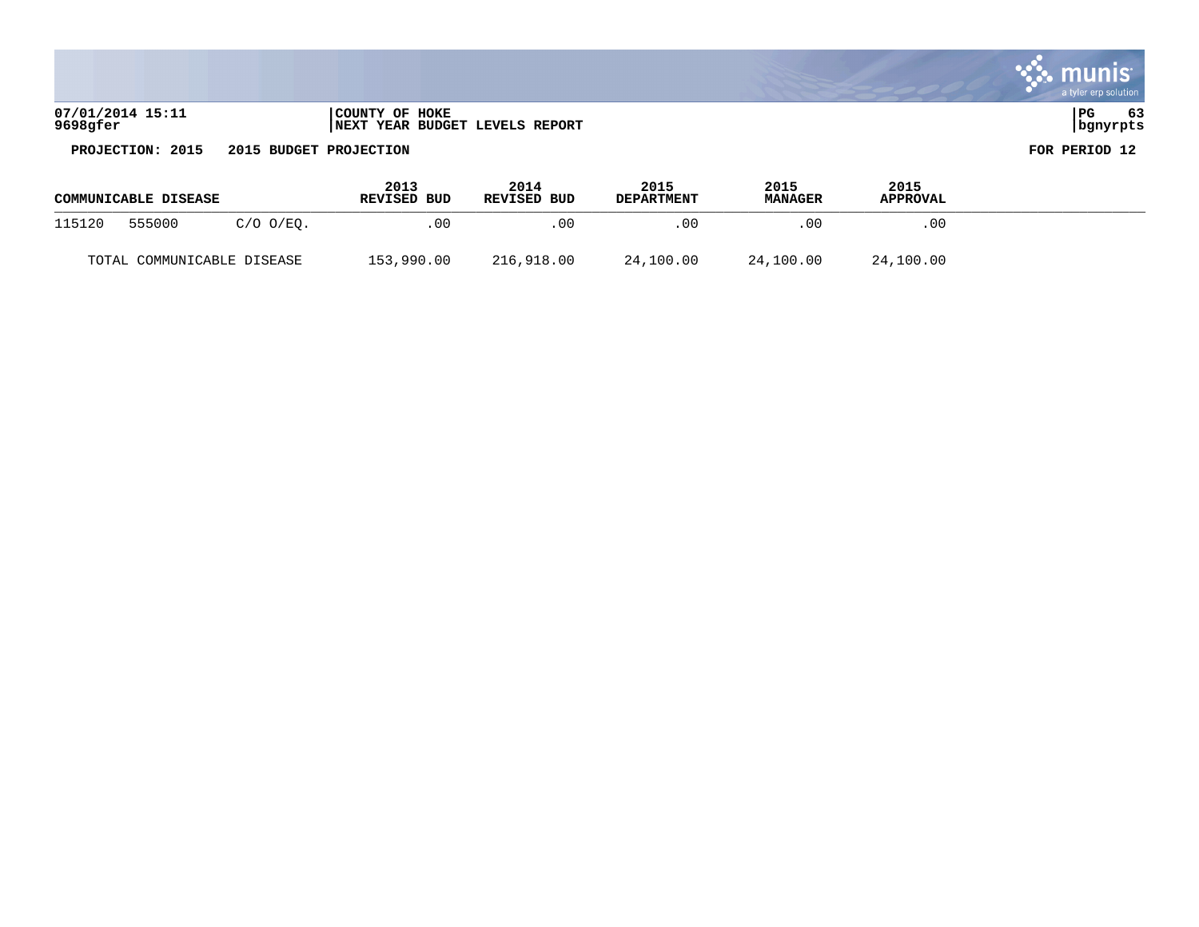07/01/2014 15:11
9698gfer

COUNTY OF HOKE
NEXT YEAR BUDGET LEVELS REPORT

PROJECTION: 2015    2015 BUDGET PROJECTION    FOR PERIOD 12

| COMMUNICABLE DISEASE | | | 2013 REVISED BUD | 2014 REVISED BUD | 2015 DEPARTMENT | 2015 MANAGER | 2015 APPROVAL |
|---|---|---|---|---|---|---|---|
| 115120 | 555000 | C/O O/EQ. | .00 | .00 | .00 | .00 | .00 |
| TOTAL COMMUNICABLE DISEASE | | | 153,990.00 | 216,918.00 | 24,100.00 | 24,100.00 | 24,100.00 |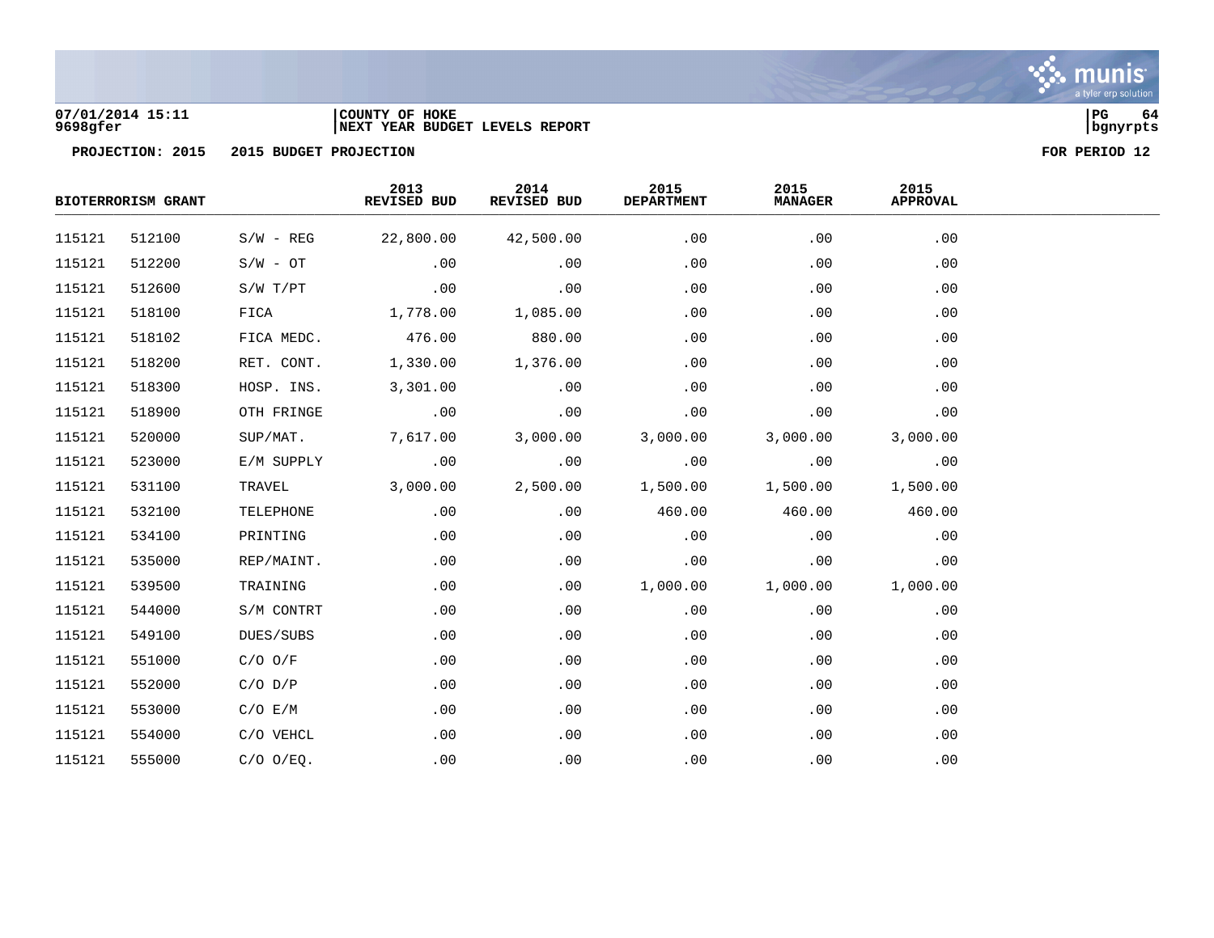07/01/2014 15:11
9698gfer

COUNTY OF HOKE
NEXT YEAR BUDGET LEVELS REPORT

PROJECTION: 2015 2015 BUDGET PROJECTION

FOR PERIOD 12

| BIOTERRORISM GRANT | | | 2013 REVISED BUD | 2014 REVISED BUD | 2015 DEPARTMENT | 2015 MANAGER | 2015 APPROVAL |
|---|---|---|---|---|---|---|---|
| 115121 | 512100 | S/W - REG | 22,800.00 | 42,500.00 | .00 | .00 | .00 |
| 115121 | 512200 | S/W - OT | .00 | .00 | .00 | .00 | .00 |
| 115121 | 512600 | S/W T/PT | .00 | .00 | .00 | .00 | .00 |
| 115121 | 518100 | FICA | 1,778.00 | 1,085.00 | .00 | .00 | .00 |
| 115121 | 518102 | FICA MEDC. | 476.00 | 880.00 | .00 | .00 | .00 |
| 115121 | 518200 | RET. CONT. | 1,330.00 | 1,376.00 | .00 | .00 | .00 |
| 115121 | 518300 | HOSP. INS. | 3,301.00 | .00 | .00 | .00 | .00 |
| 115121 | 518900 | OTH FRINGE | .00 | .00 | .00 | .00 | .00 |
| 115121 | 520000 | SUP/MAT. | 7,617.00 | 3,000.00 | 3,000.00 | 3,000.00 | 3,000.00 |
| 115121 | 523000 | E/M SUPPLY | .00 | .00 | .00 | .00 | .00 |
| 115121 | 531100 | TRAVEL | 3,000.00 | 2,500.00 | 1,500.00 | 1,500.00 | 1,500.00 |
| 115121 | 532100 | TELEPHONE | .00 | .00 | 460.00 | 460.00 | 460.00 |
| 115121 | 534100 | PRINTING | .00 | .00 | .00 | .00 | .00 |
| 115121 | 535000 | REP/MAINT. | .00 | .00 | .00 | .00 | .00 |
| 115121 | 539500 | TRAINING | .00 | .00 | 1,000.00 | 1,000.00 | 1,000.00 |
| 115121 | 544000 | S/M CONTRT | .00 | .00 | .00 | .00 | .00 |
| 115121 | 549100 | DUES/SUBS | .00 | .00 | .00 | .00 | .00 |
| 115121 | 551000 | C/O O/F | .00 | .00 | .00 | .00 | .00 |
| 115121 | 552000 | C/O D/P | .00 | .00 | .00 | .00 | .00 |
| 115121 | 553000 | C/O E/M | .00 | .00 | .00 | .00 | .00 |
| 115121 | 554000 | C/O VEHCL | .00 | .00 | .00 | .00 | .00 |
| 115121 | 555000 | C/O O/EQ. | .00 | .00 | .00 | .00 | .00 |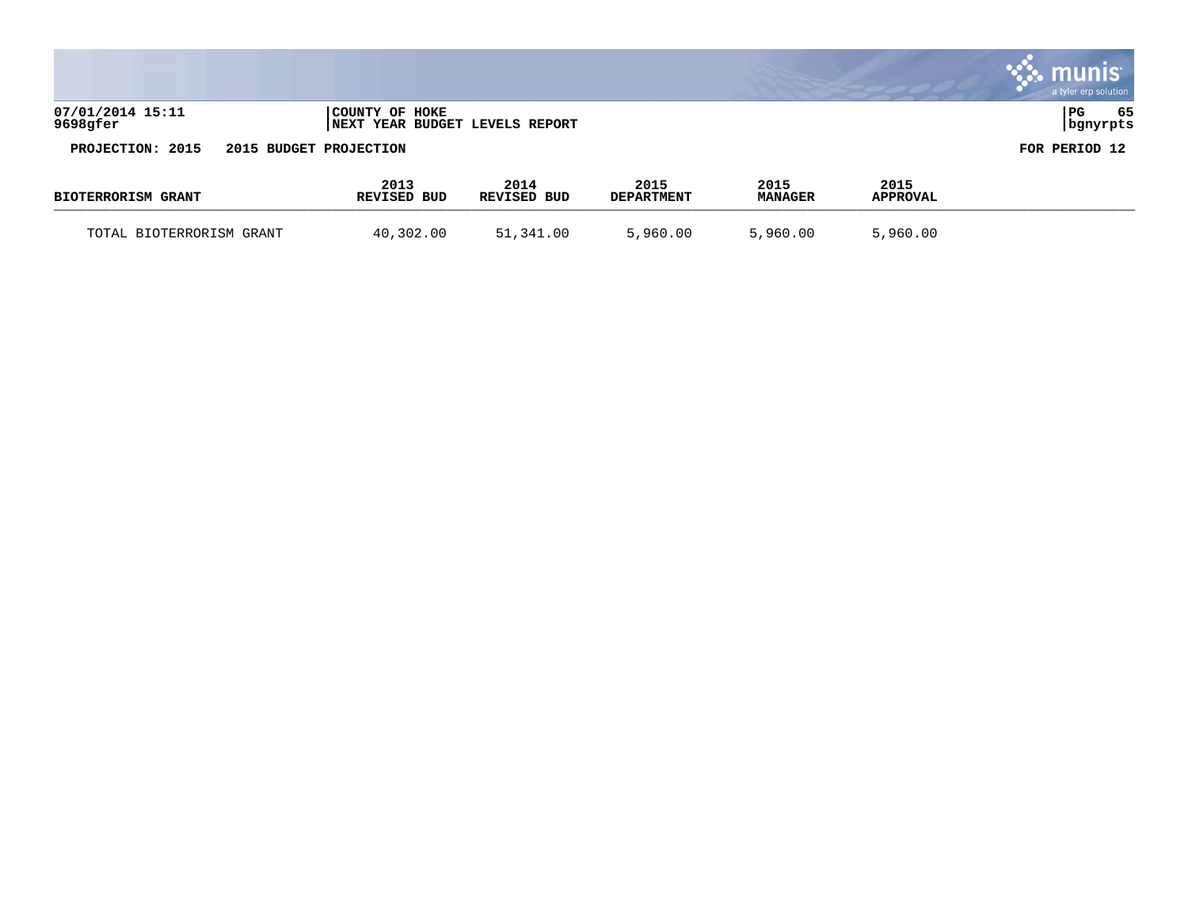COUNTY OF HOKE
NEXT YEAR BUDGET LEVELS REPORT

PROJECTION: 2015 2015 BUDGET PROJECTION

FOR PERIOD 12

| BIOTERRORISM GRANT | 2013 REVISED BUD | 2014 REVISED BUD | 2015 DEPARTMENT | 2015 MANAGER | 2015 APPROVAL |
|---|---|---|---|---|---|
| TOTAL BIOTERRORISM GRANT | 40,302.00 | 51,341.00 | 5,960.00 | 5,960.00 | 5,960.00 |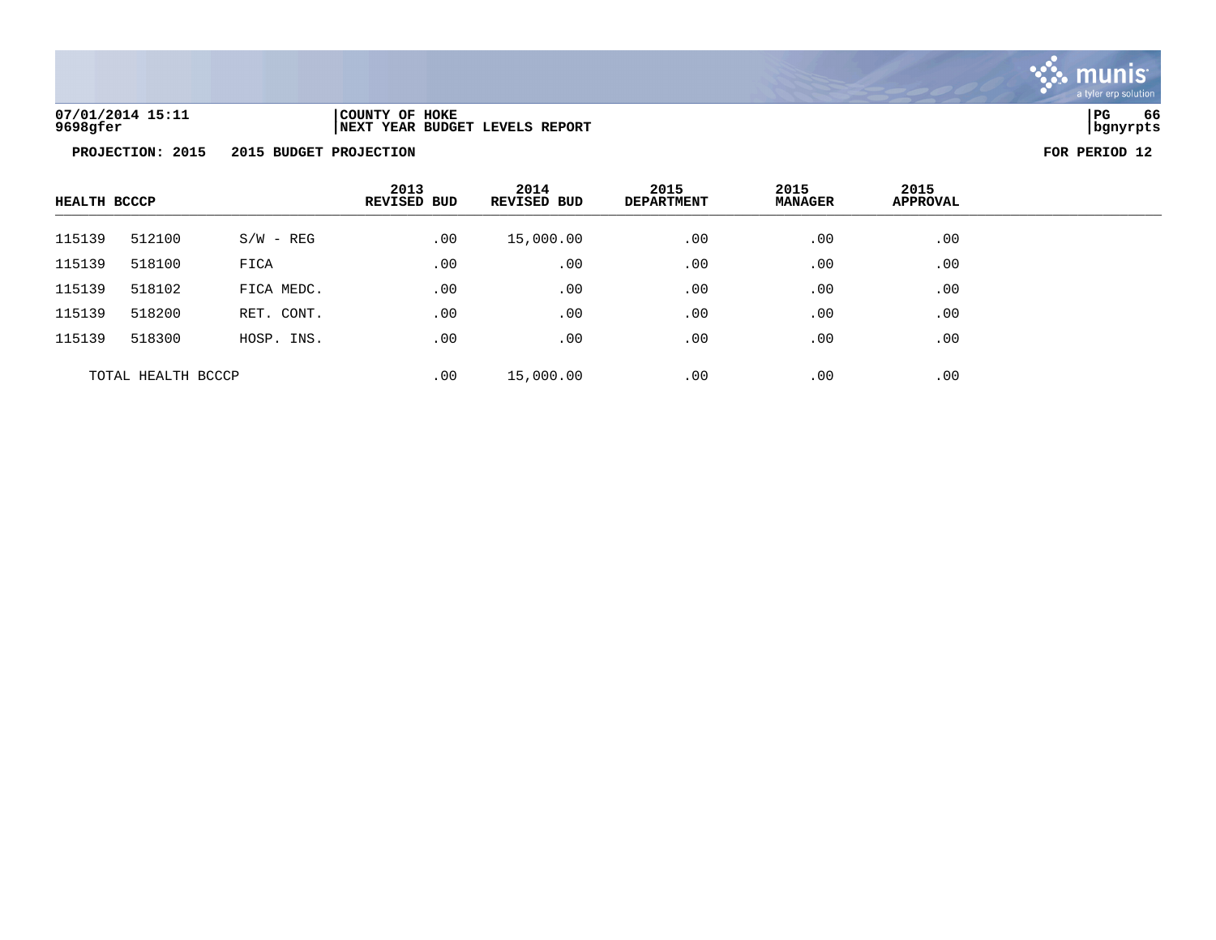07/01/2014 15:11 | COUNTY OF HOKE
9698gfer | NEXT YEAR BUDGET LEVELS REPORT

**PROJECTION: 2015 2015 BUDGET PROJECTION** **FOR PERIOD 12**

| HEALTH BCCCP | | | 2013 REVISED BUD | 2014 REVISED BUD | 2015 DEPARTMENT | 2015 MANAGER | 2015 APPROVAL |
|---|---|---|---|---|---|---|---|
| 115139 | 512100 | S/W - REG | .00 | 15,000.00 | .00 | .00 | .00 |
| 115139 | 518100 | FICA | .00 | .00 | .00 | .00 | .00 |
| 115139 | 518102 | FICA MEDC. | .00 | .00 | .00 | .00 | .00 |
| 115139 | 518200 | RET. CONT. | .00 | .00 | .00 | .00 | .00 |
| 115139 | 518300 | HOSP. INS. | .00 | .00 | .00 | .00 | .00 |
| TOTAL HEALTH BCCCP | | | .00 | 15,000.00 | .00 | .00 | .00 |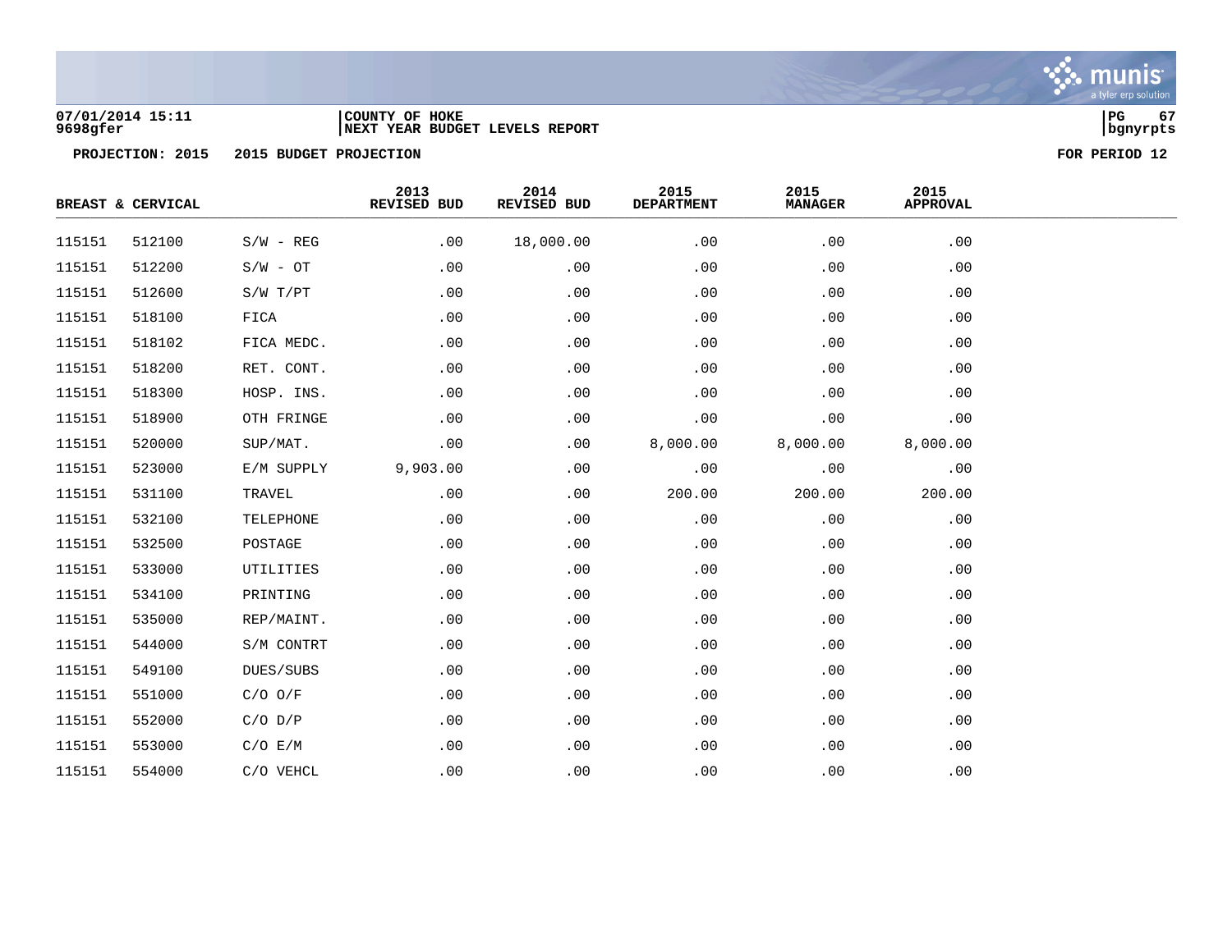COUNTY OF HOKE
NEXT YEAR BUDGET LEVELS REPORT

07/01/2014 15:11
9698gfer

bgnyrpts

PROJECTION: 2015 2015 BUDGET PROJECTION FOR PERIOD 12

| BREAST & CERVICAL | | | 2013 REVISED BUD | 2014 REVISED BUD | 2015 DEPARTMENT | 2015 MANAGER | 2015 APPROVAL |
|---|---|---|---|---|---|---|---|
| 115151 | 512100 | S/W - REG | .00 | 18,000.00 | .00 | .00 | .00 |
| 115151 | 512200 | S/W - OT | .00 | .00 | .00 | .00 | .00 |
| 115151 | 512600 | S/W T/PT | .00 | .00 | .00 | .00 | .00 |
| 115151 | 518100 | FICA | .00 | .00 | .00 | .00 | .00 |
| 115151 | 518102 | FICA MEDC. | .00 | .00 | .00 | .00 | .00 |
| 115151 | 518200 | RET. CONT. | .00 | .00 | .00 | .00 | .00 |
| 115151 | 518300 | HOSP. INS. | .00 | .00 | .00 | .00 | .00 |
| 115151 | 518900 | OTH FRINGE | .00 | .00 | .00 | .00 | .00 |
| 115151 | 520000 | SUP/MAT. | .00 | .00 | 8,000.00 | 8,000.00 | 8,000.00 |
| 115151 | 523000 | E/M SUPPLY | 9,903.00 | .00 | .00 | .00 | .00 |
| 115151 | 531100 | TRAVEL | .00 | .00 | 200.00 | 200.00 | 200.00 |
| 115151 | 532100 | TELEPHONE | .00 | .00 | .00 | .00 | .00 |
| 115151 | 532500 | POSTAGE | .00 | .00 | .00 | .00 | .00 |
| 115151 | 533000 | UTILITIES | .00 | .00 | .00 | .00 | .00 |
| 115151 | 534100 | PRINTING | .00 | .00 | .00 | .00 | .00 |
| 115151 | 535000 | REP/MAINT. | .00 | .00 | .00 | .00 | .00 |
| 115151 | 544000 | S/M CONTRT | .00 | .00 | .00 | .00 | .00 |
| 115151 | 549100 | DUES/SUBS | .00 | .00 | .00 | .00 | .00 |
| 115151 | 551000 | C/O O/F | .00 | .00 | .00 | .00 | .00 |
| 115151 | 552000 | C/O D/P | .00 | .00 | .00 | .00 | .00 |
| 115151 | 553000 | C/O E/M | .00 | .00 | .00 | .00 | .00 |
| 115151 | 554000 | C/O VEHCL | .00 | .00 | .00 | .00 | .00 |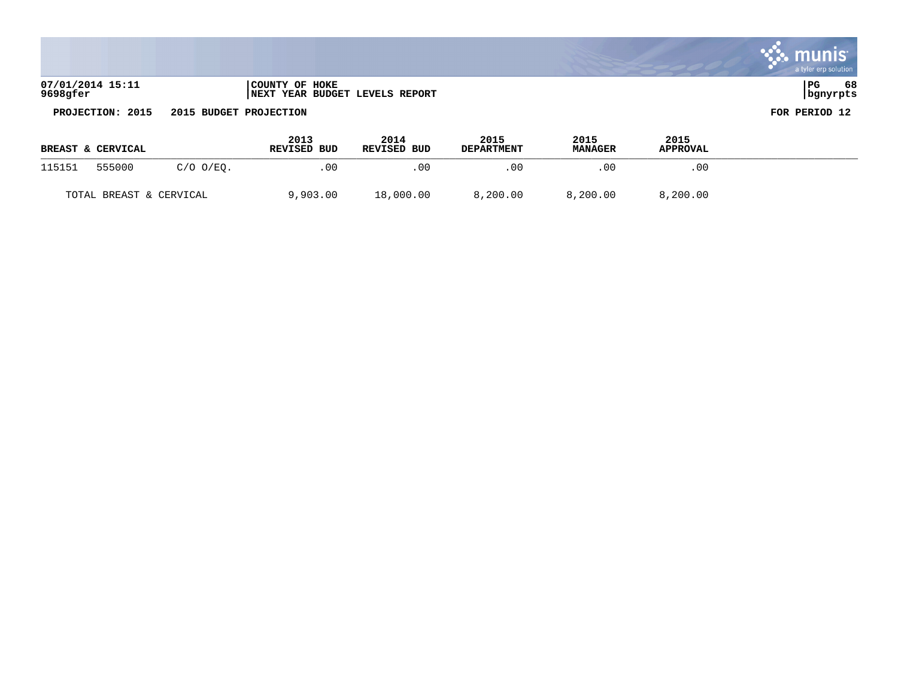**07/01/2014 15:11**
**9698gfer**

**COUNTY OF HOKE**
**NEXT YEAR BUDGET LEVELS REPORT**

**PROJECTION: 2015 2015 BUDGET PROJECTION** **FOR PERIOD 12**

| BREAST & CERVICAL | | | 2013 REVISED BUD | 2014 REVISED BUD | 2015 DEPARTMENT | 2015 MANAGER | 2015 APPROVAL |
|---|---|---|---|---|---|---|---|
| 115151 | 555000 | C/O O/EQ. | .00 | .00 | .00 | .00 | .00 |
| TOTAL BREAST & CERVICAL | | | 9,903.00 | 18,000.00 | 8,200.00 | 8,200.00 | 8,200.00 |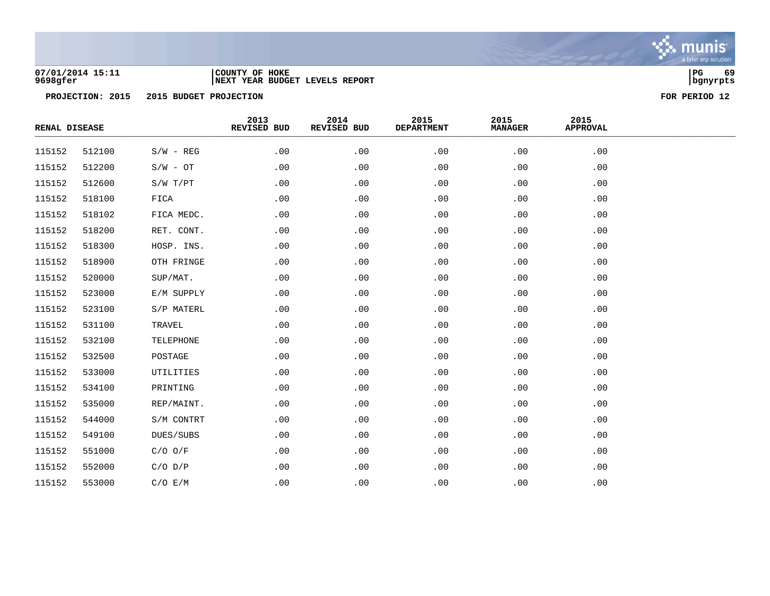07/01/2014 15:11 | COUNTY OF HOKE
9698gfer | NEXT YEAR BUDGET LEVELS REPORT

PROJECTION: 2015    2015 BUDGET PROJECTION    FOR PERIOD 12

| RENAL DISEASE | | | 2013 REVISED BUD | 2014 REVISED BUD | 2015 DEPARTMENT | 2015 MANAGER | 2015 APPROVAL |
|---|---|---|---|---|---|---|---|
| 115152 | 512100 | S/W - REG | .00 | .00 | .00 | .00 | .00 |
| 115152 | 512200 | S/W - OT | .00 | .00 | .00 | .00 | .00 |
| 115152 | 512600 | S/W T/PT | .00 | .00 | .00 | .00 | .00 |
| 115152 | 518100 | FICA | .00 | .00 | .00 | .00 | .00 |
| 115152 | 518102 | FICA MEDC. | .00 | .00 | .00 | .00 | .00 |
| 115152 | 518200 | RET. CONT. | .00 | .00 | .00 | .00 | .00 |
| 115152 | 518300 | HOSP. INS. | .00 | .00 | .00 | .00 | .00 |
| 115152 | 518900 | OTH FRINGE | .00 | .00 | .00 | .00 | .00 |
| 115152 | 520000 | SUP/MAT. | .00 | .00 | .00 | .00 | .00 |
| 115152 | 523000 | E/M SUPPLY | .00 | .00 | .00 | .00 | .00 |
| 115152 | 523100 | S/P MATERL | .00 | .00 | .00 | .00 | .00 |
| 115152 | 531100 | TRAVEL | .00 | .00 | .00 | .00 | .00 |
| 115152 | 532100 | TELEPHONE | .00 | .00 | .00 | .00 | .00 |
| 115152 | 532500 | POSTAGE | .00 | .00 | .00 | .00 | .00 |
| 115152 | 533000 | UTILITIES | .00 | .00 | .00 | .00 | .00 |
| 115152 | 534100 | PRINTING | .00 | .00 | .00 | .00 | .00 |
| 115152 | 535000 | REP/MAINT. | .00 | .00 | .00 | .00 | .00 |
| 115152 | 544000 | S/M CONTRT | .00 | .00 | .00 | .00 | .00 |
| 115152 | 549100 | DUES/SUBS | .00 | .00 | .00 | .00 | .00 |
| 115152 | 551000 | C/O O/F | .00 | .00 | .00 | .00 | .00 |
| 115152 | 552000 | C/O D/P | .00 | .00 | .00 | .00 | .00 |
| 115152 | 553000 | C/O E/M | .00 | .00 | .00 | .00 | .00 |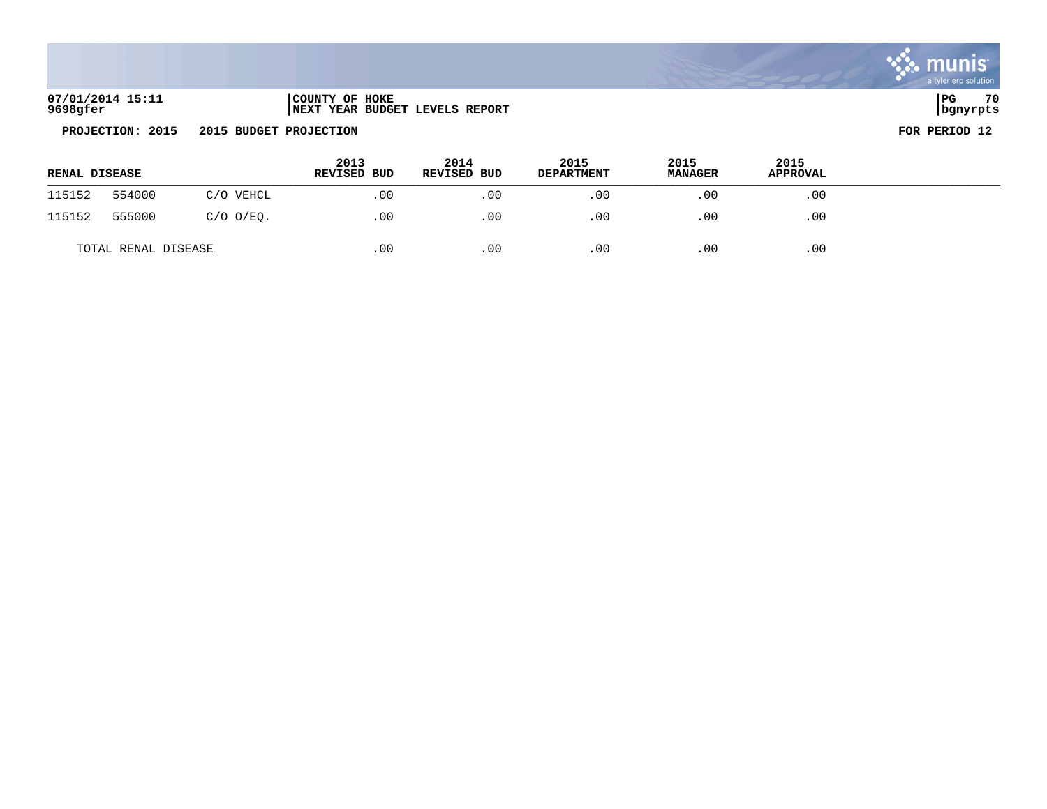**07/01/2014 15:11** | **COUNTY OF HOKE**
**9698gfer** | **NEXT YEAR BUDGET LEVELS REPORT**

**PROJECTION: 2015 2015 BUDGET PROJECTION** **FOR PERIOD 12**

| RENAL DISEASE | | | 2013 REVISED BUD | 2014 REVISED BUD | 2015 DEPARTMENT | 2015 MANAGER | 2015 APPROVAL |
|---|---|---|---|---|---|---|---|
| 115152 | 554000 | C/O VEHCL | .00 | .00 | .00 | .00 | .00 |
| 115152 | 555000 | C/O O/EQ. | .00 | .00 | .00 | .00 | .00 |
| TOTAL RENAL DISEASE | | | .00 | .00 | .00 | .00 | .00 |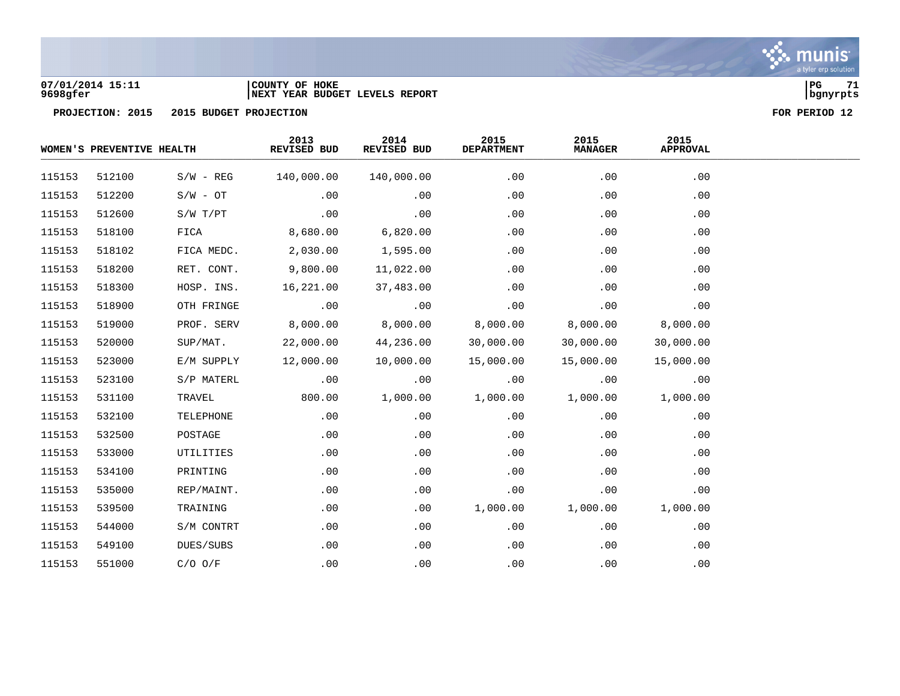07/01/2014 15:11 | COUNTY OF HOKE
9698gfer | NEXT YEAR BUDGET LEVELS REPORT

**PROJECTION: 2015 2015 BUDGET PROJECTION** **FOR PERIOD 12**

| WOMEN'S PREVENTIVE HEALTH | | | 2013 REVISED BUD | 2014 REVISED BUD | 2015 DEPARTMENT | 2015 MANAGER | 2015 APPROVAL |
|---|---|---|---|---|---|---|---|
| 115153 | 512100 | S/W - REG | 140,000.00 | 140,000.00 | .00 | .00 | .00 |
| 115153 | 512200 | S/W - OT | .00 | .00 | .00 | .00 | .00 |
| 115153 | 512600 | S/W T/PT | .00 | .00 | .00 | .00 | .00 |
| 115153 | 518100 | FICA | 8,680.00 | 6,820.00 | .00 | .00 | .00 |
| 115153 | 518102 | FICA MEDC. | 2,030.00 | 1,595.00 | .00 | .00 | .00 |
| 115153 | 518200 | RET. CONT. | 9,800.00 | 11,022.00 | .00 | .00 | .00 |
| 115153 | 518300 | HOSP. INS. | 16,221.00 | 37,483.00 | .00 | .00 | .00 |
| 115153 | 518900 | OTH FRINGE | .00 | .00 | .00 | .00 | .00 |
| 115153 | 519000 | PROF. SERV | 8,000.00 | 8,000.00 | 8,000.00 | 8,000.00 | 8,000.00 |
| 115153 | 520000 | SUP/MAT. | 22,000.00 | 44,236.00 | 30,000.00 | 30,000.00 | 30,000.00 |
| 115153 | 523000 | E/M SUPPLY | 12,000.00 | 10,000.00 | 15,000.00 | 15,000.00 | 15,000.00 |
| 115153 | 523100 | S/P MATERL | .00 | .00 | .00 | .00 | .00 |
| 115153 | 531100 | TRAVEL | 800.00 | 1,000.00 | 1,000.00 | 1,000.00 | 1,000.00 |
| 115153 | 532100 | TELEPHONE | .00 | .00 | .00 | .00 | .00 |
| 115153 | 532500 | POSTAGE | .00 | .00 | .00 | .00 | .00 |
| 115153 | 533000 | UTILITIES | .00 | .00 | .00 | .00 | .00 |
| 115153 | 534100 | PRINTING | .00 | .00 | .00 | .00 | .00 |
| 115153 | 535000 | REP/MAINT. | .00 | .00 | .00 | .00 | .00 |
| 115153 | 539500 | TRAINING | .00 | .00 | 1,000.00 | 1,000.00 | 1,000.00 |
| 115153 | 544000 | S/M CONTRT | .00 | .00 | .00 | .00 | .00 |
| 115153 | 549100 | DUES/SUBS | .00 | .00 | .00 | .00 | .00 |
| 115153 | 551000 | C/O O/F | .00 | .00 | .00 | .00 | .00 |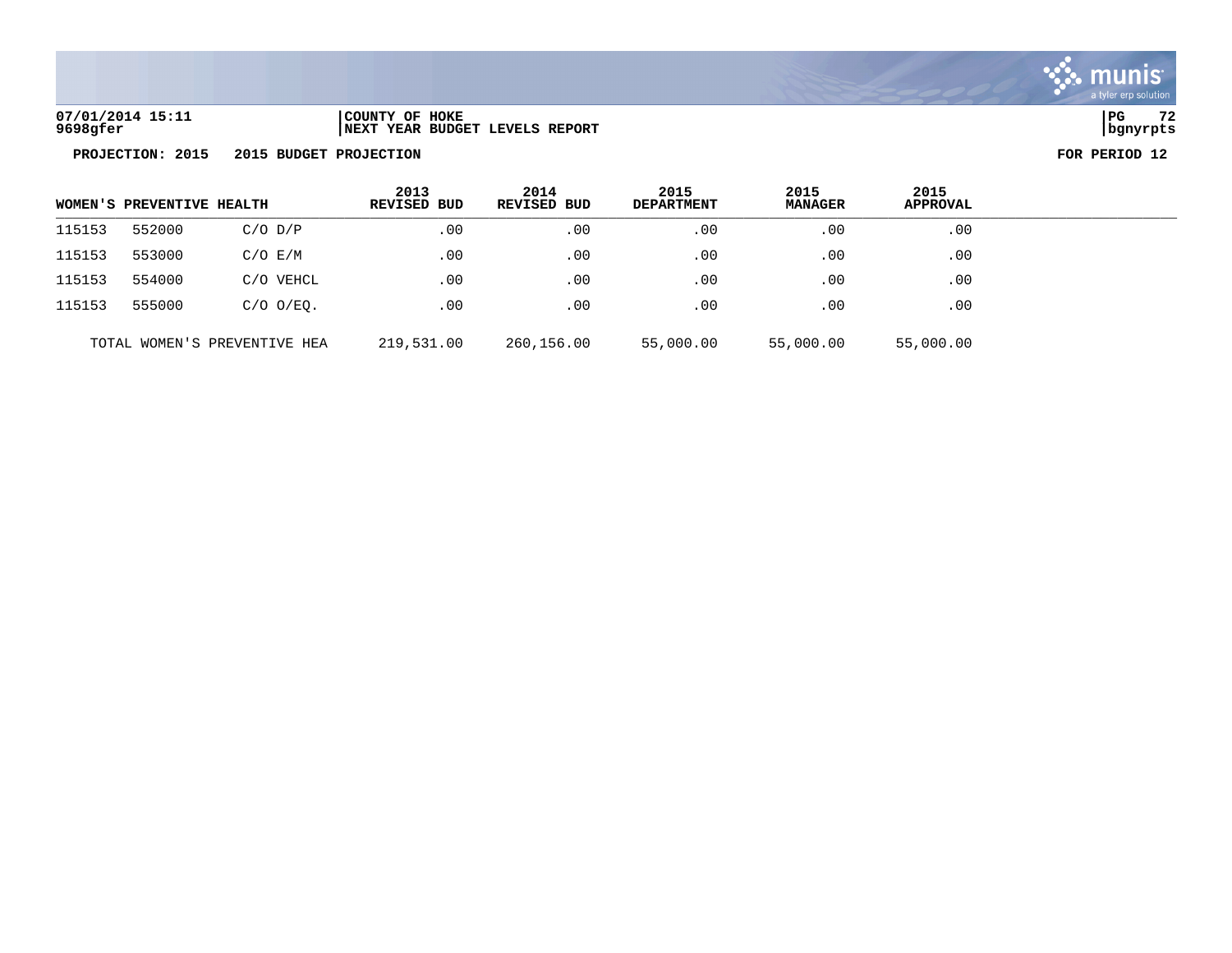07/01/2014 15:11 | COUNTY OF HOKE
9698gfer | NEXT YEAR BUDGET LEVELS REPORT | bgnyrpts

**PROJECTION: 2015 2015 BUDGET PROJECTION** **FOR PERIOD 12**

| WOMEN'S PREVENTIVE HEALTH | | | 2013 REVISED BUD | 2014 REVISED BUD | 2015 DEPARTMENT | 2015 MANAGER | 2015 APPROVAL |
|---|---|---|---|---|---|---|---|
| 115153 | 552000 | C/O D/P | .00 | .00 | .00 | .00 | .00 |
| 115153 | 553000 | C/O E/M | .00 | .00 | .00 | .00 | .00 |
| 115153 | 554000 | C/O VEHCL | .00 | .00 | .00 | .00 | .00 |
| 115153 | 555000 | C/O O/EQ. | .00 | .00 | .00 | .00 | .00 |
| TOTAL WOMEN'S PREVENTIVE HEA | | | 219,531.00 | 260,156.00 | 55,000.00 | 55,000.00 | 55,000.00 |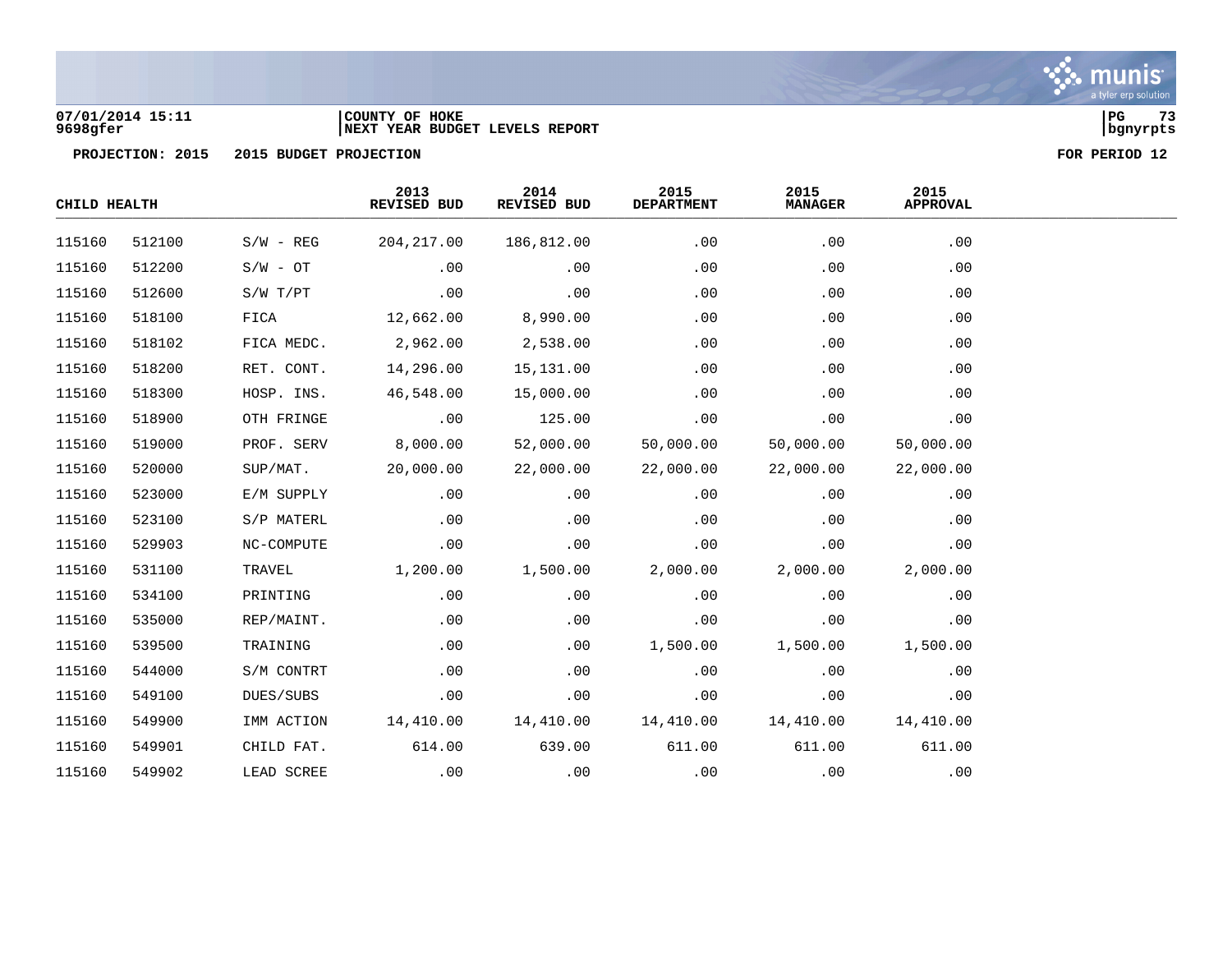07/01/2014 15:11
9698gfer

COUNTY OF HOKE
NEXT YEAR BUDGET LEVELS REPORT

PROJECTION: 2015 2015 BUDGET PROJECTION FOR PERIOD 12

| CHILD HEALTH | | | 2013 REVISED BUD | 2014 REVISED BUD | 2015 DEPARTMENT | 2015 MANAGER | 2015 APPROVAL |
|---|---|---|---|---|---|---|---|
| 115160 | 512100 | S/W - REG | 204,217.00 | 186,812.00 | .00 | .00 | .00 |
| 115160 | 512200 | S/W - OT | .00 | .00 | .00 | .00 | .00 |
| 115160 | 512600 | S/W T/PT | .00 | .00 | .00 | .00 | .00 |
| 115160 | 518100 | FICA | 12,662.00 | 8,990.00 | .00 | .00 | .00 |
| 115160 | 518102 | FICA MEDC. | 2,962.00 | 2,538.00 | .00 | .00 | .00 |
| 115160 | 518200 | RET. CONT. | 14,296.00 | 15,131.00 | .00 | .00 | .00 |
| 115160 | 518300 | HOSP. INS. | 46,548.00 | 15,000.00 | .00 | .00 | .00 |
| 115160 | 518900 | OTH FRINGE | .00 | 125.00 | .00 | .00 | .00 |
| 115160 | 519000 | PROF. SERV | 8,000.00 | 52,000.00 | 50,000.00 | 50,000.00 | 50,000.00 |
| 115160 | 520000 | SUP/MAT. | 20,000.00 | 22,000.00 | 22,000.00 | 22,000.00 | 22,000.00 |
| 115160 | 523000 | E/M SUPPLY | .00 | .00 | .00 | .00 | .00 |
| 115160 | 523100 | S/P MATERL | .00 | .00 | .00 | .00 | .00 |
| 115160 | 529903 | NC-COMPUTE | .00 | .00 | .00 | .00 | .00 |
| 115160 | 531100 | TRAVEL | 1,200.00 | 1,500.00 | 2,000.00 | 2,000.00 | 2,000.00 |
| 115160 | 534100 | PRINTING | .00 | .00 | .00 | .00 | .00 |
| 115160 | 535000 | REP/MAINT. | .00 | .00 | .00 | .00 | .00 |
| 115160 | 539500 | TRAINING | .00 | .00 | 1,500.00 | 1,500.00 | 1,500.00 |
| 115160 | 544000 | S/M CONTRT | .00 | .00 | .00 | .00 | .00 |
| 115160 | 549100 | DUES/SUBS | .00 | .00 | .00 | .00 | .00 |
| 115160 | 549900 | IMM ACTION | 14,410.00 | 14,410.00 | 14,410.00 | 14,410.00 | 14,410.00 |
| 115160 | 549901 | CHILD FAT. | 614.00 | 639.00 | 611.00 | 611.00 | 611.00 |
| 115160 | 549902 | LEAD SCREE | .00 | .00 | .00 | .00 | .00 |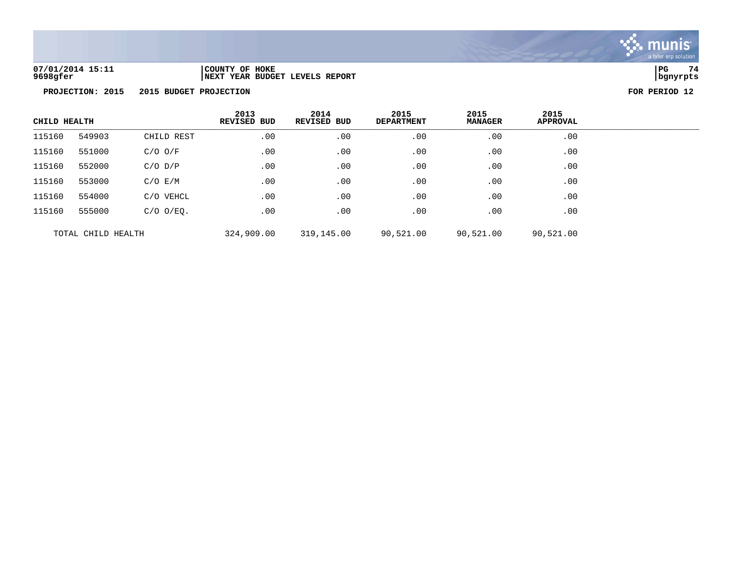**07/01/2014 15:11** | **COUNTY OF HOKE**
**9698gfer** | **NEXT YEAR BUDGET LEVELS REPORT**

**PROJECTION: 2015 2015 BUDGET PROJECTION** — **FOR PERIOD 12**

| CHILD HEALTH | | | 2013 REVISED BUD | 2014 REVISED BUD | 2015 DEPARTMENT | 2015 MANAGER | 2015 APPROVAL |
|---|---|---|---|---|---|---|---|
| 115160 | 549903 | CHILD REST | .00 | .00 | .00 | .00 | .00 |
| 115160 | 551000 | C/O O/F | .00 | .00 | .00 | .00 | .00 |
| 115160 | 552000 | C/O D/P | .00 | .00 | .00 | .00 | .00 |
| 115160 | 553000 | C/O E/M | .00 | .00 | .00 | .00 | .00 |
| 115160 | 554000 | C/O VEHCL | .00 | .00 | .00 | .00 | .00 |
| 115160 | 555000 | C/O O/EQ. | .00 | .00 | .00 | .00 | .00 |
| TOTAL CHILD HEALTH | | | 324,909.00 | 319,145.00 | 90,521.00 | 90,521.00 | 90,521.00 |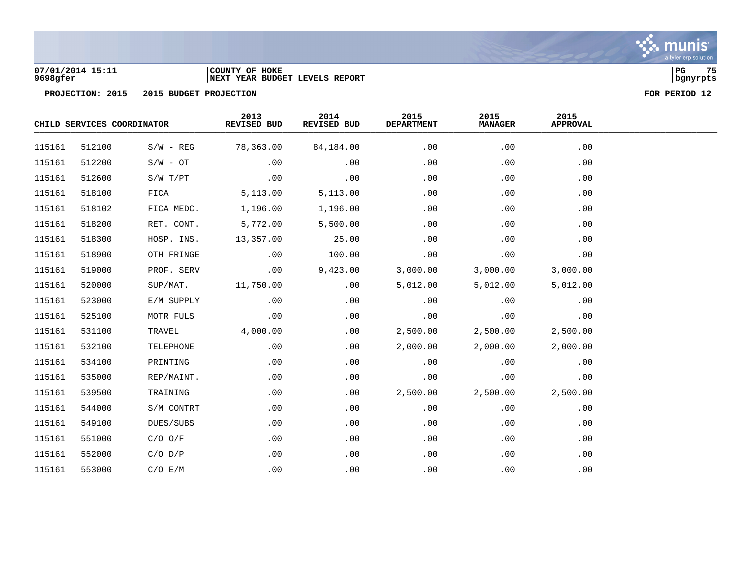07/01/2014 15:11 | COUNTY OF HOKE
9698gfer | NEXT YEAR BUDGET LEVELS REPORT

**PROJECTION: 2015 2015 BUDGET PROJECTION** **FOR PERIOD 12**

| CHILD SERVICES COORDINATOR | | | 2013 REVISED BUD | 2014 REVISED BUD | 2015 DEPARTMENT | 2015 MANAGER | 2015 APPROVAL |
|---|---|---|---|---|---|---|---|
| 115161 | 512100 | S/W - REG | 78,363.00 | 84,184.00 | .00 | .00 | .00 |
| 115161 | 512200 | S/W - OT | .00 | .00 | .00 | .00 | .00 |
| 115161 | 512600 | S/W T/PT | .00 | .00 | .00 | .00 | .00 |
| 115161 | 518100 | FICA | 5,113.00 | 5,113.00 | .00 | .00 | .00 |
| 115161 | 518102 | FICA MEDC. | 1,196.00 | 1,196.00 | .00 | .00 | .00 |
| 115161 | 518200 | RET. CONT. | 5,772.00 | 5,500.00 | .00 | .00 | .00 |
| 115161 | 518300 | HOSP. INS. | 13,357.00 | 25.00 | .00 | .00 | .00 |
| 115161 | 518900 | OTH FRINGE | .00 | 100.00 | .00 | .00 | .00 |
| 115161 | 519000 | PROF. SERV | .00 | 9,423.00 | 3,000.00 | 3,000.00 | 3,000.00 |
| 115161 | 520000 | SUP/MAT. | 11,750.00 | .00 | 5,012.00 | 5,012.00 | 5,012.00 |
| 115161 | 523000 | E/M SUPPLY | .00 | .00 | .00 | .00 | .00 |
| 115161 | 525100 | MOTR FULS | .00 | .00 | .00 | .00 | .00 |
| 115161 | 531100 | TRAVEL | 4,000.00 | .00 | 2,500.00 | 2,500.00 | 2,500.00 |
| 115161 | 532100 | TELEPHONE | .00 | .00 | 2,000.00 | 2,000.00 | 2,000.00 |
| 115161 | 534100 | PRINTING | .00 | .00 | .00 | .00 | .00 |
| 115161 | 535000 | REP/MAINT. | .00 | .00 | .00 | .00 | .00 |
| 115161 | 539500 | TRAINING | .00 | .00 | 2,500.00 | 2,500.00 | 2,500.00 |
| 115161 | 544000 | S/M CONTRT | .00 | .00 | .00 | .00 | .00 |
| 115161 | 549100 | DUES/SUBS | .00 | .00 | .00 | .00 | .00 |
| 115161 | 551000 | C/O O/F | .00 | .00 | .00 | .00 | .00 |
| 115161 | 552000 | C/O D/P | .00 | .00 | .00 | .00 | .00 |
| 115161 | 553000 | C/O E/M | .00 | .00 | .00 | .00 | .00 |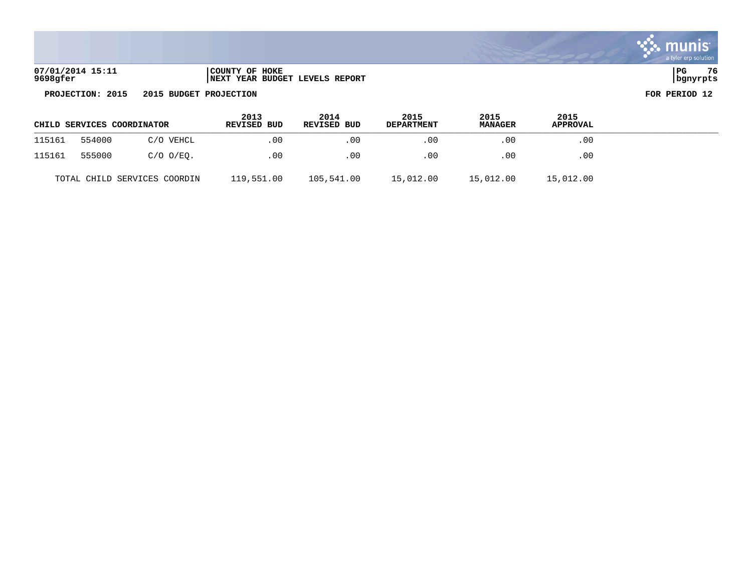07/01/2014 15:11 | COUNTY OF HOKE | PG 76
9698gfer | NEXT YEAR BUDGET LEVELS REPORT | bgnyrpts

**PROJECTION: 2015 2015 BUDGET PROJECTION** **FOR PERIOD 12**

| CHILD SERVICES COORDINATOR | | | 2013 REVISED BUD | 2014 REVISED BUD | 2015 DEPARTMENT | 2015 MANAGER | 2015 APPROVAL |
|---|---|---|---|---|---|---|---|
| 115161 | 554000 | C/O VEHCL | .00 | .00 | .00 | .00 | .00 |
| 115161 | 555000 | C/O O/EQ. | .00 | .00 | .00 | .00 | .00 |
| TOTAL CHILD SERVICES COORDIN | | | 119,551.00 | 105,541.00 | 15,012.00 | 15,012.00 | 15,012.00 |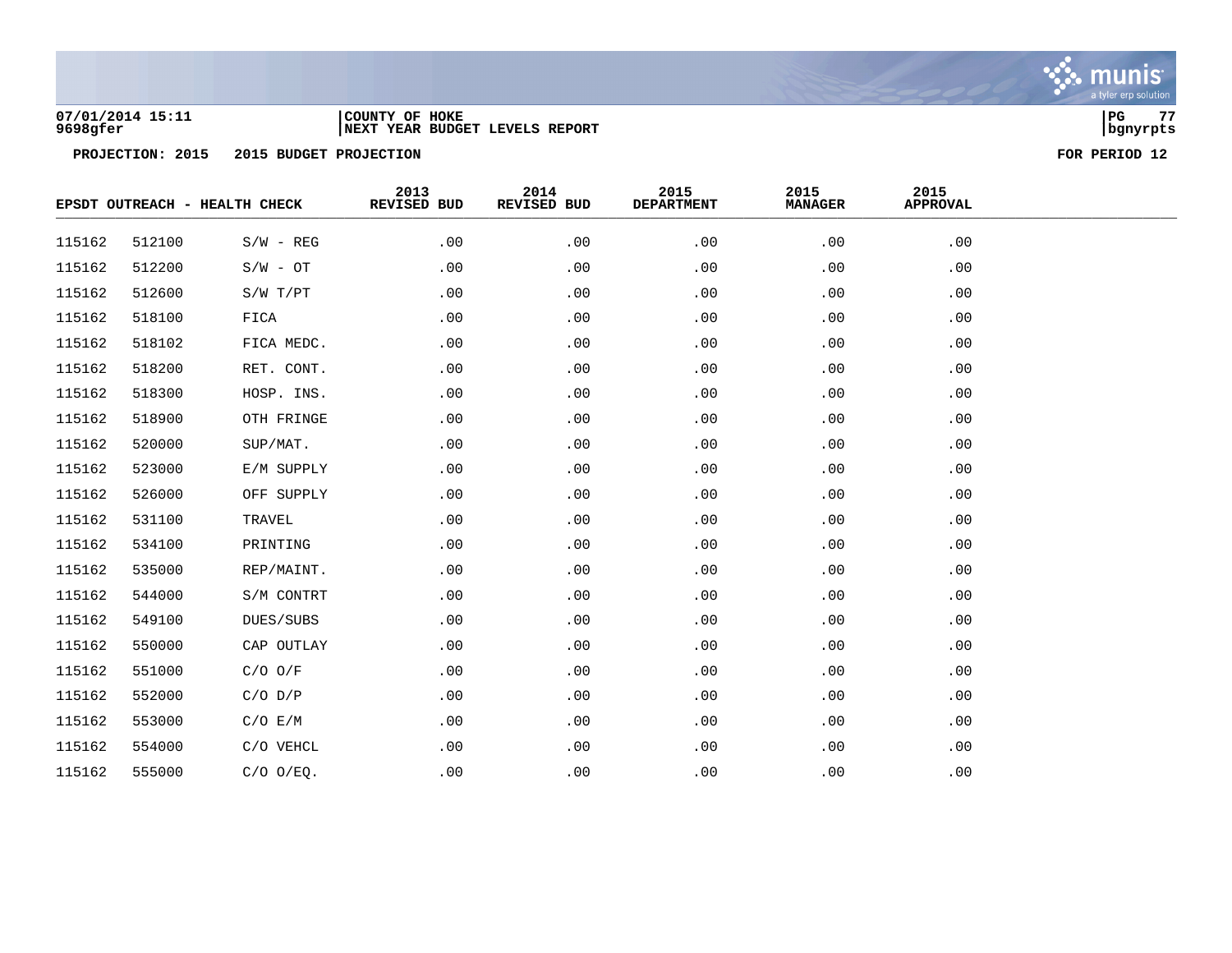07/01/2014 15:11 | COUNTY OF HOKE
9698gfer | NEXT YEAR BUDGET LEVELS REPORT

PG 77
bgnyrpts

**PROJECTION: 2015 2015 BUDGET PROJECTION** **FOR PERIOD 12**

| EPSDT OUTREACH - HEALTH CHECK | | | 2013 REVISED BUD | 2014 REVISED BUD | 2015 DEPARTMENT | 2015 MANAGER | 2015 APPROVAL |
|---|---|---|---|---|---|---|---|
| 115162 | 512100 | S/W - REG | .00 | .00 | .00 | .00 | .00 |
| 115162 | 512200 | S/W - OT | .00 | .00 | .00 | .00 | .00 |
| 115162 | 512600 | S/W T/PT | .00 | .00 | .00 | .00 | .00 |
| 115162 | 518100 | FICA | .00 | .00 | .00 | .00 | .00 |
| 115162 | 518102 | FICA MEDC. | .00 | .00 | .00 | .00 | .00 |
| 115162 | 518200 | RET. CONT. | .00 | .00 | .00 | .00 | .00 |
| 115162 | 518300 | HOSP. INS. | .00 | .00 | .00 | .00 | .00 |
| 115162 | 518900 | OTH FRINGE | .00 | .00 | .00 | .00 | .00 |
| 115162 | 520000 | SUP/MAT. | .00 | .00 | .00 | .00 | .00 |
| 115162 | 523000 | E/M SUPPLY | .00 | .00 | .00 | .00 | .00 |
| 115162 | 526000 | OFF SUPPLY | .00 | .00 | .00 | .00 | .00 |
| 115162 | 531100 | TRAVEL | .00 | .00 | .00 | .00 | .00 |
| 115162 | 534100 | PRINTING | .00 | .00 | .00 | .00 | .00 |
| 115162 | 535000 | REP/MAINT. | .00 | .00 | .00 | .00 | .00 |
| 115162 | 544000 | S/M CONTRT | .00 | .00 | .00 | .00 | .00 |
| 115162 | 549100 | DUES/SUBS | .00 | .00 | .00 | .00 | .00 |
| 115162 | 550000 | CAP OUTLAY | .00 | .00 | .00 | .00 | .00 |
| 115162 | 551000 | C/O O/F | .00 | .00 | .00 | .00 | .00 |
| 115162 | 552000 | C/O D/P | .00 | .00 | .00 | .00 | .00 |
| 115162 | 553000 | C/O E/M | .00 | .00 | .00 | .00 | .00 |
| 115162 | 554000 | C/O VEHCL | .00 | .00 | .00 | .00 | .00 |
| 115162 | 555000 | C/O O/EQ. | .00 | .00 | .00 | .00 | .00 |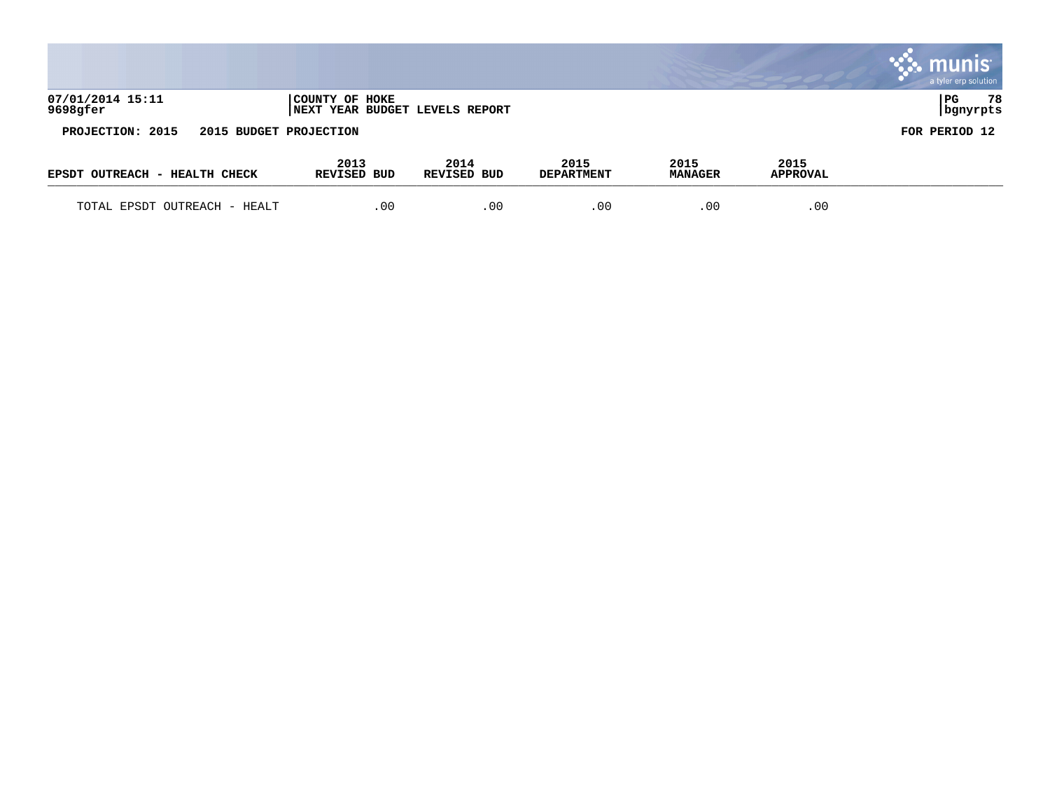PROJECTION: 2015    2015 BUDGET PROJECTION    FOR PERIOD 12

| EPSDT OUTREACH - HEALTH CHECK | 2013 REVISED BUD | 2014 REVISED BUD | 2015 DEPARTMENT | 2015 MANAGER | 2015 APPROVAL |
|---|---|---|---|---|---|
| TOTAL EPSDT OUTREACH - HEALT | .00 | .00 | .00 | .00 | .00 |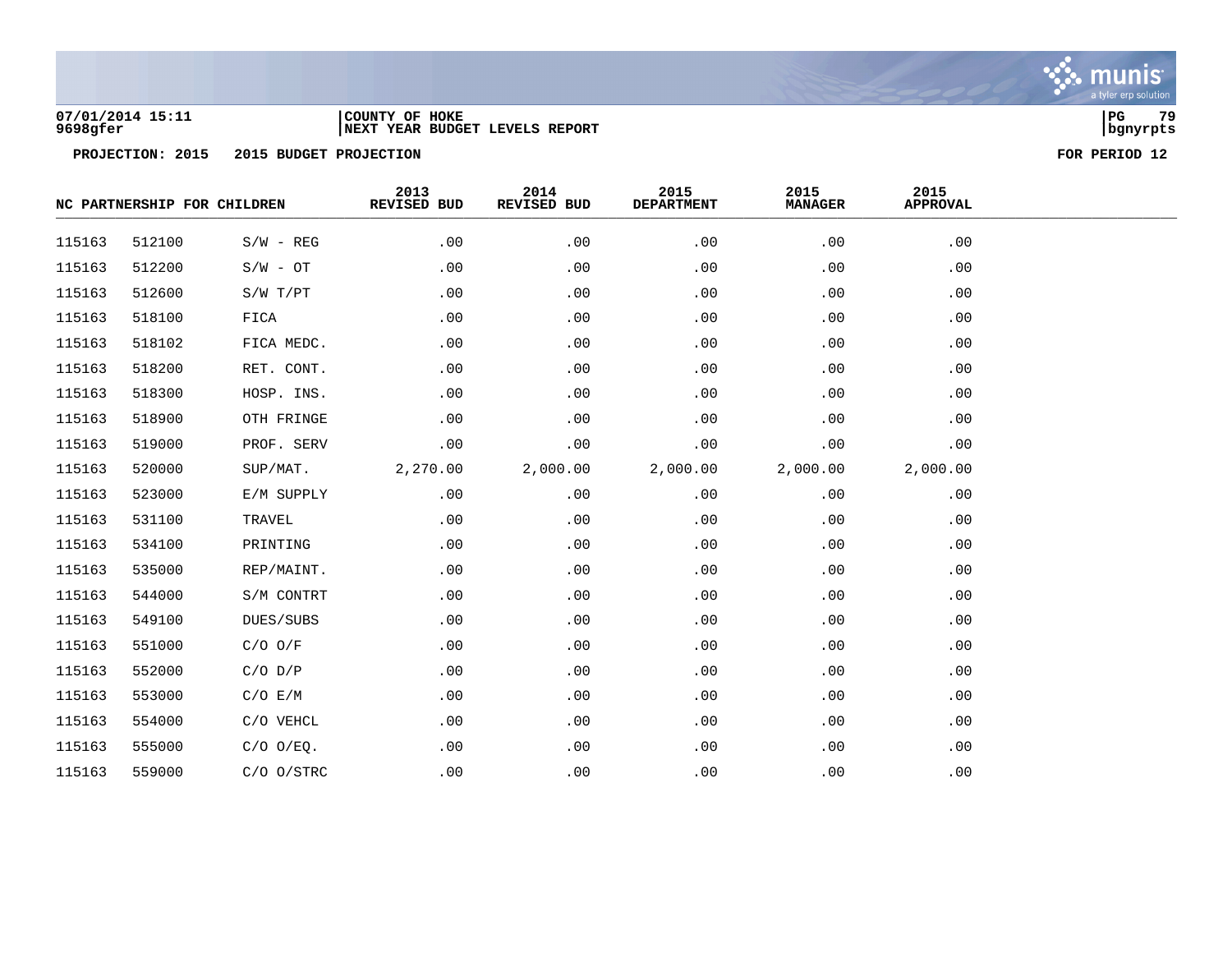07/01/2014 15:11 | COUNTY OF HOKE
9698gfer | NEXT YEAR BUDGET LEVELS REPORT

PG 79
bgnyrpts

**PROJECTION: 2015    2015 BUDGET PROJECTION**    **FOR PERIOD 12**

| NC PARTNERSHIP FOR CHILDREN | | | 2013 REVISED BUD | 2014 REVISED BUD | 2015 DEPARTMENT | 2015 MANAGER | 2015 APPROVAL |
|---|---|---|---|---|---|---|---|
| 115163 | 512100 | S/W - REG | .00 | .00 | .00 | .00 | .00 |
| 115163 | 512200 | S/W - OT | .00 | .00 | .00 | .00 | .00 |
| 115163 | 512600 | S/W T/PT | .00 | .00 | .00 | .00 | .00 |
| 115163 | 518100 | FICA | .00 | .00 | .00 | .00 | .00 |
| 115163 | 518102 | FICA MEDC. | .00 | .00 | .00 | .00 | .00 |
| 115163 | 518200 | RET. CONT. | .00 | .00 | .00 | .00 | .00 |
| 115163 | 518300 | HOSP. INS. | .00 | .00 | .00 | .00 | .00 |
| 115163 | 518900 | OTH FRINGE | .00 | .00 | .00 | .00 | .00 |
| 115163 | 519000 | PROF. SERV | .00 | .00 | .00 | .00 | .00 |
| 115163 | 520000 | SUP/MAT. | 2,270.00 | 2,000.00 | 2,000.00 | 2,000.00 | 2,000.00 |
| 115163 | 523000 | E/M SUPPLY | .00 | .00 | .00 | .00 | .00 |
| 115163 | 531100 | TRAVEL | .00 | .00 | .00 | .00 | .00 |
| 115163 | 534100 | PRINTING | .00 | .00 | .00 | .00 | .00 |
| 115163 | 535000 | REP/MAINT. | .00 | .00 | .00 | .00 | .00 |
| 115163 | 544000 | S/M CONTRT | .00 | .00 | .00 | .00 | .00 |
| 115163 | 549100 | DUES/SUBS | .00 | .00 | .00 | .00 | .00 |
| 115163 | 551000 | C/O O/F | .00 | .00 | .00 | .00 | .00 |
| 115163 | 552000 | C/O D/P | .00 | .00 | .00 | .00 | .00 |
| 115163 | 553000 | C/O E/M | .00 | .00 | .00 | .00 | .00 |
| 115163 | 554000 | C/O VEHCL | .00 | .00 | .00 | .00 | .00 |
| 115163 | 555000 | C/O O/EQ. | .00 | .00 | .00 | .00 | .00 |
| 115163 | 559000 | C/O O/STRC | .00 | .00 | .00 | .00 | .00 |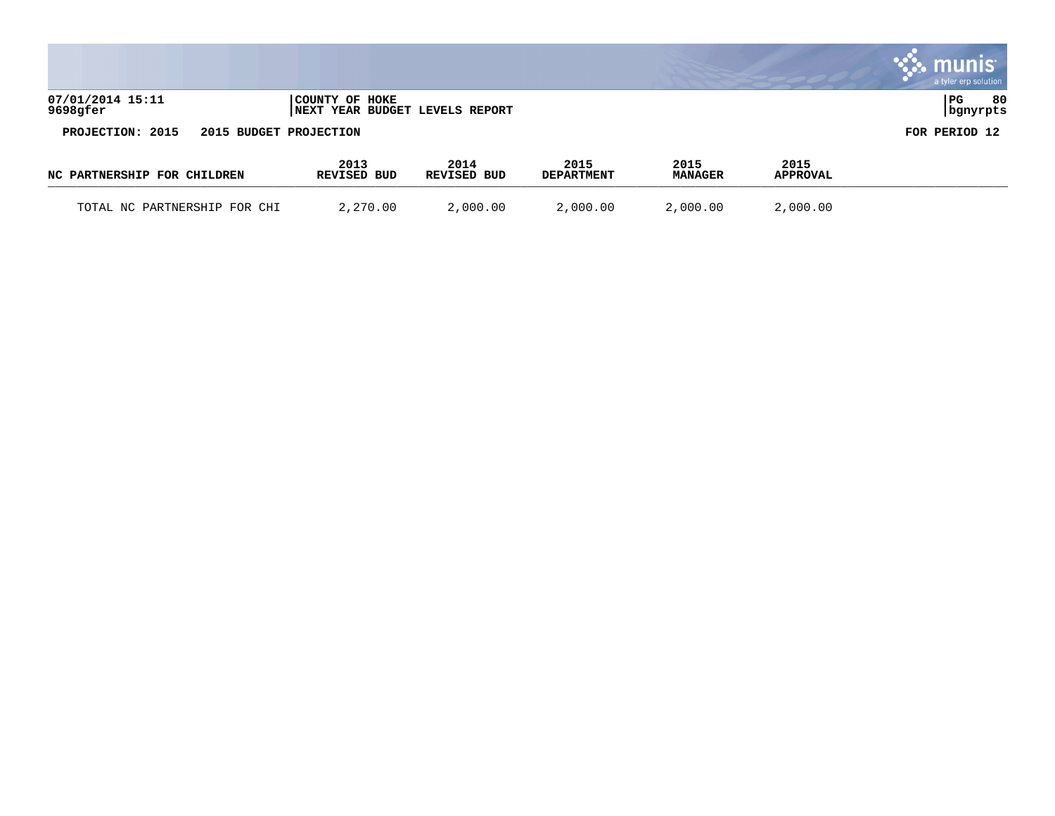07/01/2014 15:11
9698gfer

COUNTY OF HOKE
NEXT YEAR BUDGET LEVELS REPORT

bgnyrpts

PROJECTION: 2015   2015 BUDGET PROJECTION

FOR PERIOD 12

| NC PARTNERSHIP FOR CHILDREN | 2013 REVISED BUD | 2014 REVISED BUD | 2015 DEPARTMENT | 2015 MANAGER | 2015 APPROVAL |
|---|---|---|---|---|---|
| TOTAL NC PARTNERSHIP FOR CHI | 2,270.00 | 2,000.00 | 2,000.00 | 2,000.00 | 2,000.00 |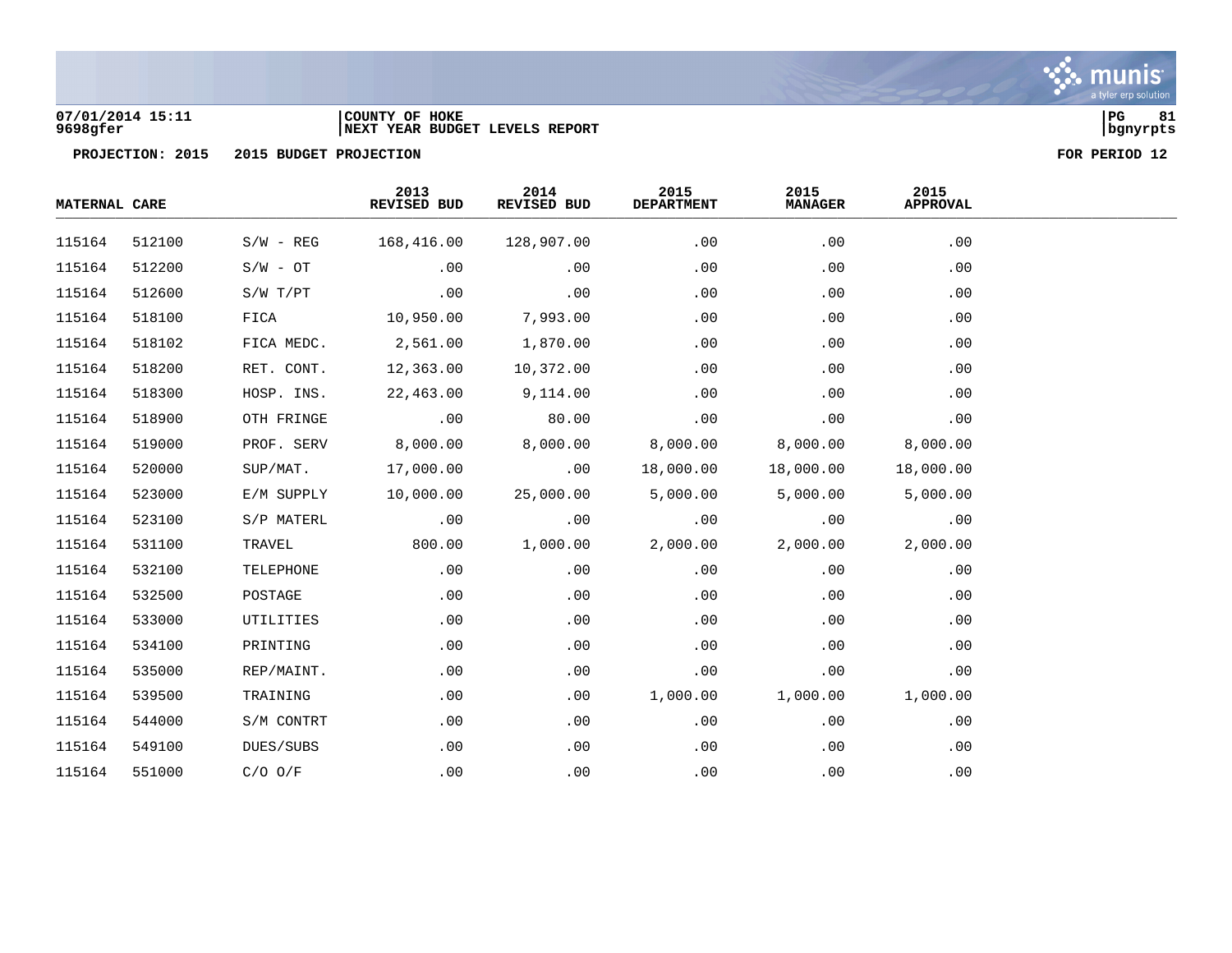07/01/2014 15:11 | COUNTY OF HOKE
9698gfer | NEXT YEAR BUDGET LEVELS REPORT

PG 81
bgnyrpts

PROJECTION: 2015 2015 BUDGET PROJECTION FOR PERIOD 12

| MATERNAL CARE | | | 2013 REVISED BUD | 2014 REVISED BUD | 2015 DEPARTMENT | 2015 MANAGER | 2015 APPROVAL |
|---|---|---|---|---|---|---|---|
| 115164 | 512100 | S/W - REG | 168,416.00 | 128,907.00 | .00 | .00 | .00 |
| 115164 | 512200 | S/W - OT | .00 | .00 | .00 | .00 | .00 |
| 115164 | 512600 | S/W T/PT | .00 | .00 | .00 | .00 | .00 |
| 115164 | 518100 | FICA | 10,950.00 | 7,993.00 | .00 | .00 | .00 |
| 115164 | 518102 | FICA MEDC. | 2,561.00 | 1,870.00 | .00 | .00 | .00 |
| 115164 | 518200 | RET. CONT. | 12,363.00 | 10,372.00 | .00 | .00 | .00 |
| 115164 | 518300 | HOSP. INS. | 22,463.00 | 9,114.00 | .00 | .00 | .00 |
| 115164 | 518900 | OTH FRINGE | .00 | 80.00 | .00 | .00 | .00 |
| 115164 | 519000 | PROF. SERV | 8,000.00 | 8,000.00 | 8,000.00 | 8,000.00 | 8,000.00 |
| 115164 | 520000 | SUP/MAT. | 17,000.00 | .00 | 18,000.00 | 18,000.00 | 18,000.00 |
| 115164 | 523000 | E/M SUPPLY | 10,000.00 | 25,000.00 | 5,000.00 | 5,000.00 | 5,000.00 |
| 115164 | 523100 | S/P MATERL | .00 | .00 | .00 | .00 | .00 |
| 115164 | 531100 | TRAVEL | 800.00 | 1,000.00 | 2,000.00 | 2,000.00 | 2,000.00 |
| 115164 | 532100 | TELEPHONE | .00 | .00 | .00 | .00 | .00 |
| 115164 | 532500 | POSTAGE | .00 | .00 | .00 | .00 | .00 |
| 115164 | 533000 | UTILITIES | .00 | .00 | .00 | .00 | .00 |
| 115164 | 534100 | PRINTING | .00 | .00 | .00 | .00 | .00 |
| 115164 | 535000 | REP/MAINT. | .00 | .00 | .00 | .00 | .00 |
| 115164 | 539500 | TRAINING | .00 | .00 | 1,000.00 | 1,000.00 | 1,000.00 |
| 115164 | 544000 | S/M CONTRT | .00 | .00 | .00 | .00 | .00 |
| 115164 | 549100 | DUES/SUBS | .00 | .00 | .00 | .00 | .00 |
| 115164 | 551000 | C/O O/F | .00 | .00 | .00 | .00 | .00 |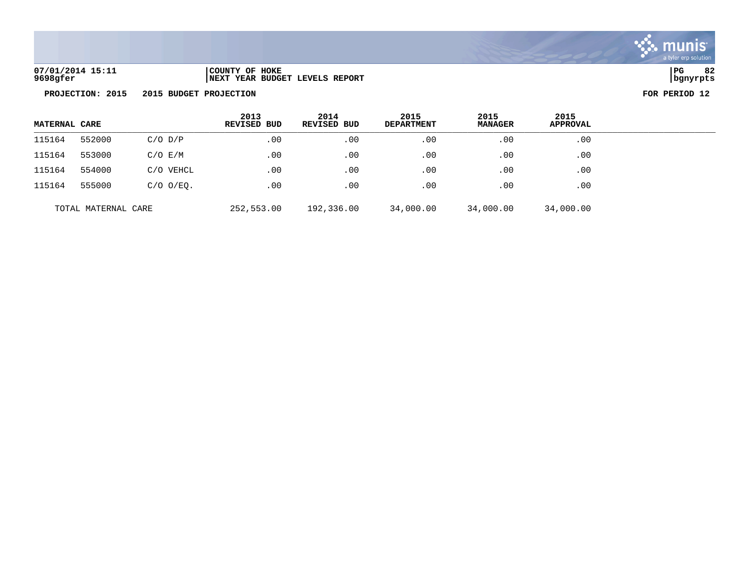07/01/2014 15:11
9698gfer

COUNTY OF HOKE
NEXT YEAR BUDGET LEVELS REPORT

bgnyrpts

**PROJECTION: 2015    2015 BUDGET PROJECTION**    **FOR PERIOD 12**

| MATERNAL CARE | | | 2013 REVISED BUD | 2014 REVISED BUD | 2015 DEPARTMENT | 2015 MANAGER | 2015 APPROVAL |
|---|---|---|---|---|---|---|---|
| 115164 | 552000 | C/O D/P | .00 | .00 | .00 | .00 | .00 |
| 115164 | 553000 | C/O E/M | .00 | .00 | .00 | .00 | .00 |
| 115164 | 554000 | C/O VEHCL | .00 | .00 | .00 | .00 | .00 |
| 115164 | 555000 | C/O O/EQ. | .00 | .00 | .00 | .00 | .00 |
| TOTAL MATERNAL CARE | | | 252,553.00 | 192,336.00 | 34,000.00 | 34,000.00 | 34,000.00 |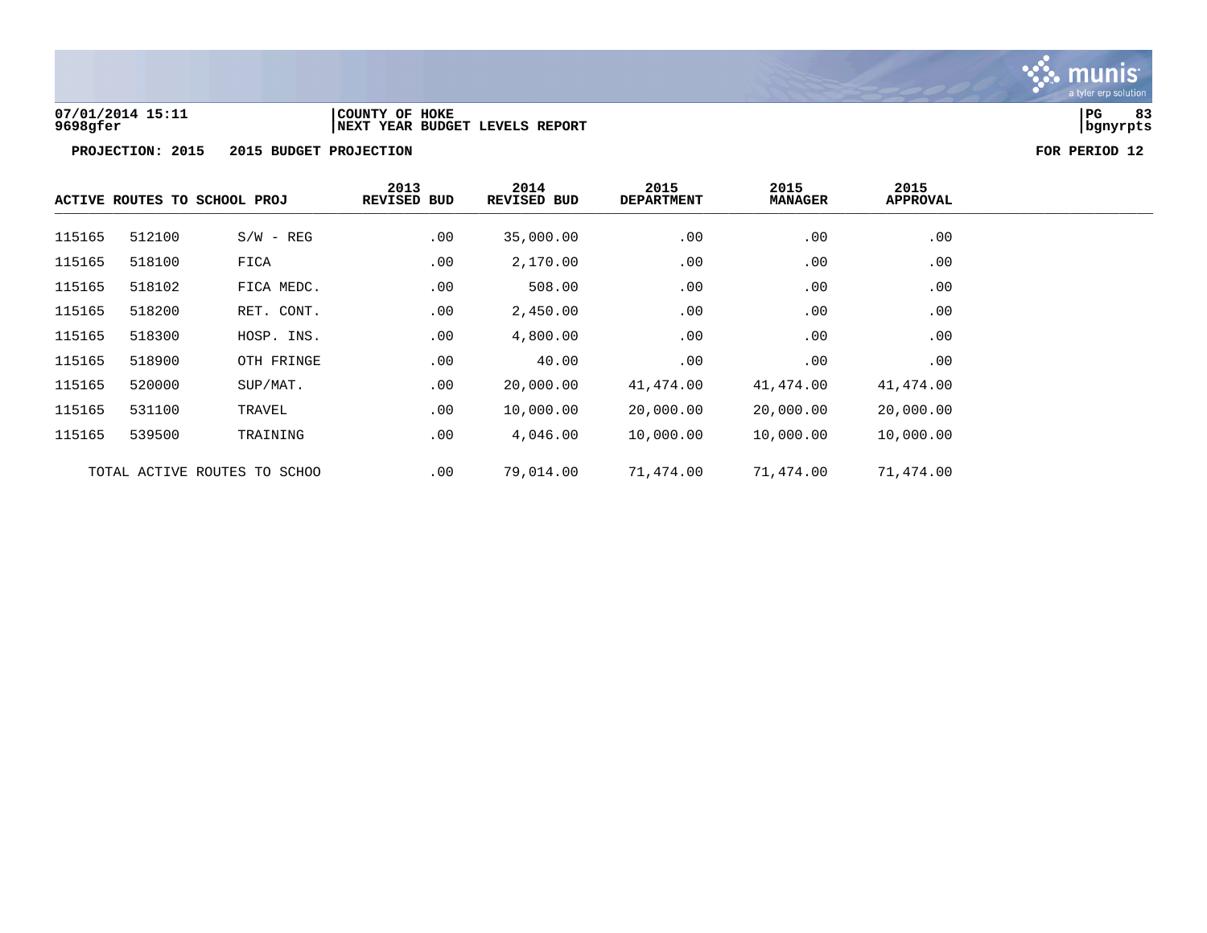**COUNTY OF HOKE**
**NEXT YEAR BUDGET LEVELS REPORT**

**PROJECTION: 2015 2015 BUDGET PROJECTION** **FOR PERIOD 12**

| ACTIVE ROUTES TO SCHOOL PROJ | | | 2013 REVISED BUD | 2014 REVISED BUD | 2015 DEPARTMENT | 2015 MANAGER | 2015 APPROVAL |
|---|---|---|---|---|---|---|---|
| 115165 | 512100 | S/W - REG | .00 | 35,000.00 | .00 | .00 | .00 |
| 115165 | 518100 | FICA | .00 | 2,170.00 | .00 | .00 | .00 |
| 115165 | 518102 | FICA MEDC. | .00 | 508.00 | .00 | .00 | .00 |
| 115165 | 518200 | RET. CONT. | .00 | 2,450.00 | .00 | .00 | .00 |
| 115165 | 518300 | HOSP. INS. | .00 | 4,800.00 | .00 | .00 | .00 |
| 115165 | 518900 | OTH FRINGE | .00 | 40.00 | .00 | .00 | .00 |
| 115165 | 520000 | SUP/MAT. | .00 | 20,000.00 | 41,474.00 | 41,474.00 | 41,474.00 |
| 115165 | 531100 | TRAVEL | .00 | 10,000.00 | 20,000.00 | 20,000.00 | 20,000.00 |
| 115165 | 539500 | TRAINING | .00 | 4,046.00 | 10,000.00 | 10,000.00 | 10,000.00 |
| TOTAL ACTIVE ROUTES TO SCHOO | | | .00 | 79,014.00 | 71,474.00 | 71,474.00 | 71,474.00 |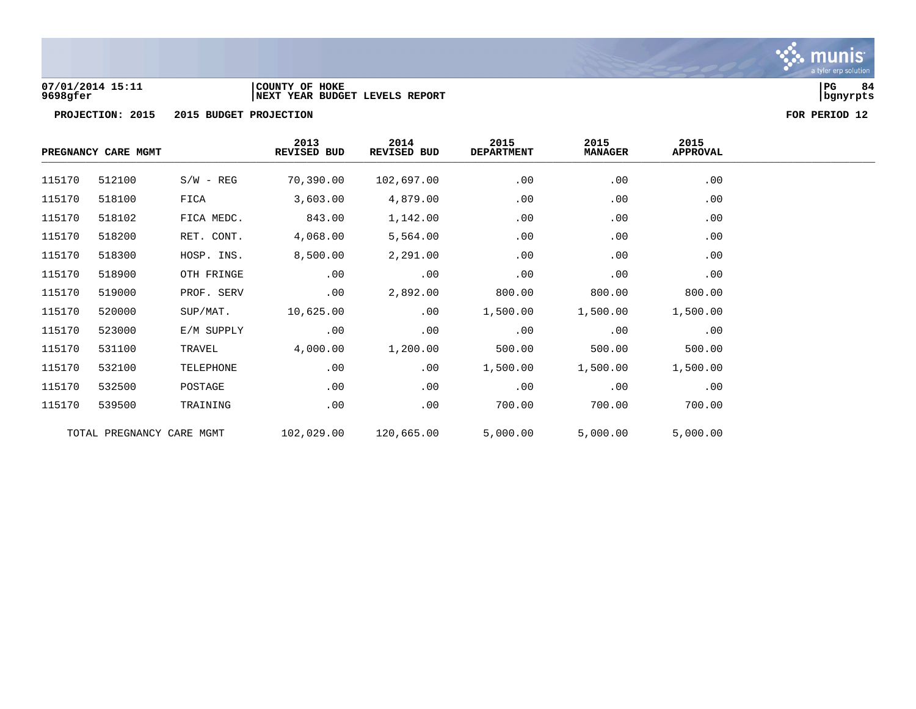**COUNTY OF HOKE**
**NEXT YEAR BUDGET LEVELS REPORT**

**PROJECTION: 2015 2015 BUDGET PROJECTION** **FOR PERIOD 12**

| PREGNANCY CARE MGMT | | | 2013 REVISED BUD | 2014 REVISED BUD | 2015 DEPARTMENT | 2015 MANAGER | 2015 APPROVAL |
|---|---|---|---|---|---|---|---|
| 115170 | 512100 | S/W - REG | 70,390.00 | 102,697.00 | .00 | .00 | .00 |
| 115170 | 518100 | FICA | 3,603.00 | 4,879.00 | .00 | .00 | .00 |
| 115170 | 518102 | FICA MEDC. | 843.00 | 1,142.00 | .00 | .00 | .00 |
| 115170 | 518200 | RET. CONT. | 4,068.00 | 5,564.00 | .00 | .00 | .00 |
| 115170 | 518300 | HOSP. INS. | 8,500.00 | 2,291.00 | .00 | .00 | .00 |
| 115170 | 518900 | OTH FRINGE | .00 | .00 | .00 | .00 | .00 |
| 115170 | 519000 | PROF. SERV | .00 | 2,892.00 | 800.00 | 800.00 | 800.00 |
| 115170 | 520000 | SUP/MAT. | 10,625.00 | .00 | 1,500.00 | 1,500.00 | 1,500.00 |
| 115170 | 523000 | E/M SUPPLY | .00 | .00 | .00 | .00 | .00 |
| 115170 | 531100 | TRAVEL | 4,000.00 | 1,200.00 | 500.00 | 500.00 | 500.00 |
| 115170 | 532100 | TELEPHONE | .00 | .00 | 1,500.00 | 1,500.00 | 1,500.00 |
| 115170 | 532500 | POSTAGE | .00 | .00 | .00 | .00 | .00 |
| 115170 | 539500 | TRAINING | .00 | .00 | 700.00 | 700.00 | 700.00 |
| TOTAL PREGNANCY CARE MGMT | | | 102,029.00 | 120,665.00 | 5,000.00 | 5,000.00 | 5,000.00 |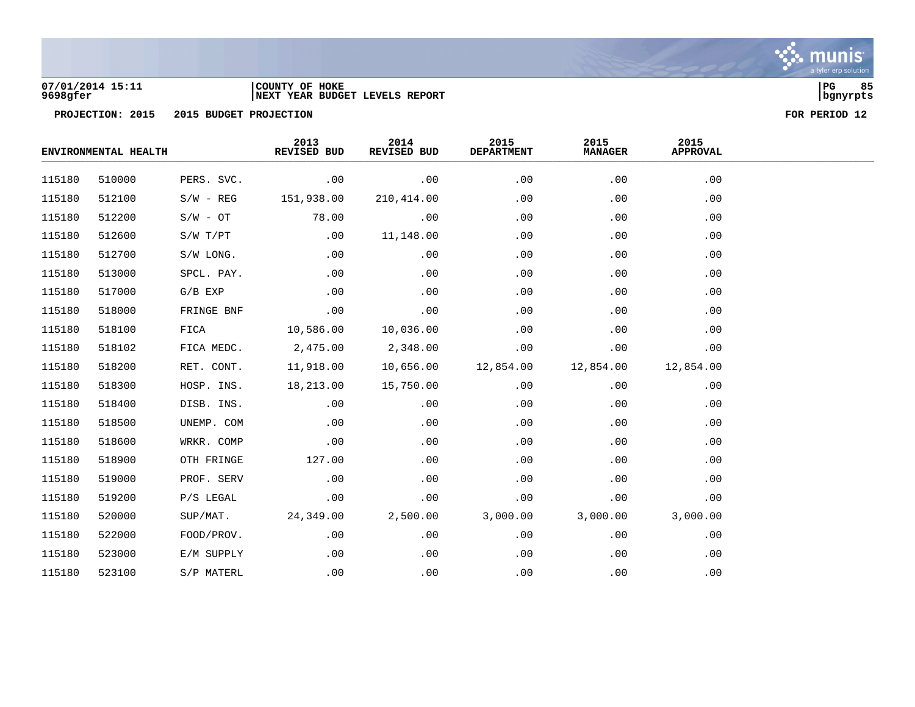07/01/2014 15:11
9698gfer

COUNTY OF HOKE
NEXT YEAR BUDGET LEVELS REPORT

PG 85
bgnyrpts

PROJECTION: 2015 2015 BUDGET PROJECTION

FOR PERIOD 12

| ENVIRONMENTAL HEALTH | | | 2013 REVISED BUD | 2014 REVISED BUD | 2015 DEPARTMENT | 2015 MANAGER | 2015 APPROVAL |
|---|---|---|---|---|---|---|---|
| 115180 | 510000 | PERS. SVC. | .00 | .00 | .00 | .00 | .00 |
| 115180 | 512100 | S/W - REG | 151,938.00 | 210,414.00 | .00 | .00 | .00 |
| 115180 | 512200 | S/W - OT | 78.00 | .00 | .00 | .00 | .00 |
| 115180 | 512600 | S/W T/PT | .00 | 11,148.00 | .00 | .00 | .00 |
| 115180 | 512700 | S/W LONG. | .00 | .00 | .00 | .00 | .00 |
| 115180 | 513000 | SPCL. PAY. | .00 | .00 | .00 | .00 | .00 |
| 115180 | 517000 | G/B EXP | .00 | .00 | .00 | .00 | .00 |
| 115180 | 518000 | FRINGE BNF | .00 | .00 | .00 | .00 | .00 |
| 115180 | 518100 | FICA | 10,586.00 | 10,036.00 | .00 | .00 | .00 |
| 115180 | 518102 | FICA MEDC. | 2,475.00 | 2,348.00 | .00 | .00 | .00 |
| 115180 | 518200 | RET. CONT. | 11,918.00 | 10,656.00 | 12,854.00 | 12,854.00 | 12,854.00 |
| 115180 | 518300 | HOSP. INS. | 18,213.00 | 15,750.00 | .00 | .00 | .00 |
| 115180 | 518400 | DISB. INS. | .00 | .00 | .00 | .00 | .00 |
| 115180 | 518500 | UNEMP. COM | .00 | .00 | .00 | .00 | .00 |
| 115180 | 518600 | WRKR. COMP | .00 | .00 | .00 | .00 | .00 |
| 115180 | 518900 | OTH FRINGE | 127.00 | .00 | .00 | .00 | .00 |
| 115180 | 519000 | PROF. SERV | .00 | .00 | .00 | .00 | .00 |
| 115180 | 519200 | P/S LEGAL | .00 | .00 | .00 | .00 | .00 |
| 115180 | 520000 | SUP/MAT. | 24,349.00 | 2,500.00 | 3,000.00 | 3,000.00 | 3,000.00 |
| 115180 | 522000 | FOOD/PROV. | .00 | .00 | .00 | .00 | .00 |
| 115180 | 523000 | E/M SUPPLY | .00 | .00 | .00 | .00 | .00 |
| 115180 | 523100 | S/P MATERL | .00 | .00 | .00 | .00 | .00 |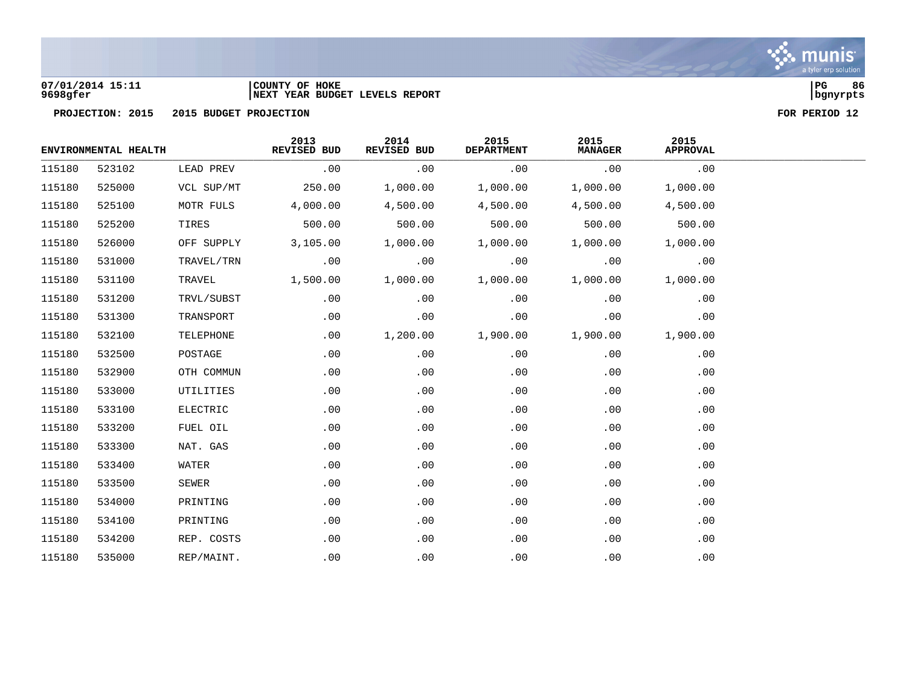PROJECTION: 2015 2015 BUDGET PROJECTION FOR PERIOD 12

| ENVIRONMENTAL HEALTH | | | 2013 REVISED BUD | 2014 REVISED BUD | 2015 DEPARTMENT | 2015 MANAGER | 2015 APPROVAL |
|---|---|---|---|---|---|---|---|
| 115180 | 523102 | LEAD PREV | .00 | .00 | .00 | .00 | .00 |
| 115180 | 525000 | VCL SUP/MT | 250.00 | 1,000.00 | 1,000.00 | 1,000.00 | 1,000.00 |
| 115180 | 525100 | MOTR FULS | 4,000.00 | 4,500.00 | 4,500.00 | 4,500.00 | 4,500.00 |
| 115180 | 525200 | TIRES | 500.00 | 500.00 | 500.00 | 500.00 | 500.00 |
| 115180 | 526000 | OFF SUPPLY | 3,105.00 | 1,000.00 | 1,000.00 | 1,000.00 | 1,000.00 |
| 115180 | 531000 | TRAVEL/TRN | .00 | .00 | .00 | .00 | .00 |
| 115180 | 531100 | TRAVEL | 1,500.00 | 1,000.00 | 1,000.00 | 1,000.00 | 1,000.00 |
| 115180 | 531200 | TRVL/SUBST | .00 | .00 | .00 | .00 | .00 |
| 115180 | 531300 | TRANSPORT | .00 | .00 | .00 | .00 | .00 |
| 115180 | 532100 | TELEPHONE | .00 | 1,200.00 | 1,900.00 | 1,900.00 | 1,900.00 |
| 115180 | 532500 | POSTAGE | .00 | .00 | .00 | .00 | .00 |
| 115180 | 532900 | OTH COMMUN | .00 | .00 | .00 | .00 | .00 |
| 115180 | 533000 | UTILITIES | .00 | .00 | .00 | .00 | .00 |
| 115180 | 533100 | ELECTRIC | .00 | .00 | .00 | .00 | .00 |
| 115180 | 533200 | FUEL OIL | .00 | .00 | .00 | .00 | .00 |
| 115180 | 533300 | NAT. GAS | .00 | .00 | .00 | .00 | .00 |
| 115180 | 533400 | WATER | .00 | .00 | .00 | .00 | .00 |
| 115180 | 533500 | SEWER | .00 | .00 | .00 | .00 | .00 |
| 115180 | 534000 | PRINTING | .00 | .00 | .00 | .00 | .00 |
| 115180 | 534100 | PRINTING | .00 | .00 | .00 | .00 | .00 |
| 115180 | 534200 | REP. COSTS | .00 | .00 | .00 | .00 | .00 |
| 115180 | 535000 | REP/MAINT. | .00 | .00 | .00 | .00 | .00 |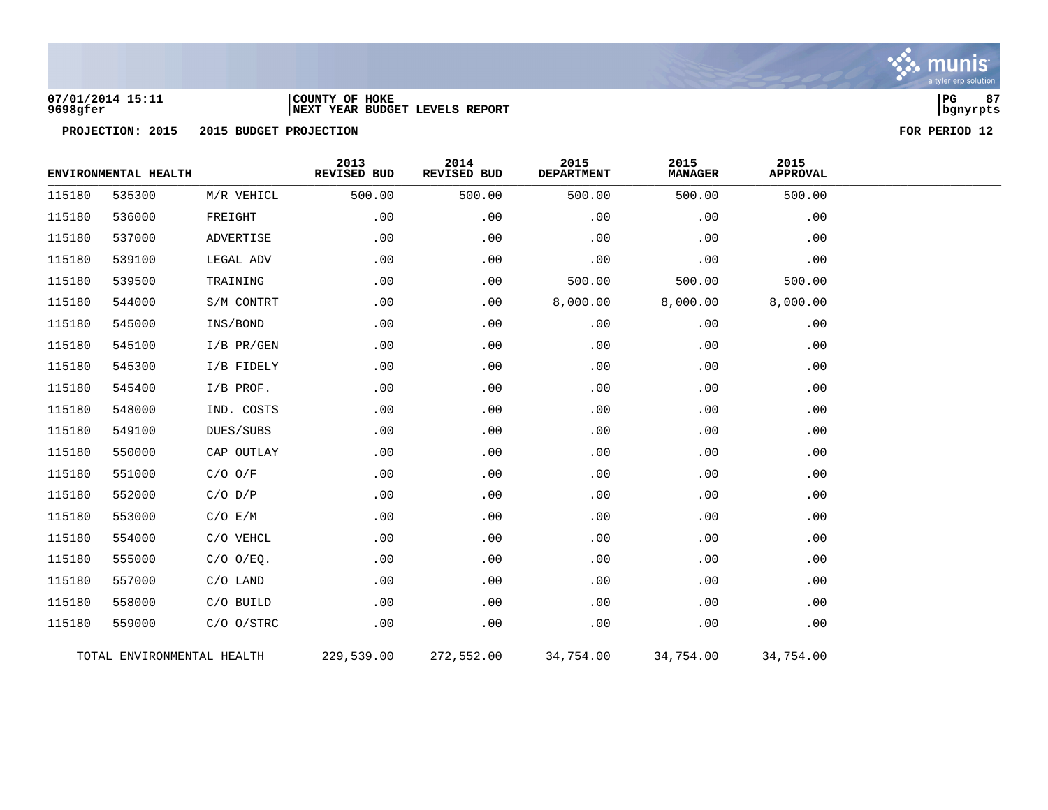07/01/2014 15:11 | COUNTY OF HOKE
9698gfer | NEXT YEAR BUDGET LEVELS REPORT

**PROJECTION: 2015 2015 BUDGET PROJECTION** **FOR PERIOD 12**

| ENVIRONMENTAL HEALTH | | | 2013 REVISED BUD | 2014 REVISED BUD | 2015 DEPARTMENT | 2015 MANAGER | 2015 APPROVAL |
|---|---|---|---|---|---|---|---|
| 115180 | 535300 | M/R VEHICL | 500.00 | 500.00 | 500.00 | 500.00 | 500.00 |
| 115180 | 536000 | FREIGHT | .00 | .00 | .00 | .00 | .00 |
| 115180 | 537000 | ADVERTISE | .00 | .00 | .00 | .00 | .00 |
| 115180 | 539100 | LEGAL ADV | .00 | .00 | .00 | .00 | .00 |
| 115180 | 539500 | TRAINING | .00 | .00 | 500.00 | 500.00 | 500.00 |
| 115180 | 544000 | S/M CONTRT | .00 | .00 | 8,000.00 | 8,000.00 | 8,000.00 |
| 115180 | 545000 | INS/BOND | .00 | .00 | .00 | .00 | .00 |
| 115180 | 545100 | I/B PR/GEN | .00 | .00 | .00 | .00 | .00 |
| 115180 | 545300 | I/B FIDELY | .00 | .00 | .00 | .00 | .00 |
| 115180 | 545400 | I/B PROF. | .00 | .00 | .00 | .00 | .00 |
| 115180 | 548000 | IND. COSTS | .00 | .00 | .00 | .00 | .00 |
| 115180 | 549100 | DUES/SUBS | .00 | .00 | .00 | .00 | .00 |
| 115180 | 550000 | CAP OUTLAY | .00 | .00 | .00 | .00 | .00 |
| 115180 | 551000 | C/O O/F | .00 | .00 | .00 | .00 | .00 |
| 115180 | 552000 | C/O D/P | .00 | .00 | .00 | .00 | .00 |
| 115180 | 553000 | C/O E/M | .00 | .00 | .00 | .00 | .00 |
| 115180 | 554000 | C/O VEHCL | .00 | .00 | .00 | .00 | .00 |
| 115180 | 555000 | C/O O/EQ. | .00 | .00 | .00 | .00 | .00 |
| 115180 | 557000 | C/O LAND | .00 | .00 | .00 | .00 | .00 |
| 115180 | 558000 | C/O BUILD | .00 | .00 | .00 | .00 | .00 |
| 115180 | 559000 | C/O O/STRC | .00 | .00 | .00 | .00 | .00 |
| TOTAL ENVIRONMENTAL HEALTH | | | 229,539.00 | 272,552.00 | 34,754.00 | 34,754.00 | 34,754.00 |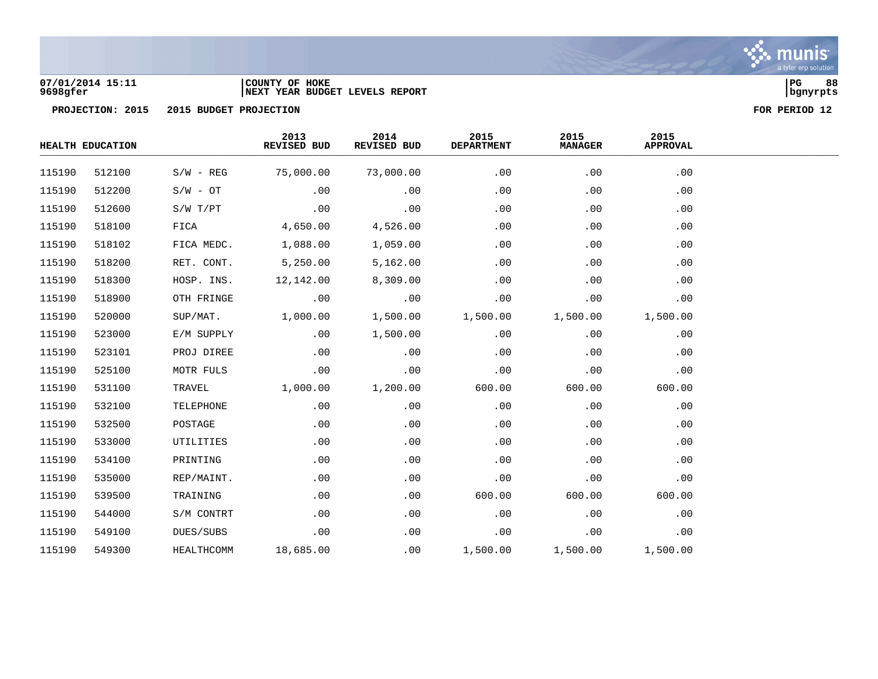07/01/2014 15:11
9698gfer

COUNTY OF HOKE
NEXT YEAR BUDGET LEVELS REPORT

PG 88
bgnyrpts

PROJECTION: 2015    2015 BUDGET PROJECTION    FOR PERIOD 12

| HEALTH EDUCATION | | | 2013 REVISED BUD | 2014 REVISED BUD | 2015 DEPARTMENT | 2015 MANAGER | 2015 APPROVAL |
|---|---|---|---|---|---|---|---|
| 115190 | 512100 | S/W - REG | 75,000.00 | 73,000.00 | .00 | .00 | .00 |
| 115190 | 512200 | S/W - OT | .00 | .00 | .00 | .00 | .00 |
| 115190 | 512600 | S/W T/PT | .00 | .00 | .00 | .00 | .00 |
| 115190 | 518100 | FICA | 4,650.00 | 4,526.00 | .00 | .00 | .00 |
| 115190 | 518102 | FICA MEDC. | 1,088.00 | 1,059.00 | .00 | .00 | .00 |
| 115190 | 518200 | RET. CONT. | 5,250.00 | 5,162.00 | .00 | .00 | .00 |
| 115190 | 518300 | HOSP. INS. | 12,142.00 | 8,309.00 | .00 | .00 | .00 |
| 115190 | 518900 | OTH FRINGE | .00 | .00 | .00 | .00 | .00 |
| 115190 | 520000 | SUP/MAT. | 1,000.00 | 1,500.00 | 1,500.00 | 1,500.00 | 1,500.00 |
| 115190 | 523000 | E/M SUPPLY | .00 | 1,500.00 | .00 | .00 | .00 |
| 115190 | 523101 | PROJ DIREE | .00 | .00 | .00 | .00 | .00 |
| 115190 | 525100 | MOTR FULS | .00 | .00 | .00 | .00 | .00 |
| 115190 | 531100 | TRAVEL | 1,000.00 | 1,200.00 | 600.00 | 600.00 | 600.00 |
| 115190 | 532100 | TELEPHONE | .00 | .00 | .00 | .00 | .00 |
| 115190 | 532500 | POSTAGE | .00 | .00 | .00 | .00 | .00 |
| 115190 | 533000 | UTILITIES | .00 | .00 | .00 | .00 | .00 |
| 115190 | 534100 | PRINTING | .00 | .00 | .00 | .00 | .00 |
| 115190 | 535000 | REP/MAINT. | .00 | .00 | .00 | .00 | .00 |
| 115190 | 539500 | TRAINING | .00 | .00 | 600.00 | 600.00 | 600.00 |
| 115190 | 544000 | S/M CONTRT | .00 | .00 | .00 | .00 | .00 |
| 115190 | 549100 | DUES/SUBS | .00 | .00 | .00 | .00 | .00 |
| 115190 | 549300 | HEALTHCOMM | 18,685.00 | .00 | 1,500.00 | 1,500.00 | 1,500.00 |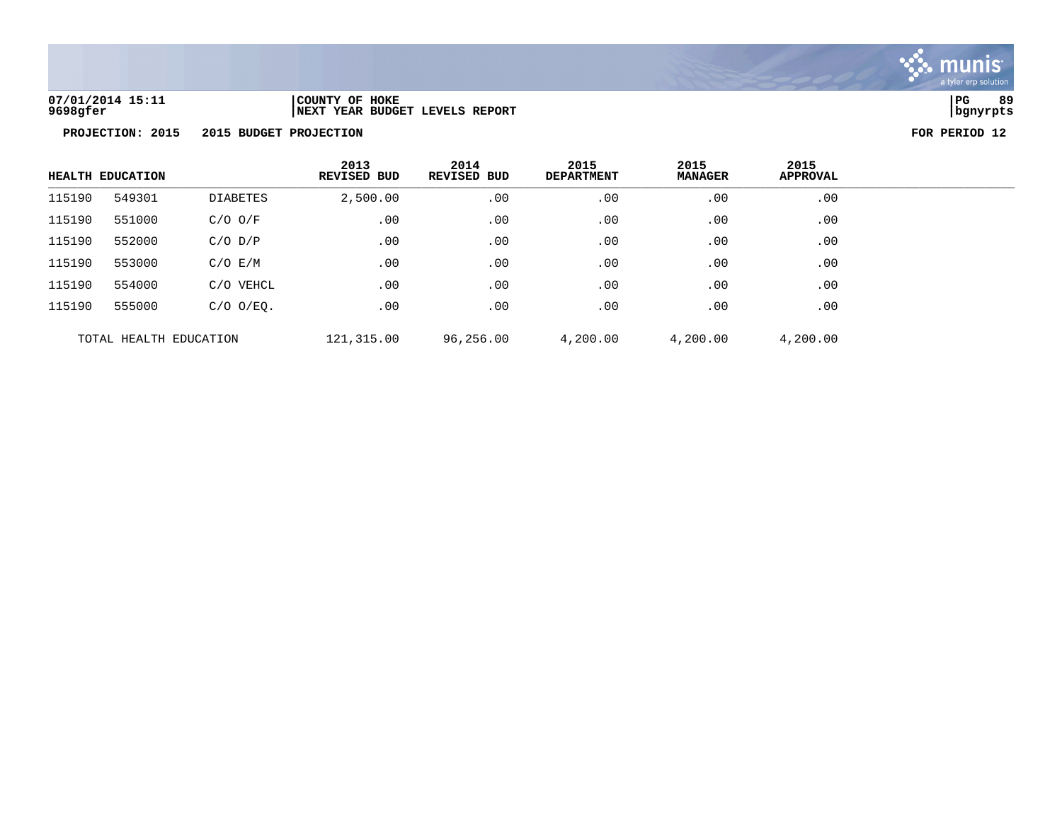07/01/2014 15:11 | COUNTY OF HOKE
9698gfer | NEXT YEAR BUDGET LEVELS REPORT

**PROJECTION: 2015 2015 BUDGET PROJECTION** **FOR PERIOD 12**

| HEALTH EDUCATION | | | 2013 REVISED BUD | 2014 REVISED BUD | 2015 DEPARTMENT | 2015 MANAGER | 2015 APPROVAL |
|---|---|---|---|---|---|---|---|
| 115190 | 549301 | DIABETES | 2,500.00 | .00 | .00 | .00 | .00 |
| 115190 | 551000 | C/O O/F | .00 | .00 | .00 | .00 | .00 |
| 115190 | 552000 | C/O D/P | .00 | .00 | .00 | .00 | .00 |
| 115190 | 553000 | C/O E/M | .00 | .00 | .00 | .00 | .00 |
| 115190 | 554000 | C/O VEHCL | .00 | .00 | .00 | .00 | .00 |
| 115190 | 555000 | C/O O/EQ. | .00 | .00 | .00 | .00 | .00 |
| TOTAL HEALTH EDUCATION | | | 121,315.00 | 96,256.00 | 4,200.00 | 4,200.00 | 4,200.00 |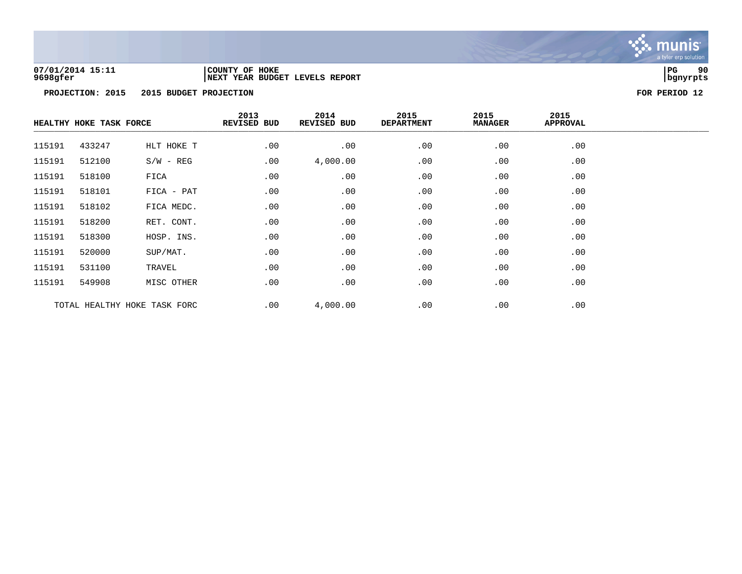**COUNTY OF HOKE**
**NEXT YEAR BUDGET LEVELS REPORT**

07/01/2014 15:11
9698gfer

**PROJECTION: 2015 2015 BUDGET PROJECTION** **FOR PERIOD 12**

| HEALTHY HOKE TASK FORCE | | | 2013 REVISED BUD | 2014 REVISED BUD | 2015 DEPARTMENT | 2015 MANAGER | 2015 APPROVAL |
|---|---|---|---|---|---|---|---|
| 115191 | 433247 | HLT HOKE T | .00 | .00 | .00 | .00 | .00 |
| 115191 | 512100 | S/W - REG | .00 | 4,000.00 | .00 | .00 | .00 |
| 115191 | 518100 | FICA | .00 | .00 | .00 | .00 | .00 |
| 115191 | 518101 | FICA - PAT | .00 | .00 | .00 | .00 | .00 |
| 115191 | 518102 | FICA MEDC. | .00 | .00 | .00 | .00 | .00 |
| 115191 | 518200 | RET. CONT. | .00 | .00 | .00 | .00 | .00 |
| 115191 | 518300 | HOSP. INS. | .00 | .00 | .00 | .00 | .00 |
| 115191 | 520000 | SUP/MAT. | .00 | .00 | .00 | .00 | .00 |
| 115191 | 531100 | TRAVEL | .00 | .00 | .00 | .00 | .00 |
| 115191 | 549908 | MISC OTHER | .00 | .00 | .00 | .00 | .00 |
| TOTAL HEALTHY HOKE TASK FORC | | | .00 | 4,000.00 | .00 | .00 | .00 |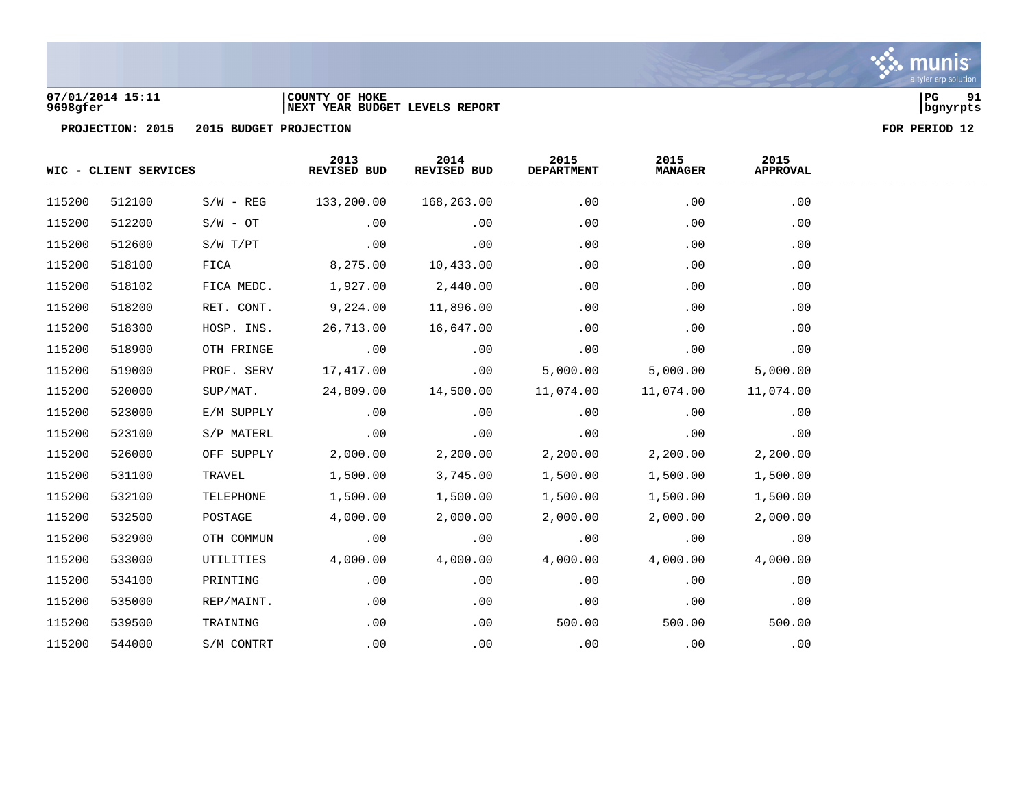COUNTY OF HOKE
NEXT YEAR BUDGET LEVELS REPORT

PROJECTION: 2015 2015 BUDGET PROJECTION — FOR PERIOD 12

| WIC - CLIENT SERVICES | | | 2013 REVISED BUD | 2014 REVISED BUD | 2015 DEPARTMENT | 2015 MANAGER | 2015 APPROVAL |
|---|---|---|---|---|---|---|---|
| 115200 | 512100 | S/W - REG | 133,200.00 | 168,263.00 | .00 | .00 | .00 |
| 115200 | 512200 | S/W - OT | .00 | .00 | .00 | .00 | .00 |
| 115200 | 512600 | S/W T/PT | .00 | .00 | .00 | .00 | .00 |
| 115200 | 518100 | FICA | 8,275.00 | 10,433.00 | .00 | .00 | .00 |
| 115200 | 518102 | FICA MEDC. | 1,927.00 | 2,440.00 | .00 | .00 | .00 |
| 115200 | 518200 | RET. CONT. | 9,224.00 | 11,896.00 | .00 | .00 | .00 |
| 115200 | 518300 | HOSP. INS. | 26,713.00 | 16,647.00 | .00 | .00 | .00 |
| 115200 | 518900 | OTH FRINGE | .00 | .00 | .00 | .00 | .00 |
| 115200 | 519000 | PROF. SERV | 17,417.00 | .00 | 5,000.00 | 5,000.00 | 5,000.00 |
| 115200 | 520000 | SUP/MAT. | 24,809.00 | 14,500.00 | 11,074.00 | 11,074.00 | 11,074.00 |
| 115200 | 523000 | E/M SUPPLY | .00 | .00 | .00 | .00 | .00 |
| 115200 | 523100 | S/P MATERL | .00 | .00 | .00 | .00 | .00 |
| 115200 | 526000 | OFF SUPPLY | 2,000.00 | 2,200.00 | 2,200.00 | 2,200.00 | 2,200.00 |
| 115200 | 531100 | TRAVEL | 1,500.00 | 3,745.00 | 1,500.00 | 1,500.00 | 1,500.00 |
| 115200 | 532100 | TELEPHONE | 1,500.00 | 1,500.00 | 1,500.00 | 1,500.00 | 1,500.00 |
| 115200 | 532500 | POSTAGE | 4,000.00 | 2,000.00 | 2,000.00 | 2,000.00 | 2,000.00 |
| 115200 | 532900 | OTH COMMUN | .00 | .00 | .00 | .00 | .00 |
| 115200 | 533000 | UTILITIES | 4,000.00 | 4,000.00 | 4,000.00 | 4,000.00 | 4,000.00 |
| 115200 | 534100 | PRINTING | .00 | .00 | .00 | .00 | .00 |
| 115200 | 535000 | REP/MAINT. | .00 | .00 | .00 | .00 | .00 |
| 115200 | 539500 | TRAINING | .00 | .00 | 500.00 | 500.00 | 500.00 |
| 115200 | 544000 | S/M CONTRT | .00 | .00 | .00 | .00 | .00 |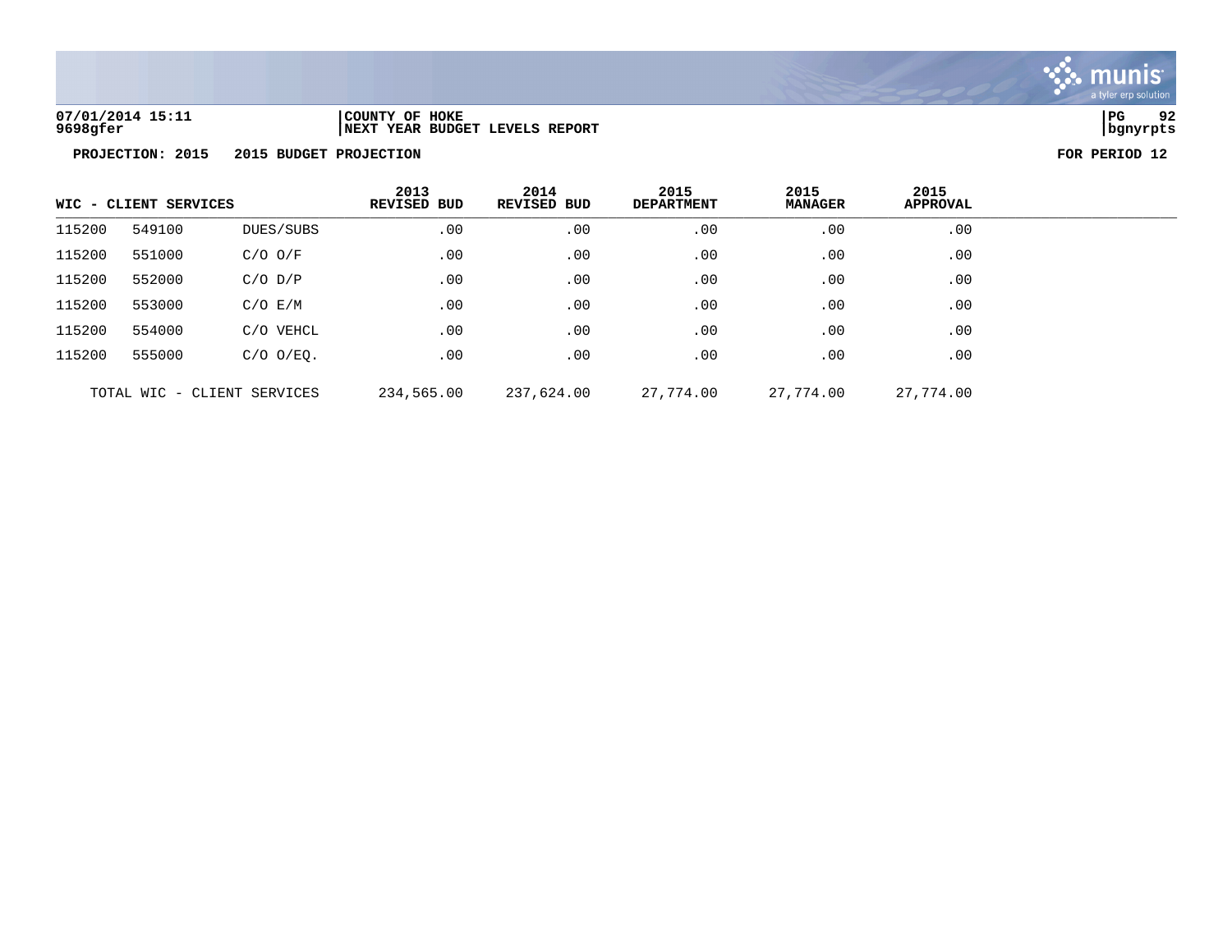07/01/2014 15:11
9698gfer

COUNTY OF HOKE
NEXT YEAR BUDGET LEVELS REPORT

PG 92
bgnyrpts

**PROJECTION: 2015 2015 BUDGET PROJECTION** **FOR PERIOD 12**

| WIC - CLIENT SERVICES | | | 2013 REVISED BUD | 2014 REVISED BUD | 2015 DEPARTMENT | 2015 MANAGER | 2015 APPROVAL |
|---|---|---|---|---|---|---|---|
| 115200 | 549100 | DUES/SUBS | .00 | .00 | .00 | .00 | .00 |
| 115200 | 551000 | C/O O/F | .00 | .00 | .00 | .00 | .00 |
| 115200 | 552000 | C/O D/P | .00 | .00 | .00 | .00 | .00 |
| 115200 | 553000 | C/O E/M | .00 | .00 | .00 | .00 | .00 |
| 115200 | 554000 | C/O VEHCL | .00 | .00 | .00 | .00 | .00 |
| 115200 | 555000 | C/O O/EQ. | .00 | .00 | .00 | .00 | .00 |
| TOTAL WIC - CLIENT SERVICES | | | 234,565.00 | 237,624.00 | 27,774.00 | 27,774.00 | 27,774.00 |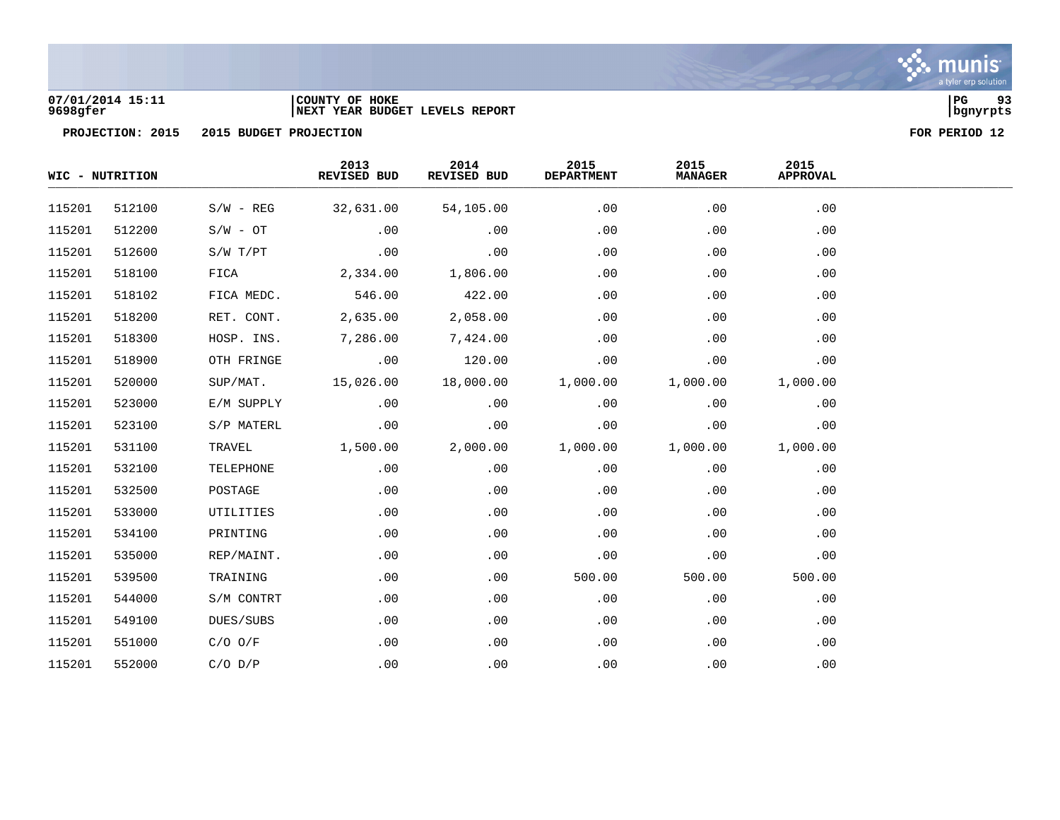07/01/2014 15:11
9698gfer

COUNTY OF HOKE
NEXT YEAR BUDGET LEVELS REPORT

PG 93
bgnyrpts

**PROJECTION: 2015 2015 BUDGET PROJECTION** **FOR PERIOD 12**

| WIC - NUTRITION | | | 2013 REVISED BUD | 2014 REVISED BUD | 2015 DEPARTMENT | 2015 MANAGER | 2015 APPROVAL |
|---|---|---|---|---|---|---|---|
| 115201 | 512100 | S/W - REG | 32,631.00 | 54,105.00 | .00 | .00 | .00 |
| 115201 | 512200 | S/W - OT | .00 | .00 | .00 | .00 | .00 |
| 115201 | 512600 | S/W T/PT | .00 | .00 | .00 | .00 | .00 |
| 115201 | 518100 | FICA | 2,334.00 | 1,806.00 | .00 | .00 | .00 |
| 115201 | 518102 | FICA MEDC. | 546.00 | 422.00 | .00 | .00 | .00 |
| 115201 | 518200 | RET. CONT. | 2,635.00 | 2,058.00 | .00 | .00 | .00 |
| 115201 | 518300 | HOSP. INS. | 7,286.00 | 7,424.00 | .00 | .00 | .00 |
| 115201 | 518900 | OTH FRINGE | .00 | 120.00 | .00 | .00 | .00 |
| 115201 | 520000 | SUP/MAT. | 15,026.00 | 18,000.00 | 1,000.00 | 1,000.00 | 1,000.00 |
| 115201 | 523000 | E/M SUPPLY | .00 | .00 | .00 | .00 | .00 |
| 115201 | 523100 | S/P MATERL | .00 | .00 | .00 | .00 | .00 |
| 115201 | 531100 | TRAVEL | 1,500.00 | 2,000.00 | 1,000.00 | 1,000.00 | 1,000.00 |
| 115201 | 532100 | TELEPHONE | .00 | .00 | .00 | .00 | .00 |
| 115201 | 532500 | POSTAGE | .00 | .00 | .00 | .00 | .00 |
| 115201 | 533000 | UTILITIES | .00 | .00 | .00 | .00 | .00 |
| 115201 | 534100 | PRINTING | .00 | .00 | .00 | .00 | .00 |
| 115201 | 535000 | REP/MAINT. | .00 | .00 | .00 | .00 | .00 |
| 115201 | 539500 | TRAINING | .00 | .00 | 500.00 | 500.00 | 500.00 |
| 115201 | 544000 | S/M CONTRT | .00 | .00 | .00 | .00 | .00 |
| 115201 | 549100 | DUES/SUBS | .00 | .00 | .00 | .00 | .00 |
| 115201 | 551000 | C/O O/F | .00 | .00 | .00 | .00 | .00 |
| 115201 | 552000 | C/O D/P | .00 | .00 | .00 | .00 | .00 |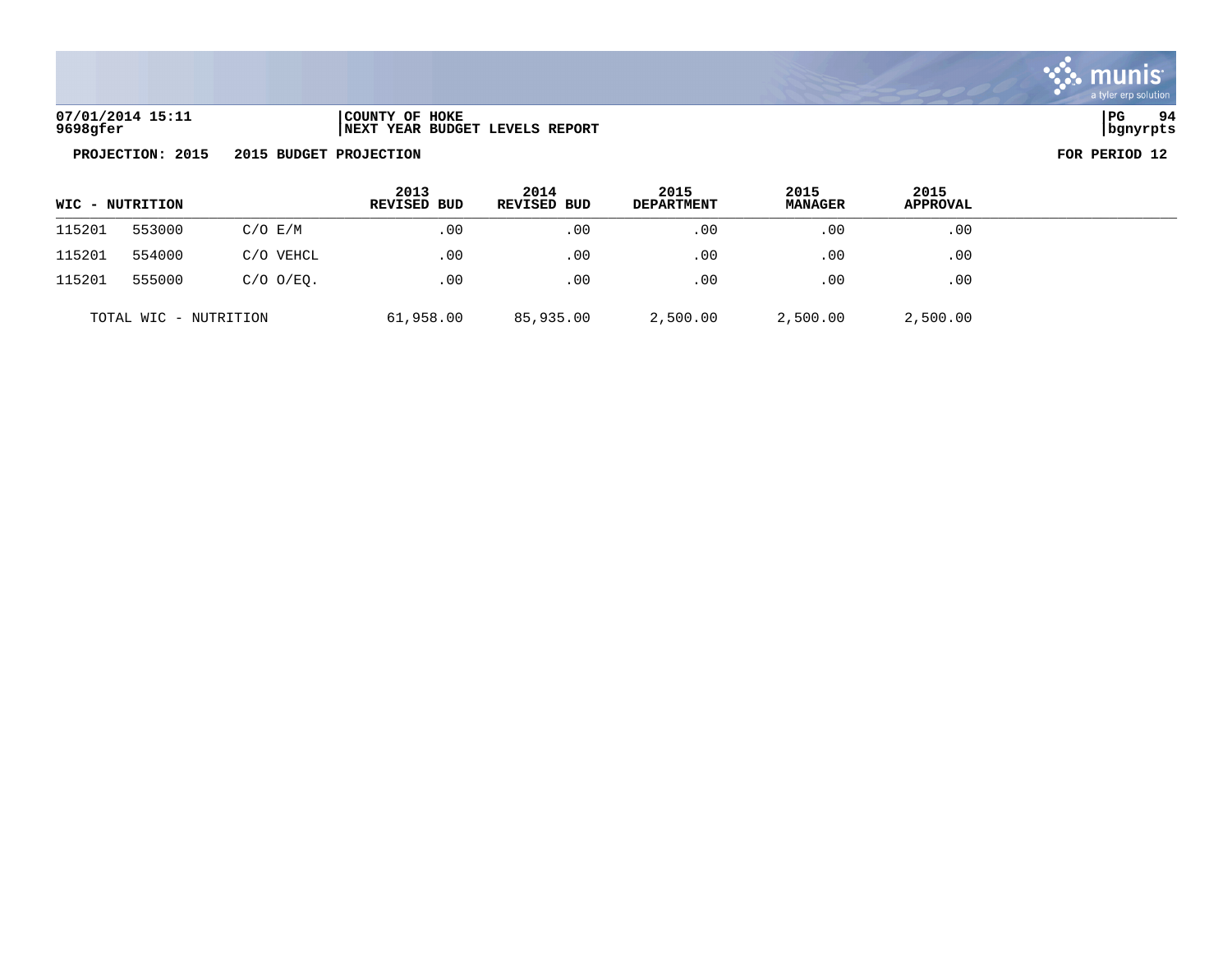07/01/2014 15:11
9698gfer

COUNTY OF HOKE
NEXT YEAR BUDGET LEVELS REPORT

**PROJECTION: 2015 2015 BUDGET PROJECTION** **FOR PERIOD 12**

| WIC - NUTRITION | | | 2013 REVISED BUD | 2014 REVISED BUD | 2015 DEPARTMENT | 2015 MANAGER | 2015 APPROVAL |
|---|---|---|---|---|---|---|---|
| 115201 | 553000 | C/O E/M | .00 | .00 | .00 | .00 | .00 |
| 115201 | 554000 | C/O VEHCL | .00 | .00 | .00 | .00 | .00 |
| 115201 | 555000 | C/O O/EQ. | .00 | .00 | .00 | .00 | .00 |
| TOTAL WIC - NUTRITION | | | 61,958.00 | 85,935.00 | 2,500.00 | 2,500.00 | 2,500.00 |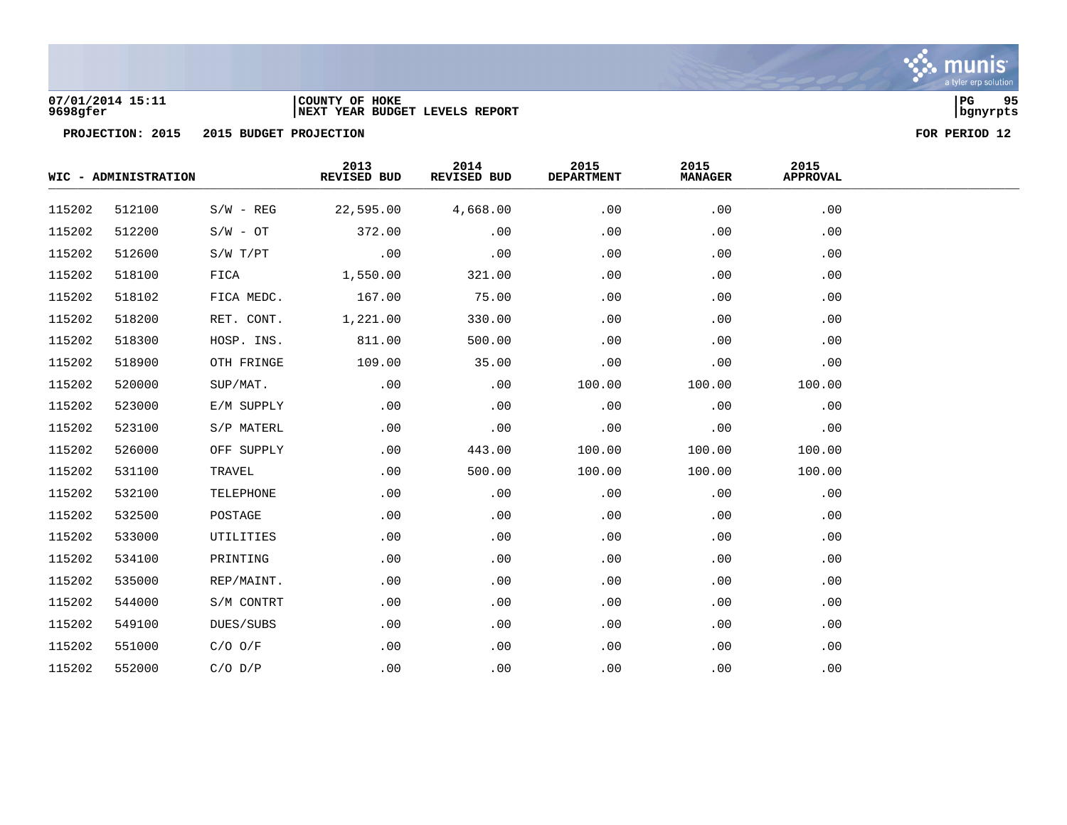07/01/2014 15:11
9698gfer

COUNTY OF HOKE
NEXT YEAR BUDGET LEVELS REPORT

PG 95
bgnyrpts

PROJECTION: 2015 2015 BUDGET PROJECTION

FOR PERIOD 12

| WIC - ADMINISTRATION | | | 2013 REVISED BUD | 2014 REVISED BUD | 2015 DEPARTMENT | 2015 MANAGER | 2015 APPROVAL |
|---|---|---|---|---|---|---|---|
| 115202 | 512100 | S/W - REG | 22,595.00 | 4,668.00 | .00 | .00 | .00 |
| 115202 | 512200 | S/W - OT | 372.00 | .00 | .00 | .00 | .00 |
| 115202 | 512600 | S/W T/PT | .00 | .00 | .00 | .00 | .00 |
| 115202 | 518100 | FICA | 1,550.00 | 321.00 | .00 | .00 | .00 |
| 115202 | 518102 | FICA MEDC. | 167.00 | 75.00 | .00 | .00 | .00 |
| 115202 | 518200 | RET. CONT. | 1,221.00 | 330.00 | .00 | .00 | .00 |
| 115202 | 518300 | HOSP. INS. | 811.00 | 500.00 | .00 | .00 | .00 |
| 115202 | 518900 | OTH FRINGE | 109.00 | 35.00 | .00 | .00 | .00 |
| 115202 | 520000 | SUP/MAT. | .00 | .00 | 100.00 | 100.00 | 100.00 |
| 115202 | 523000 | E/M SUPPLY | .00 | .00 | .00 | .00 | .00 |
| 115202 | 523100 | S/P MATERL | .00 | .00 | .00 | .00 | .00 |
| 115202 | 526000 | OFF SUPPLY | .00 | 443.00 | 100.00 | 100.00 | 100.00 |
| 115202 | 531100 | TRAVEL | .00 | 500.00 | 100.00 | 100.00 | 100.00 |
| 115202 | 532100 | TELEPHONE | .00 | .00 | .00 | .00 | .00 |
| 115202 | 532500 | POSTAGE | .00 | .00 | .00 | .00 | .00 |
| 115202 | 533000 | UTILITIES | .00 | .00 | .00 | .00 | .00 |
| 115202 | 534100 | PRINTING | .00 | .00 | .00 | .00 | .00 |
| 115202 | 535000 | REP/MAINT. | .00 | .00 | .00 | .00 | .00 |
| 115202 | 544000 | S/M CONTRT | .00 | .00 | .00 | .00 | .00 |
| 115202 | 549100 | DUES/SUBS | .00 | .00 | .00 | .00 | .00 |
| 115202 | 551000 | C/O O/F | .00 | .00 | .00 | .00 | .00 |
| 115202 | 552000 | C/O D/P | .00 | .00 | .00 | .00 | .00 |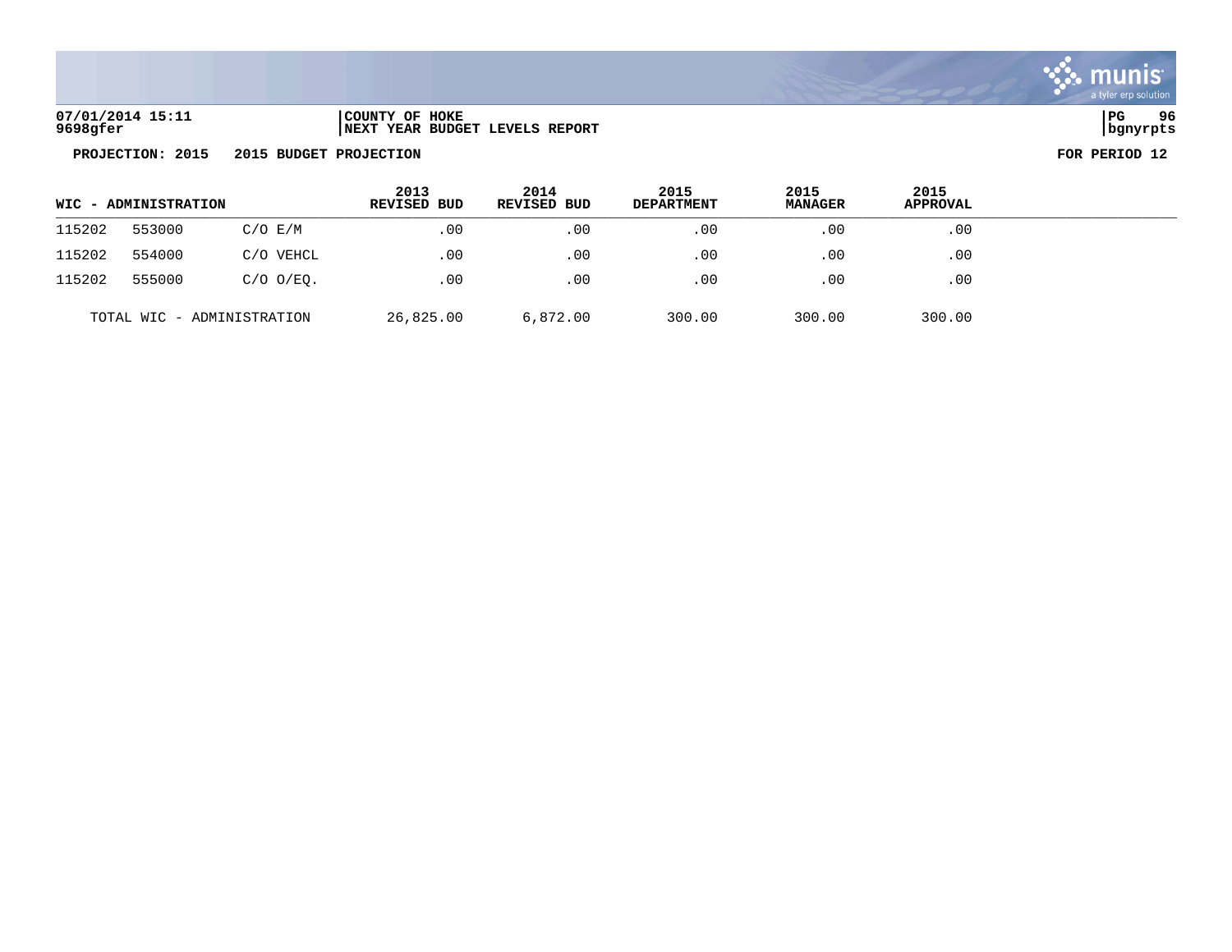**07/01/2014 15:11** | **COUNTY OF HOKE**
**9698gfer** | **NEXT YEAR BUDGET LEVELS REPORT**

**PROJECTION: 2015 2015 BUDGET PROJECTION** | **FOR PERIOD 12**

| WIC - ADMINISTRATION | | | 2013 REVISED BUD | 2014 REVISED BUD | 2015 DEPARTMENT | 2015 MANAGER | 2015 APPROVAL |
|---|---|---|---|---|---|---|---|
| 115202 | 553000 | C/O E/M | .00 | .00 | .00 | .00 | .00 |
| 115202 | 554000 | C/O VEHCL | .00 | .00 | .00 | .00 | .00 |
| 115202 | 555000 | C/O O/EQ. | .00 | .00 | .00 | .00 | .00 |
| TOTAL WIC - ADMINISTRATION | | | 26,825.00 | 6,872.00 | 300.00 | 300.00 | 300.00 |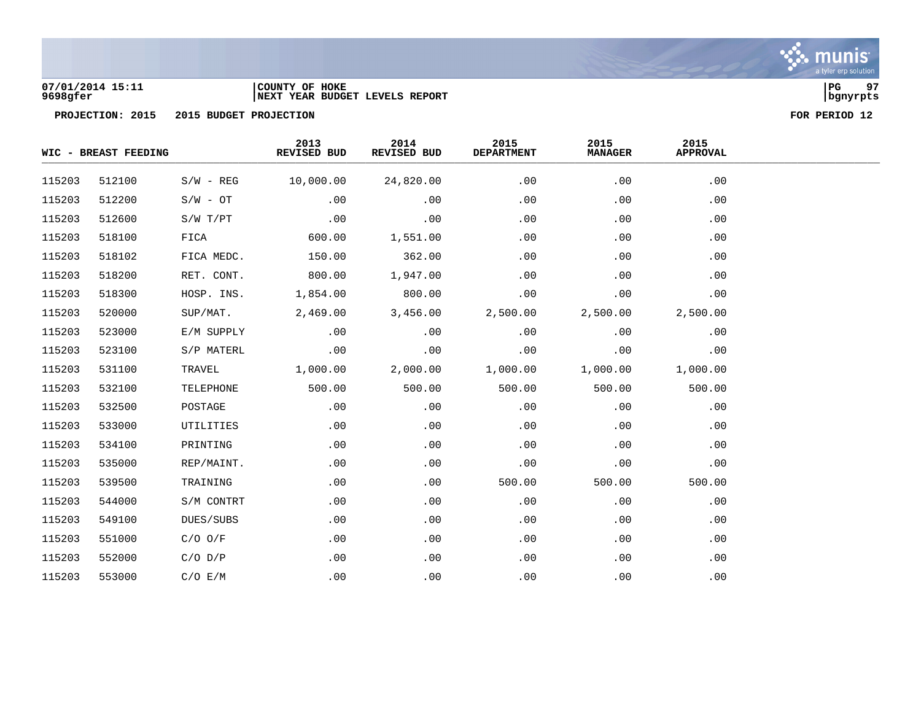07/01/2014 15:11
9698gfer

COUNTY OF HOKE
NEXT YEAR BUDGET LEVELS REPORT

bgnyrpts

PROJECTION: 2015    2015 BUDGET PROJECTION    FOR PERIOD 12

| WIC - BREAST FEEDING | | | 2013 REVISED BUD | 2014 REVISED BUD | 2015 DEPARTMENT | 2015 MANAGER | 2015 APPROVAL |
|---|---|---|---|---|---|---|---|
| 115203 | 512100 | S/W - REG | 10,000.00 | 24,820.00 | .00 | .00 | .00 |
| 115203 | 512200 | S/W - OT | .00 | .00 | .00 | .00 | .00 |
| 115203 | 512600 | S/W T/PT | .00 | .00 | .00 | .00 | .00 |
| 115203 | 518100 | FICA | 600.00 | 1,551.00 | .00 | .00 | .00 |
| 115203 | 518102 | FICA MEDC. | 150.00 | 362.00 | .00 | .00 | .00 |
| 115203 | 518200 | RET. CONT. | 800.00 | 1,947.00 | .00 | .00 | .00 |
| 115203 | 518300 | HOSP. INS. | 1,854.00 | 800.00 | .00 | .00 | .00 |
| 115203 | 520000 | SUP/MAT. | 2,469.00 | 3,456.00 | 2,500.00 | 2,500.00 | 2,500.00 |
| 115203 | 523000 | E/M SUPPLY | .00 | .00 | .00 | .00 | .00 |
| 115203 | 523100 | S/P MATERL | .00 | .00 | .00 | .00 | .00 |
| 115203 | 531100 | TRAVEL | 1,000.00 | 2,000.00 | 1,000.00 | 1,000.00 | 1,000.00 |
| 115203 | 532100 | TELEPHONE | 500.00 | 500.00 | 500.00 | 500.00 | 500.00 |
| 115203 | 532500 | POSTAGE | .00 | .00 | .00 | .00 | .00 |
| 115203 | 533000 | UTILITIES | .00 | .00 | .00 | .00 | .00 |
| 115203 | 534100 | PRINTING | .00 | .00 | .00 | .00 | .00 |
| 115203 | 535000 | REP/MAINT. | .00 | .00 | .00 | .00 | .00 |
| 115203 | 539500 | TRAINING | .00 | .00 | 500.00 | 500.00 | 500.00 |
| 115203 | 544000 | S/M CONTRT | .00 | .00 | .00 | .00 | .00 |
| 115203 | 549100 | DUES/SUBS | .00 | .00 | .00 | .00 | .00 |
| 115203 | 551000 | C/O O/F | .00 | .00 | .00 | .00 | .00 |
| 115203 | 552000 | C/O D/P | .00 | .00 | .00 | .00 | .00 |
| 115203 | 553000 | C/O E/M | .00 | .00 | .00 | .00 | .00 |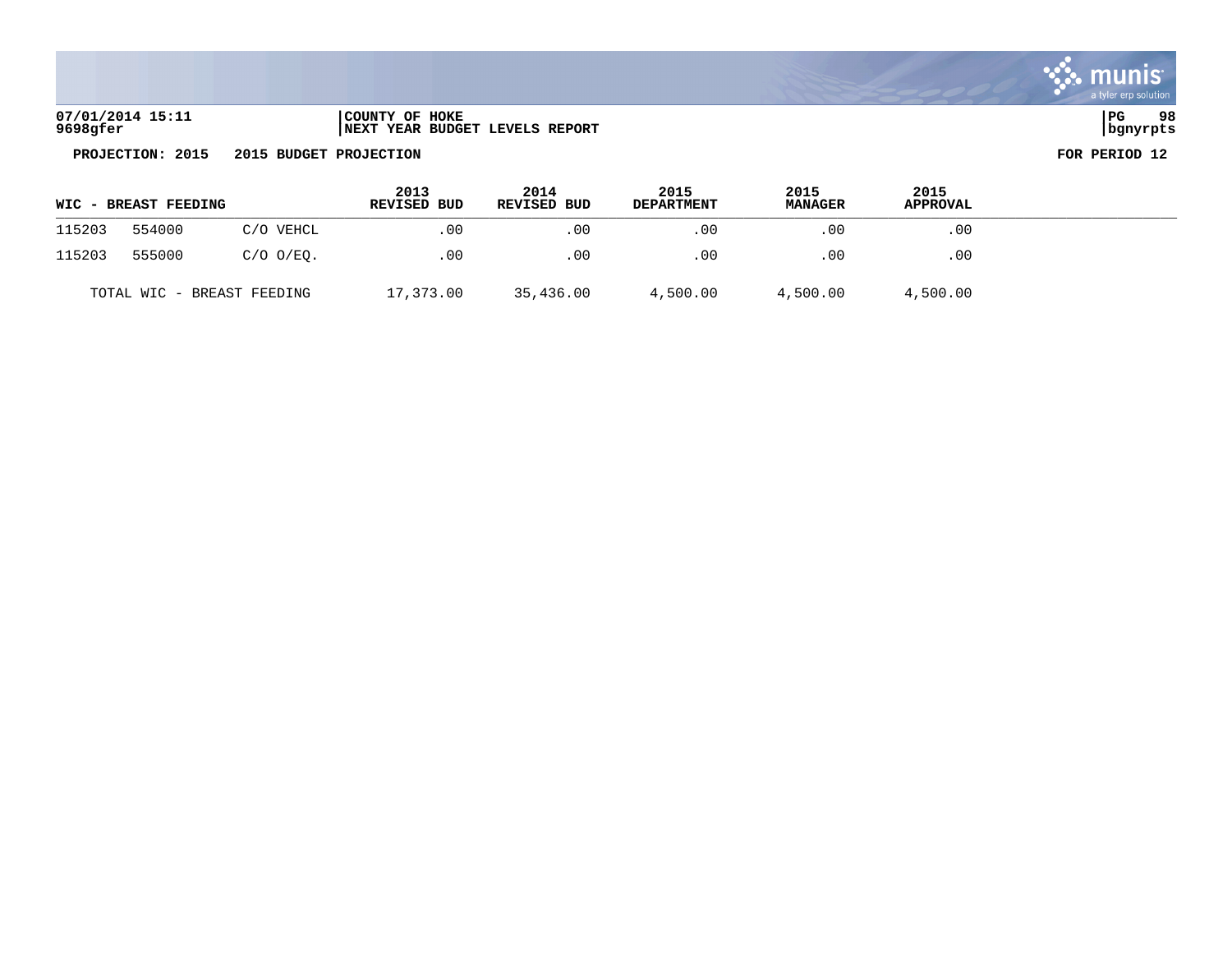07/01/2014 15:11 | COUNTY OF HOKE
9698gfer | NEXT YEAR BUDGET LEVELS REPORT

**PROJECTION: 2015    2015 BUDGET PROJECTION**    **FOR PERIOD 12**

| WIC - BREAST FEEDING | | | 2013 REVISED BUD | 2014 REVISED BUD | 2015 DEPARTMENT | 2015 MANAGER | 2015 APPROVAL |
|---|---|---|---|---|---|---|---|
| 115203 | 554000 | C/O VEHCL | .00 | .00 | .00 | .00 | .00 |
| 115203 | 555000 | C/O O/EQ. | .00 | .00 | .00 | .00 | .00 |
| TOTAL WIC - BREAST FEEDING | | | 17,373.00 | 35,436.00 | 4,500.00 | 4,500.00 | 4,500.00 |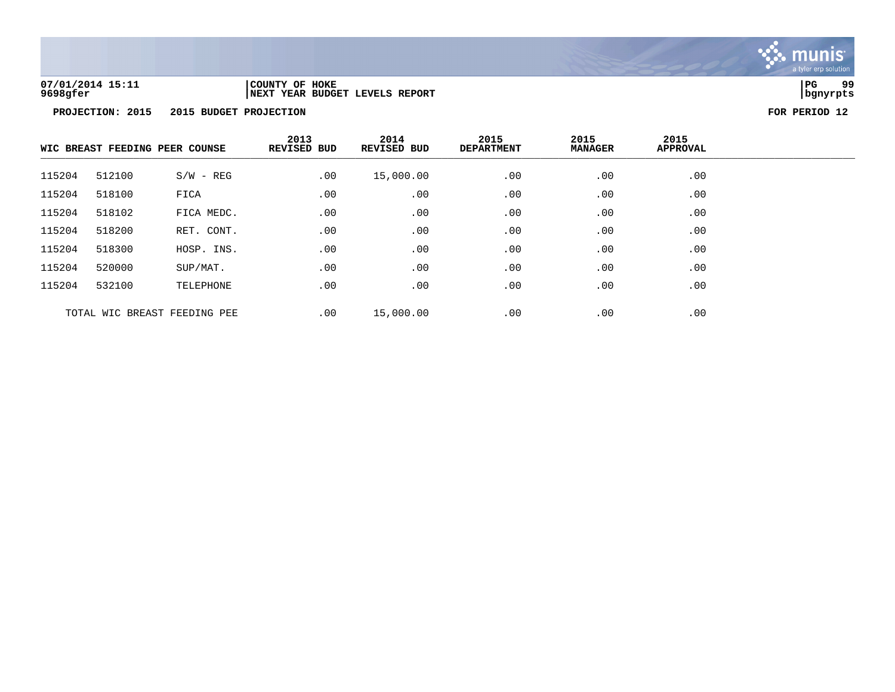07/01/2014 15:11 | COUNTY OF HOKE
9698gfer | NEXT YEAR BUDGET LEVELS REPORT | bgnyrpts

**PROJECTION: 2015 2015 BUDGET PROJECTION** **FOR PERIOD 12**

| WIC BREAST FEEDING PEER COUNSE | | | 2013 REVISED BUD | 2014 REVISED BUD | 2015 DEPARTMENT | 2015 MANAGER | 2015 APPROVAL |
|---|---|---|---|---|---|---|---|
| 115204 | 512100 | S/W - REG | .00 | 15,000.00 | .00 | .00 | .00 |
| 115204 | 518100 | FICA | .00 | .00 | .00 | .00 | .00 |
| 115204 | 518102 | FICA MEDC. | .00 | .00 | .00 | .00 | .00 |
| 115204 | 518200 | RET. CONT. | .00 | .00 | .00 | .00 | .00 |
| 115204 | 518300 | HOSP. INS. | .00 | .00 | .00 | .00 | .00 |
| 115204 | 520000 | SUP/MAT. | .00 | .00 | .00 | .00 | .00 |
| 115204 | 532100 | TELEPHONE | .00 | .00 | .00 | .00 | .00 |
| TOTAL WIC BREAST FEEDING PEE | | | .00 | 15,000.00 | .00 | .00 | .00 |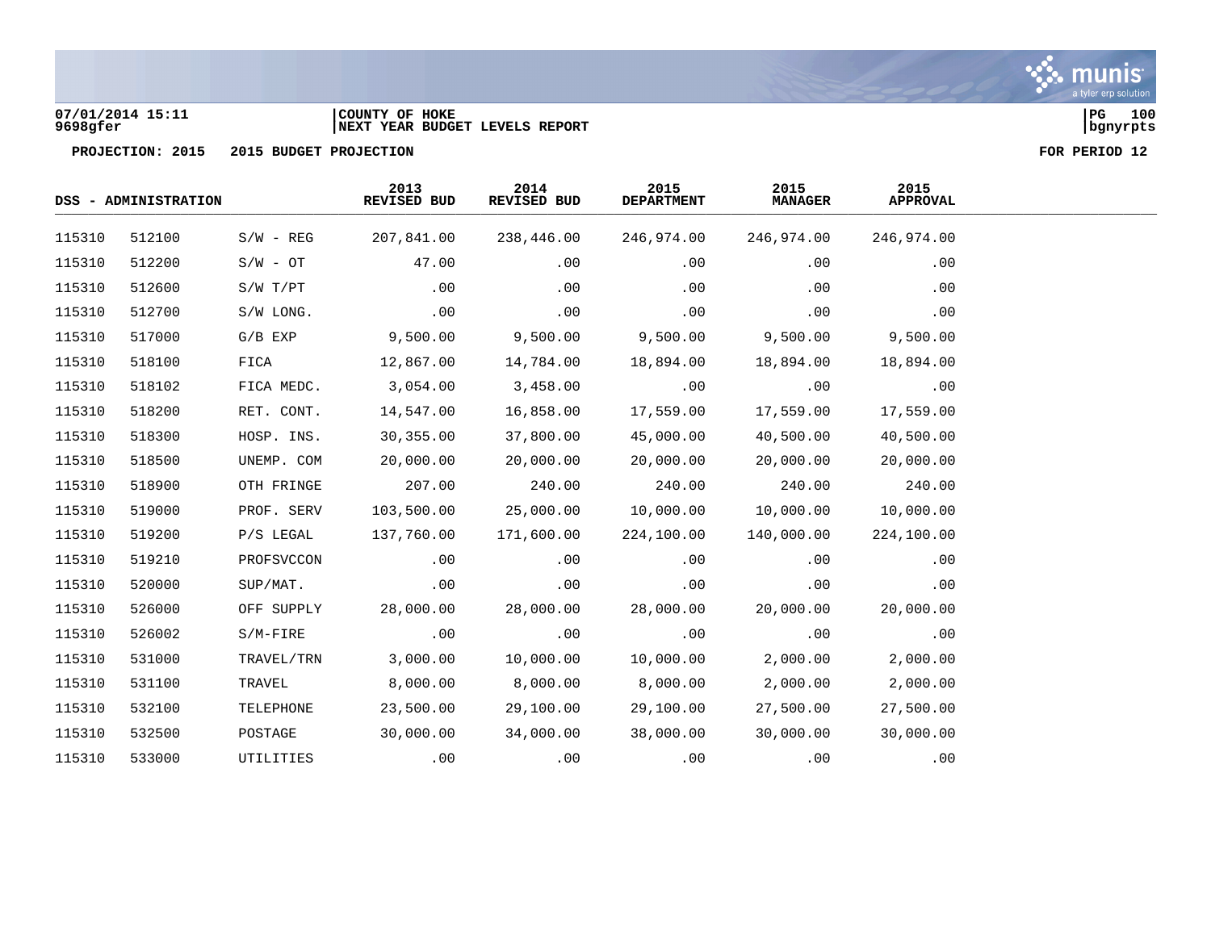07/01/2014 15:11
9698gfer

COUNTY OF HOKE
NEXT YEAR BUDGET LEVELS REPORT

PROJECTION: 2015    2015 BUDGET PROJECTION

FOR PERIOD 12

| DSS - ADMINISTRATION | | | 2013 REVISED BUD | 2014 REVISED BUD | 2015 DEPARTMENT | 2015 MANAGER | 2015 APPROVAL |
|---|---|---|---|---|---|---|---|
| 115310 | 512100 | S/W - REG | 207,841.00 | 238,446.00 | 246,974.00 | 246,974.00 | 246,974.00 |
| 115310 | 512200 | S/W - OT | 47.00 | .00 | .00 | .00 | .00 |
| 115310 | 512600 | S/W T/PT | .00 | .00 | .00 | .00 | .00 |
| 115310 | 512700 | S/W LONG. | .00 | .00 | .00 | .00 | .00 |
| 115310 | 517000 | G/B EXP | 9,500.00 | 9,500.00 | 9,500.00 | 9,500.00 | 9,500.00 |
| 115310 | 518100 | FICA | 12,867.00 | 14,784.00 | 18,894.00 | 18,894.00 | 18,894.00 |
| 115310 | 518102 | FICA MEDC. | 3,054.00 | 3,458.00 | .00 | .00 | .00 |
| 115310 | 518200 | RET. CONT. | 14,547.00 | 16,858.00 | 17,559.00 | 17,559.00 | 17,559.00 |
| 115310 | 518300 | HOSP. INS. | 30,355.00 | 37,800.00 | 45,000.00 | 40,500.00 | 40,500.00 |
| 115310 | 518500 | UNEMP. COM | 20,000.00 | 20,000.00 | 20,000.00 | 20,000.00 | 20,000.00 |
| 115310 | 518900 | OTH FRINGE | 207.00 | 240.00 | 240.00 | 240.00 | 240.00 |
| 115310 | 519000 | PROF. SERV | 103,500.00 | 25,000.00 | 10,000.00 | 10,000.00 | 10,000.00 |
| 115310 | 519200 | P/S LEGAL | 137,760.00 | 171,600.00 | 224,100.00 | 140,000.00 | 224,100.00 |
| 115310 | 519210 | PROFSVCCON | .00 | .00 | .00 | .00 | .00 |
| 115310 | 520000 | SUP/MAT. | .00 | .00 | .00 | .00 | .00 |
| 115310 | 526000 | OFF SUPPLY | 28,000.00 | 28,000.00 | 28,000.00 | 20,000.00 | 20,000.00 |
| 115310 | 526002 | S/M-FIRE | .00 | .00 | .00 | .00 | .00 |
| 115310 | 531000 | TRAVEL/TRN | 3,000.00 | 10,000.00 | 10,000.00 | 2,000.00 | 2,000.00 |
| 115310 | 531100 | TRAVEL | 8,000.00 | 8,000.00 | 8,000.00 | 2,000.00 | 2,000.00 |
| 115310 | 532100 | TELEPHONE | 23,500.00 | 29,100.00 | 29,100.00 | 27,500.00 | 27,500.00 |
| 115310 | 532500 | POSTAGE | 30,000.00 | 34,000.00 | 38,000.00 | 30,000.00 | 30,000.00 |
| 115310 | 533000 | UTILITIES | .00 | .00 | .00 | .00 | .00 |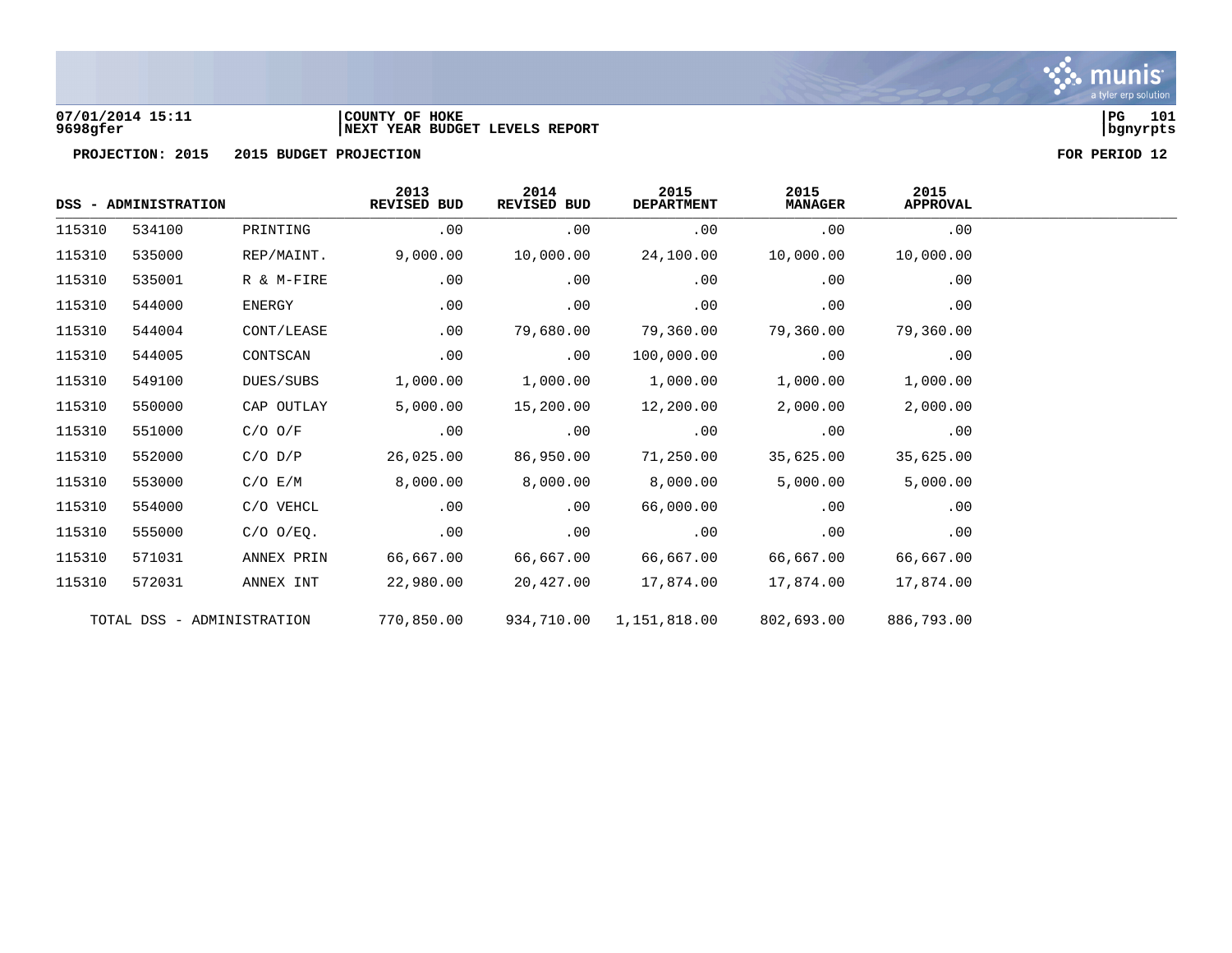07/01/2014 15:11 | COUNTY OF HOKE
9698gfer | NEXT YEAR BUDGET LEVELS REPORT

**PROJECTION: 2015    2015 BUDGET PROJECTION**    **FOR PERIOD 12**

| DSS - ADMINISTRATION | | | 2013 REVISED BUD | 2014 REVISED BUD | 2015 DEPARTMENT | 2015 MANAGER | 2015 APPROVAL |
|---|---|---|---|---|---|---|---|
| 115310 | 534100 | PRINTING | .00 | .00 | .00 | .00 | .00 |
| 115310 | 535000 | REP/MAINT. | 9,000.00 | 10,000.00 | 24,100.00 | 10,000.00 | 10,000.00 |
| 115310 | 535001 | R & M-FIRE | .00 | .00 | .00 | .00 | .00 |
| 115310 | 544000 | ENERGY | .00 | .00 | .00 | .00 | .00 |
| 115310 | 544004 | CONT/LEASE | .00 | 79,680.00 | 79,360.00 | 79,360.00 | 79,360.00 |
| 115310 | 544005 | CONTSCAN | .00 | .00 | 100,000.00 | .00 | .00 |
| 115310 | 549100 | DUES/SUBS | 1,000.00 | 1,000.00 | 1,000.00 | 1,000.00 | 1,000.00 |
| 115310 | 550000 | CAP OUTLAY | 5,000.00 | 15,200.00 | 12,200.00 | 2,000.00 | 2,000.00 |
| 115310 | 551000 | C/O O/F | .00 | .00 | .00 | .00 | .00 |
| 115310 | 552000 | C/O D/P | 26,025.00 | 86,950.00 | 71,250.00 | 35,625.00 | 35,625.00 |
| 115310 | 553000 | C/O E/M | 8,000.00 | 8,000.00 | 8,000.00 | 5,000.00 | 5,000.00 |
| 115310 | 554000 | C/O VEHCL | .00 | .00 | 66,000.00 | .00 | .00 |
| 115310 | 555000 | C/O O/EQ. | .00 | .00 | .00 | .00 | .00 |
| 115310 | 571031 | ANNEX PRIN | 66,667.00 | 66,667.00 | 66,667.00 | 66,667.00 | 66,667.00 |
| 115310 | 572031 | ANNEX INT | 22,980.00 | 20,427.00 | 17,874.00 | 17,874.00 | 17,874.00 |
| TOTAL DSS - ADMINISTRATION | | | 770,850.00 | 934,710.00 | 1,151,818.00 | 802,693.00 | 886,793.00 |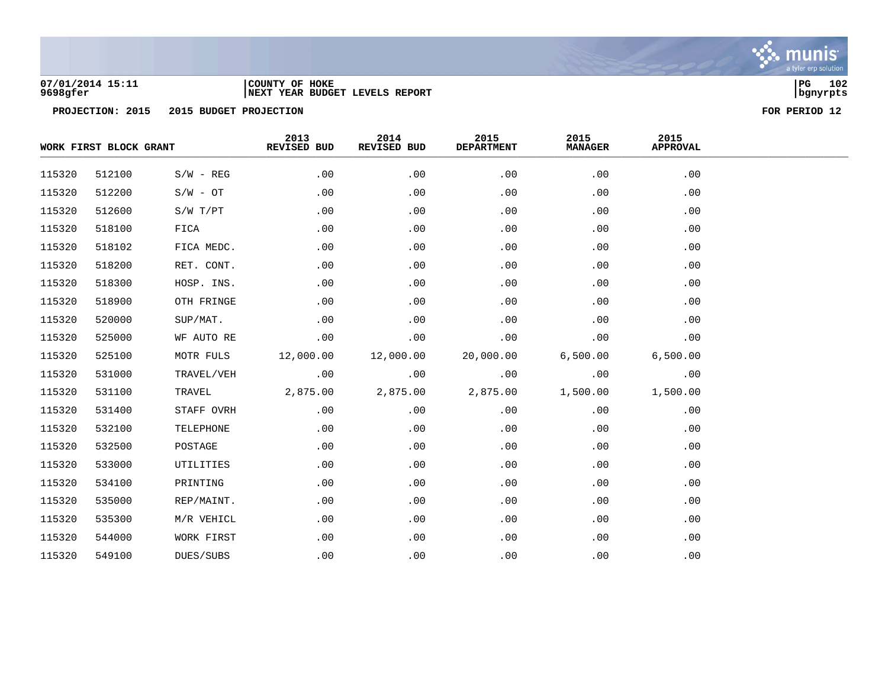07/01/2014 15:11
9698gfer

COUNTY OF HOKE
NEXT YEAR BUDGET LEVELS REPORT

bgnyrpts

PROJECTION: 2015 2015 BUDGET PROJECTION FOR PERIOD 12

| WORK FIRST BLOCK GRANT | | | 2013 REVISED BUD | 2014 REVISED BUD | 2015 DEPARTMENT | 2015 MANAGER | 2015 APPROVAL |
|---|---|---|---|---|---|---|---|
| 115320 | 512100 | S/W - REG | .00 | .00 | .00 | .00 | .00 |
| 115320 | 512200 | S/W - OT | .00 | .00 | .00 | .00 | .00 |
| 115320 | 512600 | S/W T/PT | .00 | .00 | .00 | .00 | .00 |
| 115320 | 518100 | FICA | .00 | .00 | .00 | .00 | .00 |
| 115320 | 518102 | FICA MEDC. | .00 | .00 | .00 | .00 | .00 |
| 115320 | 518200 | RET. CONT. | .00 | .00 | .00 | .00 | .00 |
| 115320 | 518300 | HOSP. INS. | .00 | .00 | .00 | .00 | .00 |
| 115320 | 518900 | OTH FRINGE | .00 | .00 | .00 | .00 | .00 |
| 115320 | 520000 | SUP/MAT. | .00 | .00 | .00 | .00 | .00 |
| 115320 | 525000 | WF AUTO RE | .00 | .00 | .00 | .00 | .00 |
| 115320 | 525100 | MOTR FULS | 12,000.00 | 12,000.00 | 20,000.00 | 6,500.00 | 6,500.00 |
| 115320 | 531000 | TRAVEL/VEH | .00 | .00 | .00 | .00 | .00 |
| 115320 | 531100 | TRAVEL | 2,875.00 | 2,875.00 | 2,875.00 | 1,500.00 | 1,500.00 |
| 115320 | 531400 | STAFF OVRH | .00 | .00 | .00 | .00 | .00 |
| 115320 | 532100 | TELEPHONE | .00 | .00 | .00 | .00 | .00 |
| 115320 | 532500 | POSTAGE | .00 | .00 | .00 | .00 | .00 |
| 115320 | 533000 | UTILITIES | .00 | .00 | .00 | .00 | .00 |
| 115320 | 534100 | PRINTING | .00 | .00 | .00 | .00 | .00 |
| 115320 | 535000 | REP/MAINT. | .00 | .00 | .00 | .00 | .00 |
| 115320 | 535300 | M/R VEHICL | .00 | .00 | .00 | .00 | .00 |
| 115320 | 544000 | WORK FIRST | .00 | .00 | .00 | .00 | .00 |
| 115320 | 549100 | DUES/SUBS | .00 | .00 | .00 | .00 | .00 |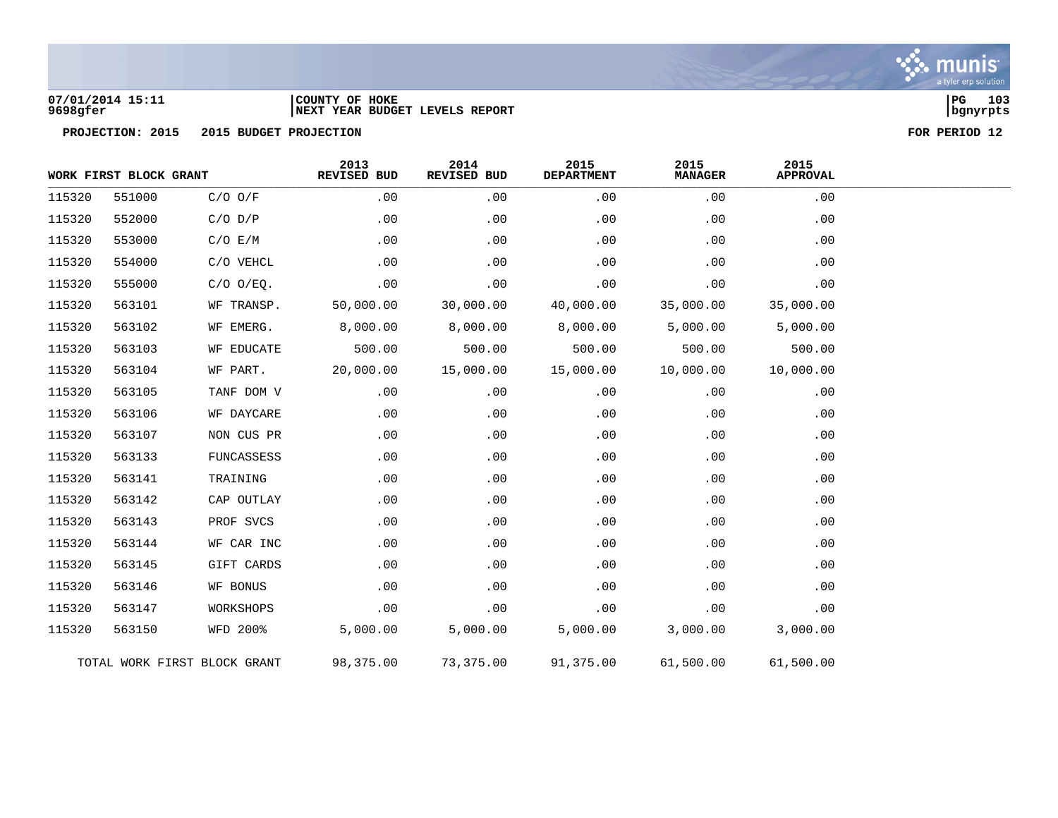07/01/2014 15:11 | COUNTY OF HOKE
9698gfer | NEXT YEAR BUDGET LEVELS REPORT

**PROJECTION: 2015 2015 BUDGET PROJECTION** **FOR PERIOD 12**

| WORK FIRST BLOCK GRANT | | | 2013 REVISED BUD | 2014 REVISED BUD | 2015 DEPARTMENT | 2015 MANAGER | 2015 APPROVAL |
|---|---|---|---|---|---|---|---|
| 115320 | 551000 | C/O O/F | .00 | .00 | .00 | .00 | .00 |
| 115320 | 552000 | C/O D/P | .00 | .00 | .00 | .00 | .00 |
| 115320 | 553000 | C/O E/M | .00 | .00 | .00 | .00 | .00 |
| 115320 | 554000 | C/O VEHCL | .00 | .00 | .00 | .00 | .00 |
| 115320 | 555000 | C/O O/EQ. | .00 | .00 | .00 | .00 | .00 |
| 115320 | 563101 | WF TRANSP. | 50,000.00 | 30,000.00 | 40,000.00 | 35,000.00 | 35,000.00 |
| 115320 | 563102 | WF EMERG. | 8,000.00 | 8,000.00 | 8,000.00 | 5,000.00 | 5,000.00 |
| 115320 | 563103 | WF EDUCATE | 500.00 | 500.00 | 500.00 | 500.00 | 500.00 |
| 115320 | 563104 | WF PART. | 20,000.00 | 15,000.00 | 15,000.00 | 10,000.00 | 10,000.00 |
| 115320 | 563105 | TANF DOM V | .00 | .00 | .00 | .00 | .00 |
| 115320 | 563106 | WF DAYCARE | .00 | .00 | .00 | .00 | .00 |
| 115320 | 563107 | NON CUS PR | .00 | .00 | .00 | .00 | .00 |
| 115320 | 563133 | FUNCASSESS | .00 | .00 | .00 | .00 | .00 |
| 115320 | 563141 | TRAINING | .00 | .00 | .00 | .00 | .00 |
| 115320 | 563142 | CAP OUTLAY | .00 | .00 | .00 | .00 | .00 |
| 115320 | 563143 | PROF SVCS | .00 | .00 | .00 | .00 | .00 |
| 115320 | 563144 | WF CAR INC | .00 | .00 | .00 | .00 | .00 |
| 115320 | 563145 | GIFT CARDS | .00 | .00 | .00 | .00 | .00 |
| 115320 | 563146 | WF BONUS | .00 | .00 | .00 | .00 | .00 |
| 115320 | 563147 | WORKSHOPS | .00 | .00 | .00 | .00 | .00 |
| 115320 | 563150 | WFD 200% | 5,000.00 | 5,000.00 | 5,000.00 | 3,000.00 | 3,000.00 |
| TOTAL WORK FIRST BLOCK GRANT | | | 98,375.00 | 73,375.00 | 91,375.00 | 61,500.00 | 61,500.00 |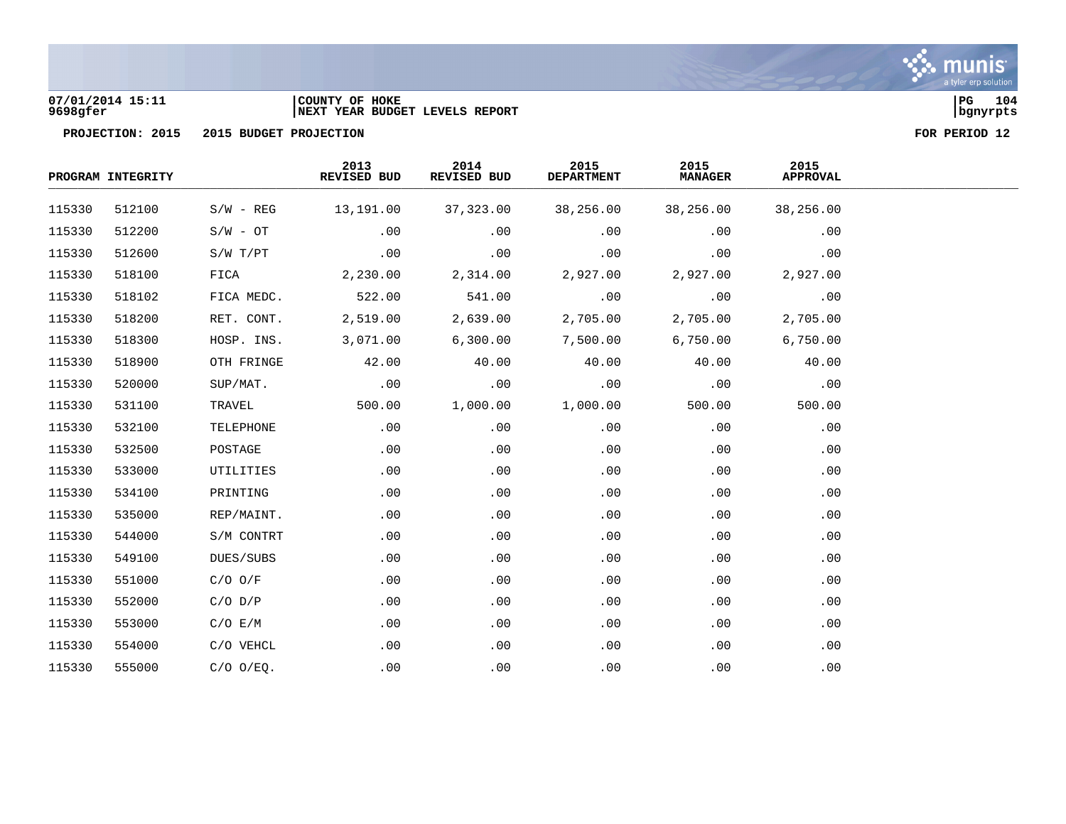07/01/2014 15:11
9698gfer

COUNTY OF HOKE
NEXT YEAR BUDGET LEVELS REPORT

PG 104
bgnyrpts

PROJECTION: 2015    2015 BUDGET PROJECTION    FOR PERIOD 12

| PROGRAM INTEGRITY | | | 2013 REVISED BUD | 2014 REVISED BUD | 2015 DEPARTMENT | 2015 MANAGER | 2015 APPROVAL |
|---|---|---|---|---|---|---|---|
| 115330 | 512100 | S/W - REG | 13,191.00 | 37,323.00 | 38,256.00 | 38,256.00 | 38,256.00 |
| 115330 | 512200 | S/W - OT | .00 | .00 | .00 | .00 | .00 |
| 115330 | 512600 | S/W T/PT | .00 | .00 | .00 | .00 | .00 |
| 115330 | 518100 | FICA | 2,230.00 | 2,314.00 | 2,927.00 | 2,927.00 | 2,927.00 |
| 115330 | 518102 | FICA MEDC. | 522.00 | 541.00 | .00 | .00 | .00 |
| 115330 | 518200 | RET. CONT. | 2,519.00 | 2,639.00 | 2,705.00 | 2,705.00 | 2,705.00 |
| 115330 | 518300 | HOSP. INS. | 3,071.00 | 6,300.00 | 7,500.00 | 6,750.00 | 6,750.00 |
| 115330 | 518900 | OTH FRINGE | 42.00 | 40.00 | 40.00 | 40.00 | 40.00 |
| 115330 | 520000 | SUP/MAT. | .00 | .00 | .00 | .00 | .00 |
| 115330 | 531100 | TRAVEL | 500.00 | 1,000.00 | 1,000.00 | 500.00 | 500.00 |
| 115330 | 532100 | TELEPHONE | .00 | .00 | .00 | .00 | .00 |
| 115330 | 532500 | POSTAGE | .00 | .00 | .00 | .00 | .00 |
| 115330 | 533000 | UTILITIES | .00 | .00 | .00 | .00 | .00 |
| 115330 | 534100 | PRINTING | .00 | .00 | .00 | .00 | .00 |
| 115330 | 535000 | REP/MAINT. | .00 | .00 | .00 | .00 | .00 |
| 115330 | 544000 | S/M CONTRT | .00 | .00 | .00 | .00 | .00 |
| 115330 | 549100 | DUES/SUBS | .00 | .00 | .00 | .00 | .00 |
| 115330 | 551000 | C/O O/F | .00 | .00 | .00 | .00 | .00 |
| 115330 | 552000 | C/O D/P | .00 | .00 | .00 | .00 | .00 |
| 115330 | 553000 | C/O E/M | .00 | .00 | .00 | .00 | .00 |
| 115330 | 554000 | C/O VEHCL | .00 | .00 | .00 | .00 | .00 |
| 115330 | 555000 | C/O O/EQ. | .00 | .00 | .00 | .00 | .00 |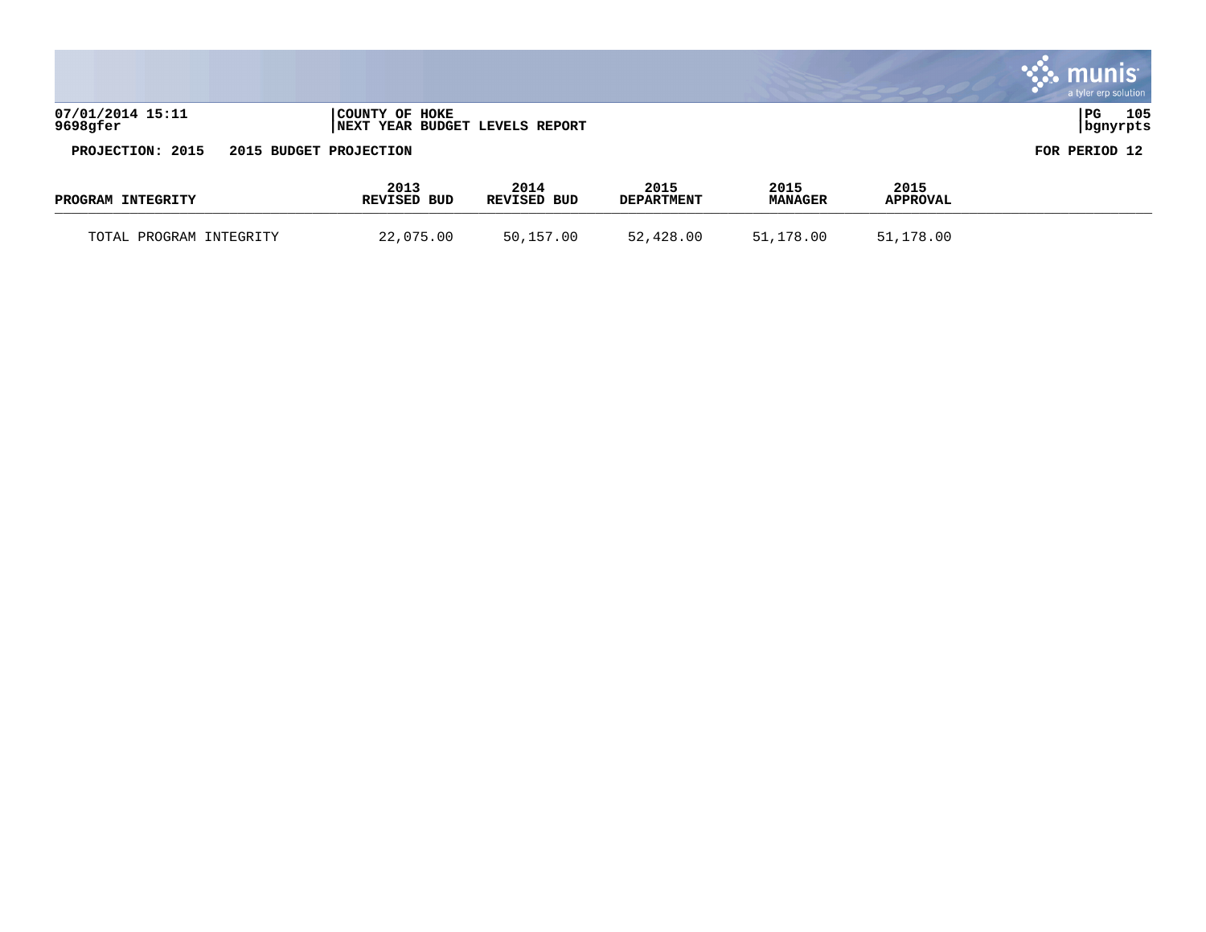07/01/2014 15:11
9698gfer

COUNTY OF HOKE
NEXT YEAR BUDGET LEVELS REPORT

PROJECTION: 2015 2015 BUDGET PROJECTION

FOR PERIOD 12

| PROGRAM INTEGRITY | 2013 REVISED BUD | 2014 REVISED BUD | 2015 DEPARTMENT | 2015 MANAGER | 2015 APPROVAL |
|---|---|---|---|---|---|
| TOTAL PROGRAM INTEGRITY | 22,075.00 | 50,157.00 | 52,428.00 | 51,178.00 | 51,178.00 |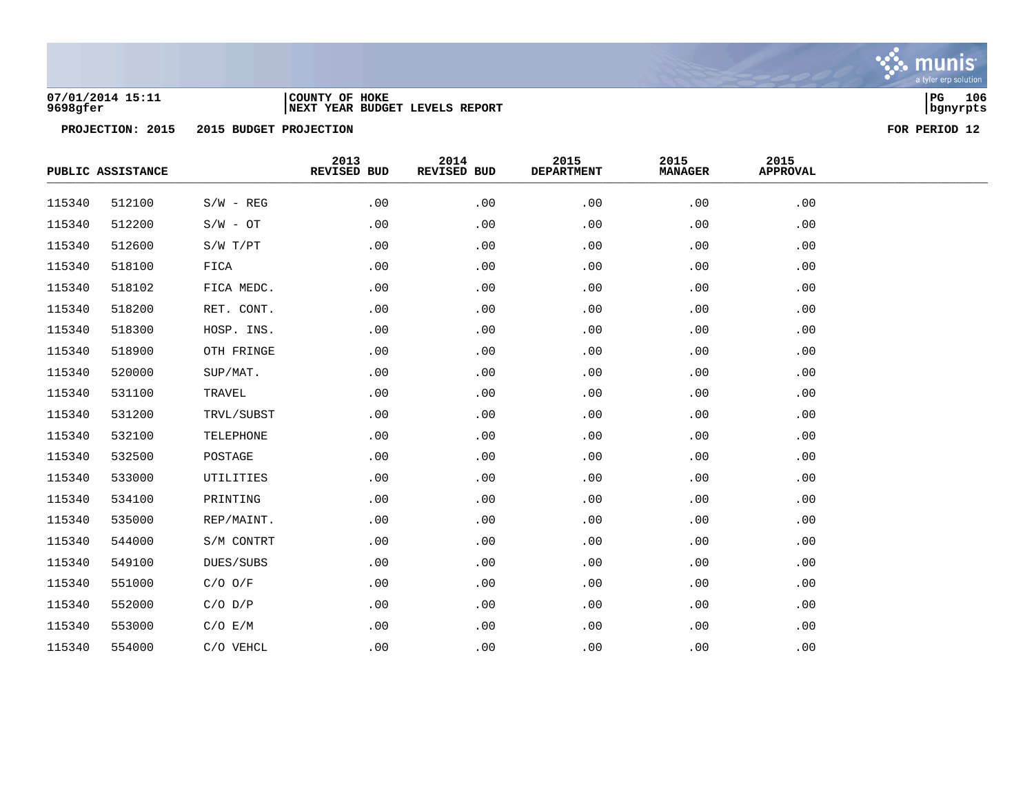07/01/2014 15:11
9698gfer

COUNTY OF HOKE
NEXT YEAR BUDGET LEVELS REPORT

bgnyrpts

PROJECTION: 2015 2015 BUDGET PROJECTION

FOR PERIOD 12

| PUBLIC ASSISTANCE | | | 2013 REVISED BUD | 2014 REVISED BUD | 2015 DEPARTMENT | 2015 MANAGER | 2015 APPROVAL |
|---|---|---|---|---|---|---|---|
| 115340 | 512100 | S/W - REG | .00 | .00 | .00 | .00 | .00 |
| 115340 | 512200 | S/W - OT | .00 | .00 | .00 | .00 | .00 |
| 115340 | 512600 | S/W T/PT | .00 | .00 | .00 | .00 | .00 |
| 115340 | 518100 | FICA | .00 | .00 | .00 | .00 | .00 |
| 115340 | 518102 | FICA MEDC. | .00 | .00 | .00 | .00 | .00 |
| 115340 | 518200 | RET. CONT. | .00 | .00 | .00 | .00 | .00 |
| 115340 | 518300 | HOSP. INS. | .00 | .00 | .00 | .00 | .00 |
| 115340 | 518900 | OTH FRINGE | .00 | .00 | .00 | .00 | .00 |
| 115340 | 520000 | SUP/MAT. | .00 | .00 | .00 | .00 | .00 |
| 115340 | 531100 | TRAVEL | .00 | .00 | .00 | .00 | .00 |
| 115340 | 531200 | TRVL/SUBST | .00 | .00 | .00 | .00 | .00 |
| 115340 | 532100 | TELEPHONE | .00 | .00 | .00 | .00 | .00 |
| 115340 | 532500 | POSTAGE | .00 | .00 | .00 | .00 | .00 |
| 115340 | 533000 | UTILITIES | .00 | .00 | .00 | .00 | .00 |
| 115340 | 534100 | PRINTING | .00 | .00 | .00 | .00 | .00 |
| 115340 | 535000 | REP/MAINT. | .00 | .00 | .00 | .00 | .00 |
| 115340 | 544000 | S/M CONTRT | .00 | .00 | .00 | .00 | .00 |
| 115340 | 549100 | DUES/SUBS | .00 | .00 | .00 | .00 | .00 |
| 115340 | 551000 | C/O O/F | .00 | .00 | .00 | .00 | .00 |
| 115340 | 552000 | C/O D/P | .00 | .00 | .00 | .00 | .00 |
| 115340 | 553000 | C/O E/M | .00 | .00 | .00 | .00 | .00 |
| 115340 | 554000 | C/O VEHCL | .00 | .00 | .00 | .00 | .00 |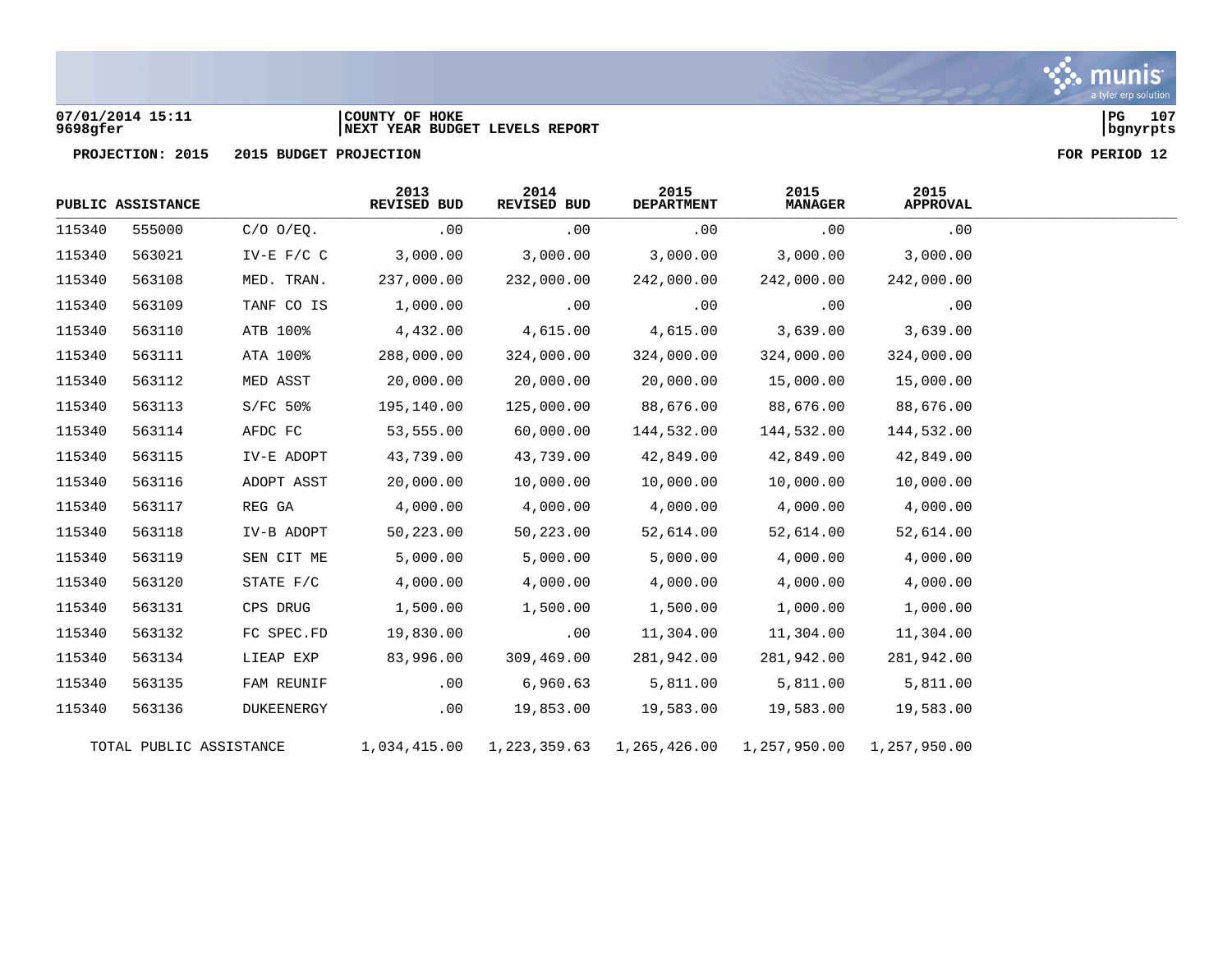07/01/2014 15:11 | COUNTY OF HOKE | PG 107
9698gfer | NEXT YEAR BUDGET LEVELS REPORT | bgnyrpts

**PROJECTION: 2015 2015 BUDGET PROJECTION** **FOR PERIOD 12**

| PUBLIC ASSISTANCE | | | 2013 REVISED BUD | 2014 REVISED BUD | 2015 DEPARTMENT | 2015 MANAGER | 2015 APPROVAL |
|---|---|---|---|---|---|---|---|
| 115340 | 555000 | C/O O/EQ. | .00 | .00 | .00 | .00 | .00 |
| 115340 | 563021 | IV-E F/C C | 3,000.00 | 3,000.00 | 3,000.00 | 3,000.00 | 3,000.00 |
| 115340 | 563108 | MED. TRAN. | 237,000.00 | 232,000.00 | 242,000.00 | 242,000.00 | 242,000.00 |
| 115340 | 563109 | TANF CO IS | 1,000.00 | .00 | .00 | .00 | .00 |
| 115340 | 563110 | ATB 100% | 4,432.00 | 4,615.00 | 4,615.00 | 3,639.00 | 3,639.00 |
| 115340 | 563111 | ATA 100% | 288,000.00 | 324,000.00 | 324,000.00 | 324,000.00 | 324,000.00 |
| 115340 | 563112 | MED ASST | 20,000.00 | 20,000.00 | 20,000.00 | 15,000.00 | 15,000.00 |
| 115340 | 563113 | S/FC 50% | 195,140.00 | 125,000.00 | 88,676.00 | 88,676.00 | 88,676.00 |
| 115340 | 563114 | AFDC FC | 53,555.00 | 60,000.00 | 144,532.00 | 144,532.00 | 144,532.00 |
| 115340 | 563115 | IV-E ADOPT | 43,739.00 | 43,739.00 | 42,849.00 | 42,849.00 | 42,849.00 |
| 115340 | 563116 | ADOPT ASST | 20,000.00 | 10,000.00 | 10,000.00 | 10,000.00 | 10,000.00 |
| 115340 | 563117 | REG GA | 4,000.00 | 4,000.00 | 4,000.00 | 4,000.00 | 4,000.00 |
| 115340 | 563118 | IV-B ADOPT | 50,223.00 | 50,223.00 | 52,614.00 | 52,614.00 | 52,614.00 |
| 115340 | 563119 | SEN CIT ME | 5,000.00 | 5,000.00 | 5,000.00 | 4,000.00 | 4,000.00 |
| 115340 | 563120 | STATE F/C | 4,000.00 | 4,000.00 | 4,000.00 | 4,000.00 | 4,000.00 |
| 115340 | 563131 | CPS DRUG | 1,500.00 | 1,500.00 | 1,500.00 | 1,000.00 | 1,000.00 |
| 115340 | 563132 | FC SPEC.FD | 19,830.00 | .00 | 11,304.00 | 11,304.00 | 11,304.00 |
| 115340 | 563134 | LIEAP EXP | 83,996.00 | 309,469.00 | 281,942.00 | 281,942.00 | 281,942.00 |
| 115340 | 563135 | FAM REUNIF | .00 | 6,960.63 | 5,811.00 | 5,811.00 | 5,811.00 |
| 115340 | 563136 | DUKEENERGY | .00 | 19,853.00 | 19,583.00 | 19,583.00 | 19,583.00 |
| TOTAL PUBLIC ASSISTANCE | | | 1,034,415.00 | 1,223,359.63 | 1,265,426.00 | 1,257,950.00 | 1,257,950.00 |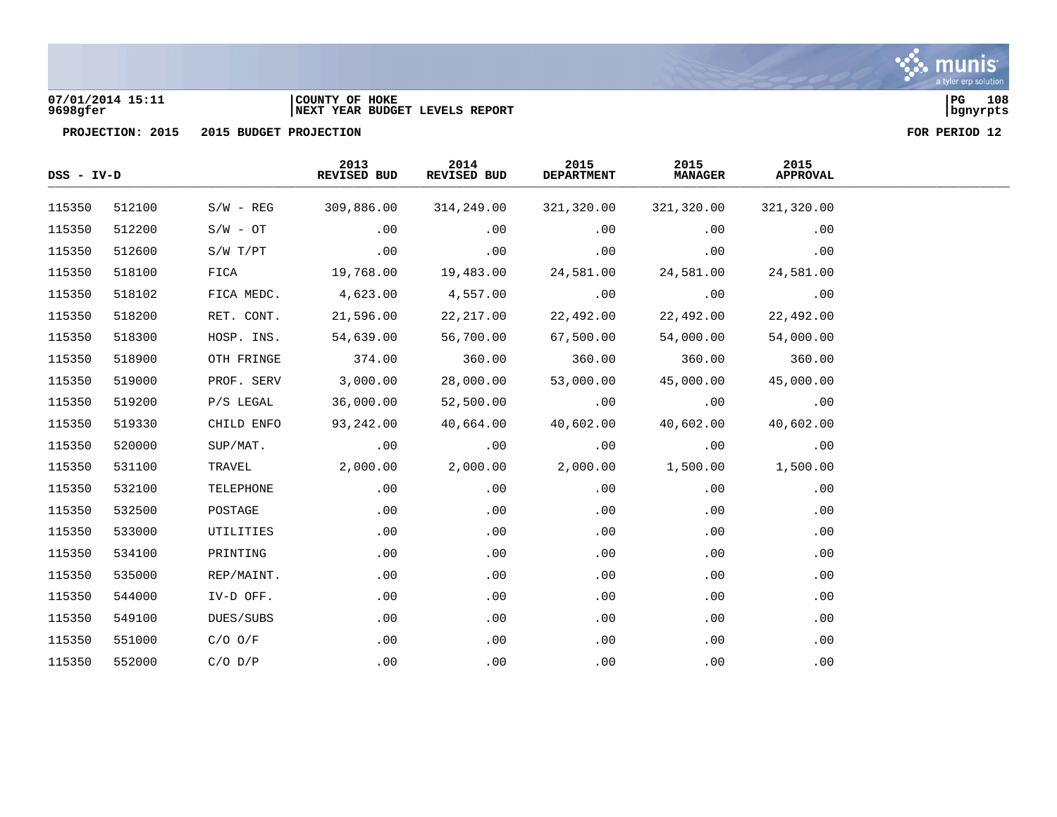**PROJECTION: 2015 2015 BUDGET PROJECTION** FOR PERIOD 12

| DSS - IV-D | | | 2013 REVISED BUD | 2014 REVISED BUD | 2015 DEPARTMENT | 2015 MANAGER | 2015 APPROVAL |
|---|---|---|---|---|---|---|---|
| 115350 | 512100 | S/W - REG | 309,886.00 | 314,249.00 | 321,320.00 | 321,320.00 | 321,320.00 |
| 115350 | 512200 | S/W - OT | .00 | .00 | .00 | .00 | .00 |
| 115350 | 512600 | S/W T/PT | .00 | .00 | .00 | .00 | .00 |
| 115350 | 518100 | FICA | 19,768.00 | 19,483.00 | 24,581.00 | 24,581.00 | 24,581.00 |
| 115350 | 518102 | FICA MEDC. | 4,623.00 | 4,557.00 | .00 | .00 | .00 |
| 115350 | 518200 | RET. CONT. | 21,596.00 | 22,217.00 | 22,492.00 | 22,492.00 | 22,492.00 |
| 115350 | 518300 | HOSP. INS. | 54,639.00 | 56,700.00 | 67,500.00 | 54,000.00 | 54,000.00 |
| 115350 | 518900 | OTH FRINGE | 374.00 | 360.00 | 360.00 | 360.00 | 360.00 |
| 115350 | 519000 | PROF. SERV | 3,000.00 | 28,000.00 | 53,000.00 | 45,000.00 | 45,000.00 |
| 115350 | 519200 | P/S LEGAL | 36,000.00 | 52,500.00 | .00 | .00 | .00 |
| 115350 | 519330 | CHILD ENFO | 93,242.00 | 40,664.00 | 40,602.00 | 40,602.00 | 40,602.00 |
| 115350 | 520000 | SUP/MAT. | .00 | .00 | .00 | .00 | .00 |
| 115350 | 531100 | TRAVEL | 2,000.00 | 2,000.00 | 2,000.00 | 1,500.00 | 1,500.00 |
| 115350 | 532100 | TELEPHONE | .00 | .00 | .00 | .00 | .00 |
| 115350 | 532500 | POSTAGE | .00 | .00 | .00 | .00 | .00 |
| 115350 | 533000 | UTILITIES | .00 | .00 | .00 | .00 | .00 |
| 115350 | 534100 | PRINTING | .00 | .00 | .00 | .00 | .00 |
| 115350 | 535000 | REP/MAINT. | .00 | .00 | .00 | .00 | .00 |
| 115350 | 544000 | IV-D OFF. | .00 | .00 | .00 | .00 | .00 |
| 115350 | 549100 | DUES/SUBS | .00 | .00 | .00 | .00 | .00 |
| 115350 | 551000 | C/O O/F | .00 | .00 | .00 | .00 | .00 |
| 115350 | 552000 | C/O D/P | .00 | .00 | .00 | .00 | .00 |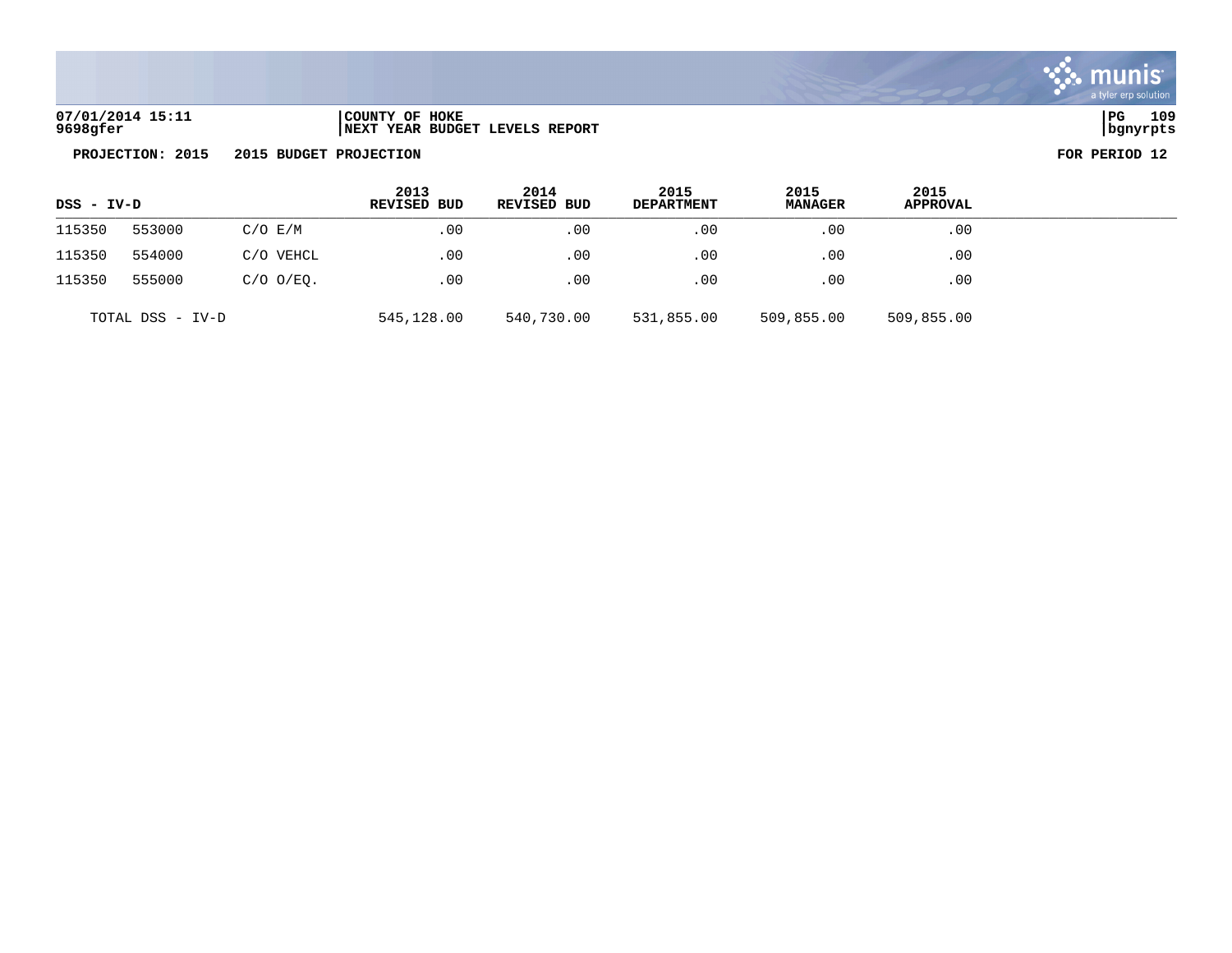**07/01/2014 15:11** | **COUNTY OF HOKE**
**9698gfer** | **NEXT YEAR BUDGET LEVELS REPORT**

**PROJECTION: 2015 2015 BUDGET PROJECTION** **FOR PERIOD 12**

| DSS - IV-D | | | 2013 REVISED BUD | 2014 REVISED BUD | 2015 DEPARTMENT | 2015 MANAGER | 2015 APPROVAL |
|---|---|---|---|---|---|---|---|
| 115350 | 553000 | C/O E/M | .00 | .00 | .00 | .00 | .00 |
| 115350 | 554000 | C/O VEHCL | .00 | .00 | .00 | .00 | .00 |
| 115350 | 555000 | C/O O/EQ. | .00 | .00 | .00 | .00 | .00 |
| TOTAL DSS - IV-D | | | 545,128.00 | 540,730.00 | 531,855.00 | 509,855.00 | 509,855.00 |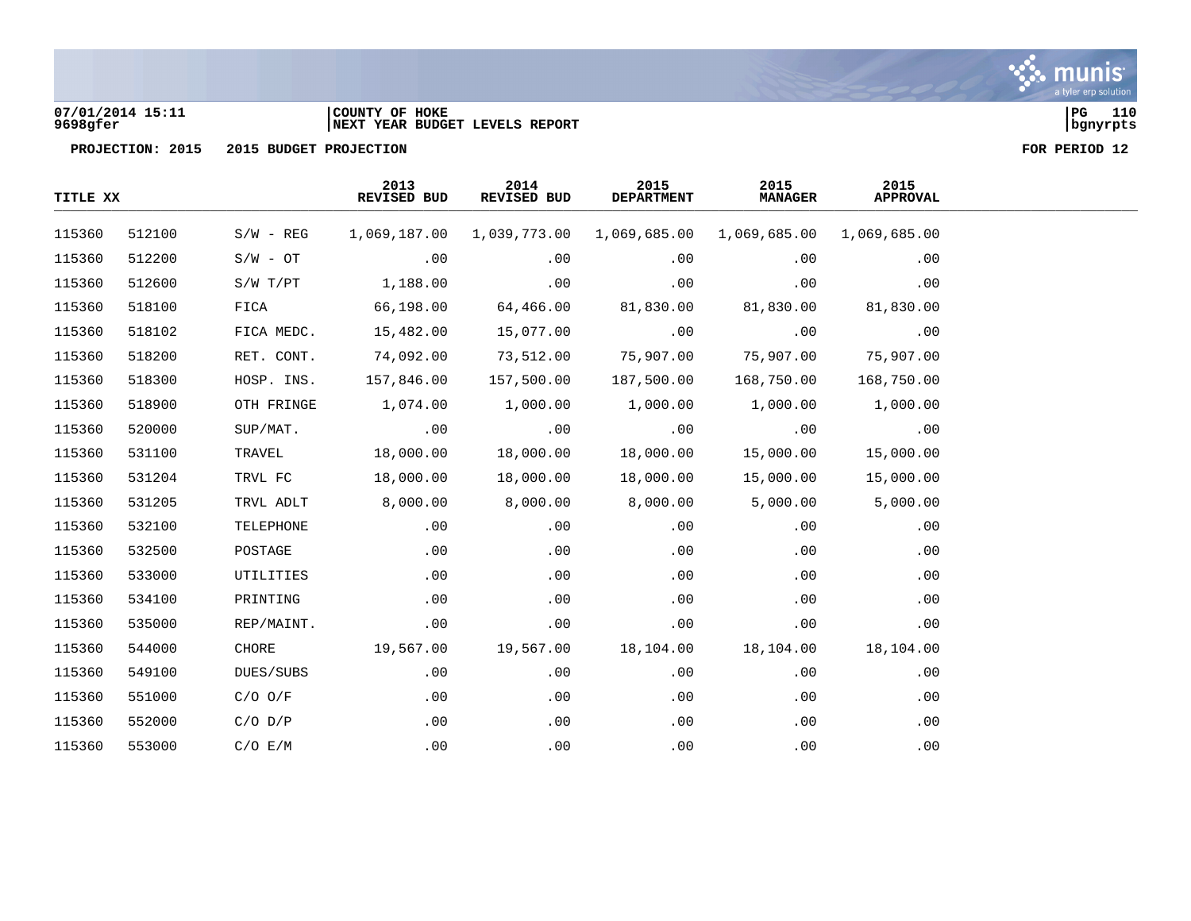07/01/2014 15:11 | COUNTY OF HOKE
9698gfer | NEXT YEAR BUDGET LEVELS REPORT

PROJECTION: 2015 2015 BUDGET PROJECTION FOR PERIOD 12

| TITLE XX | | | 2013 REVISED BUD | 2014 REVISED BUD | 2015 DEPARTMENT | 2015 MANAGER | 2015 APPROVAL |
|---|---|---|---|---|---|---|---|
| 115360 | 512100 | S/W - REG | 1,069,187.00 | 1,039,773.00 | 1,069,685.00 | 1,069,685.00 | 1,069,685.00 |
| 115360 | 512200 | S/W - OT | .00 | .00 | .00 | .00 | .00 |
| 115360 | 512600 | S/W T/PT | 1,188.00 | .00 | .00 | .00 | .00 |
| 115360 | 518100 | FICA | 66,198.00 | 64,466.00 | 81,830.00 | 81,830.00 | 81,830.00 |
| 115360 | 518102 | FICA MEDC. | 15,482.00 | 15,077.00 | .00 | .00 | .00 |
| 115360 | 518200 | RET. CONT. | 74,092.00 | 73,512.00 | 75,907.00 | 75,907.00 | 75,907.00 |
| 115360 | 518300 | HOSP. INS. | 157,846.00 | 157,500.00 | 187,500.00 | 168,750.00 | 168,750.00 |
| 115360 | 518900 | OTH FRINGE | 1,074.00 | 1,000.00 | 1,000.00 | 1,000.00 | 1,000.00 |
| 115360 | 520000 | SUP/MAT. | .00 | .00 | .00 | .00 | .00 |
| 115360 | 531100 | TRAVEL | 18,000.00 | 18,000.00 | 18,000.00 | 15,000.00 | 15,000.00 |
| 115360 | 531204 | TRVL FC | 18,000.00 | 18,000.00 | 18,000.00 | 15,000.00 | 15,000.00 |
| 115360 | 531205 | TRVL ADLT | 8,000.00 | 8,000.00 | 8,000.00 | 5,000.00 | 5,000.00 |
| 115360 | 532100 | TELEPHONE | .00 | .00 | .00 | .00 | .00 |
| 115360 | 532500 | POSTAGE | .00 | .00 | .00 | .00 | .00 |
| 115360 | 533000 | UTILITIES | .00 | .00 | .00 | .00 | .00 |
| 115360 | 534100 | PRINTING | .00 | .00 | .00 | .00 | .00 |
| 115360 | 535000 | REP/MAINT. | .00 | .00 | .00 | .00 | .00 |
| 115360 | 544000 | CHORE | 19,567.00 | 19,567.00 | 18,104.00 | 18,104.00 | 18,104.00 |
| 115360 | 549100 | DUES/SUBS | .00 | .00 | .00 | .00 | .00 |
| 115360 | 551000 | C/O O/F | .00 | .00 | .00 | .00 | .00 |
| 115360 | 552000 | C/O D/P | .00 | .00 | .00 | .00 | .00 |
| 115360 | 553000 | C/O E/M | .00 | .00 | .00 | .00 | .00 |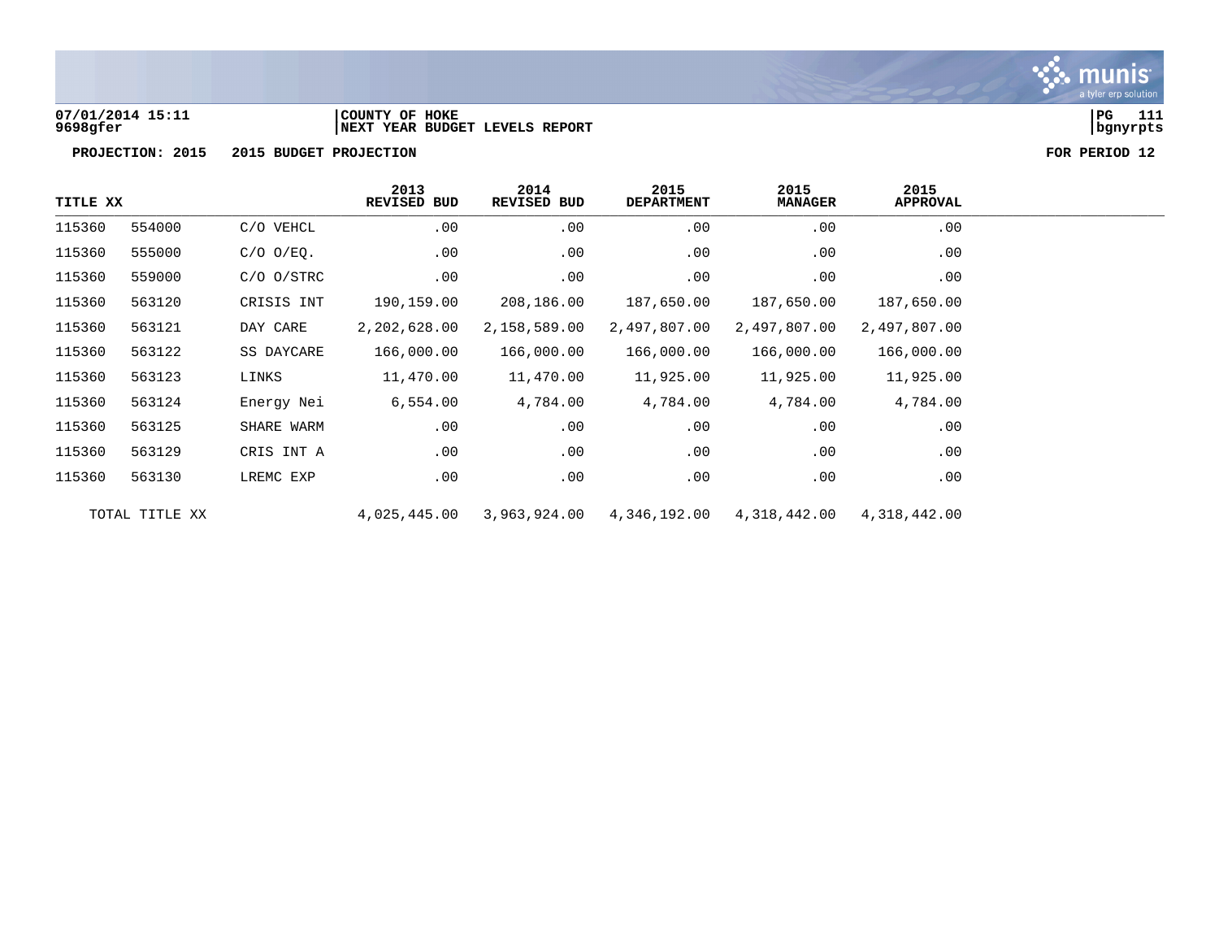07/01/2014 15:11 | COUNTY OF HOKE
9698gfer | NEXT YEAR BUDGET LEVELS REPORT

**PROJECTION: 2015 2015 BUDGET PROJECTION** **FOR PERIOD 12**

| TITLE XX | | | 2013 REVISED BUD | 2014 REVISED BUD | 2015 DEPARTMENT | 2015 MANAGER | 2015 APPROVAL |
|---|---|---|---|---|---|---|---|
| 115360 | 554000 | C/O VEHCL | .00 | .00 | .00 | .00 | .00 |
| 115360 | 555000 | C/O O/EQ. | .00 | .00 | .00 | .00 | .00 |
| 115360 | 559000 | C/O O/STRC | .00 | .00 | .00 | .00 | .00 |
| 115360 | 563120 | CRISIS INT | 190,159.00 | 208,186.00 | 187,650.00 | 187,650.00 | 187,650.00 |
| 115360 | 563121 | DAY CARE | 2,202,628.00 | 2,158,589.00 | 2,497,807.00 | 2,497,807.00 | 2,497,807.00 |
| 115360 | 563122 | SS DAYCARE | 166,000.00 | 166,000.00 | 166,000.00 | 166,000.00 | 166,000.00 |
| 115360 | 563123 | LINKS | 11,470.00 | 11,470.00 | 11,925.00 | 11,925.00 | 11,925.00 |
| 115360 | 563124 | Energy Nei | 6,554.00 | 4,784.00 | 4,784.00 | 4,784.00 | 4,784.00 |
| 115360 | 563125 | SHARE WARM | .00 | .00 | .00 | .00 | .00 |
| 115360 | 563129 | CRIS INT A | .00 | .00 | .00 | .00 | .00 |
| 115360 | 563130 | LREMC EXP | .00 | .00 | .00 | .00 | .00 |
| TOTAL TITLE XX | | | 4,025,445.00 | 3,963,924.00 | 4,346,192.00 | 4,318,442.00 | 4,318,442.00 |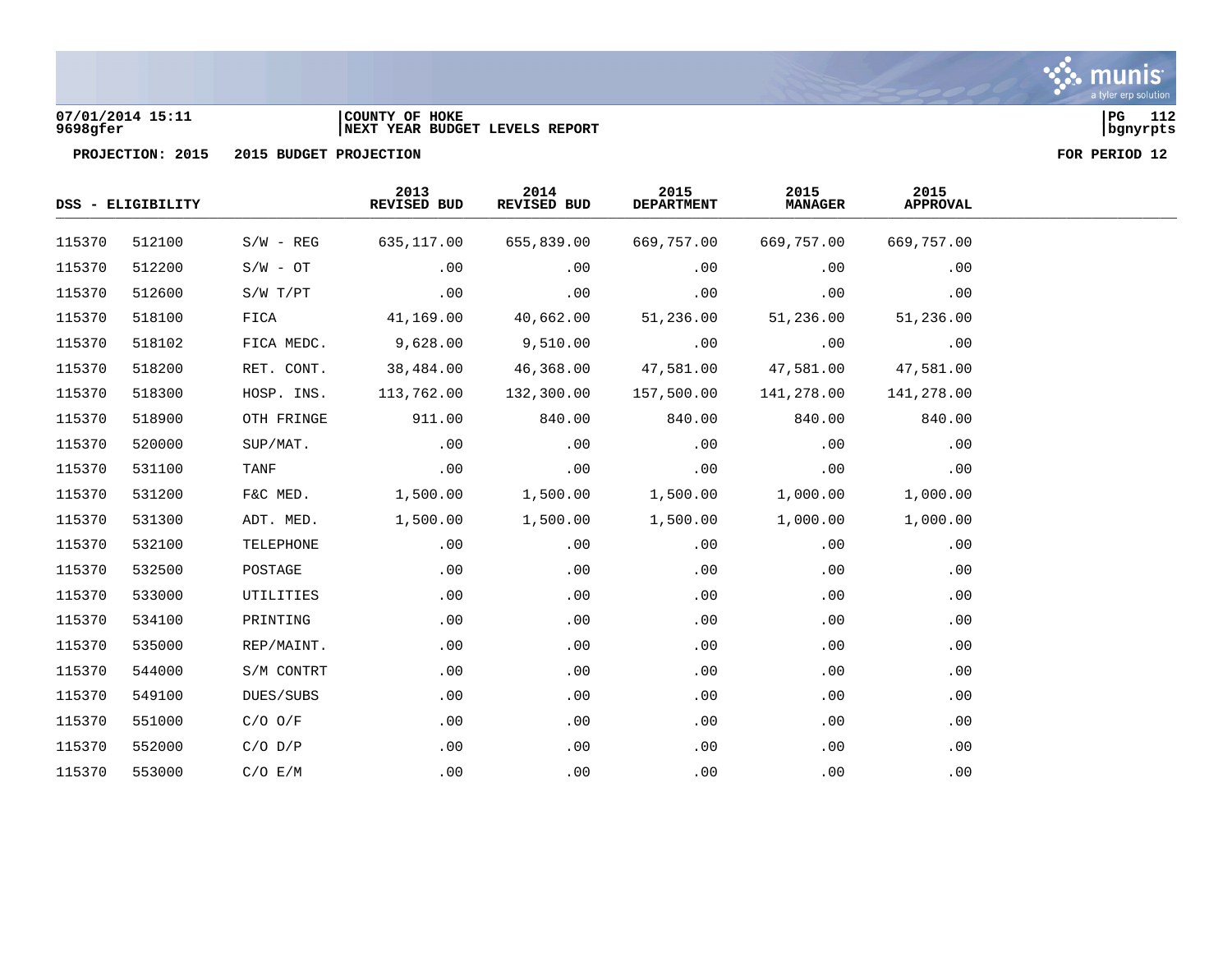07/01/2014 15:11 | COUNTY OF HOKE
9698gfer | NEXT YEAR BUDGET LEVELS REPORT

PROJECTION: 2015 2015 BUDGET PROJECTION — FOR PERIOD 12

| DSS - ELIGIBILITY | | | 2013 REVISED BUD | 2014 REVISED BUD | 2015 DEPARTMENT | 2015 MANAGER | 2015 APPROVAL |
|---|---|---|---|---|---|---|---|
| 115370 | 512100 | S/W - REG | 635,117.00 | 655,839.00 | 669,757.00 | 669,757.00 | 669,757.00 |
| 115370 | 512200 | S/W - OT | .00 | .00 | .00 | .00 | .00 |
| 115370 | 512600 | S/W T/PT | .00 | .00 | .00 | .00 | .00 |
| 115370 | 518100 | FICA | 41,169.00 | 40,662.00 | 51,236.00 | 51,236.00 | 51,236.00 |
| 115370 | 518102 | FICA MEDC. | 9,628.00 | 9,510.00 | .00 | .00 | .00 |
| 115370 | 518200 | RET. CONT. | 38,484.00 | 46,368.00 | 47,581.00 | 47,581.00 | 47,581.00 |
| 115370 | 518300 | HOSP. INS. | 113,762.00 | 132,300.00 | 157,500.00 | 141,278.00 | 141,278.00 |
| 115370 | 518900 | OTH FRINGE | 911.00 | 840.00 | 840.00 | 840.00 | 840.00 |
| 115370 | 520000 | SUP/MAT. | .00 | .00 | .00 | .00 | .00 |
| 115370 | 531100 | TANF | .00 | .00 | .00 | .00 | .00 |
| 115370 | 531200 | F&C MED. | 1,500.00 | 1,500.00 | 1,500.00 | 1,000.00 | 1,000.00 |
| 115370 | 531300 | ADT. MED. | 1,500.00 | 1,500.00 | 1,500.00 | 1,000.00 | 1,000.00 |
| 115370 | 532100 | TELEPHONE | .00 | .00 | .00 | .00 | .00 |
| 115370 | 532500 | POSTAGE | .00 | .00 | .00 | .00 | .00 |
| 115370 | 533000 | UTILITIES | .00 | .00 | .00 | .00 | .00 |
| 115370 | 534100 | PRINTING | .00 | .00 | .00 | .00 | .00 |
| 115370 | 535000 | REP/MAINT. | .00 | .00 | .00 | .00 | .00 |
| 115370 | 544000 | S/M CONTRT | .00 | .00 | .00 | .00 | .00 |
| 115370 | 549100 | DUES/SUBS | .00 | .00 | .00 | .00 | .00 |
| 115370 | 551000 | C/O O/F | .00 | .00 | .00 | .00 | .00 |
| 115370 | 552000 | C/O D/P | .00 | .00 | .00 | .00 | .00 |
| 115370 | 553000 | C/O E/M | .00 | .00 | .00 | .00 | .00 |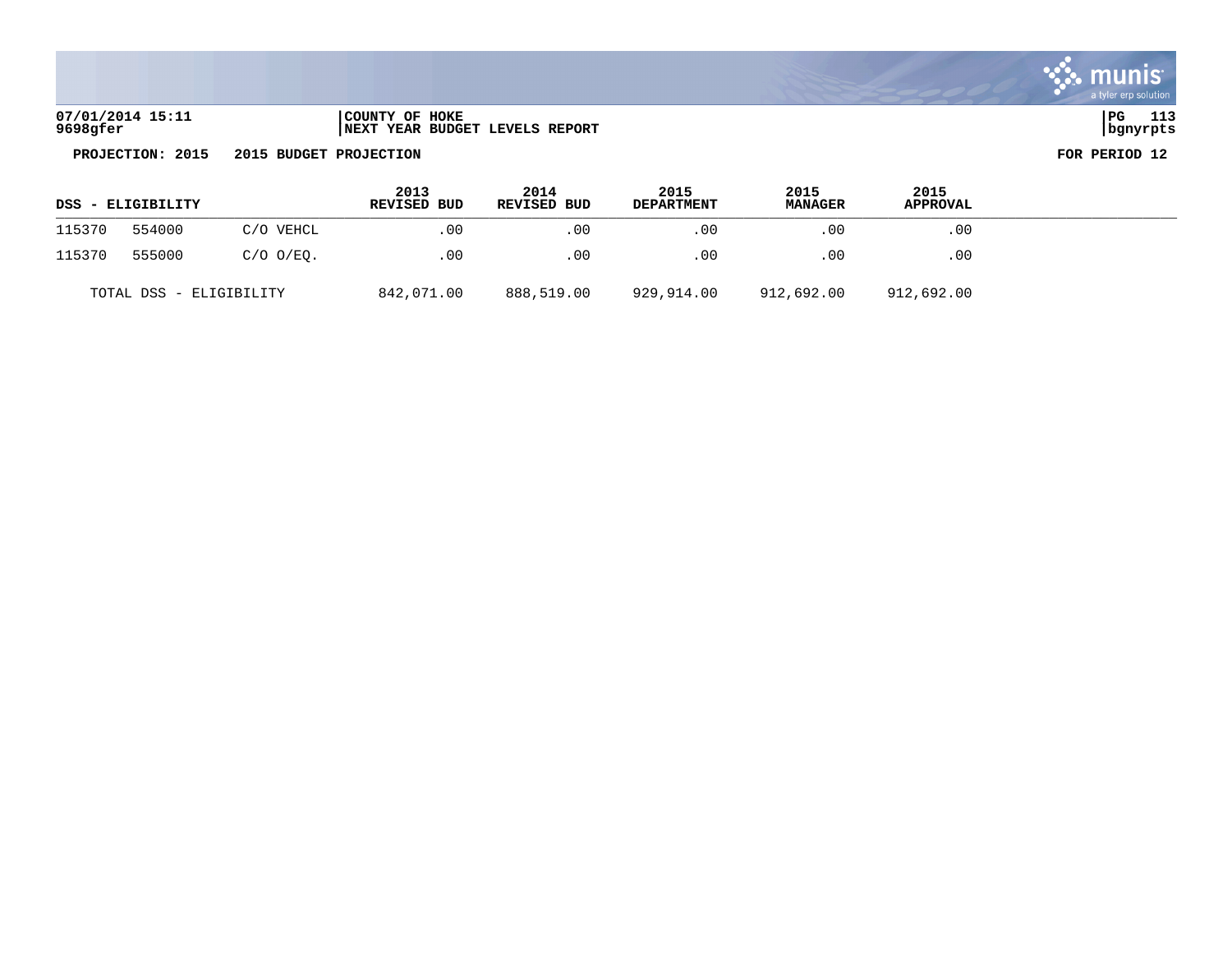**07/01/2014 15:11** | **COUNTY OF HOKE**
**9698gfer** | **NEXT YEAR BUDGET LEVELS REPORT**

**PROJECTION: 2015 2015 BUDGET PROJECTION** | **FOR PERIOD 12**

| DSS - ELIGIBILITY | | | 2013 REVISED BUD | 2014 REVISED BUD | 2015 DEPARTMENT | 2015 MANAGER | 2015 APPROVAL |
|---|---|---|---|---|---|---|---|
| 115370 | 554000 | C/O VEHCL | .00 | .00 | .00 | .00 | .00 |
| 115370 | 555000 | C/O O/EQ. | .00 | .00 | .00 | .00 | .00 |
| TOTAL DSS - ELIGIBILITY | | | 842,071.00 | 888,519.00 | 929,914.00 | 912,692.00 | 912,692.00 |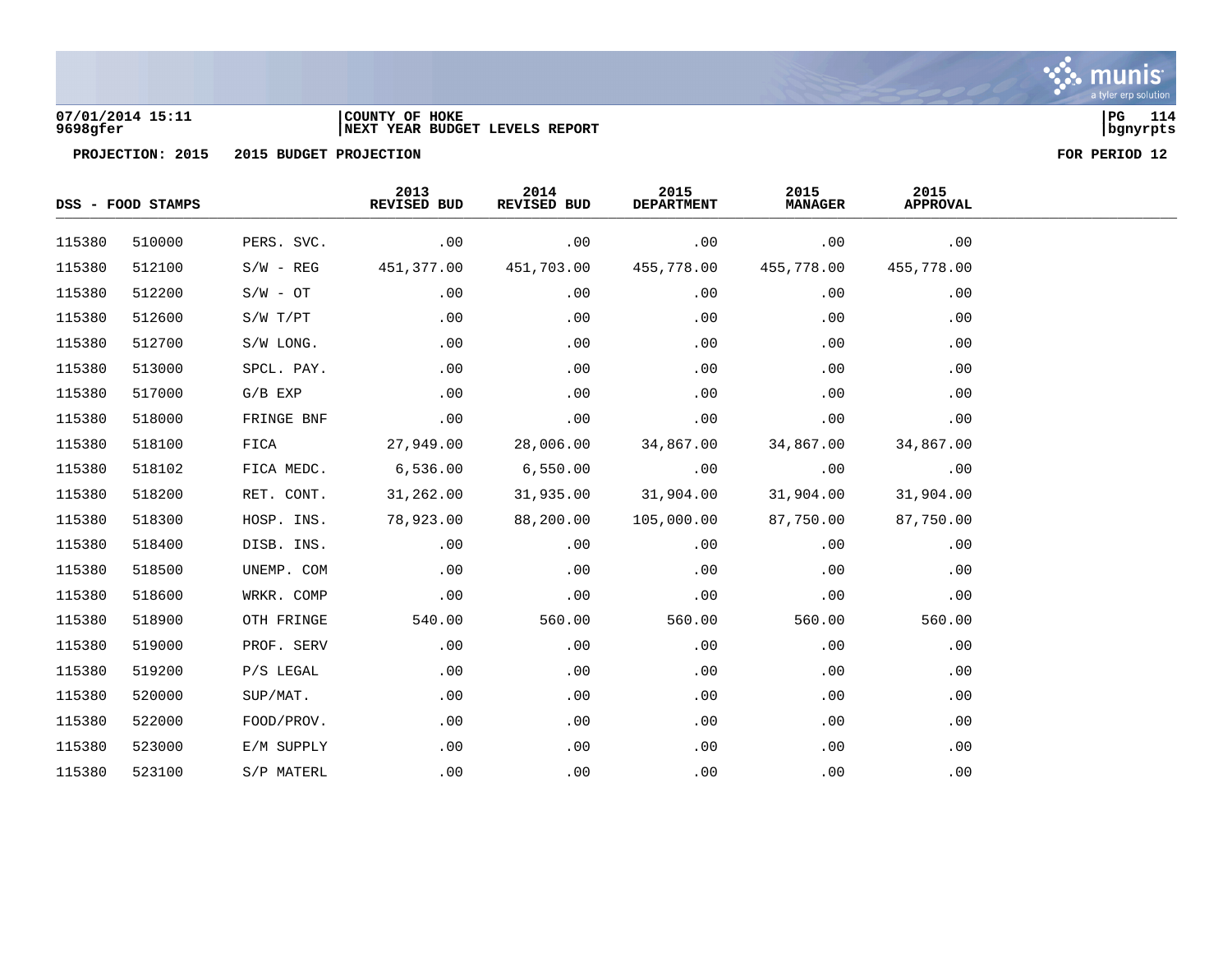07/01/2014 15:11 | COUNTY OF HOKE
9698gfer | NEXT YEAR BUDGET LEVELS REPORT

PROJECTION: 2015   2015 BUDGET PROJECTION   FOR PERIOD 12

| DSS - FOOD STAMPS | | | 2013 REVISED BUD | 2014 REVISED BUD | 2015 DEPARTMENT | 2015 MANAGER | 2015 APPROVAL |
|---|---|---|---|---|---|---|---|
| 115380 | 510000 | PERS. SVC. | .00 | .00 | .00 | .00 | .00 |
| 115380 | 512100 | S/W - REG | 451,377.00 | 451,703.00 | 455,778.00 | 455,778.00 | 455,778.00 |
| 115380 | 512200 | S/W - OT | .00 | .00 | .00 | .00 | .00 |
| 115380 | 512600 | S/W T/PT | .00 | .00 | .00 | .00 | .00 |
| 115380 | 512700 | S/W LONG. | .00 | .00 | .00 | .00 | .00 |
| 115380 | 513000 | SPCL. PAY. | .00 | .00 | .00 | .00 | .00 |
| 115380 | 517000 | G/B EXP | .00 | .00 | .00 | .00 | .00 |
| 115380 | 518000 | FRINGE BNF | .00 | .00 | .00 | .00 | .00 |
| 115380 | 518100 | FICA | 27,949.00 | 28,006.00 | 34,867.00 | 34,867.00 | 34,867.00 |
| 115380 | 518102 | FICA MEDC. | 6,536.00 | 6,550.00 | .00 | .00 | .00 |
| 115380 | 518200 | RET. CONT. | 31,262.00 | 31,935.00 | 31,904.00 | 31,904.00 | 31,904.00 |
| 115380 | 518300 | HOSP. INS. | 78,923.00 | 88,200.00 | 105,000.00 | 87,750.00 | 87,750.00 |
| 115380 | 518400 | DISB. INS. | .00 | .00 | .00 | .00 | .00 |
| 115380 | 518500 | UNEMP. COM | .00 | .00 | .00 | .00 | .00 |
| 115380 | 518600 | WRKR. COMP | .00 | .00 | .00 | .00 | .00 |
| 115380 | 518900 | OTH FRINGE | 540.00 | 560.00 | 560.00 | 560.00 | 560.00 |
| 115380 | 519000 | PROF. SERV | .00 | .00 | .00 | .00 | .00 |
| 115380 | 519200 | P/S LEGAL | .00 | .00 | .00 | .00 | .00 |
| 115380 | 520000 | SUP/MAT. | .00 | .00 | .00 | .00 | .00 |
| 115380 | 522000 | FOOD/PROV. | .00 | .00 | .00 | .00 | .00 |
| 115380 | 523000 | E/M SUPPLY | .00 | .00 | .00 | .00 | .00 |
| 115380 | 523100 | S/P MATERL | .00 | .00 | .00 | .00 | .00 |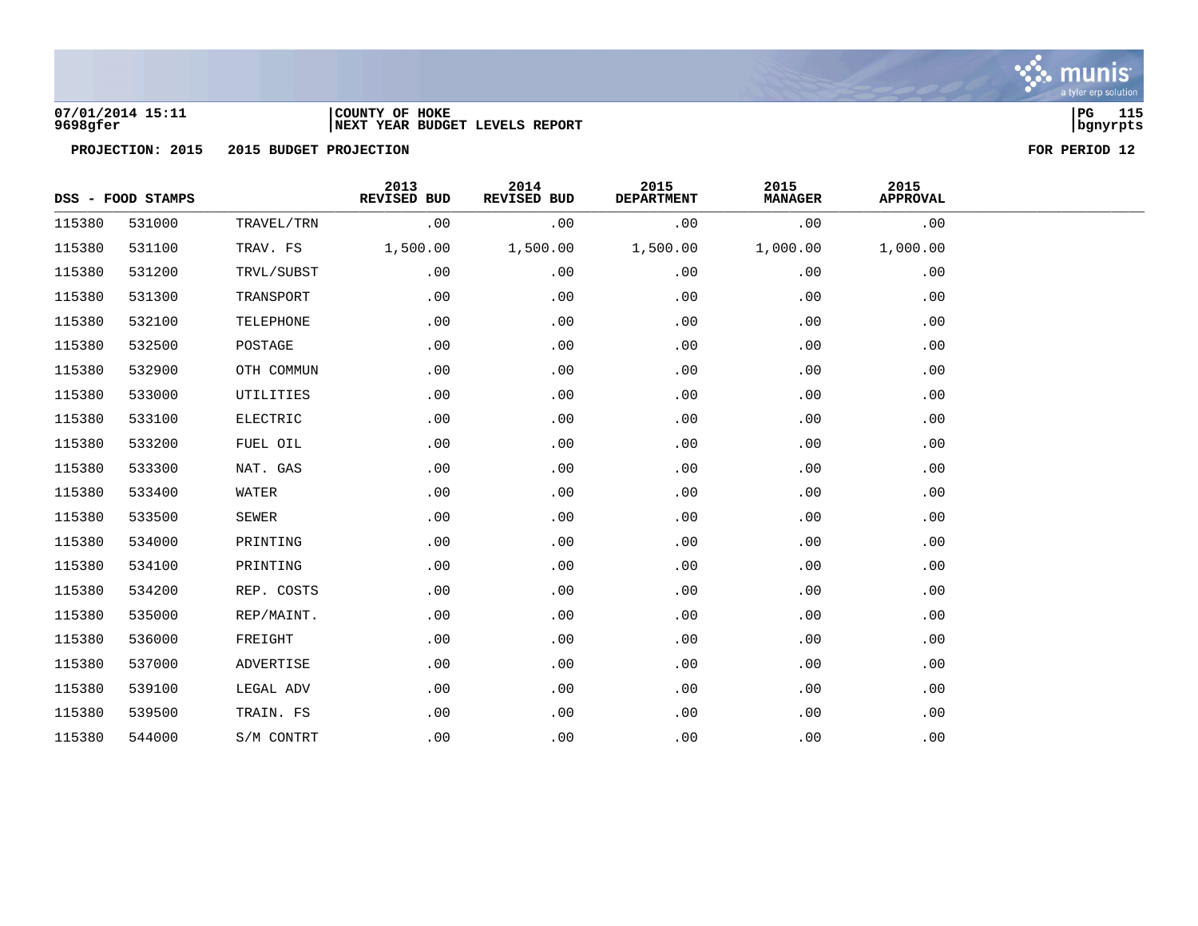**PROJECTION: 2015 2015 BUDGET PROJECTION** **FOR PERIOD 12**

| DSS - FOOD STAMPS | | | 2013 REVISED BUD | 2014 REVISED BUD | 2015 DEPARTMENT | 2015 MANAGER | 2015 APPROVAL |
|---|---|---|---|---|---|---|---|
| 115380 | 531000 | TRAVEL/TRN | .00 | .00 | .00 | .00 | .00 |
| 115380 | 531100 | TRAV. FS | 1,500.00 | 1,500.00 | 1,500.00 | 1,000.00 | 1,000.00 |
| 115380 | 531200 | TRVL/SUBST | .00 | .00 | .00 | .00 | .00 |
| 115380 | 531300 | TRANSPORT | .00 | .00 | .00 | .00 | .00 |
| 115380 | 532100 | TELEPHONE | .00 | .00 | .00 | .00 | .00 |
| 115380 | 532500 | POSTAGE | .00 | .00 | .00 | .00 | .00 |
| 115380 | 532900 | OTH COMMUN | .00 | .00 | .00 | .00 | .00 |
| 115380 | 533000 | UTILITIES | .00 | .00 | .00 | .00 | .00 |
| 115380 | 533100 | ELECTRIC | .00 | .00 | .00 | .00 | .00 |
| 115380 | 533200 | FUEL OIL | .00 | .00 | .00 | .00 | .00 |
| 115380 | 533300 | NAT. GAS | .00 | .00 | .00 | .00 | .00 |
| 115380 | 533400 | WATER | .00 | .00 | .00 | .00 | .00 |
| 115380 | 533500 | SEWER | .00 | .00 | .00 | .00 | .00 |
| 115380 | 534000 | PRINTING | .00 | .00 | .00 | .00 | .00 |
| 115380 | 534100 | PRINTING | .00 | .00 | .00 | .00 | .00 |
| 115380 | 534200 | REP. COSTS | .00 | .00 | .00 | .00 | .00 |
| 115380 | 535000 | REP/MAINT. | .00 | .00 | .00 | .00 | .00 |
| 115380 | 536000 | FREIGHT | .00 | .00 | .00 | .00 | .00 |
| 115380 | 537000 | ADVERTISE | .00 | .00 | .00 | .00 | .00 |
| 115380 | 539100 | LEGAL ADV | .00 | .00 | .00 | .00 | .00 |
| 115380 | 539500 | TRAIN. FS | .00 | .00 | .00 | .00 | .00 |
| 115380 | 544000 | S/M CONTRT | .00 | .00 | .00 | .00 | .00 |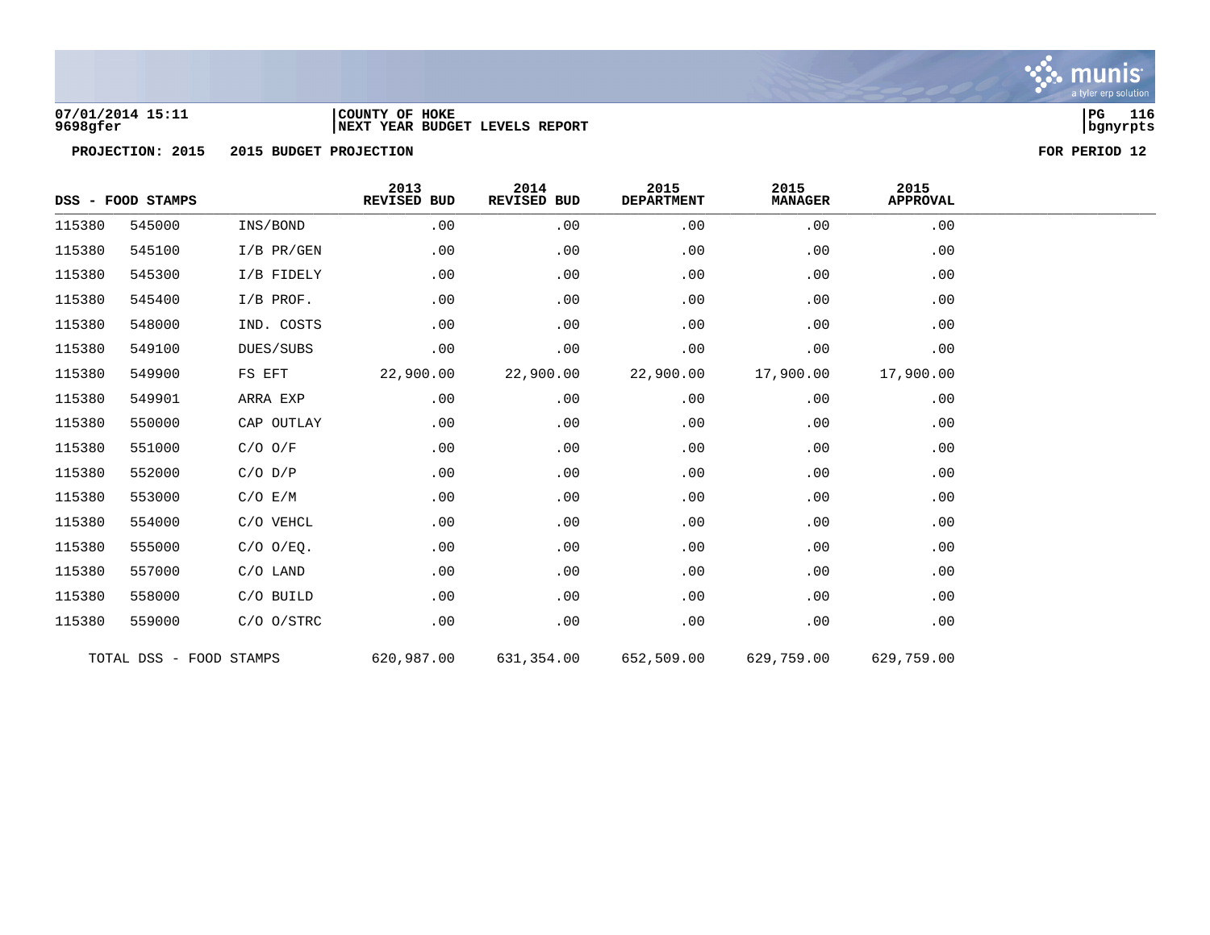07/01/2014 15:11 | COUNTY OF HOKE
9698gfer | NEXT YEAR BUDGET LEVELS REPORT

PROJECTION: 2015 2015 BUDGET PROJECTION FOR PERIOD 12

| DSS - FOOD STAMPS | | | 2013 REVISED BUD | 2014 REVISED BUD | 2015 DEPARTMENT | 2015 MANAGER | 2015 APPROVAL |
|---|---|---|---|---|---|---|---|
| 115380 | 545000 | INS/BOND | .00 | .00 | .00 | .00 | .00 |
| 115380 | 545100 | I/B PR/GEN | .00 | .00 | .00 | .00 | .00 |
| 115380 | 545300 | I/B FIDELY | .00 | .00 | .00 | .00 | .00 |
| 115380 | 545400 | I/B PROF. | .00 | .00 | .00 | .00 | .00 |
| 115380 | 548000 | IND. COSTS | .00 | .00 | .00 | .00 | .00 |
| 115380 | 549100 | DUES/SUBS | .00 | .00 | .00 | .00 | .00 |
| 115380 | 549900 | FS EFT | 22,900.00 | 22,900.00 | 22,900.00 | 17,900.00 | 17,900.00 |
| 115380 | 549901 | ARRA EXP | .00 | .00 | .00 | .00 | .00 |
| 115380 | 550000 | CAP OUTLAY | .00 | .00 | .00 | .00 | .00 |
| 115380 | 551000 | C/O O/F | .00 | .00 | .00 | .00 | .00 |
| 115380 | 552000 | C/O D/P | .00 | .00 | .00 | .00 | .00 |
| 115380 | 553000 | C/O E/M | .00 | .00 | .00 | .00 | .00 |
| 115380 | 554000 | C/O VEHCL | .00 | .00 | .00 | .00 | .00 |
| 115380 | 555000 | C/O O/EQ. | .00 | .00 | .00 | .00 | .00 |
| 115380 | 557000 | C/O LAND | .00 | .00 | .00 | .00 | .00 |
| 115380 | 558000 | C/O BUILD | .00 | .00 | .00 | .00 | .00 |
| 115380 | 559000 | C/O O/STRC | .00 | .00 | .00 | .00 | .00 |
| TOTAL DSS - FOOD STAMPS | | | 620,987.00 | 631,354.00 | 652,509.00 | 629,759.00 | 629,759.00 |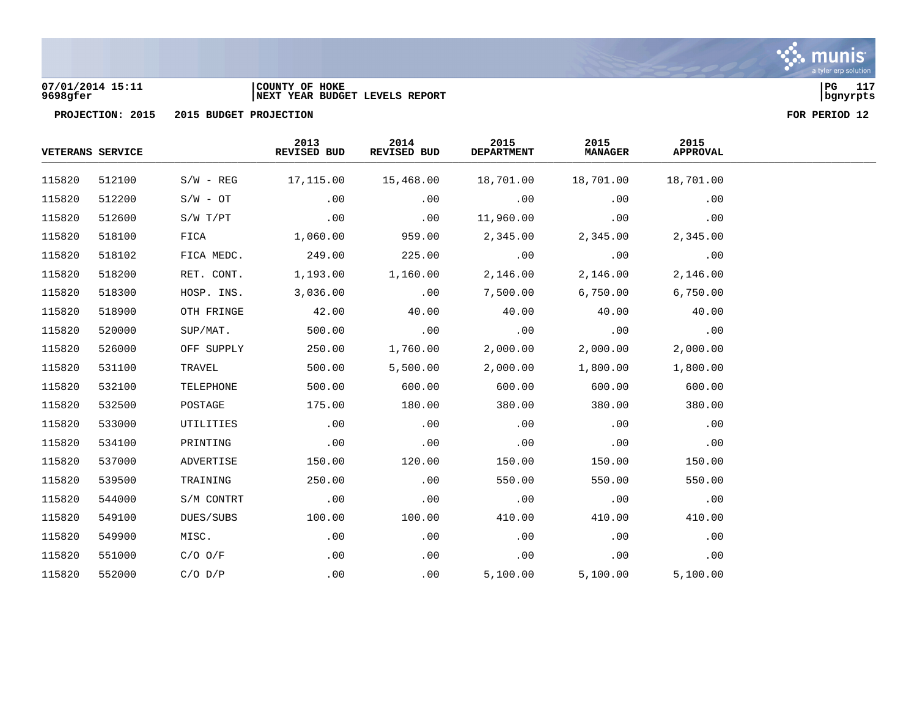07/01/2014 15:11
9698gfer

COUNTY OF HOKE
NEXT YEAR BUDGET LEVELS REPORT

PROJECTION: 2015    2015 BUDGET PROJECTION    FOR PERIOD 12

| VETERANS SERVICE | | | 2013 REVISED BUD | 2014 REVISED BUD | 2015 DEPARTMENT | 2015 MANAGER | 2015 APPROVAL |
|---|---|---|---|---|---|---|---|
| 115820 | 512100 | S/W - REG | 17,115.00 | 15,468.00 | 18,701.00 | 18,701.00 | 18,701.00 |
| 115820 | 512200 | S/W - OT | .00 | .00 | .00 | .00 | .00 |
| 115820 | 512600 | S/W T/PT | .00 | .00 | 11,960.00 | .00 | .00 |
| 115820 | 518100 | FICA | 1,060.00 | 959.00 | 2,345.00 | 2,345.00 | 2,345.00 |
| 115820 | 518102 | FICA MEDC. | 249.00 | 225.00 | .00 | .00 | .00 |
| 115820 | 518200 | RET. CONT. | 1,193.00 | 1,160.00 | 2,146.00 | 2,146.00 | 2,146.00 |
| 115820 | 518300 | HOSP. INS. | 3,036.00 | .00 | 7,500.00 | 6,750.00 | 6,750.00 |
| 115820 | 518900 | OTH FRINGE | 42.00 | 40.00 | 40.00 | 40.00 | 40.00 |
| 115820 | 520000 | SUP/MAT. | 500.00 | .00 | .00 | .00 | .00 |
| 115820 | 526000 | OFF SUPPLY | 250.00 | 1,760.00 | 2,000.00 | 2,000.00 | 2,000.00 |
| 115820 | 531100 | TRAVEL | 500.00 | 5,500.00 | 2,000.00 | 1,800.00 | 1,800.00 |
| 115820 | 532100 | TELEPHONE | 500.00 | 600.00 | 600.00 | 600.00 | 600.00 |
| 115820 | 532500 | POSTAGE | 175.00 | 180.00 | 380.00 | 380.00 | 380.00 |
| 115820 | 533000 | UTILITIES | .00 | .00 | .00 | .00 | .00 |
| 115820 | 534100 | PRINTING | .00 | .00 | .00 | .00 | .00 |
| 115820 | 537000 | ADVERTISE | 150.00 | 120.00 | 150.00 | 150.00 | 150.00 |
| 115820 | 539500 | TRAINING | 250.00 | .00 | 550.00 | 550.00 | 550.00 |
| 115820 | 544000 | S/M CONTRT | .00 | .00 | .00 | .00 | .00 |
| 115820 | 549100 | DUES/SUBS | 100.00 | 100.00 | 410.00 | 410.00 | 410.00 |
| 115820 | 549900 | MISC. | .00 | .00 | .00 | .00 | .00 |
| 115820 | 551000 | C/O O/F | .00 | .00 | .00 | .00 | .00 |
| 115820 | 552000 | C/O D/P | .00 | .00 | 5,100.00 | 5,100.00 | 5,100.00 |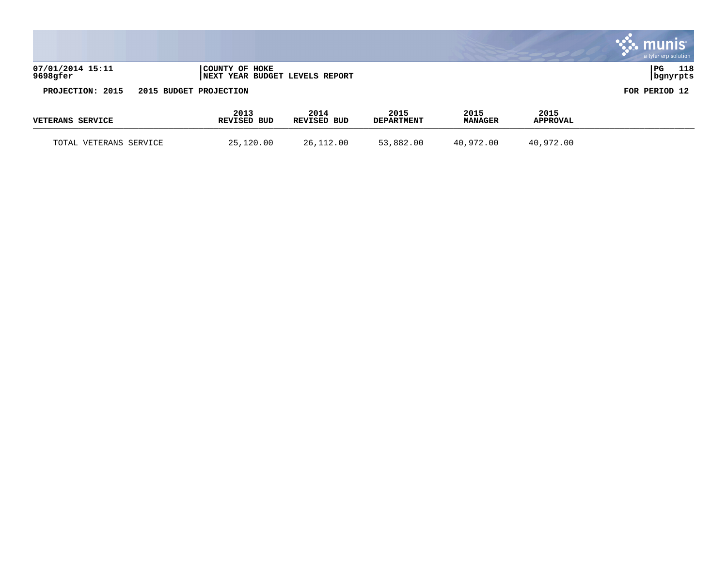07/01/2014 15:11 | COUNTY OF HOKE
9698gfer | NEXT YEAR BUDGET LEVELS REPORT

PG 118
bgnyrpts

**PROJECTION: 2015 2015 BUDGET PROJECTION** **FOR PERIOD 12**

| VETERANS SERVICE | 2013 REVISED BUD | 2014 REVISED BUD | 2015 DEPARTMENT | 2015 MANAGER | 2015 APPROVAL |
|---|---|---|---|---|---|
| TOTAL VETERANS SERVICE | 25,120.00 | 26,112.00 | 53,882.00 | 40,972.00 | 40,972.00 |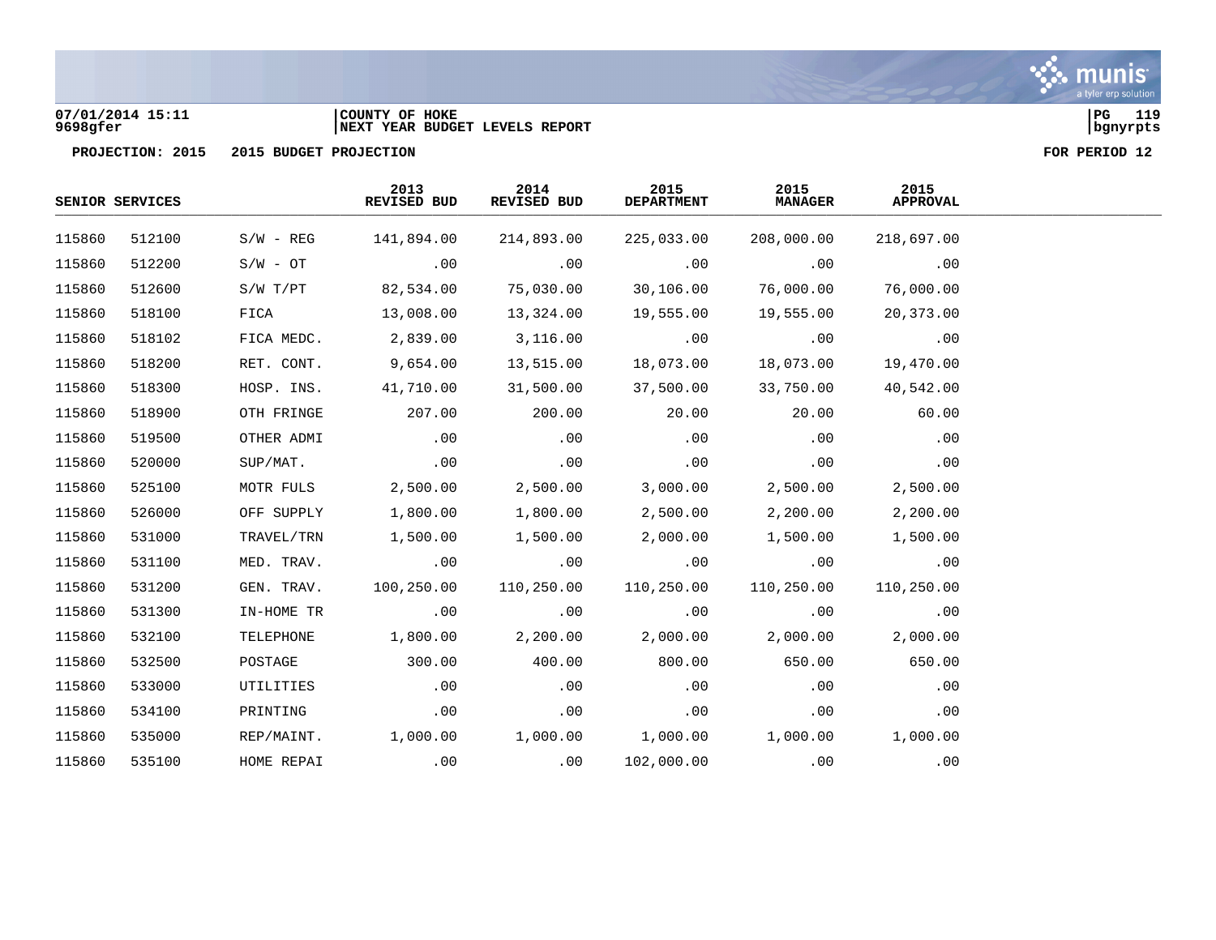07/01/2014 15:11 | COUNTY OF HOKE
9698gfer | NEXT YEAR BUDGET LEVELS REPORT

PROJECTION: 2015 2015 BUDGET PROJECTION FOR PERIOD 12

| SENIOR SERVICES | | | 2013 REVISED BUD | 2014 REVISED BUD | 2015 DEPARTMENT | 2015 MANAGER | 2015 APPROVAL |
|---|---|---|---|---|---|---|---|
| 115860 | 512100 | S/W - REG | 141,894.00 | 214,893.00 | 225,033.00 | 208,000.00 | 218,697.00 |
| 115860 | 512200 | S/W - OT | .00 | .00 | .00 | .00 | .00 |
| 115860 | 512600 | S/W T/PT | 82,534.00 | 75,030.00 | 30,106.00 | 76,000.00 | 76,000.00 |
| 115860 | 518100 | FICA | 13,008.00 | 13,324.00 | 19,555.00 | 19,555.00 | 20,373.00 |
| 115860 | 518102 | FICA MEDC. | 2,839.00 | 3,116.00 | .00 | .00 | .00 |
| 115860 | 518200 | RET. CONT. | 9,654.00 | 13,515.00 | 18,073.00 | 18,073.00 | 19,470.00 |
| 115860 | 518300 | HOSP. INS. | 41,710.00 | 31,500.00 | 37,500.00 | 33,750.00 | 40,542.00 |
| 115860 | 518900 | OTH FRINGE | 207.00 | 200.00 | 20.00 | 20.00 | 60.00 |
| 115860 | 519500 | OTHER ADMI | .00 | .00 | .00 | .00 | .00 |
| 115860 | 520000 | SUP/MAT. | .00 | .00 | .00 | .00 | .00 |
| 115860 | 525100 | MOTR FULS | 2,500.00 | 2,500.00 | 3,000.00 | 2,500.00 | 2,500.00 |
| 115860 | 526000 | OFF SUPPLY | 1,800.00 | 1,800.00 | 2,500.00 | 2,200.00 | 2,200.00 |
| 115860 | 531000 | TRAVEL/TRN | 1,500.00 | 1,500.00 | 2,000.00 | 1,500.00 | 1,500.00 |
| 115860 | 531100 | MED. TRAV. | .00 | .00 | .00 | .00 | .00 |
| 115860 | 531200 | GEN. TRAV. | 100,250.00 | 110,250.00 | 110,250.00 | 110,250.00 | 110,250.00 |
| 115860 | 531300 | IN-HOME TR | .00 | .00 | .00 | .00 | .00 |
| 115860 | 532100 | TELEPHONE | 1,800.00 | 2,200.00 | 2,000.00 | 2,000.00 | 2,000.00 |
| 115860 | 532500 | POSTAGE | 300.00 | 400.00 | 800.00 | 650.00 | 650.00 |
| 115860 | 533000 | UTILITIES | .00 | .00 | .00 | .00 | .00 |
| 115860 | 534100 | PRINTING | .00 | .00 | .00 | .00 | .00 |
| 115860 | 535000 | REP/MAINT. | 1,000.00 | 1,000.00 | 1,000.00 | 1,000.00 | 1,000.00 |
| 115860 | 535100 | HOME REPAI | .00 | .00 | 102,000.00 | .00 | .00 |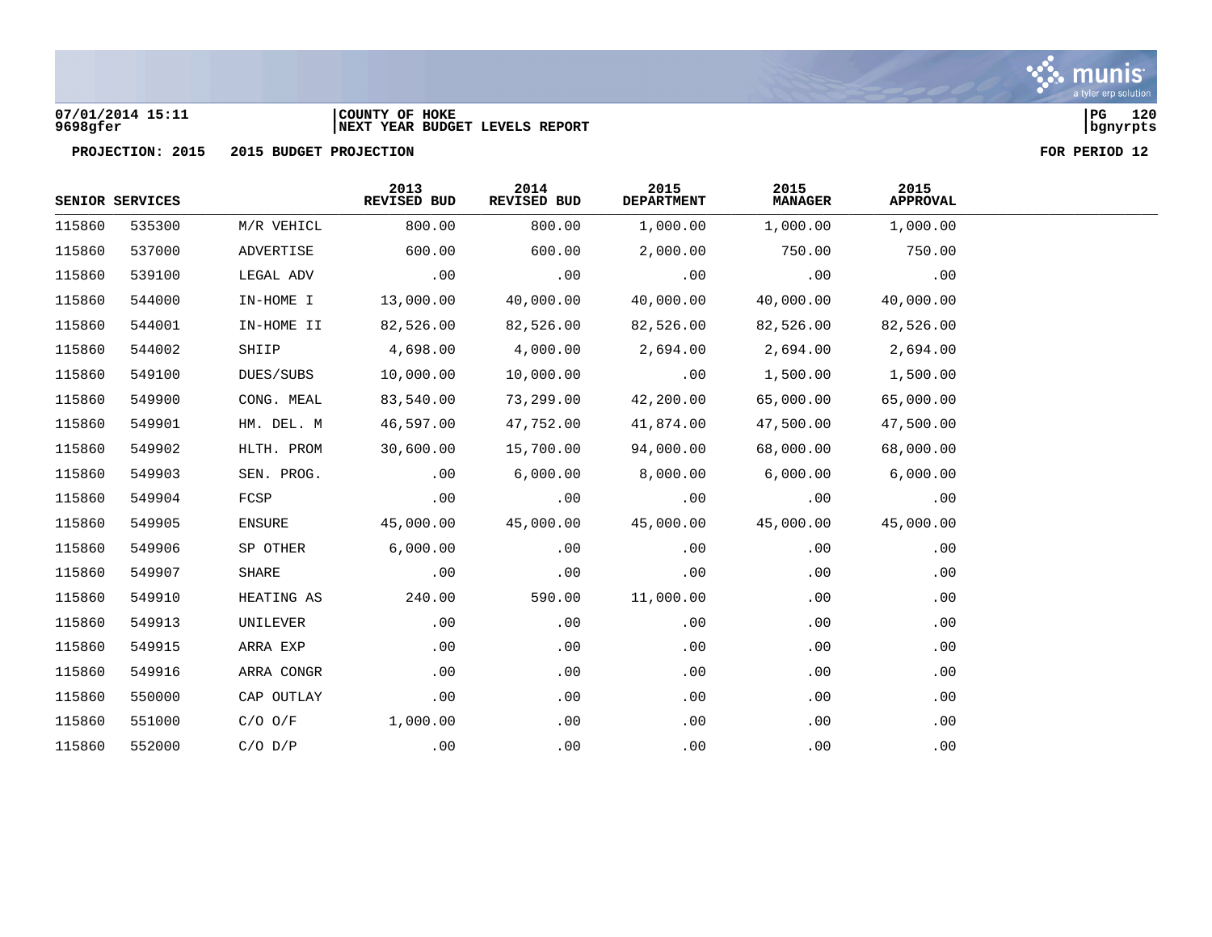07/01/2014 15:11 | COUNTY OF HOKE
9698gfer | NEXT YEAR BUDGET LEVELS REPORT

PROJECTION: 2015 2015 BUDGET PROJECTION FOR PERIOD 12

| SENIOR SERVICES | | | 2013 REVISED BUD | 2014 REVISED BUD | 2015 DEPARTMENT | 2015 MANAGER | 2015 APPROVAL |
|---|---|---|---|---|---|---|---|
| 115860 | 535300 | M/R VEHICL | 800.00 | 800.00 | 1,000.00 | 1,000.00 | 1,000.00 |
| 115860 | 537000 | ADVERTISE | 600.00 | 600.00 | 2,000.00 | 750.00 | 750.00 |
| 115860 | 539100 | LEGAL ADV | .00 | .00 | .00 | .00 | .00 |
| 115860 | 544000 | IN-HOME I | 13,000.00 | 40,000.00 | 40,000.00 | 40,000.00 | 40,000.00 |
| 115860 | 544001 | IN-HOME II | 82,526.00 | 82,526.00 | 82,526.00 | 82,526.00 | 82,526.00 |
| 115860 | 544002 | SHIIP | 4,698.00 | 4,000.00 | 2,694.00 | 2,694.00 | 2,694.00 |
| 115860 | 549100 | DUES/SUBS | 10,000.00 | 10,000.00 | .00 | 1,500.00 | 1,500.00 |
| 115860 | 549900 | CONG. MEAL | 83,540.00 | 73,299.00 | 42,200.00 | 65,000.00 | 65,000.00 |
| 115860 | 549901 | HM. DEL. M | 46,597.00 | 47,752.00 | 41,874.00 | 47,500.00 | 47,500.00 |
| 115860 | 549902 | HLTH. PROM | 30,600.00 | 15,700.00 | 94,000.00 | 68,000.00 | 68,000.00 |
| 115860 | 549903 | SEN. PROG. | .00 | 6,000.00 | 8,000.00 | 6,000.00 | 6,000.00 |
| 115860 | 549904 | FCSP | .00 | .00 | .00 | .00 | .00 |
| 115860 | 549905 | ENSURE | 45,000.00 | 45,000.00 | 45,000.00 | 45,000.00 | 45,000.00 |
| 115860 | 549906 | SP OTHER | 6,000.00 | .00 | .00 | .00 | .00 |
| 115860 | 549907 | SHARE | .00 | .00 | .00 | .00 | .00 |
| 115860 | 549910 | HEATING AS | 240.00 | 590.00 | 11,000.00 | .00 | .00 |
| 115860 | 549913 | UNILEVER | .00 | .00 | .00 | .00 | .00 |
| 115860 | 549915 | ARRA EXP | .00 | .00 | .00 | .00 | .00 |
| 115860 | 549916 | ARRA CONGR | .00 | .00 | .00 | .00 | .00 |
| 115860 | 550000 | CAP OUTLAY | .00 | .00 | .00 | .00 | .00 |
| 115860 | 551000 | C/O O/F | 1,000.00 | .00 | .00 | .00 | .00 |
| 115860 | 552000 | C/O D/P | .00 | .00 | .00 | .00 | .00 |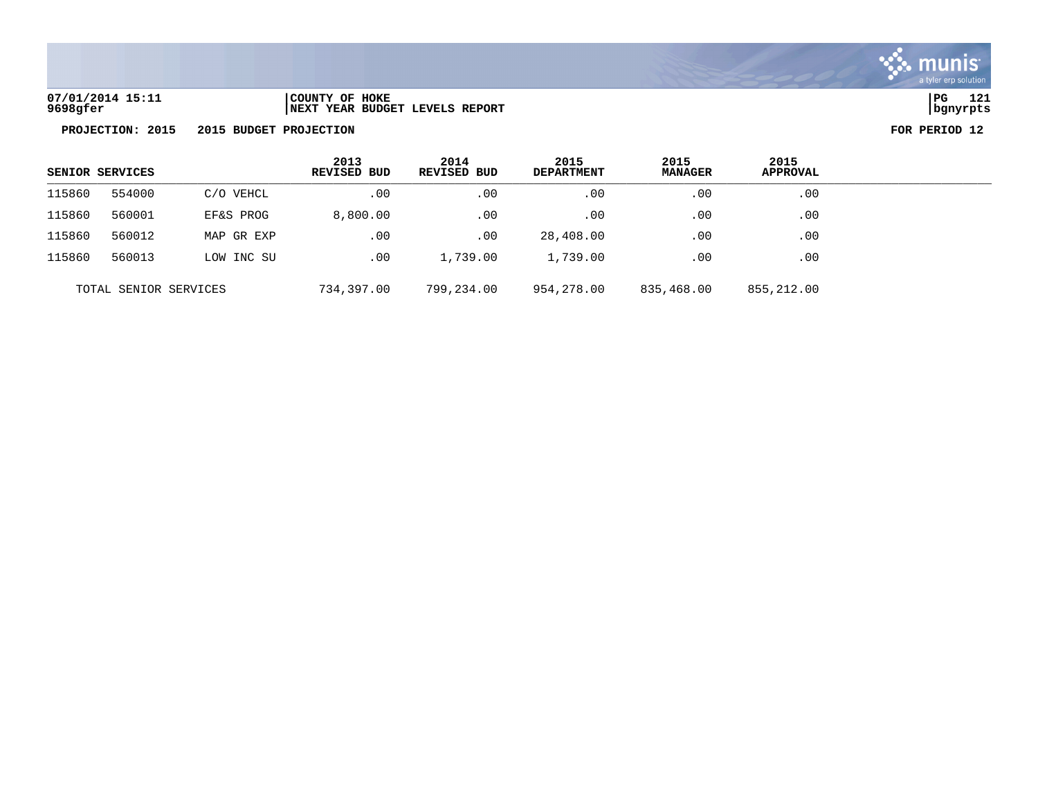**COUNTY OF HOKE**
**NEXT YEAR BUDGET LEVELS REPORT**

07/01/2014 15:11
9698gfer

**PROJECTION: 2015 2015 BUDGET PROJECTION** **FOR PERIOD 12**

| SENIOR SERVICES | | | 2013 REVISED BUD | 2014 REVISED BUD | 2015 DEPARTMENT | 2015 MANAGER | 2015 APPROVAL |
|---|---|---|---|---|---|---|---|
| 115860 | 554000 | C/O VEHCL | .00 | .00 | .00 | .00 | .00 |
| 115860 | 560001 | EF&S PROG | 8,800.00 | .00 | .00 | .00 | .00 |
| 115860 | 560012 | MAP GR EXP | .00 | .00 | 28,408.00 | .00 | .00 |
| 115860 | 560013 | LOW INC SU | .00 | 1,739.00 | 1,739.00 | .00 | .00 |
| TOTAL SENIOR SERVICES | | | 734,397.00 | 799,234.00 | 954,278.00 | 835,468.00 | 855,212.00 |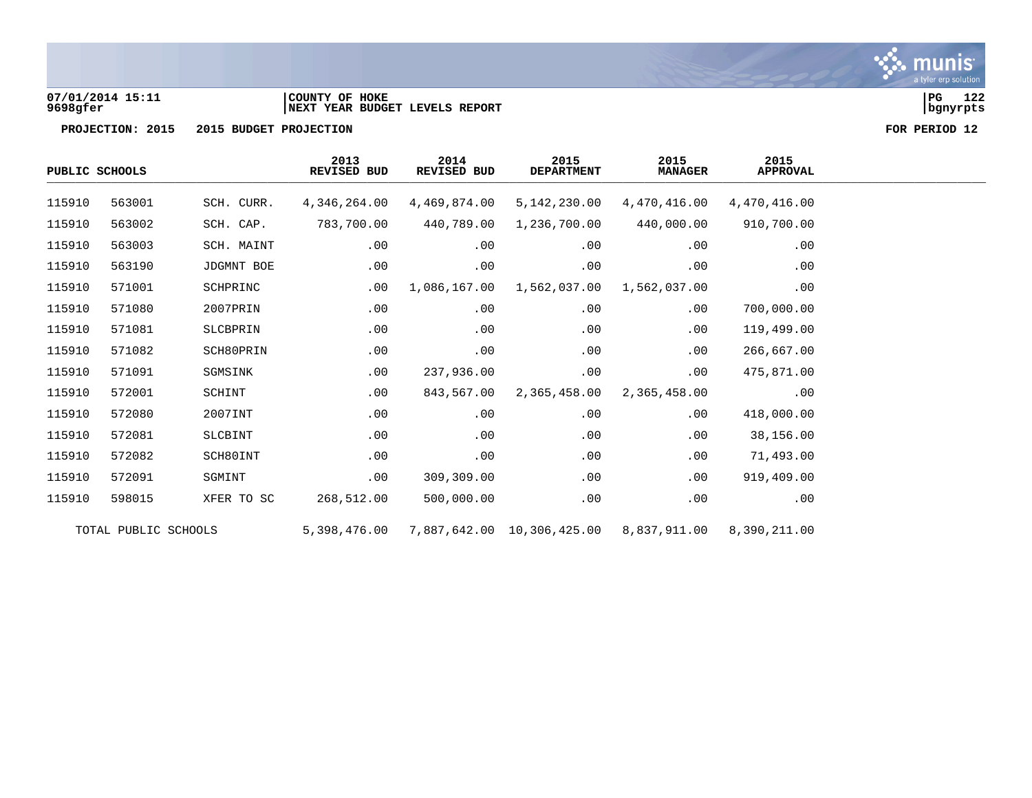07/01/2014 15:11 | COUNTY OF HOKE
9698gfer | NEXT YEAR BUDGET LEVELS REPORT | bgnyrpts

PROJECTION: 2015 2015 BUDGET PROJECTION FOR PERIOD 12

| PUBLIC SCHOOLS | | | 2013 REVISED BUD | 2014 REVISED BUD | 2015 DEPARTMENT | 2015 MANAGER | 2015 APPROVAL |
|---|---|---|---|---|---|---|---|
| 115910 | 563001 | SCH. CURR. | 4,346,264.00 | 4,469,874.00 | 5,142,230.00 | 4,470,416.00 | 4,470,416.00 |
| 115910 | 563002 | SCH. CAP. | 783,700.00 | 440,789.00 | 1,236,700.00 | 440,000.00 | 910,700.00 |
| 115910 | 563003 | SCH. MAINT | .00 | .00 | .00 | .00 | .00 |
| 115910 | 563190 | JDGMNT BOE | .00 | .00 | .00 | .00 | .00 |
| 115910 | 571001 | SCHPRINC | .00 | 1,086,167.00 | 1,562,037.00 | 1,562,037.00 | .00 |
| 115910 | 571080 | 2007PRIN | .00 | .00 | .00 | .00 | 700,000.00 |
| 115910 | 571081 | SLCBPRIN | .00 | .00 | .00 | .00 | 119,499.00 |
| 115910 | 571082 | SCH80PRIN | .00 | .00 | .00 | .00 | 266,667.00 |
| 115910 | 571091 | SGMSINK | .00 | 237,936.00 | .00 | .00 | 475,871.00 |
| 115910 | 572001 | SCHINT | .00 | 843,567.00 | 2,365,458.00 | 2,365,458.00 | .00 |
| 115910 | 572080 | 2007INT | .00 | .00 | .00 | .00 | 418,000.00 |
| 115910 | 572081 | SLCBINT | .00 | .00 | .00 | .00 | 38,156.00 |
| 115910 | 572082 | SCH80INT | .00 | .00 | .00 | .00 | 71,493.00 |
| 115910 | 572091 | SGMINT | .00 | 309,309.00 | .00 | .00 | 919,409.00 |
| 115910 | 598015 | XFER TO SC | 268,512.00 | 500,000.00 | .00 | .00 | .00 |
| TOTAL PUBLIC SCHOOLS | | | 5,398,476.00 | 7,887,642.00 | 10,306,425.00 | 8,837,911.00 | 8,390,211.00 |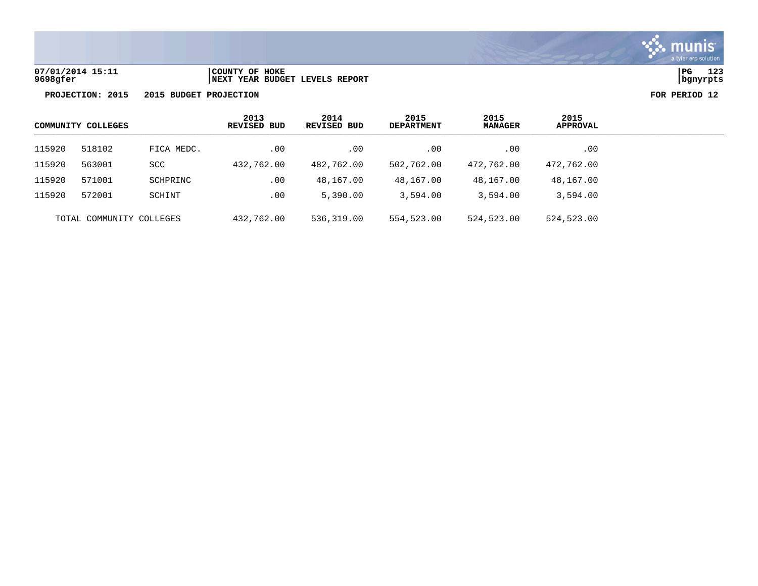07/01/2014 15:11
9698gfer

COUNTY OF HOKE
NEXT YEAR BUDGET LEVELS REPORT

bgnyrpts

PROJECTION: 2015    2015 BUDGET PROJECTION    FOR PERIOD 12

| COMMUNITY COLLEGES | | | 2013 REVISED BUD | 2014 REVISED BUD | 2015 DEPARTMENT | 2015 MANAGER | 2015 APPROVAL |
|---|---|---|---|---|---|---|---|
| 115920 | 518102 | FICA MEDC. | .00 | .00 | .00 | .00 | .00 |
| 115920 | 563001 | SCC | 432,762.00 | 482,762.00 | 502,762.00 | 472,762.00 | 472,762.00 |
| 115920 | 571001 | SCHPRINC | .00 | 48,167.00 | 48,167.00 | 48,167.00 | 48,167.00 |
| 115920 | 572001 | SCHINT | .00 | 5,390.00 | 3,594.00 | 3,594.00 | 3,594.00 |
| TOTAL COMMUNITY COLLEGES | | | 432,762.00 | 536,319.00 | 554,523.00 | 524,523.00 | 524,523.00 |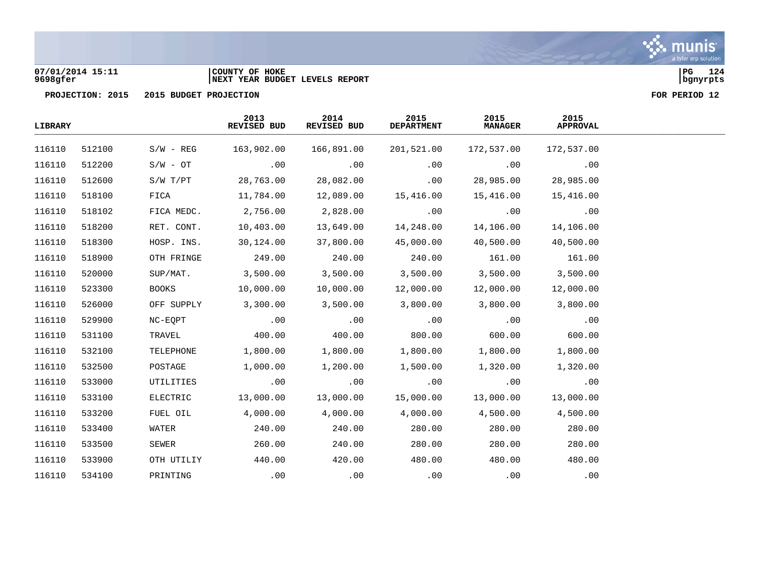07/01/2014 15:11 | COUNTY OF HOKE | PG 124
9698gfer | NEXT YEAR BUDGET LEVELS REPORT | bgnyrpts

**PROJECTION: 2015 2015 BUDGET PROJECTION** **FOR PERIOD 12**

| LIBRARY | | | 2013 REVISED BUD | 2014 REVISED BUD | 2015 DEPARTMENT | 2015 MANAGER | 2015 APPROVAL |
|---|---|---|---|---|---|---|---|
| 116110 | 512100 | S/W - REG | 163,902.00 | 166,891.00 | 201,521.00 | 172,537.00 | 172,537.00 |
| 116110 | 512200 | S/W - OT | .00 | .00 | .00 | .00 | .00 |
| 116110 | 512600 | S/W T/PT | 28,763.00 | 28,082.00 | .00 | 28,985.00 | 28,985.00 |
| 116110 | 518100 | FICA | 11,784.00 | 12,089.00 | 15,416.00 | 15,416.00 | 15,416.00 |
| 116110 | 518102 | FICA MEDC. | 2,756.00 | 2,828.00 | .00 | .00 | .00 |
| 116110 | 518200 | RET. CONT. | 10,403.00 | 13,649.00 | 14,248.00 | 14,106.00 | 14,106.00 |
| 116110 | 518300 | HOSP. INS. | 30,124.00 | 37,800.00 | 45,000.00 | 40,500.00 | 40,500.00 |
| 116110 | 518900 | OTH FRINGE | 249.00 | 240.00 | 240.00 | 161.00 | 161.00 |
| 116110 | 520000 | SUP/MAT. | 3,500.00 | 3,500.00 | 3,500.00 | 3,500.00 | 3,500.00 |
| 116110 | 523300 | BOOKS | 10,000.00 | 10,000.00 | 12,000.00 | 12,000.00 | 12,000.00 |
| 116110 | 526000 | OFF SUPPLY | 3,300.00 | 3,500.00 | 3,800.00 | 3,800.00 | 3,800.00 |
| 116110 | 529900 | NC-EQPT | .00 | .00 | .00 | .00 | .00 |
| 116110 | 531100 | TRAVEL | 400.00 | 400.00 | 800.00 | 600.00 | 600.00 |
| 116110 | 532100 | TELEPHONE | 1,800.00 | 1,800.00 | 1,800.00 | 1,800.00 | 1,800.00 |
| 116110 | 532500 | POSTAGE | 1,000.00 | 1,200.00 | 1,500.00 | 1,320.00 | 1,320.00 |
| 116110 | 533000 | UTILITIES | .00 | .00 | .00 | .00 | .00 |
| 116110 | 533100 | ELECTRIC | 13,000.00 | 13,000.00 | 15,000.00 | 13,000.00 | 13,000.00 |
| 116110 | 533200 | FUEL OIL | 4,000.00 | 4,000.00 | 4,000.00 | 4,500.00 | 4,500.00 |
| 116110 | 533400 | WATER | 240.00 | 240.00 | 280.00 | 280.00 | 280.00 |
| 116110 | 533500 | SEWER | 260.00 | 240.00 | 280.00 | 280.00 | 280.00 |
| 116110 | 533900 | OTH UTILIY | 440.00 | 420.00 | 480.00 | 480.00 | 480.00 |
| 116110 | 534100 | PRINTING | .00 | .00 | .00 | .00 | .00 |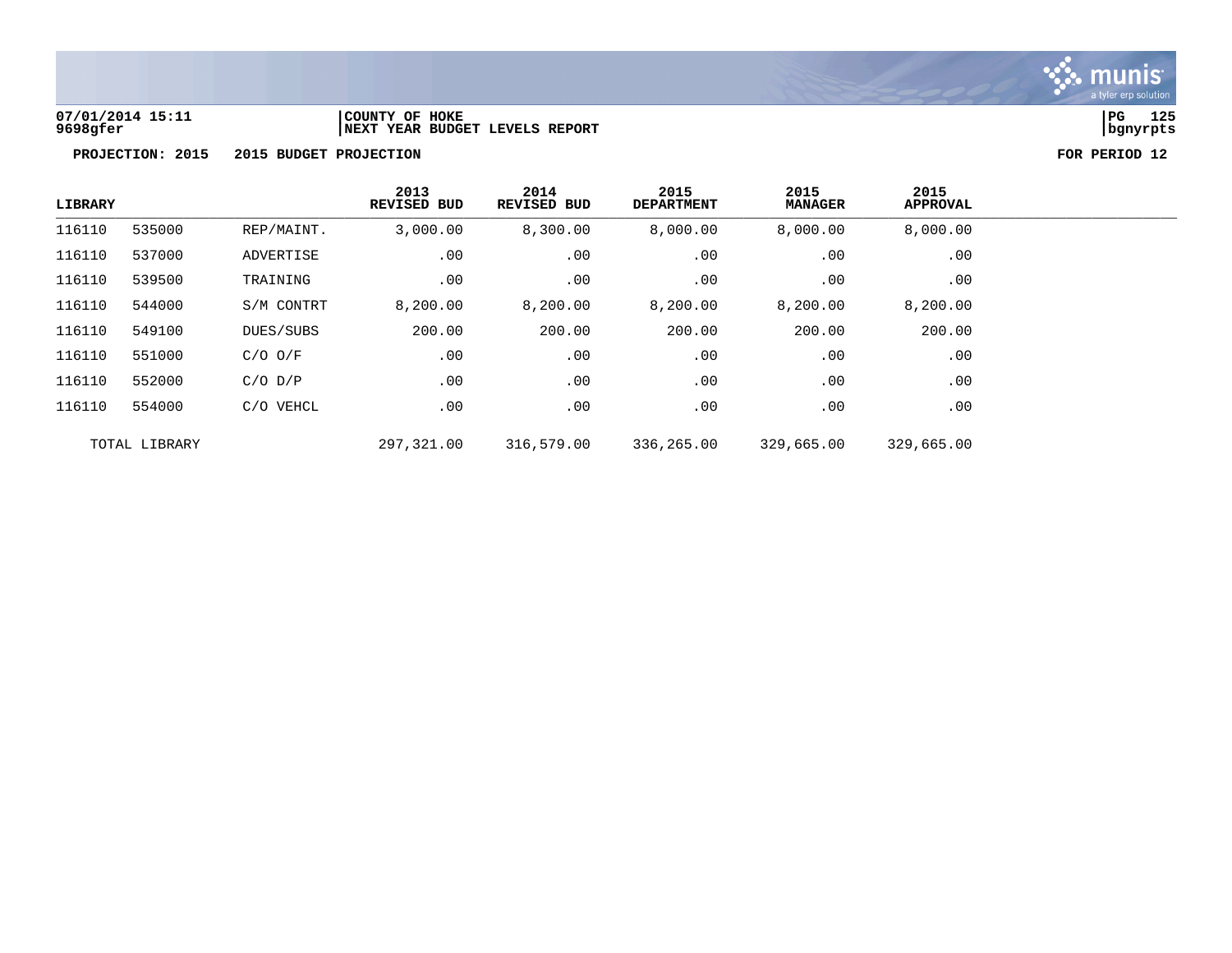07/01/2014 15:11 | COUNTY OF HOKE
9698gfer | NEXT YEAR BUDGET LEVELS REPORT

PG 125
bgnyrpts

**PROJECTION: 2015 2015 BUDGET PROJECTION** **FOR PERIOD 12**

| LIBRARY | | | 2013 REVISED BUD | 2014 REVISED BUD | 2015 DEPARTMENT | 2015 MANAGER | 2015 APPROVAL |
|---|---|---|---|---|---|---|---|
| 116110 | 535000 | REP/MAINT. | 3,000.00 | 8,300.00 | 8,000.00 | 8,000.00 | 8,000.00 |
| 116110 | 537000 | ADVERTISE | .00 | .00 | .00 | .00 | .00 |
| 116110 | 539500 | TRAINING | .00 | .00 | .00 | .00 | .00 |
| 116110 | 544000 | S/M CONTRT | 8,200.00 | 8,200.00 | 8,200.00 | 8,200.00 | 8,200.00 |
| 116110 | 549100 | DUES/SUBS | 200.00 | 200.00 | 200.00 | 200.00 | 200.00 |
| 116110 | 551000 | C/O O/F | .00 | .00 | .00 | .00 | .00 |
| 116110 | 552000 | C/O D/P | .00 | .00 | .00 | .00 | .00 |
| 116110 | 554000 | C/O VEHCL | .00 | .00 | .00 | .00 | .00 |
| TOTAL LIBRARY | | | 297,321.00 | 316,579.00 | 336,265.00 | 329,665.00 | 329,665.00 |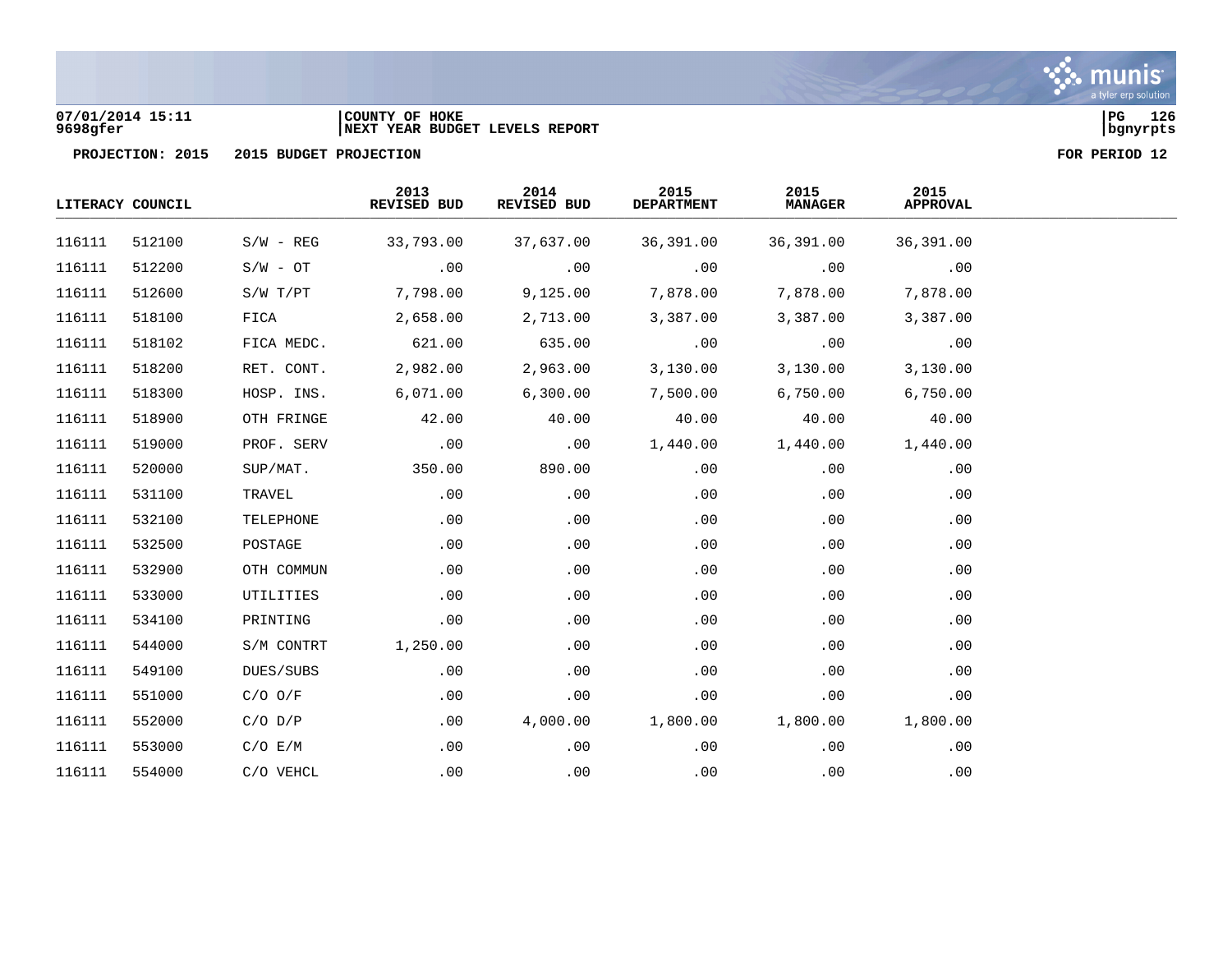07/01/2014 15:11
9698gfer

COUNTY OF HOKE
NEXT YEAR BUDGET LEVELS REPORT

bgnyrpts

**PROJECTION: 2015 2015 BUDGET PROJECTION** **FOR PERIOD 12**

| LITERACY COUNCIL | | | 2013 REVISED BUD | 2014 REVISED BUD | 2015 DEPARTMENT | 2015 MANAGER | 2015 APPROVAL |
|---|---|---|---|---|---|---|---|
| 116111 | 512100 | S/W - REG | 33,793.00 | 37,637.00 | 36,391.00 | 36,391.00 | 36,391.00 |
| 116111 | 512200 | S/W - OT | .00 | .00 | .00 | .00 | .00 |
| 116111 | 512600 | S/W T/PT | 7,798.00 | 9,125.00 | 7,878.00 | 7,878.00 | 7,878.00 |
| 116111 | 518100 | FICA | 2,658.00 | 2,713.00 | 3,387.00 | 3,387.00 | 3,387.00 |
| 116111 | 518102 | FICA MEDC. | 621.00 | 635.00 | .00 | .00 | .00 |
| 116111 | 518200 | RET. CONT. | 2,982.00 | 2,963.00 | 3,130.00 | 3,130.00 | 3,130.00 |
| 116111 | 518300 | HOSP. INS. | 6,071.00 | 6,300.00 | 7,500.00 | 6,750.00 | 6,750.00 |
| 116111 | 518900 | OTH FRINGE | 42.00 | 40.00 | 40.00 | 40.00 | 40.00 |
| 116111 | 519000 | PROF. SERV | .00 | .00 | 1,440.00 | 1,440.00 | 1,440.00 |
| 116111 | 520000 | SUP/MAT. | 350.00 | 890.00 | .00 | .00 | .00 |
| 116111 | 531100 | TRAVEL | .00 | .00 | .00 | .00 | .00 |
| 116111 | 532100 | TELEPHONE | .00 | .00 | .00 | .00 | .00 |
| 116111 | 532500 | POSTAGE | .00 | .00 | .00 | .00 | .00 |
| 116111 | 532900 | OTH COMMUN | .00 | .00 | .00 | .00 | .00 |
| 116111 | 533000 | UTILITIES | .00 | .00 | .00 | .00 | .00 |
| 116111 | 534100 | PRINTING | .00 | .00 | .00 | .00 | .00 |
| 116111 | 544000 | S/M CONTRT | 1,250.00 | .00 | .00 | .00 | .00 |
| 116111 | 549100 | DUES/SUBS | .00 | .00 | .00 | .00 | .00 |
| 116111 | 551000 | C/O O/F | .00 | .00 | .00 | .00 | .00 |
| 116111 | 552000 | C/O D/P | .00 | 4,000.00 | 1,800.00 | 1,800.00 | 1,800.00 |
| 116111 | 553000 | C/O E/M | .00 | .00 | .00 | .00 | .00 |
| 116111 | 554000 | C/O VEHCL | .00 | .00 | .00 | .00 | .00 |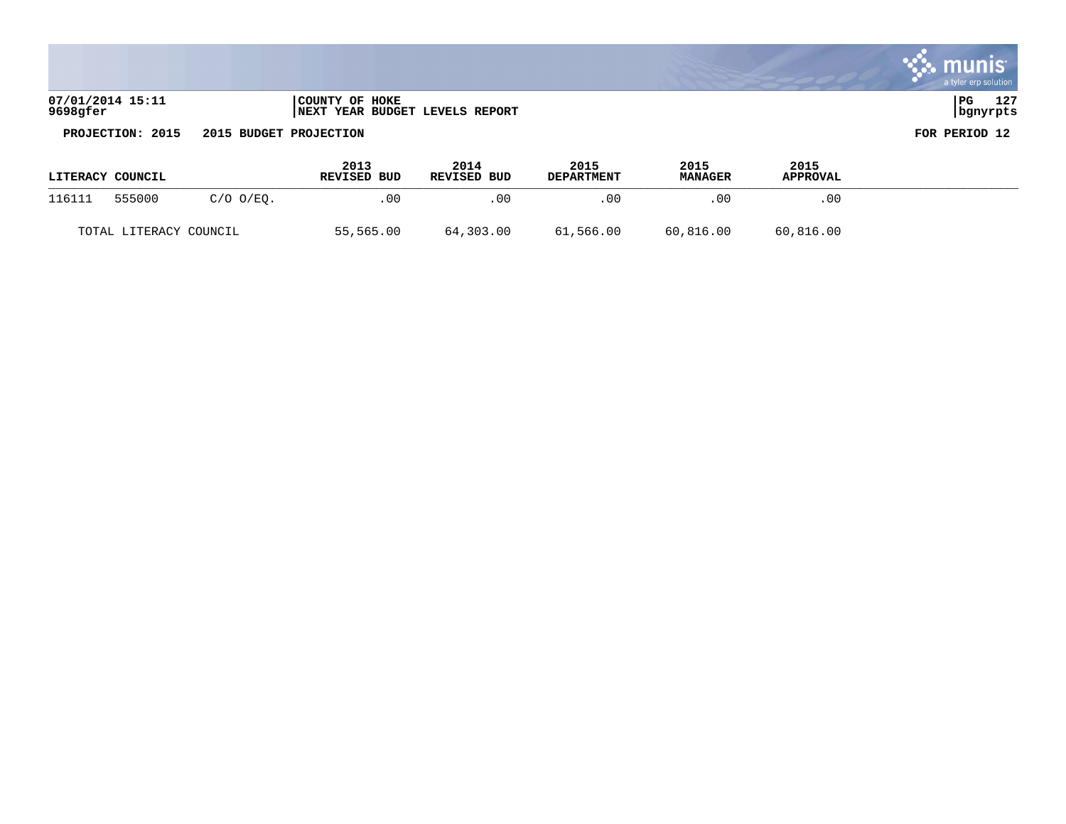07/01/2014 15:11 | COUNTY OF HOKE
9698gfer | NEXT YEAR BUDGET LEVELS REPORT

**PROJECTION: 2015 2015 BUDGET PROJECTION** **FOR PERIOD 12**

| LITERACY COUNCIL | | | 2013 REVISED BUD | 2014 REVISED BUD | 2015 DEPARTMENT | 2015 MANAGER | 2015 APPROVAL |
|---|---|---|---|---|---|---|---|
| 116111 | 555000 | C/O O/EQ. | .00 | .00 | .00 | .00 | .00 |
| TOTAL LITERACY COUNCIL | | | 55,565.00 | 64,303.00 | 61,566.00 | 60,816.00 | 60,816.00 |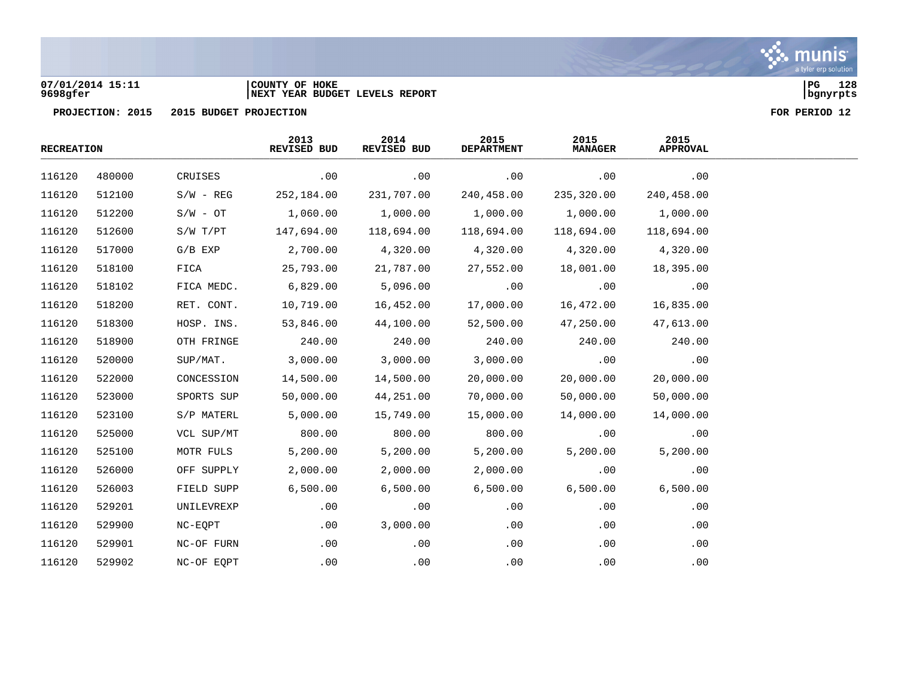07/01/2014 15:11 | COUNTY OF HOKE
9698gfer | NEXT YEAR BUDGET LEVELS REPORT

PROJECTION: 2015 2015 BUDGET PROJECTION FOR PERIOD 12

| RECREATION | | | 2013 REVISED BUD | 2014 REVISED BUD | 2015 DEPARTMENT | 2015 MANAGER | 2015 APPROVAL |
|---|---|---|---|---|---|---|---|
| 116120 | 480000 | CRUISES | .00 | .00 | .00 | .00 | .00 |
| 116120 | 512100 | S/W - REG | 252,184.00 | 231,707.00 | 240,458.00 | 235,320.00 | 240,458.00 |
| 116120 | 512200 | S/W - OT | 1,060.00 | 1,000.00 | 1,000.00 | 1,000.00 | 1,000.00 |
| 116120 | 512600 | S/W T/PT | 147,694.00 | 118,694.00 | 118,694.00 | 118,694.00 | 118,694.00 |
| 116120 | 517000 | G/B EXP | 2,700.00 | 4,320.00 | 4,320.00 | 4,320.00 | 4,320.00 |
| 116120 | 518100 | FICA | 25,793.00 | 21,787.00 | 27,552.00 | 18,001.00 | 18,395.00 |
| 116120 | 518102 | FICA MEDC. | 6,829.00 | 5,096.00 | .00 | .00 | .00 |
| 116120 | 518200 | RET. CONT. | 10,719.00 | 16,452.00 | 17,000.00 | 16,472.00 | 16,835.00 |
| 116120 | 518300 | HOSP. INS. | 53,846.00 | 44,100.00 | 52,500.00 | 47,250.00 | 47,613.00 |
| 116120 | 518900 | OTH FRINGE | 240.00 | 240.00 | 240.00 | 240.00 | 240.00 |
| 116120 | 520000 | SUP/MAT. | 3,000.00 | 3,000.00 | 3,000.00 | .00 | .00 |
| 116120 | 522000 | CONCESSION | 14,500.00 | 14,500.00 | 20,000.00 | 20,000.00 | 20,000.00 |
| 116120 | 523000 | SPORTS SUP | 50,000.00 | 44,251.00 | 70,000.00 | 50,000.00 | 50,000.00 |
| 116120 | 523100 | S/P MATERL | 5,000.00 | 15,749.00 | 15,000.00 | 14,000.00 | 14,000.00 |
| 116120 | 525000 | VCL SUP/MT | 800.00 | 800.00 | 800.00 | .00 | .00 |
| 116120 | 525100 | MOTR FULS | 5,200.00 | 5,200.00 | 5,200.00 | 5,200.00 | 5,200.00 |
| 116120 | 526000 | OFF SUPPLY | 2,000.00 | 2,000.00 | 2,000.00 | .00 | .00 |
| 116120 | 526003 | FIELD SUPP | 6,500.00 | 6,500.00 | 6,500.00 | 6,500.00 | 6,500.00 |
| 116120 | 529201 | UNILEVREXP | .00 | .00 | .00 | .00 | .00 |
| 116120 | 529900 | NC-EQPT | .00 | 3,000.00 | .00 | .00 | .00 |
| 116120 | 529901 | NC-OF FURN | .00 | .00 | .00 | .00 | .00 |
| 116120 | 529902 | NC-OF EQPT | .00 | .00 | .00 | .00 | .00 |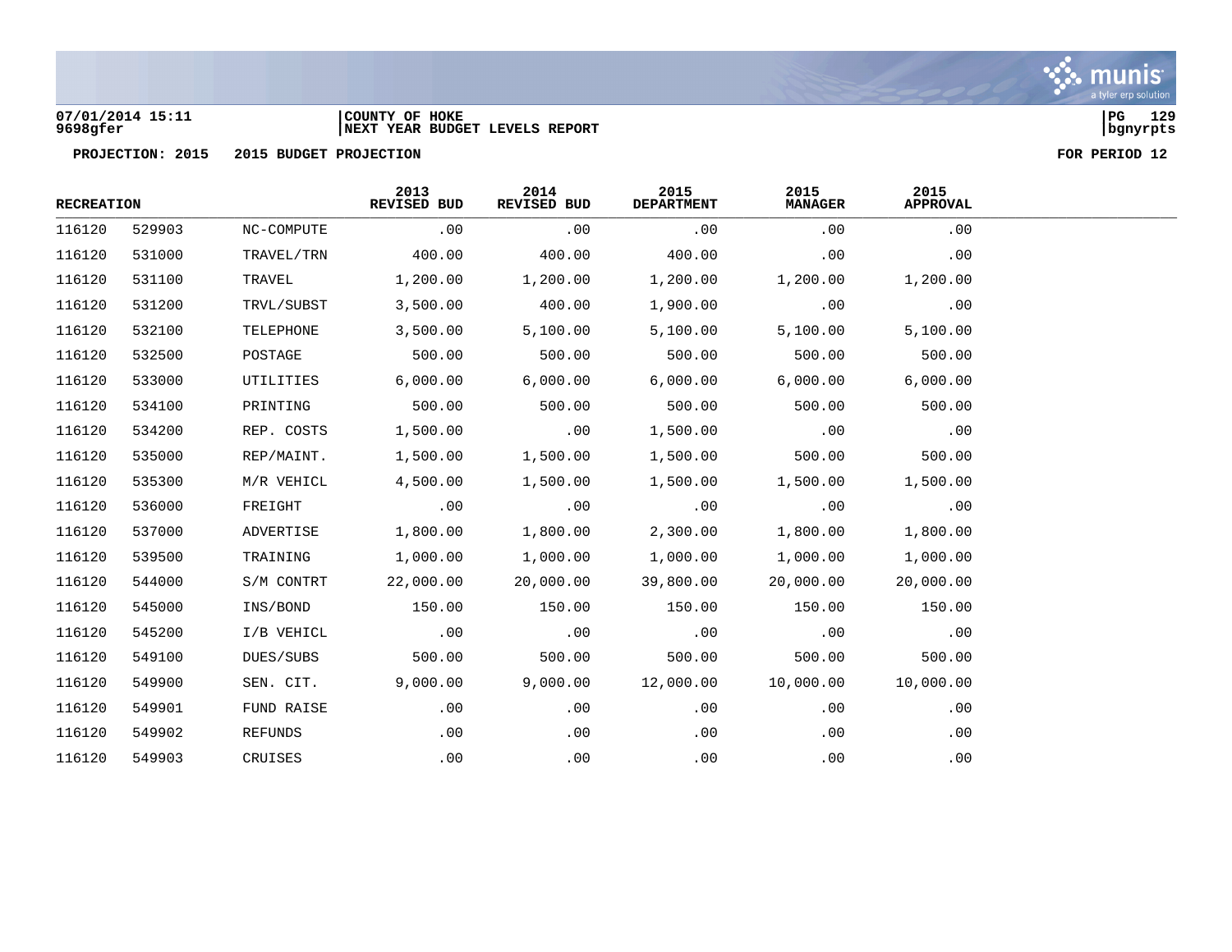07/01/2014 15:11 | COUNTY OF HOKE | PG 129
9698gfer | NEXT YEAR BUDGET LEVELS REPORT | bgnyrpts

**PROJECTION: 2015 2015 BUDGET PROJECTION** **FOR PERIOD 12**

| RECREATION | | | 2013 REVISED BUD | 2014 REVISED BUD | 2015 DEPARTMENT | 2015 MANAGER | 2015 APPROVAL |
|---|---|---|---|---|---|---|---|
| 116120 | 529903 | NC-COMPUTE | .00 | .00 | .00 | .00 | .00 |
| 116120 | 531000 | TRAVEL/TRN | 400.00 | 400.00 | 400.00 | .00 | .00 |
| 116120 | 531100 | TRAVEL | 1,200.00 | 1,200.00 | 1,200.00 | 1,200.00 | 1,200.00 |
| 116120 | 531200 | TRVL/SUBST | 3,500.00 | 400.00 | 1,900.00 | .00 | .00 |
| 116120 | 532100 | TELEPHONE | 3,500.00 | 5,100.00 | 5,100.00 | 5,100.00 | 5,100.00 |
| 116120 | 532500 | POSTAGE | 500.00 | 500.00 | 500.00 | 500.00 | 500.00 |
| 116120 | 533000 | UTILITIES | 6,000.00 | 6,000.00 | 6,000.00 | 6,000.00 | 6,000.00 |
| 116120 | 534100 | PRINTING | 500.00 | 500.00 | 500.00 | 500.00 | 500.00 |
| 116120 | 534200 | REP. COSTS | 1,500.00 | .00 | 1,500.00 | .00 | .00 |
| 116120 | 535000 | REP/MAINT. | 1,500.00 | 1,500.00 | 1,500.00 | 500.00 | 500.00 |
| 116120 | 535300 | M/R VEHICL | 4,500.00 | 1,500.00 | 1,500.00 | 1,500.00 | 1,500.00 |
| 116120 | 536000 | FREIGHT | .00 | .00 | .00 | .00 | .00 |
| 116120 | 537000 | ADVERTISE | 1,800.00 | 1,800.00 | 2,300.00 | 1,800.00 | 1,800.00 |
| 116120 | 539500 | TRAINING | 1,000.00 | 1,000.00 | 1,000.00 | 1,000.00 | 1,000.00 |
| 116120 | 544000 | S/M CONTRT | 22,000.00 | 20,000.00 | 39,800.00 | 20,000.00 | 20,000.00 |
| 116120 | 545000 | INS/BOND | 150.00 | 150.00 | 150.00 | 150.00 | 150.00 |
| 116120 | 545200 | I/B VEHICL | .00 | .00 | .00 | .00 | .00 |
| 116120 | 549100 | DUES/SUBS | 500.00 | 500.00 | 500.00 | 500.00 | 500.00 |
| 116120 | 549900 | SEN. CIT. | 9,000.00 | 9,000.00 | 12,000.00 | 10,000.00 | 10,000.00 |
| 116120 | 549901 | FUND RAISE | .00 | .00 | .00 | .00 | .00 |
| 116120 | 549902 | REFUNDS | .00 | .00 | .00 | .00 | .00 |
| 116120 | 549903 | CRUISES | .00 | .00 | .00 | .00 | .00 |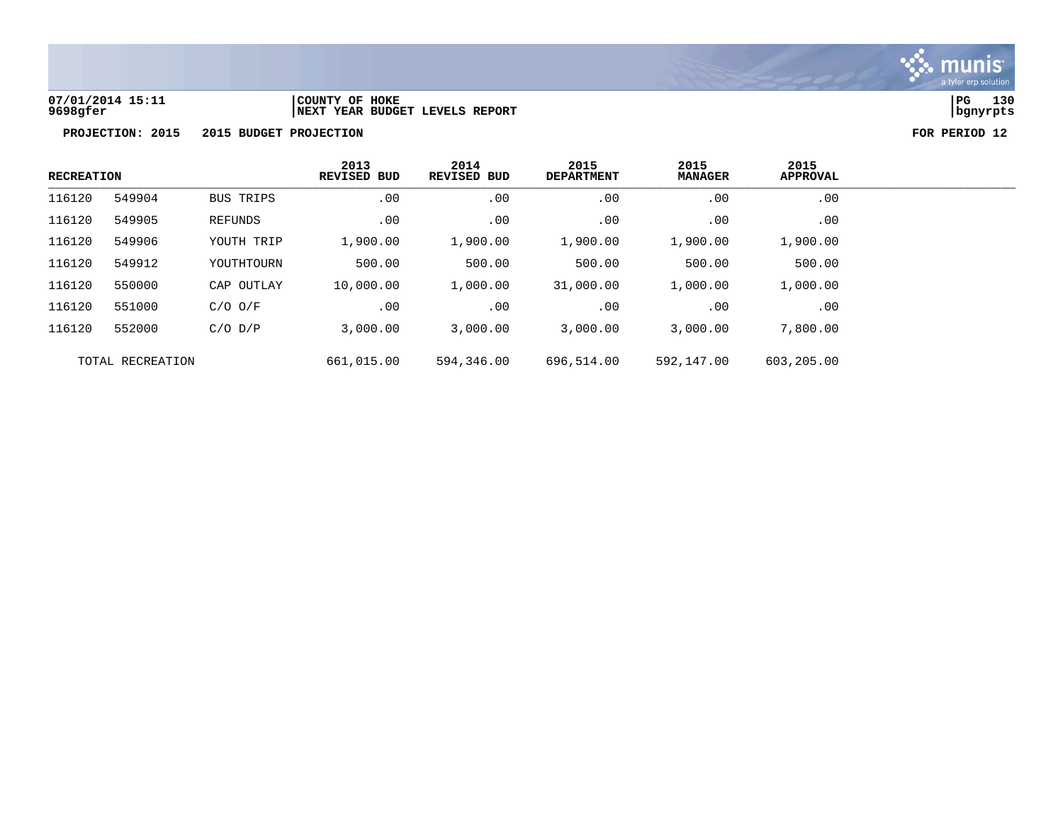**PROJECTION: 2015 2015 BUDGET PROJECTION FOR PERIOD 12**

| RECREATION | | | 2013 REVISED BUD | 2014 REVISED BUD | 2015 DEPARTMENT | 2015 MANAGER | 2015 APPROVAL |
|---|---|---|---|---|---|---|---|
| 116120 | 549904 | BUS TRIPS | .00 | .00 | .00 | .00 | .00 |
| 116120 | 549905 | REFUNDS | .00 | .00 | .00 | .00 | .00 |
| 116120 | 549906 | YOUTH TRIP | 1,900.00 | 1,900.00 | 1,900.00 | 1,900.00 | 1,900.00 |
| 116120 | 549912 | YOUTHTOURN | 500.00 | 500.00 | 500.00 | 500.00 | 500.00 |
| 116120 | 550000 | CAP OUTLAY | 10,000.00 | 1,000.00 | 31,000.00 | 1,000.00 | 1,000.00 |
| 116120 | 551000 | C/O O/F | .00 | .00 | .00 | .00 | .00 |
| 116120 | 552000 | C/O D/P | 3,000.00 | 3,000.00 | 3,000.00 | 3,000.00 | 7,800.00 |
| TOTAL RECREATION | | | 661,015.00 | 594,346.00 | 696,514.00 | 592,147.00 | 603,205.00 |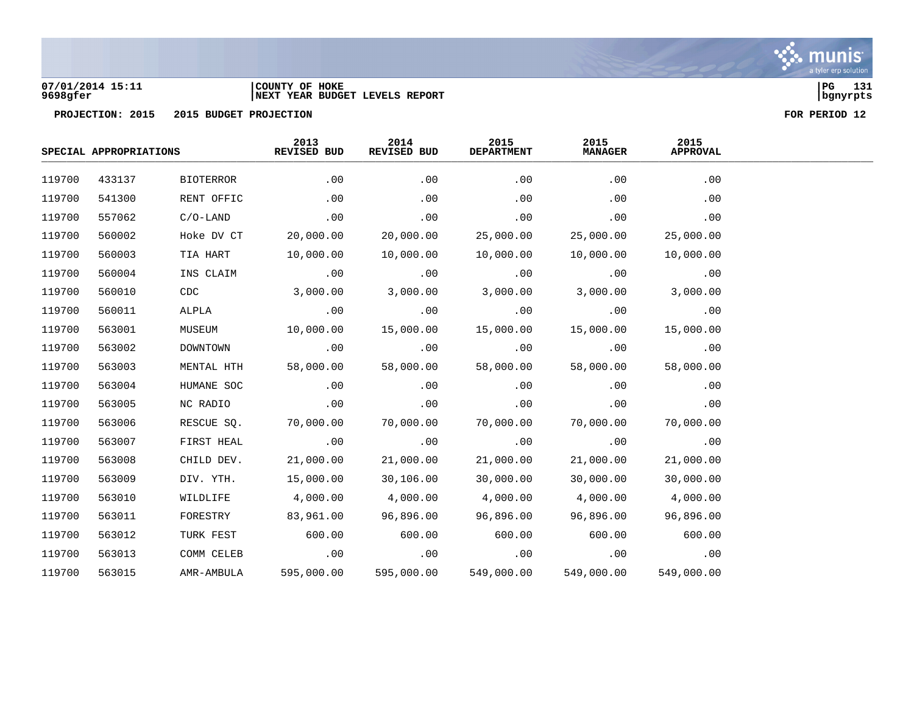COUNTY OF HOKE
NEXT YEAR BUDGET LEVELS REPORT

07/01/2014 15:11
9698gfer

PROJECTION: 2015 2015 BUDGET PROJECTION

FOR PERIOD 12

| SPECIAL APPROPRIATIONS | | | 2013 REVISED BUD | 2014 REVISED BUD | 2015 DEPARTMENT | 2015 MANAGER | 2015 APPROVAL |
|---|---|---|---|---|---|---|---|
| 119700 | 433137 | BIOTERROR | .00 | .00 | .00 | .00 | .00 |
| 119700 | 541300 | RENT OFFIC | .00 | .00 | .00 | .00 | .00 |
| 119700 | 557062 | C/O-LAND | .00 | .00 | .00 | .00 | .00 |
| 119700 | 560002 | Hoke DV CT | 20,000.00 | 20,000.00 | 25,000.00 | 25,000.00 | 25,000.00 |
| 119700 | 560003 | TIA HART | 10,000.00 | 10,000.00 | 10,000.00 | 10,000.00 | 10,000.00 |
| 119700 | 560004 | INS CLAIM | .00 | .00 | .00 | .00 | .00 |
| 119700 | 560010 | CDC | 3,000.00 | 3,000.00 | 3,000.00 | 3,000.00 | 3,000.00 |
| 119700 | 560011 | ALPLA | .00 | .00 | .00 | .00 | .00 |
| 119700 | 563001 | MUSEUM | 10,000.00 | 15,000.00 | 15,000.00 | 15,000.00 | 15,000.00 |
| 119700 | 563002 | DOWNTOWN | .00 | .00 | .00 | .00 | .00 |
| 119700 | 563003 | MENTAL HTH | 58,000.00 | 58,000.00 | 58,000.00 | 58,000.00 | 58,000.00 |
| 119700 | 563004 | HUMANE SOC | .00 | .00 | .00 | .00 | .00 |
| 119700 | 563005 | NC RADIO | .00 | .00 | .00 | .00 | .00 |
| 119700 | 563006 | RESCUE SQ. | 70,000.00 | 70,000.00 | 70,000.00 | 70,000.00 | 70,000.00 |
| 119700 | 563007 | FIRST HEAL | .00 | .00 | .00 | .00 | .00 |
| 119700 | 563008 | CHILD DEV. | 21,000.00 | 21,000.00 | 21,000.00 | 21,000.00 | 21,000.00 |
| 119700 | 563009 | DIV. YTH. | 15,000.00 | 30,106.00 | 30,000.00 | 30,000.00 | 30,000.00 |
| 119700 | 563010 | WILDLIFE | 4,000.00 | 4,000.00 | 4,000.00 | 4,000.00 | 4,000.00 |
| 119700 | 563011 | FORESTRY | 83,961.00 | 96,896.00 | 96,896.00 | 96,896.00 | 96,896.00 |
| 119700 | 563012 | TURK FEST | 600.00 | 600.00 | 600.00 | 600.00 | 600.00 |
| 119700 | 563013 | COMM CELEB | .00 | .00 | .00 | .00 | .00 |
| 119700 | 563015 | AMR-AMBULA | 595,000.00 | 595,000.00 | 549,000.00 | 549,000.00 | 549,000.00 |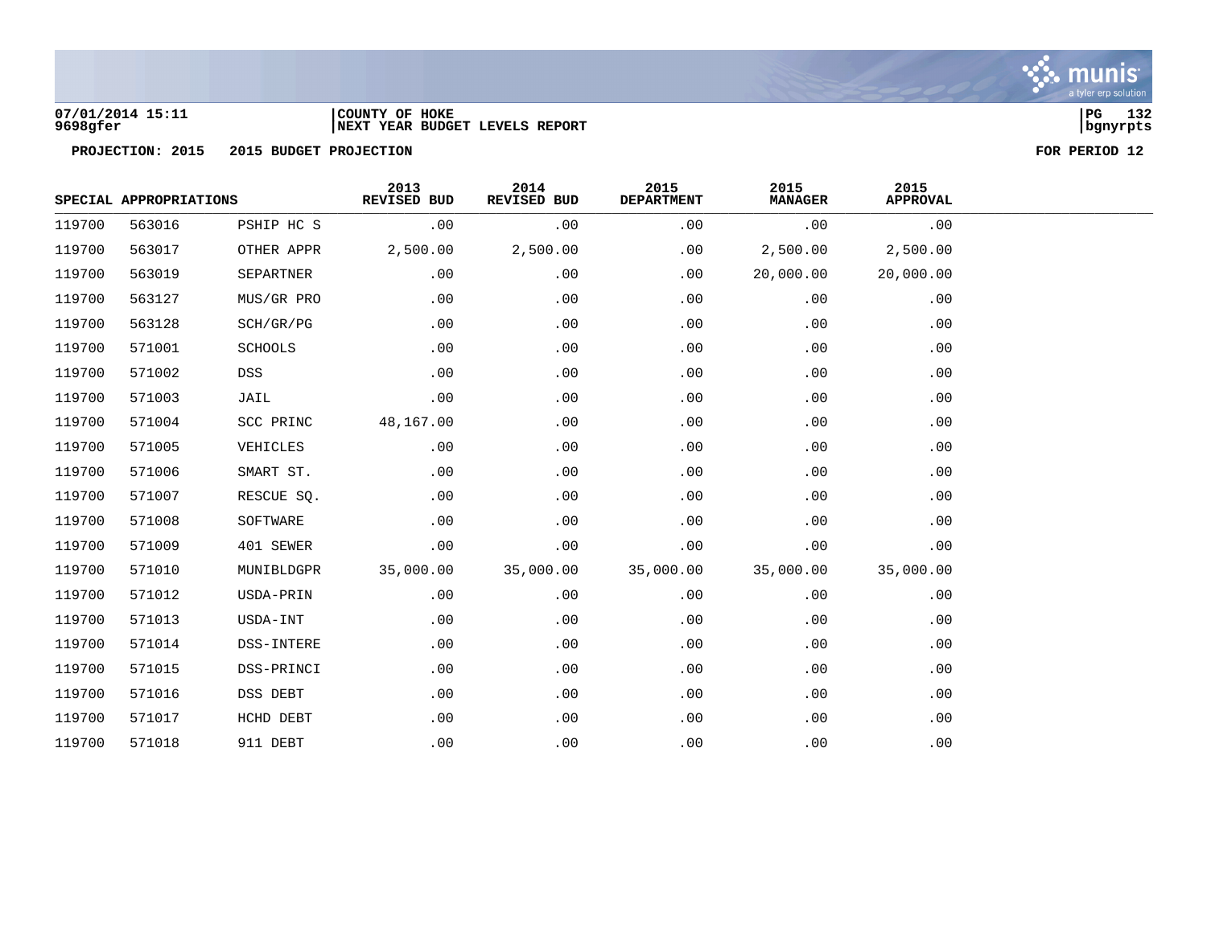07/01/2014 15:11 | COUNTY OF HOKE
9698gfer | NEXT YEAR BUDGET LEVELS REPORT

**PROJECTION: 2015 2015 BUDGET PROJECTION** **FOR PERIOD 12**

| SPECIAL APPROPRIATIONS | | | 2013 REVISED BUD | 2014 REVISED BUD | 2015 DEPARTMENT | 2015 MANAGER | 2015 APPROVAL |
|---|---|---|---|---|---|---|---|
| 119700 | 563016 | PSHIP HC S | .00 | .00 | .00 | .00 | .00 |
| 119700 | 563017 | OTHER APPR | 2,500.00 | 2,500.00 | .00 | 2,500.00 | 2,500.00 |
| 119700 | 563019 | SEPARTNER | .00 | .00 | .00 | 20,000.00 | 20,000.00 |
| 119700 | 563127 | MUS/GR PRO | .00 | .00 | .00 | .00 | .00 |
| 119700 | 563128 | SCH/GR/PG | .00 | .00 | .00 | .00 | .00 |
| 119700 | 571001 | SCHOOLS | .00 | .00 | .00 | .00 | .00 |
| 119700 | 571002 | DSS | .00 | .00 | .00 | .00 | .00 |
| 119700 | 571003 | JAIL | .00 | .00 | .00 | .00 | .00 |
| 119700 | 571004 | SCC PRINC | 48,167.00 | .00 | .00 | .00 | .00 |
| 119700 | 571005 | VEHICLES | .00 | .00 | .00 | .00 | .00 |
| 119700 | 571006 | SMART ST. | .00 | .00 | .00 | .00 | .00 |
| 119700 | 571007 | RESCUE SQ. | .00 | .00 | .00 | .00 | .00 |
| 119700 | 571008 | SOFTWARE | .00 | .00 | .00 | .00 | .00 |
| 119700 | 571009 | 401 SEWER | .00 | .00 | .00 | .00 | .00 |
| 119700 | 571010 | MUNIBLDGPR | 35,000.00 | 35,000.00 | 35,000.00 | 35,000.00 | 35,000.00 |
| 119700 | 571012 | USDA-PRIN | .00 | .00 | .00 | .00 | .00 |
| 119700 | 571013 | USDA-INT | .00 | .00 | .00 | .00 | .00 |
| 119700 | 571014 | DSS-INTERE | .00 | .00 | .00 | .00 | .00 |
| 119700 | 571015 | DSS-PRINCI | .00 | .00 | .00 | .00 | .00 |
| 119700 | 571016 | DSS DEBT | .00 | .00 | .00 | .00 | .00 |
| 119700 | 571017 | HCHD DEBT | .00 | .00 | .00 | .00 | .00 |
| 119700 | 571018 | 911 DEBT | .00 | .00 | .00 | .00 | .00 |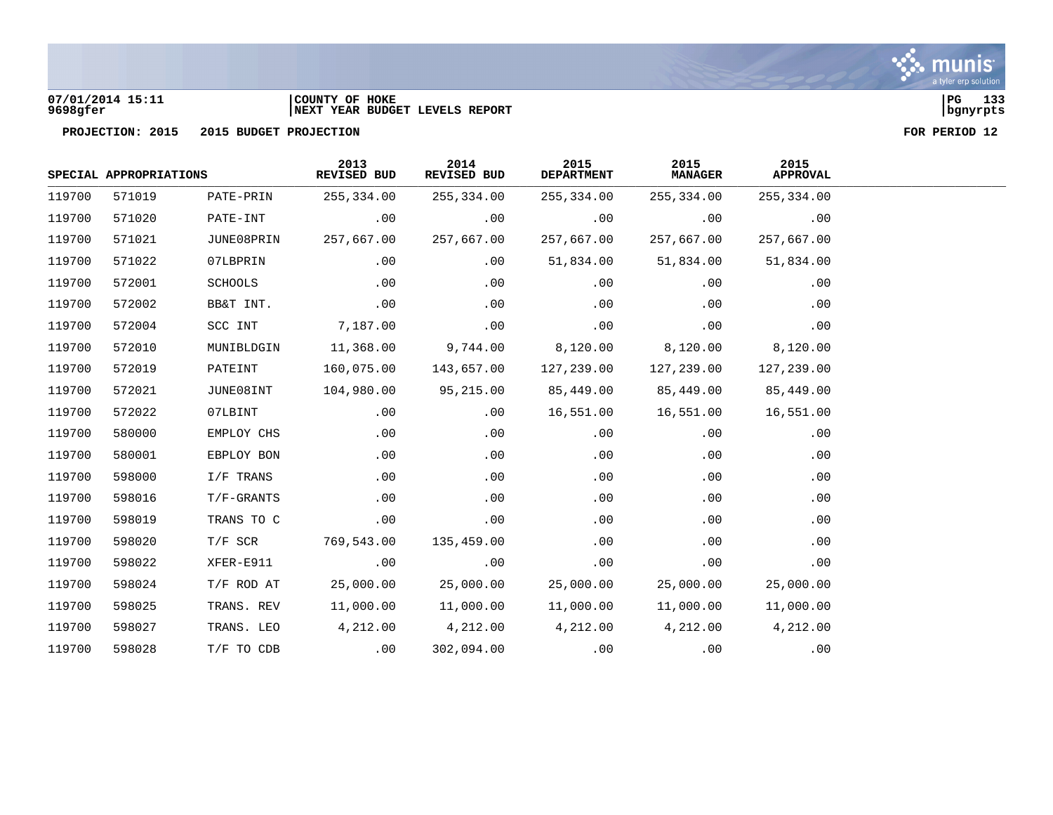07/01/2014 15:11 | COUNTY OF HOKE
9698gfer | NEXT YEAR BUDGET LEVELS REPORT

**PROJECTION: 2015 2015 BUDGET PROJECTION** **FOR PERIOD 12**

| SPECIAL APPROPRIATIONS | | | 2013 REVISED BUD | 2014 REVISED BUD | 2015 DEPARTMENT | 2015 MANAGER | 2015 APPROVAL |
|---|---|---|---|---|---|---|---|
| 119700 | 571019 | PATE-PRIN | 255,334.00 | 255,334.00 | 255,334.00 | 255,334.00 | 255,334.00 |
| 119700 | 571020 | PATE-INT | .00 | .00 | .00 | .00 | .00 |
| 119700 | 571021 | JUNE08PRIN | 257,667.00 | 257,667.00 | 257,667.00 | 257,667.00 | 257,667.00 |
| 119700 | 571022 | 07LBPRIN | .00 | .00 | 51,834.00 | 51,834.00 | 51,834.00 |
| 119700 | 572001 | SCHOOLS | .00 | .00 | .00 | .00 | .00 |
| 119700 | 572002 | BB&T INT. | .00 | .00 | .00 | .00 | .00 |
| 119700 | 572004 | SCC INT | 7,187.00 | .00 | .00 | .00 | .00 |
| 119700 | 572010 | MUNIBLDGIN | 11,368.00 | 9,744.00 | 8,120.00 | 8,120.00 | 8,120.00 |
| 119700 | 572019 | PATEINT | 160,075.00 | 143,657.00 | 127,239.00 | 127,239.00 | 127,239.00 |
| 119700 | 572021 | JUNE08INT | 104,980.00 | 95,215.00 | 85,449.00 | 85,449.00 | 85,449.00 |
| 119700 | 572022 | 07LBINT | .00 | .00 | 16,551.00 | 16,551.00 | 16,551.00 |
| 119700 | 580000 | EMPLOY CHS | .00 | .00 | .00 | .00 | .00 |
| 119700 | 580001 | EBPLOY BON | .00 | .00 | .00 | .00 | .00 |
| 119700 | 598000 | I/F TRANS | .00 | .00 | .00 | .00 | .00 |
| 119700 | 598016 | T/F-GRANTS | .00 | .00 | .00 | .00 | .00 |
| 119700 | 598019 | TRANS TO C | .00 | .00 | .00 | .00 | .00 |
| 119700 | 598020 | T/F SCR | 769,543.00 | 135,459.00 | .00 | .00 | .00 |
| 119700 | 598022 | XFER-E911 | .00 | .00 | .00 | .00 | .00 |
| 119700 | 598024 | T/F ROD AT | 25,000.00 | 25,000.00 | 25,000.00 | 25,000.00 | 25,000.00 |
| 119700 | 598025 | TRANS. REV | 11,000.00 | 11,000.00 | 11,000.00 | 11,000.00 | 11,000.00 |
| 119700 | 598027 | TRANS. LEO | 4,212.00 | 4,212.00 | 4,212.00 | 4,212.00 | 4,212.00 |
| 119700 | 598028 | T/F TO CDB | .00 | 302,094.00 | .00 | .00 | .00 |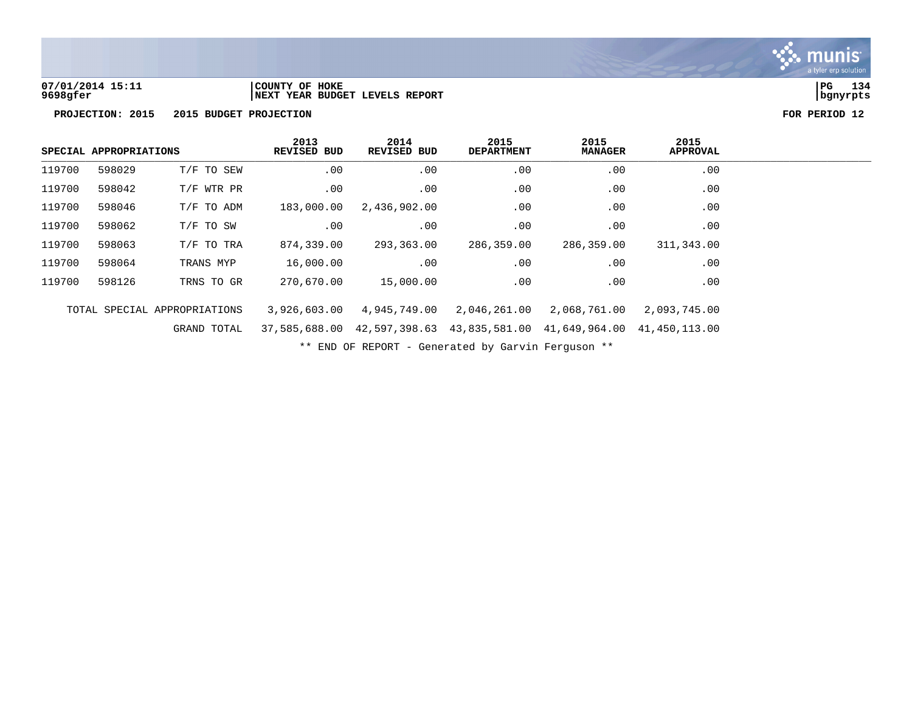07/01/2014 15:11 | COUNTY OF HOKE
9698gfer | NEXT YEAR BUDGET LEVELS REPORT | bgnyrpts

**PROJECTION: 2015 2015 BUDGET PROJECTION** **FOR PERIOD 12**

| SPECIAL APPROPRIATIONS | | | 2013 REVISED BUD | 2014 REVISED BUD | 2015 DEPARTMENT | 2015 MANAGER | 2015 APPROVAL |
|---|---|---|---|---|---|---|---|
| 119700 | 598029 | T/F TO SEW | .00 | .00 | .00 | .00 | .00 |
| 119700 | 598042 | T/F WTR PR | .00 | .00 | .00 | .00 | .00 |
| 119700 | 598046 | T/F TO ADM | 183,000.00 | 2,436,902.00 | .00 | .00 | .00 |
| 119700 | 598062 | T/F TO SW | .00 | .00 | .00 | .00 | .00 |
| 119700 | 598063 | T/F TO TRA | 874,339.00 | 293,363.00 | 286,359.00 | 286,359.00 | 311,343.00 |
| 119700 | 598064 | TRANS MYP | 16,000.00 | .00 | .00 | .00 | .00 |
| 119700 | 598126 | TRNS TO GR | 270,670.00 | 15,000.00 | .00 | .00 | .00 |
| TOTAL SPECIAL APPROPRIATIONS | | | 3,926,603.00 | 4,945,749.00 | 2,046,261.00 | 2,068,761.00 | 2,093,745.00 |
| GRAND TOTAL | | | 37,585,688.00 | 42,597,398.63 | 43,835,581.00 | 41,649,964.00 | 41,450,113.00 |

** END OF REPORT - Generated by Garvin Ferguson **